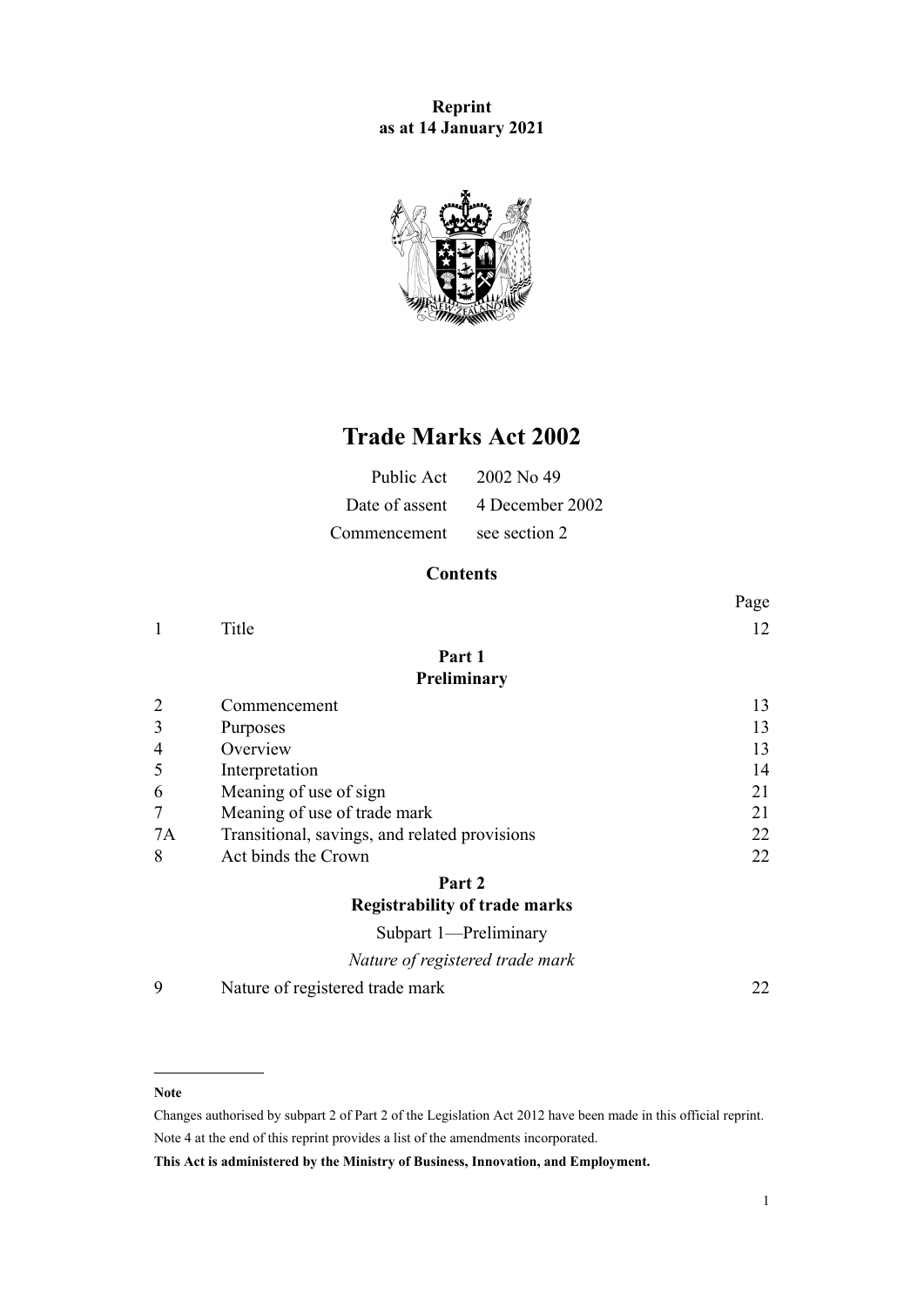**Reprint**
**as at 14 January 2021**

# Trade Marks Act 2002

| | |
|---|---|
| Public Act | 2002 No 49 |
| Date of assent | 4 December 2002 |
| Commencement | see section 2 |

## Contents

| | | Page |
|---|---|---|
| 1 | Title | 12 |
| | **Part 1** **Preliminary** | |
| 2 | Commencement | 13 |
| 3 | Purposes | 13 |
| 4 | Overview | 13 |
| 5 | Interpretation | 14 |
| 6 | Meaning of use of sign | 21 |
| 7 | Meaning of use of trade mark | 21 |
| 7A | Transitional, savings, and related provisions | 22 |
| 8 | Act binds the Crown | 22 |
| | **Part 2** **Registrability of trade marks** | |
| | Subpart 1—Preliminary | |
| | *Nature of registered trade mark* | |
| 9 | Nature of registered trade mark | 22 |

**Note**

Changes authorised by subpart 2 of Part 2 of the Legislation Act 2012 have been made in this official reprint. Note 4 at the end of this reprint provides a list of the amendments incorporated.

**This Act is administered by the Ministry of Business, Innovation, and Employment.**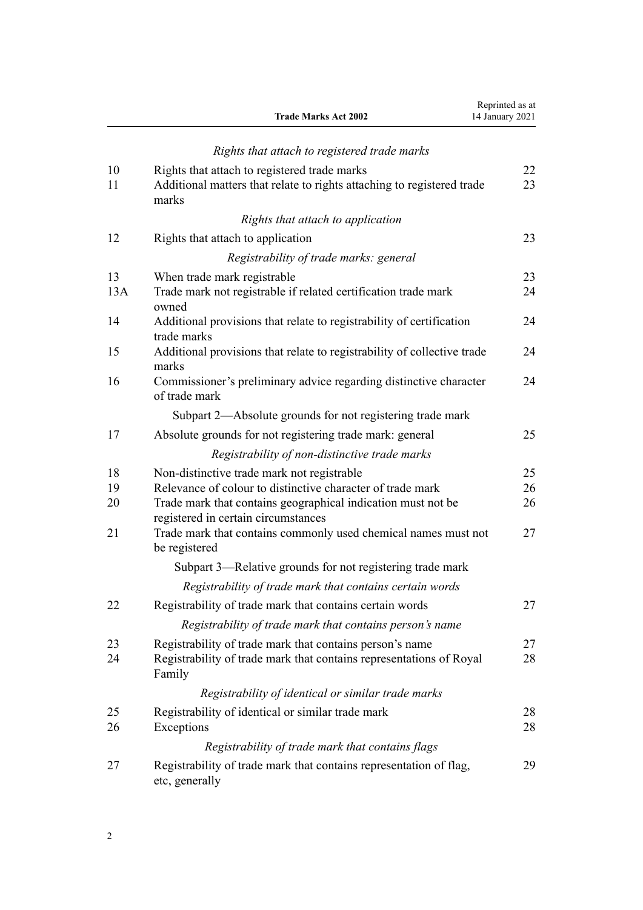*Rights that attach to registered trade marks*

| | | |
|---|---|---|
| 10 | Rights that attach to registered trade marks | 22 |
| 11 | Additional matters that relate to rights attaching to registered trade marks | 23 |

*Rights that attach to application*

| | | |
|---|---|---|
| 12 | Rights that attach to application | 23 |

*Registrability of trade marks: general*

| | | |
|---|---|---|
| 13 | When trade mark registrable | 23 |
| 13A | Trade mark not registrable if related certification trade mark owned | 24 |
| 14 | Additional provisions that relate to registrability of certification trade marks | 24 |
| 15 | Additional provisions that relate to registrability of collective trade marks | 24 |
| 16 | Commissioner's preliminary advice regarding distinctive character of trade mark | 24 |

Subpart 2—Absolute grounds for not registering trade mark

| | | |
|---|---|---|
| 17 | Absolute grounds for not registering trade mark: general | 25 |

*Registrability of non-distinctive trade marks*

| | | |
|---|---|---|
| 18 | Non-distinctive trade mark not registrable | 25 |
| 19 | Relevance of colour to distinctive character of trade mark | 26 |
| 20 | Trade mark that contains geographical indication must not be registered in certain circumstances | 26 |
| 21 | Trade mark that contains commonly used chemical names must not be registered | 27 |

Subpart 3—Relative grounds for not registering trade mark

*Registrability of trade mark that contains certain words*

| | | |
|---|---|---|
| 22 | Registrability of trade mark that contains certain words | 27 |

*Registrability of trade mark that contains person's name*

| | | |
|---|---|---|
| 23 | Registrability of trade mark that contains person's name | 27 |
| 24 | Registrability of trade mark that contains representations of Royal Family | 28 |

*Registrability of identical or similar trade marks*

| | | |
|---|---|---|
| 25 | Registrability of identical or similar trade mark | 28 |
| 26 | Exceptions | 28 |

*Registrability of trade mark that contains flags*

| | | |
|---|---|---|
| 27 | Registrability of trade mark that contains representation of flag, etc, generally | 29 |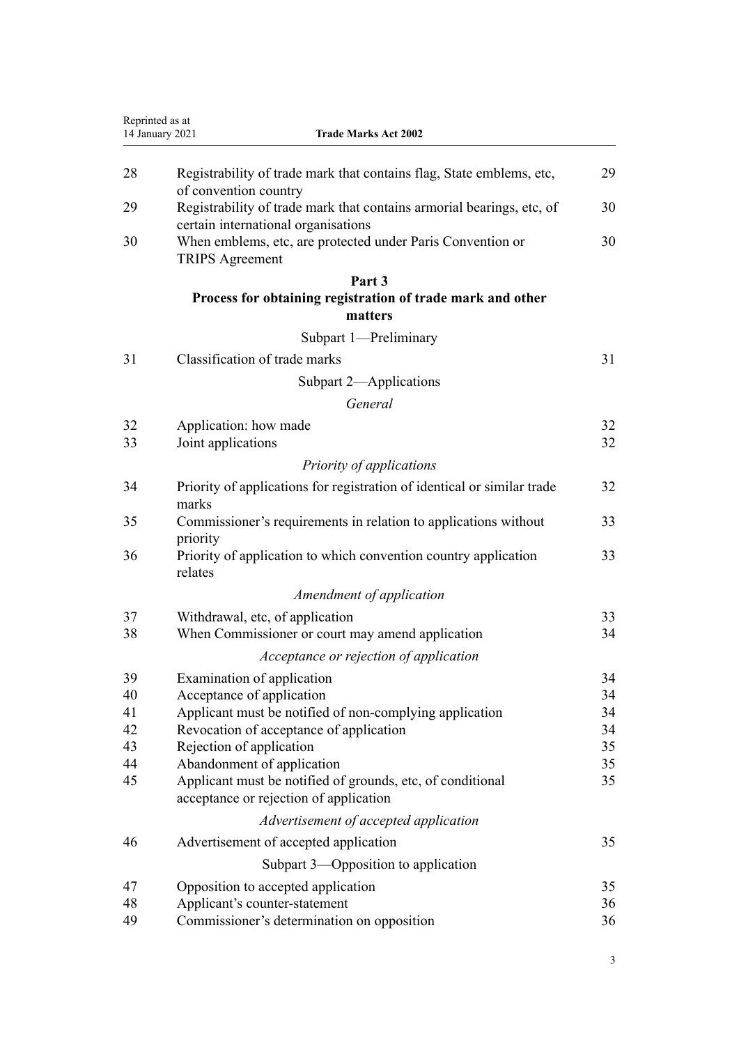| | | |
|---|---|---|
| 28 | Registrability of trade mark that contains flag, State emblems, etc, of convention country | 29 |
| 29 | Registrability of trade mark that contains armorial bearings, etc, of certain international organisations | 30 |
| 30 | When emblems, etc, are protected under Paris Convention or TRIPS Agreement | 30 |

## Part 3
## Process for obtaining registration of trade mark and other matters

### Subpart 1—Preliminary

| | | |
|---|---|---|
| 31 | Classification of trade marks | 31 |

### Subpart 2—Applications

*General*

| | | |
|---|---|---|
| 32 | Application: how made | 32 |
| 33 | Joint applications | 32 |

*Priority of applications*

| | | |
|---|---|---|
| 34 | Priority of applications for registration of identical or similar trade marks | 32 |
| 35 | Commissioner's requirements in relation to applications without priority | 33 |
| 36 | Priority of application to which convention country application relates | 33 |

*Amendment of application*

| | | |
|---|---|---|
| 37 | Withdrawal, etc, of application | 33 |
| 38 | When Commissioner or court may amend application | 34 |

*Acceptance or rejection of application*

| | | |
|---|---|---|
| 39 | Examination of application | 34 |
| 40 | Acceptance of application | 34 |
| 41 | Applicant must be notified of non-complying application | 34 |
| 42 | Revocation of acceptance of application | 34 |
| 43 | Rejection of application | 35 |
| 44 | Abandonment of application | 35 |
| 45 | Applicant must be notified of grounds, etc, of conditional acceptance or rejection of application | 35 |

*Advertisement of accepted application*

| | | |
|---|---|---|
| 46 | Advertisement of accepted application | 35 |

### Subpart 3—Opposition to application

| | | |
|---|---|---|
| 47 | Opposition to accepted application | 35 |
| 48 | Applicant's counter-statement | 36 |
| 49 | Commissioner's determination on opposition | 36 |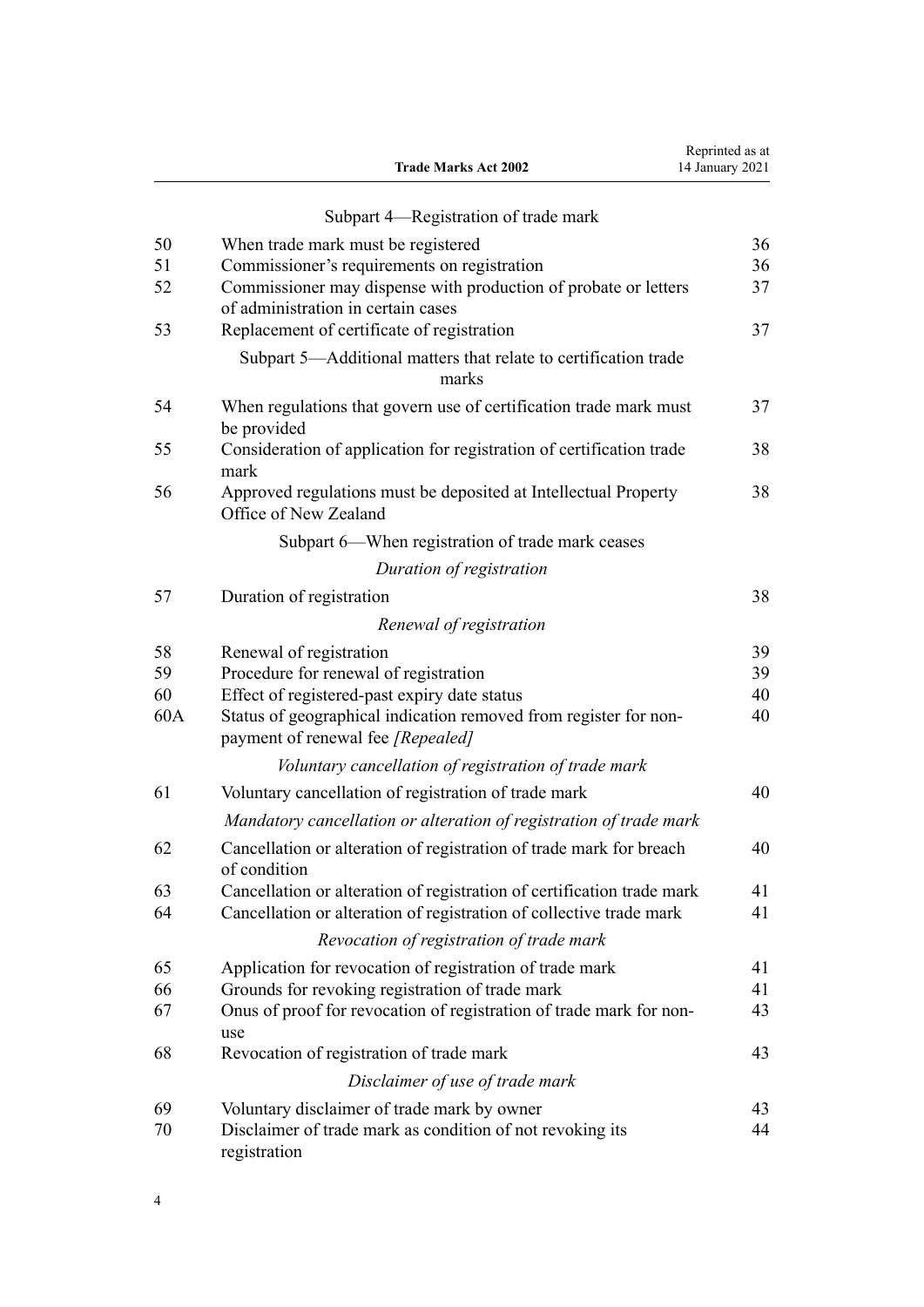Subpart 4—Registration of trade mark

| | | |
|---|---|---|
| 50 | When trade mark must be registered | 36 |
| 51 | Commissioner's requirements on registration | 36 |
| 52 | Commissioner may dispense with production of probate or letters of administration in certain cases | 37 |
| 53 | Replacement of certificate of registration | 37 |

Subpart 5—Additional matters that relate to certification trade marks

| | | |
|---|---|---|
| 54 | When regulations that govern use of certification trade mark must be provided | 37 |
| 55 | Consideration of application for registration of certification trade mark | 38 |
| 56 | Approved regulations must be deposited at Intellectual Property Office of New Zealand | 38 |

Subpart 6—When registration of trade mark ceases

*Duration of registration*

| | | |
|---|---|---|
| 57 | Duration of registration | 38 |

*Renewal of registration*

| | | |
|---|---|---|
| 58 | Renewal of registration | 39 |
| 59 | Procedure for renewal of registration | 39 |
| 60 | Effect of registered-past expiry date status | 40 |
| 60A | Status of geographical indication removed from register for non-payment of renewal fee *[Repealed]* | 40 |

*Voluntary cancellation of registration of trade mark*

| | | |
|---|---|---|
| 61 | Voluntary cancellation of registration of trade mark | 40 |

*Mandatory cancellation or alteration of registration of trade mark*

| | | |
|---|---|---|
| 62 | Cancellation or alteration of registration of trade mark for breach of condition | 40 |
| 63 | Cancellation or alteration of registration of certification trade mark | 41 |
| 64 | Cancellation or alteration of registration of collective trade mark | 41 |

*Revocation of registration of trade mark*

| | | |
|---|---|---|
| 65 | Application for revocation of registration of trade mark | 41 |
| 66 | Grounds for revoking registration of trade mark | 41 |
| 67 | Onus of proof for revocation of registration of trade mark for non-use | 43 |
| 68 | Revocation of registration of trade mark | 43 |

*Disclaimer of use of trade mark*

| | | |
|---|---|---|
| 69 | Voluntary disclaimer of trade mark by owner | 43 |
| 70 | Disclaimer of trade mark as condition of not revoking its registration | 44 |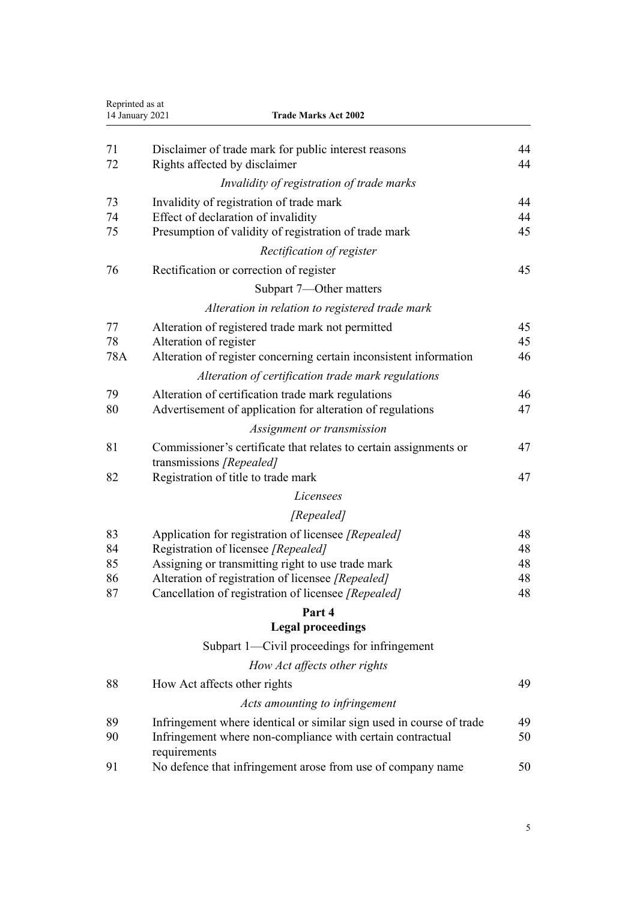| | | |
|---|---|---|
| 71 | Disclaimer of trade mark for public interest reasons | 44 |
| 72 | Rights affected by disclaimer | 44 |
| | *Invalidity of registration of trade marks* | |
| 73 | Invalidity of registration of trade mark | 44 |
| 74 | Effect of declaration of invalidity | 44 |
| 75 | Presumption of validity of registration of trade mark | 45 |
| | *Rectification of register* | |
| 76 | Rectification or correction of register | 45 |
| | Subpart 7—Other matters | |
| | *Alteration in relation to registered trade mark* | |
| 77 | Alteration of registered trade mark not permitted | 45 |
| 78 | Alteration of register | 45 |
| 78A | Alteration of register concerning certain inconsistent information | 46 |
| | *Alteration of certification trade mark regulations* | |
| 79 | Alteration of certification trade mark regulations | 46 |
| 80 | Advertisement of application for alteration of regulations | 47 |
| | *Assignment or transmission* | |
| 81 | Commissioner's certificate that relates to certain assignments or transmissions *[Repealed]* | 47 |
| 82 | Registration of title to trade mark | 47 |
| | *Licensees* | |
| | *[Repealed]* | |
| 83 | Application for registration of licensee *[Repealed]* | 48 |
| 84 | Registration of licensee *[Repealed]* | 48 |
| 85 | Assigning or transmitting right to use trade mark | 48 |
| 86 | Alteration of registration of licensee *[Repealed]* | 48 |
| 87 | Cancellation of registration of licensee *[Repealed]* | 48 |

## Part 4
## Legal proceedings

| | | |
|---|---|---|
| | Subpart 1—Civil proceedings for infringement | |
| | *How Act affects other rights* | |
| 88 | How Act affects other rights | 49 |
| | *Acts amounting to infringement* | |
| 89 | Infringement where identical or similar sign used in course of trade | 49 |
| 90 | Infringement where non-compliance with certain contractual requirements | 50 |
| 91 | No defence that infringement arose from use of company name | 50 |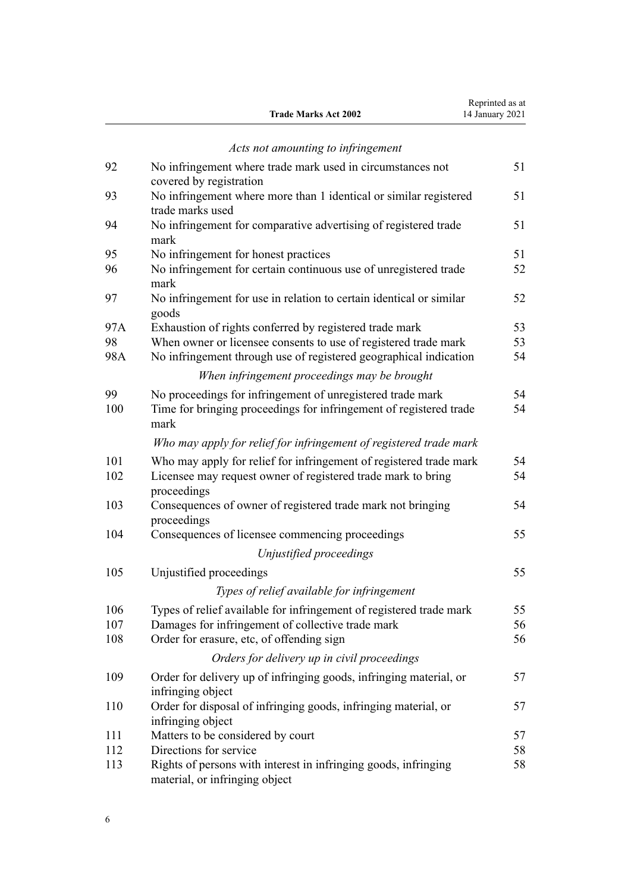*Acts not amounting to infringement*

| | | |
|---|---|---|
| 92 | No infringement where trade mark used in circumstances not covered by registration | 51 |
| 93 | No infringement where more than 1 identical or similar registered trade marks used | 51 |
| 94 | No infringement for comparative advertising of registered trade mark | 51 |
| 95 | No infringement for honest practices | 51 |
| 96 | No infringement for certain continuous use of unregistered trade mark | 52 |
| 97 | No infringement for use in relation to certain identical or similar goods | 52 |
| 97A | Exhaustion of rights conferred by registered trade mark | 53 |
| 98 | When owner or licensee consents to use of registered trade mark | 53 |
| 98A | No infringement through use of registered geographical indication | 54 |

*When infringement proceedings may be brought*

| | | |
|---|---|---|
| 99 | No proceedings for infringement of unregistered trade mark | 54 |
| 100 | Time for bringing proceedings for infringement of registered trade mark | 54 |

*Who may apply for relief for infringement of registered trade mark*

| | | |
|---|---|---|
| 101 | Who may apply for relief for infringement of registered trade mark | 54 |
| 102 | Licensee may request owner of registered trade mark to bring proceedings | 54 |
| 103 | Consequences of owner of registered trade mark not bringing proceedings | 54 |
| 104 | Consequences of licensee commencing proceedings | 55 |

*Unjustified proceedings*

| | | |
|---|---|---|
| 105 | Unjustified proceedings | 55 |

*Types of relief available for infringement*

| | | |
|---|---|---|
| 106 | Types of relief available for infringement of registered trade mark | 55 |
| 107 | Damages for infringement of collective trade mark | 56 |
| 108 | Order for erasure, etc, of offending sign | 56 |

*Orders for delivery up in civil proceedings*

| | | |
|---|---|---|
| 109 | Order for delivery up of infringing goods, infringing material, or infringing object | 57 |
| 110 | Order for disposal of infringing goods, infringing material, or infringing object | 57 |
| 111 | Matters to be considered by court | 57 |
| 112 | Directions for service | 58 |
| 113 | Rights of persons with interest in infringing goods, infringing material, or infringing object | 58 |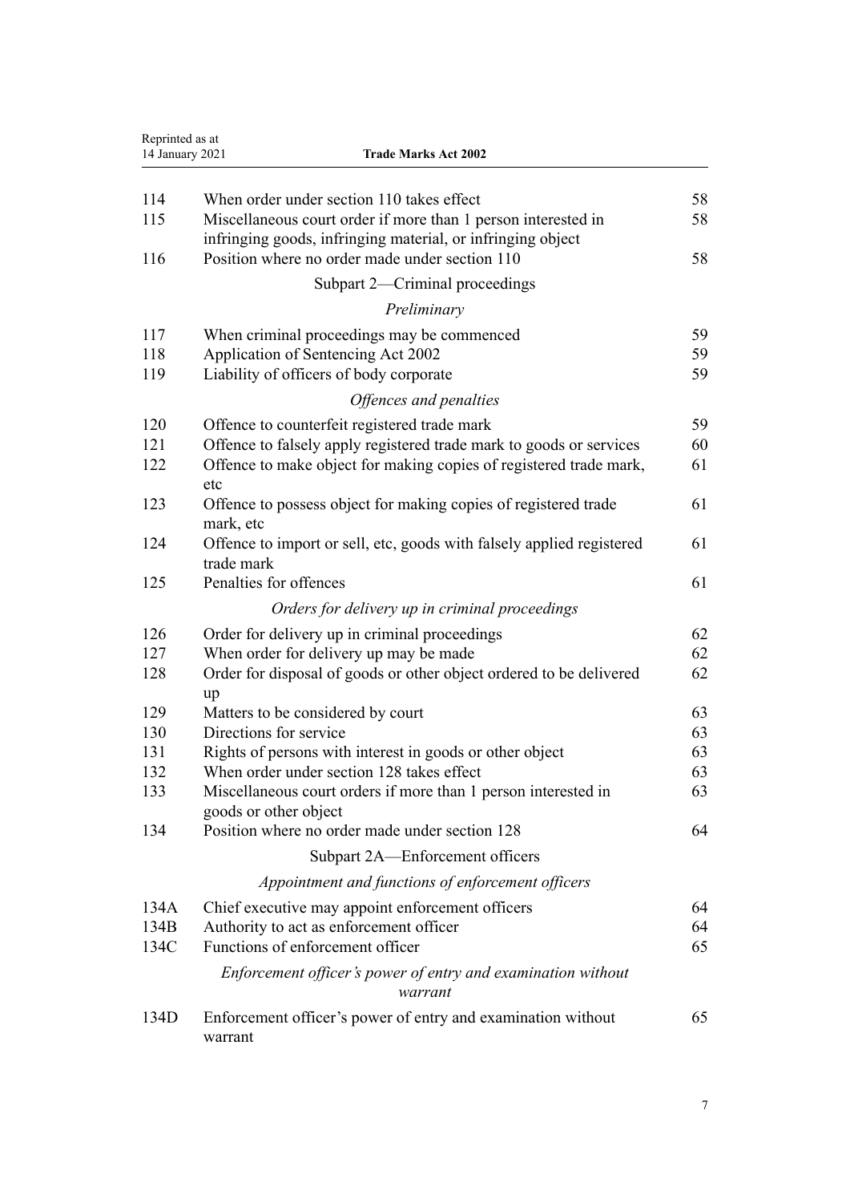| | | |
|---|---|---|
| 114 | When order under section 110 takes effect | 58 |
| 115 | Miscellaneous court order if more than 1 person interested in infringing goods, infringing material, or infringing object | 58 |
| 116 | Position where no order made under section 110 | 58 |
| | **Subpart 2—Criminal proceedings** | |
| | *Preliminary* | |
| 117 | When criminal proceedings may be commenced | 59 |
| 118 | Application of Sentencing Act 2002 | 59 |
| 119 | Liability of officers of body corporate | 59 |
| | *Offences and penalties* | |
| 120 | Offence to counterfeit registered trade mark | 59 |
| 121 | Offence to falsely apply registered trade mark to goods or services | 60 |
| 122 | Offence to make object for making copies of registered trade mark, etc | 61 |
| 123 | Offence to possess object for making copies of registered trade mark, etc | 61 |
| 124 | Offence to import or sell, etc, goods with falsely applied registered trade mark | 61 |
| 125 | Penalties for offences | 61 |
| | *Orders for delivery up in criminal proceedings* | |
| 126 | Order for delivery up in criminal proceedings | 62 |
| 127 | When order for delivery up may be made | 62 |
| 128 | Order for disposal of goods or other object ordered to be delivered up | 62 |
| 129 | Matters to be considered by court | 63 |
| 130 | Directions for service | 63 |
| 131 | Rights of persons with interest in goods or other object | 63 |
| 132 | When order under section 128 takes effect | 63 |
| 133 | Miscellaneous court orders if more than 1 person interested in goods or other object | 63 |
| 134 | Position where no order made under section 128 | 64 |
| | **Subpart 2A—Enforcement officers** | |
| | *Appointment and functions of enforcement officers* | |
| 134A | Chief executive may appoint enforcement officers | 64 |
| 134B | Authority to act as enforcement officer | 64 |
| 134C | Functions of enforcement officer | 65 |
| | *Enforcement officer's power of entry and examination without warrant* | |
| 134D | Enforcement officer's power of entry and examination without warrant | 65 |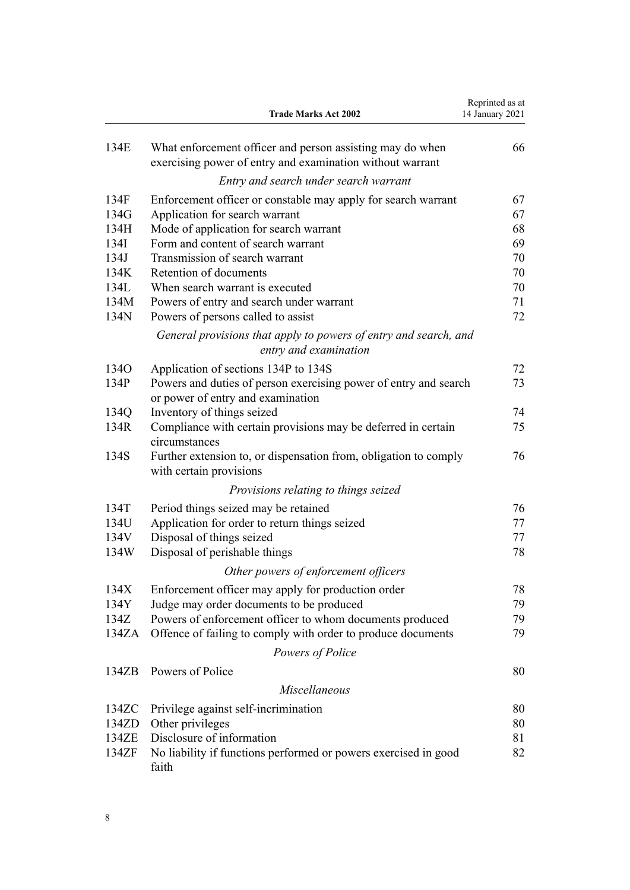| | | |
|---|---|---|
| 134E | What enforcement officer and person assisting may do when exercising power of entry and examination without warrant | 66 |
| | *Entry and search under search warrant* | |
| 134F | Enforcement officer or constable may apply for search warrant | 67 |
| 134G | Application for search warrant | 67 |
| 134H | Mode of application for search warrant | 68 |
| 134I | Form and content of search warrant | 69 |
| 134J | Transmission of search warrant | 70 |
| 134K | Retention of documents | 70 |
| 134L | When search warrant is executed | 70 |
| 134M | Powers of entry and search under warrant | 71 |
| 134N | Powers of persons called to assist | 72 |
| | *General provisions that apply to powers of entry and search, and entry and examination* | |
| 134O | Application of sections 134P to 134S | 72 |
| 134P | Powers and duties of person exercising power of entry and search or power of entry and examination | 73 |
| 134Q | Inventory of things seized | 74 |
| 134R | Compliance with certain provisions may be deferred in certain circumstances | 75 |
| 134S | Further extension to, or dispensation from, obligation to comply with certain provisions | 76 |
| | *Provisions relating to things seized* | |
| 134T | Period things seized may be retained | 76 |
| 134U | Application for order to return things seized | 77 |
| 134V | Disposal of things seized | 77 |
| 134W | Disposal of perishable things | 78 |
| | *Other powers of enforcement officers* | |
| 134X | Enforcement officer may apply for production order | 78 |
| 134Y | Judge may order documents to be produced | 79 |
| 134Z | Powers of enforcement officer to whom documents produced | 79 |
| 134ZA | Offence of failing to comply with order to produce documents | 79 |
| | *Powers of Police* | |
| 134ZB | Powers of Police | 80 |
| | *Miscellaneous* | |
| 134ZC | Privilege against self-incrimination | 80 |
| 134ZD | Other privileges | 80 |
| 134ZE | Disclosure of information | 81 |
| 134ZF | No liability if functions performed or powers exercised in good faith | 82 |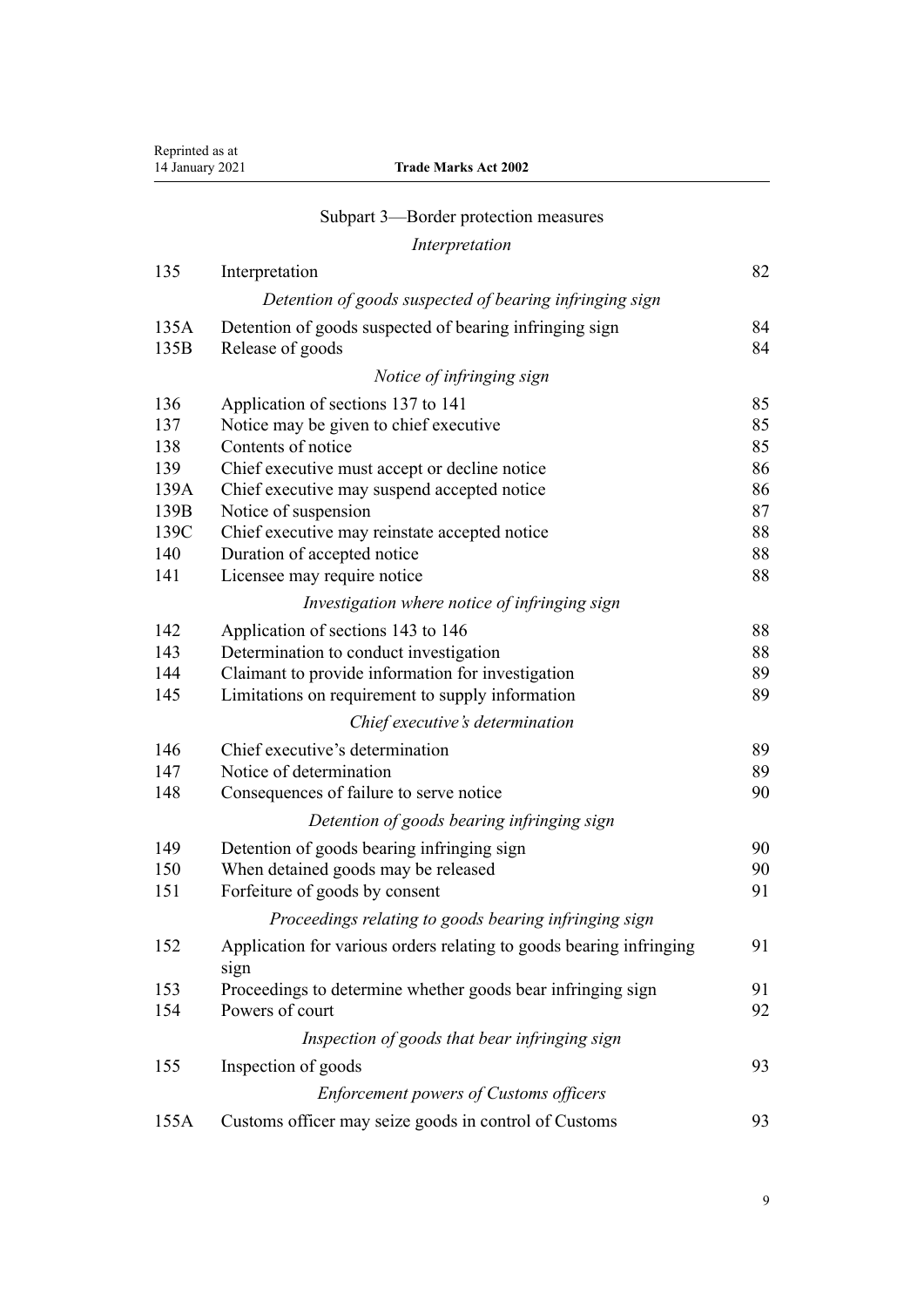Subpart 3—Border protection measures

*Interpretation*

| | | |
|---|---|---|
| 135 | Interpretation | 82 |
| | *Detention of goods suspected of bearing infringing sign* | |
| 135A | Detention of goods suspected of bearing infringing sign | 84 |
| 135B | Release of goods | 84 |
| | *Notice of infringing sign* | |
| 136 | Application of sections 137 to 141 | 85 |
| 137 | Notice may be given to chief executive | 85 |
| 138 | Contents of notice | 85 |
| 139 | Chief executive must accept or decline notice | 86 |
| 139A | Chief executive may suspend accepted notice | 86 |
| 139B | Notice of suspension | 87 |
| 139C | Chief executive may reinstate accepted notice | 88 |
| 140 | Duration of accepted notice | 88 |
| 141 | Licensee may require notice | 88 |
| | *Investigation where notice of infringing sign* | |
| 142 | Application of sections 143 to 146 | 88 |
| 143 | Determination to conduct investigation | 88 |
| 144 | Claimant to provide information for investigation | 89 |
| 145 | Limitations on requirement to supply information | 89 |
| | *Chief executive's determination* | |
| 146 | Chief executive's determination | 89 |
| 147 | Notice of determination | 89 |
| 148 | Consequences of failure to serve notice | 90 |
| | *Detention of goods bearing infringing sign* | |
| 149 | Detention of goods bearing infringing sign | 90 |
| 150 | When detained goods may be released | 90 |
| 151 | Forfeiture of goods by consent | 91 |
| | *Proceedings relating to goods bearing infringing sign* | |
| 152 | Application for various orders relating to goods bearing infringing sign | 91 |
| 153 | Proceedings to determine whether goods bear infringing sign | 91 |
| 154 | Powers of court | 92 |
| | *Inspection of goods that bear infringing sign* | |
| 155 | Inspection of goods | 93 |
| | *Enforcement powers of Customs officers* | |
| 155A | Customs officer may seize goods in control of Customs | 93 |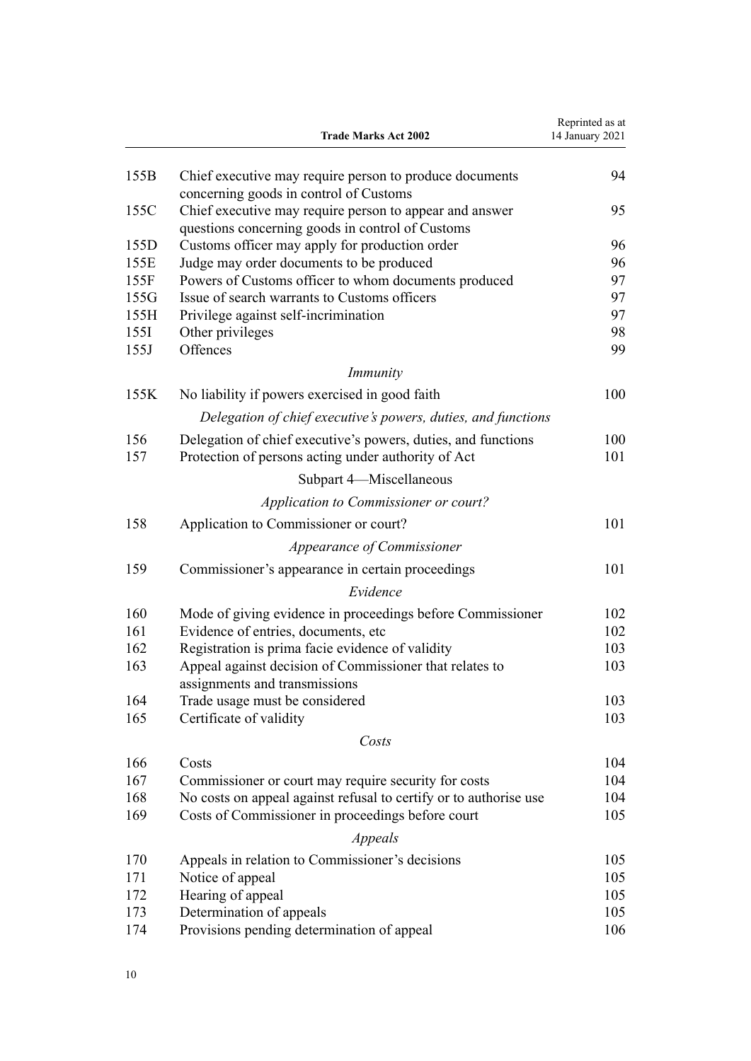| | | |
|---|---|---|
| 155B | Chief executive may require person to produce documents concerning goods in control of Customs | 94 |
| 155C | Chief executive may require person to appear and answer questions concerning goods in control of Customs | 95 |
| 155D | Customs officer may apply for production order | 96 |
| 155E | Judge may order documents to be produced | 96 |
| 155F | Powers of Customs officer to whom documents produced | 97 |
| 155G | Issue of search warrants to Customs officers | 97 |
| 155H | Privilege against self-incrimination | 97 |
| 155I | Other privileges | 98 |
| 155J | Offences | 99 |
| | *Immunity* | |
| 155K | No liability if powers exercised in good faith | 100 |
| | *Delegation of chief executive's powers, duties, and functions* | |
| 156 | Delegation of chief executive's powers, duties, and functions | 100 |
| 157 | Protection of persons acting under authority of Act | 101 |
| | Subpart 4—Miscellaneous | |
| | *Application to Commissioner or court?* | |
| 158 | Application to Commissioner or court? | 101 |
| | *Appearance of Commissioner* | |
| 159 | Commissioner's appearance in certain proceedings | 101 |
| | *Evidence* | |
| 160 | Mode of giving evidence in proceedings before Commissioner | 102 |
| 161 | Evidence of entries, documents, etc | 102 |
| 162 | Registration is prima facie evidence of validity | 103 |
| 163 | Appeal against decision of Commissioner that relates to assignments and transmissions | 103 |
| 164 | Trade usage must be considered | 103 |
| 165 | Certificate of validity | 103 |
| | *Costs* | |
| 166 | Costs | 104 |
| 167 | Commissioner or court may require security for costs | 104 |
| 168 | No costs on appeal against refusal to certify or to authorise use | 104 |
| 169 | Costs of Commissioner in proceedings before court | 105 |
| | *Appeals* | |
| 170 | Appeals in relation to Commissioner's decisions | 105 |
| 171 | Notice of appeal | 105 |
| 172 | Hearing of appeal | 105 |
| 173 | Determination of appeals | 105 |
| 174 | Provisions pending determination of appeal | 106 |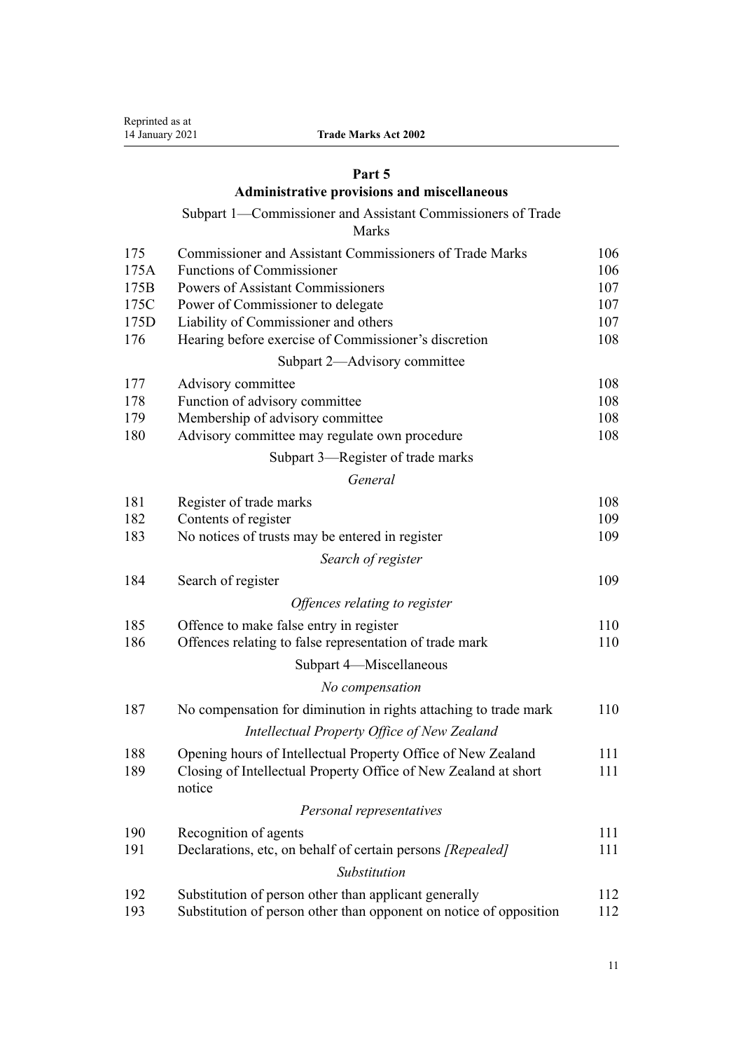## Part 5
## Administrative provisions and miscellaneous

Subpart 1—Commissioner and Assistant Commissioners of Trade Marks

| | | |
|---|---|---|
| 175 | Commissioner and Assistant Commissioners of Trade Marks | 106 |
| 175A | Functions of Commissioner | 106 |
| 175B | Powers of Assistant Commissioners | 107 |
| 175C | Power of Commissioner to delegate | 107 |
| 175D | Liability of Commissioner and others | 107 |
| 176 | Hearing before exercise of Commissioner's discretion | 108 |

Subpart 2—Advisory committee

| | | |
|---|---|---|
| 177 | Advisory committee | 108 |
| 178 | Function of advisory committee | 108 |
| 179 | Membership of advisory committee | 108 |
| 180 | Advisory committee may regulate own procedure | 108 |

Subpart 3—Register of trade marks

*General*

| | | |
|---|---|---|
| 181 | Register of trade marks | 108 |
| 182 | Contents of register | 109 |
| 183 | No notices of trusts may be entered in register | 109 |

*Search of register*

| | | |
|---|---|---|
| 184 | Search of register | 109 |

*Offences relating to register*

| | | |
|---|---|---|
| 185 | Offence to make false entry in register | 110 |
| 186 | Offences relating to false representation of trade mark | 110 |

Subpart 4—Miscellaneous

*No compensation*

| | | |
|---|---|---|
| 187 | No compensation for diminution in rights attaching to trade mark | 110 |

*Intellectual Property Office of New Zealand*

| | | |
|---|---|---|
| 188 | Opening hours of Intellectual Property Office of New Zealand | 111 |
| 189 | Closing of Intellectual Property Office of New Zealand at short notice | 111 |

*Personal representatives*

| | | |
|---|---|---|
| 190 | Recognition of agents | 111 |
| 191 | Declarations, etc, on behalf of certain persons *[Repealed]* | 111 |

*Substitution*

| | | |
|---|---|---|
| 192 | Substitution of person other than applicant generally | 112 |
| 193 | Substitution of person other than opponent on notice of opposition | 112 |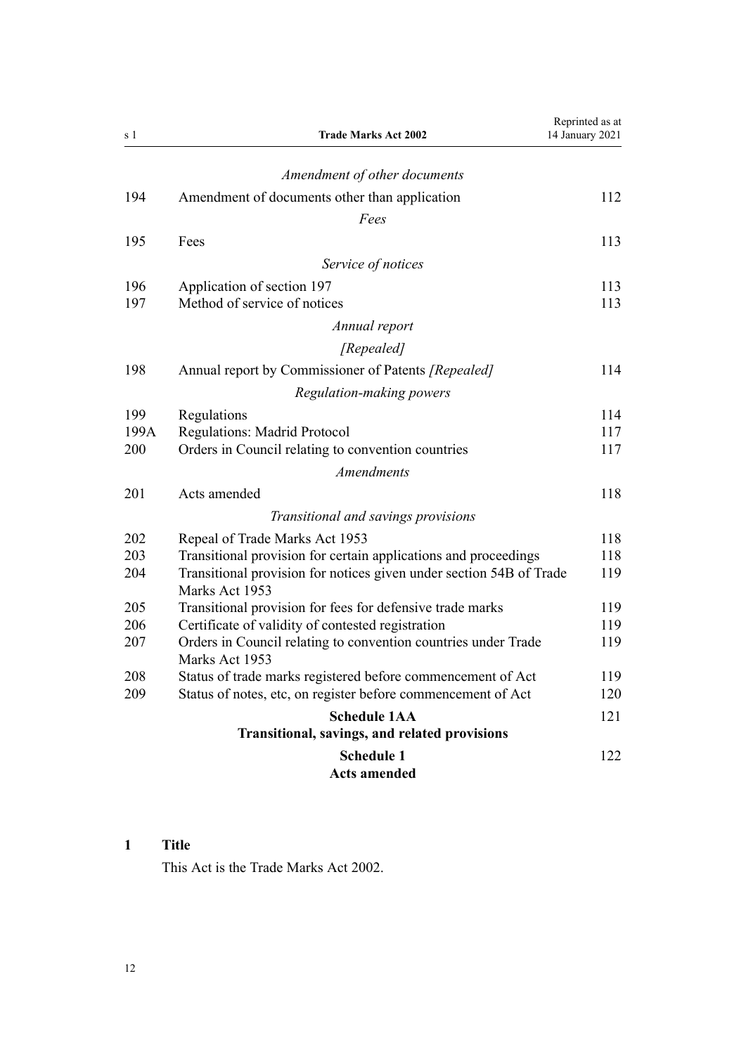*Amendment of other documents*

| | | |
|---|---|---|
| 194 | Amendment of documents other than application | 112 |

*Fees*

| | | |
|---|---|---|
| 195 | Fees | 113 |

*Service of notices*

| | | |
|---|---|---|
| 196 | Application of section 197 | 113 |
| 197 | Method of service of notices | 113 |

*Annual report*

*[Repealed]*

| | | |
|---|---|---|
| 198 | Annual report by Commissioner of Patents *[Repealed]* | 114 |

*Regulation-making powers*

| | | |
|---|---|---|
| 199 | Regulations | 114 |
| 199A | Regulations: Madrid Protocol | 117 |
| 200 | Orders in Council relating to convention countries | 117 |

*Amendments*

| | | |
|---|---|---|
| 201 | Acts amended | 118 |

*Transitional and savings provisions*

| | | |
|---|---|---|
| 202 | Repeal of Trade Marks Act 1953 | 118 |
| 203 | Transitional provision for certain applications and proceedings | 118 |
| 204 | Transitional provision for notices given under section 54B of Trade Marks Act 1953 | 119 |
| 205 | Transitional provision for fees for defensive trade marks | 119 |
| 206 | Certificate of validity of contested registration | 119 |
| 207 | Orders in Council relating to convention countries under Trade Marks Act 1953 | 119 |
| 208 | Status of trade marks registered before commencement of Act | 119 |
| 209 | Status of notes, etc, on register before commencement of Act | 120 |

**Schedule 1AA — Transitional, savings, and related provisions** — 121

**Schedule 1 — Acts amended** — 122

## 1 Title

This Act is the Trade Marks Act 2002.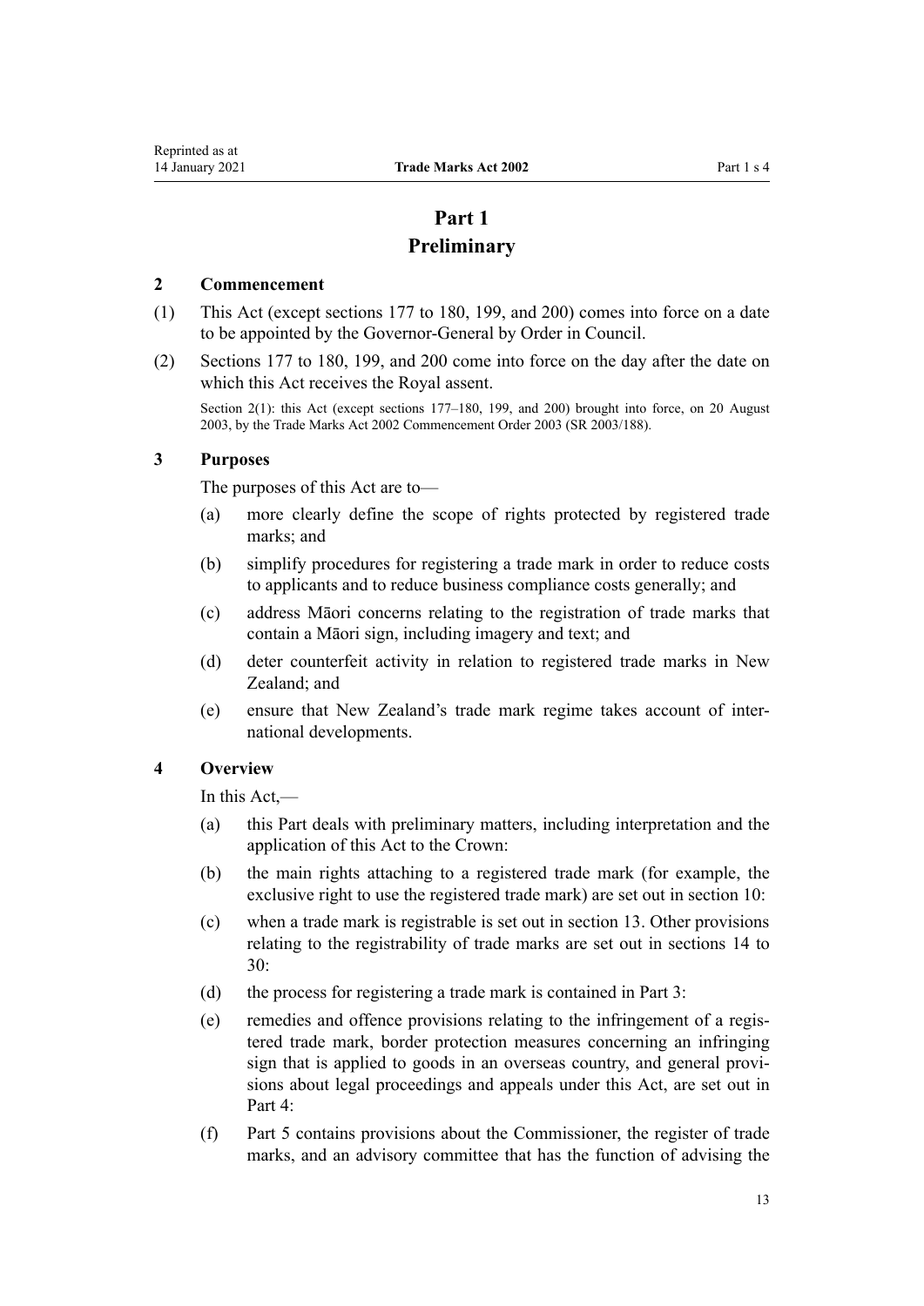# Part 1
# Preliminary

### 2 Commencement

(1) This Act (except sections 177 to 180, 199, and 200) comes into force on a date to be appointed by the Governor-General by Order in Council.

(2) Sections 177 to 180, 199, and 200 come into force on the day after the date on which this Act receives the Royal assent.

Section 2(1): this Act (except sections 177–180, 199, and 200) brought into force, on 20 August 2003, by the Trade Marks Act 2002 Commencement Order 2003 (SR 2003/188).

### 3 Purposes

The purposes of this Act are to—

(a) more clearly define the scope of rights protected by registered trade marks; and

(b) simplify procedures for registering a trade mark in order to reduce costs to applicants and to reduce business compliance costs generally; and

(c) address Māori concerns relating to the registration of trade marks that contain a Māori sign, including imagery and text; and

(d) deter counterfeit activity in relation to registered trade marks in New Zealand; and

(e) ensure that New Zealand's trade mark regime takes account of international developments.

### 4 Overview

In this Act,—

(a) this Part deals with preliminary matters, including interpretation and the application of this Act to the Crown:

(b) the main rights attaching to a registered trade mark (for example, the exclusive right to use the registered trade mark) are set out in section 10:

(c) when a trade mark is registrable is set out in section 13. Other provisions relating to the registrability of trade marks are set out in sections 14 to 30:

(d) the process for registering a trade mark is contained in Part 3:

(e) remedies and offence provisions relating to the infringement of a registered trade mark, border protection measures concerning an infringing sign that is applied to goods in an overseas country, and general provisions about legal proceedings and appeals under this Act, are set out in Part 4:

(f) Part 5 contains provisions about the Commissioner, the register of trade marks, and an advisory committee that has the function of advising the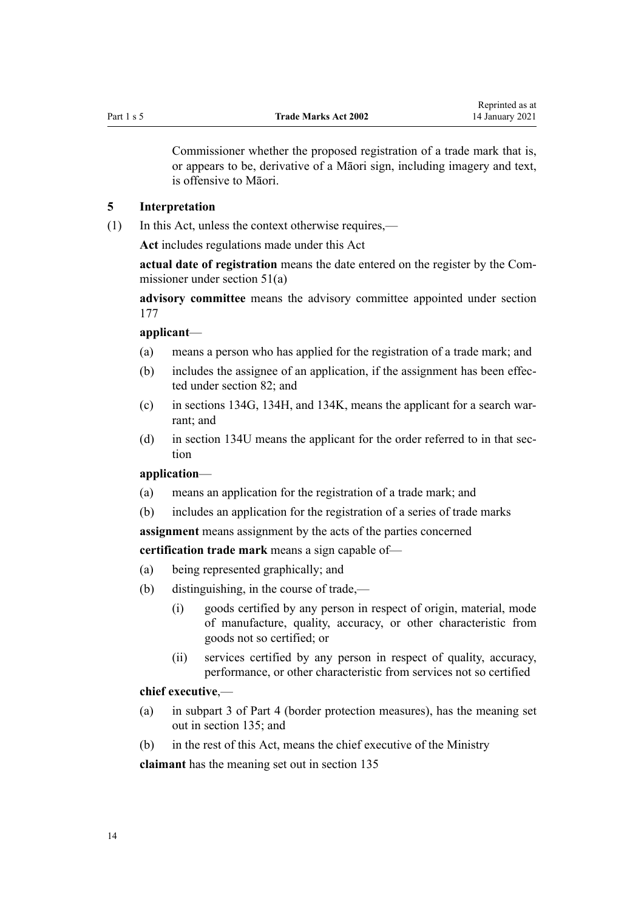Commissioner whether the proposed registration of a trade mark that is, or appears to be, derivative of a Māori sign, including imagery and text, is offensive to Māori.

### 5 Interpretation

(1) In this Act, unless the context otherwise requires,—

**Act** includes regulations made under this Act

**actual date of registration** means the date entered on the register by the Commissioner under section 51(a)

**advisory committee** means the advisory committee appointed under section 177

**applicant**—

- (a) means a person who has applied for the registration of a trade mark; and
- (b) includes the assignee of an application, if the assignment has been effected under section 82; and
- (c) in sections 134G, 134H, and 134K, means the applicant for a search warrant; and
- (d) in section 134U means the applicant for the order referred to in that section

**application**—

- (a) means an application for the registration of a trade mark; and
- (b) includes an application for the registration of a series of trade marks

**assignment** means assignment by the acts of the parties concerned

**certification trade mark** means a sign capable of—

- (a) being represented graphically; and
- (b) distinguishing, in the course of trade,—
  - (i) goods certified by any person in respect of origin, material, mode of manufacture, quality, accuracy, or other characteristic from goods not so certified; or
  - (ii) services certified by any person in respect of quality, accuracy, performance, or other characteristic from services not so certified

**chief executive**,—

- (a) in subpart 3 of Part 4 (border protection measures), has the meaning set out in section 135; and
- (b) in the rest of this Act, means the chief executive of the Ministry

**claimant** has the meaning set out in section 135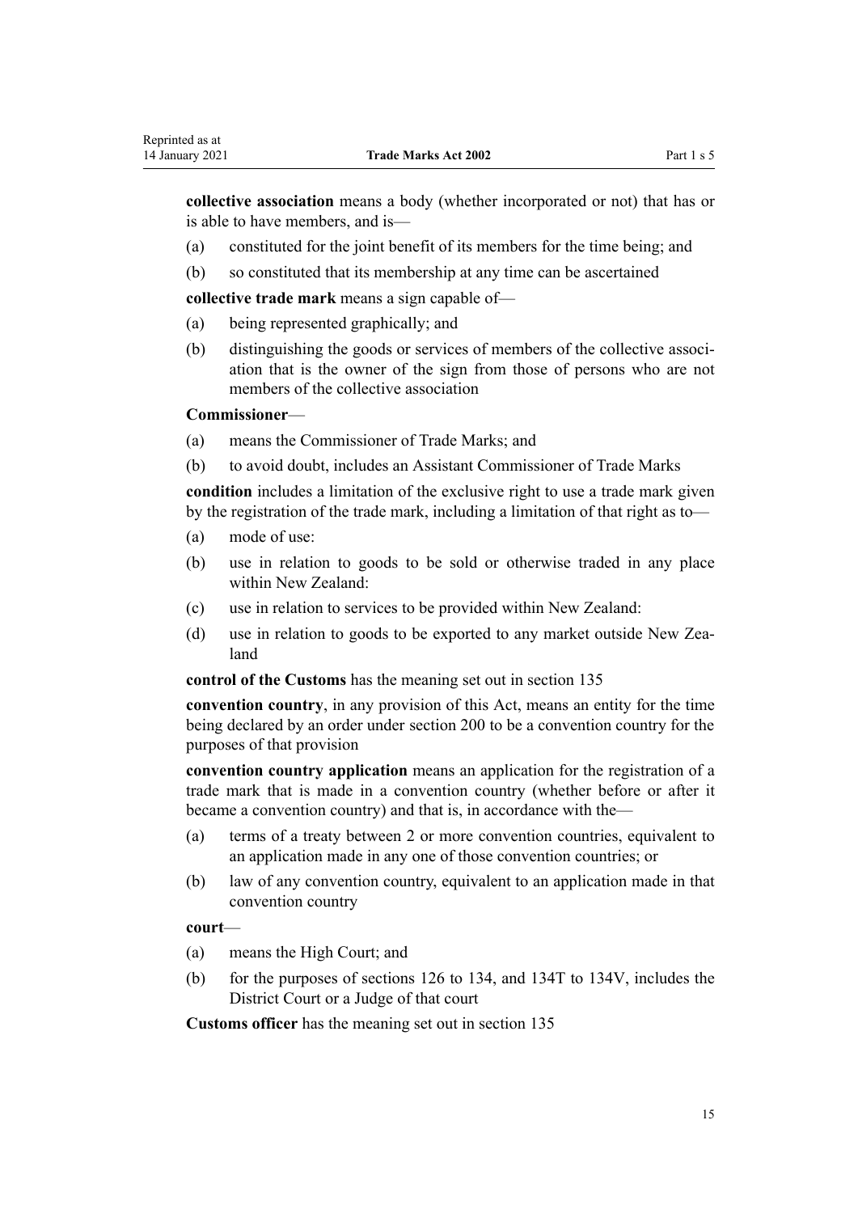**collective association** means a body (whether incorporated or not) that has or is able to have members, and is—

(a) constituted for the joint benefit of its members for the time being; and

(b) so constituted that its membership at any time can be ascertained

**collective trade mark** means a sign capable of—

(a) being represented graphically; and

(b) distinguishing the goods or services of members of the collective association that is the owner of the sign from those of persons who are not members of the collective association

**Commissioner**—

(a) means the Commissioner of Trade Marks; and

(b) to avoid doubt, includes an Assistant Commissioner of Trade Marks

**condition** includes a limitation of the exclusive right to use a trade mark given by the registration of the trade mark, including a limitation of that right as to—

(a) mode of use:

(b) use in relation to goods to be sold or otherwise traded in any place within New Zealand:

(c) use in relation to services to be provided within New Zealand:

(d) use in relation to goods to be exported to any market outside New Zealand

**control of the Customs** has the meaning set out in section 135

**convention country**, in any provision of this Act, means an entity for the time being declared by an order under section 200 to be a convention country for the purposes of that provision

**convention country application** means an application for the registration of a trade mark that is made in a convention country (whether before or after it became a convention country) and that is, in accordance with the—

(a) terms of a treaty between 2 or more convention countries, equivalent to an application made in any one of those convention countries; or

(b) law of any convention country, equivalent to an application made in that convention country

**court**—

(a) means the High Court; and

(b) for the purposes of sections 126 to 134, and 134T to 134V, includes the District Court or a Judge of that court

**Customs officer** has the meaning set out in section 135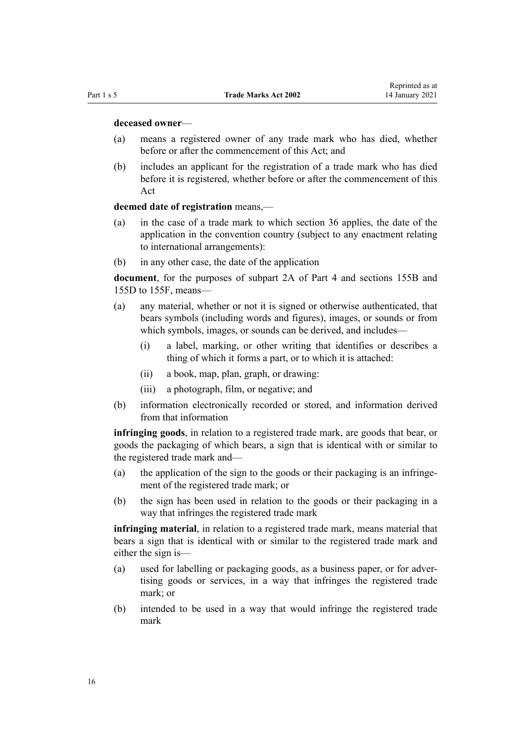**deceased owner**—

(a) means a registered owner of any trade mark who has died, whether before or after the commencement of this Act; and

(b) includes an applicant for the registration of a trade mark who has died before it is registered, whether before or after the commencement of this Act

**deemed date of registration** means,—

(a) in the case of a trade mark to which section 36 applies, the date of the application in the convention country (subject to any enactment relating to international arrangements):

(b) in any other case, the date of the application

**document**, for the purposes of subpart 2A of Part 4 and sections 155B and 155D to 155F, means—

(a) any material, whether or not it is signed or otherwise authenticated, that bears symbols (including words and figures), images, or sounds or from which symbols, images, or sounds can be derived, and includes—

  (i) a label, marking, or other writing that identifies or describes a thing of which it forms a part, or to which it is attached:

  (ii) a book, map, plan, graph, or drawing:

  (iii) a photograph, film, or negative; and

(b) information electronically recorded or stored, and information derived from that information

**infringing goods**, in relation to a registered trade mark, are goods that bear, or goods the packaging of which bears, a sign that is identical with or similar to the registered trade mark and—

(a) the application of the sign to the goods or their packaging is an infringement of the registered trade mark; or

(b) the sign has been used in relation to the goods or their packaging in a way that infringes the registered trade mark

**infringing material**, in relation to a registered trade mark, means material that bears a sign that is identical with or similar to the registered trade mark and either the sign is—

(a) used for labelling or packaging goods, as a business paper, or for advertising goods or services, in a way that infringes the registered trade mark; or

(b) intended to be used in a way that would infringe the registered trade mark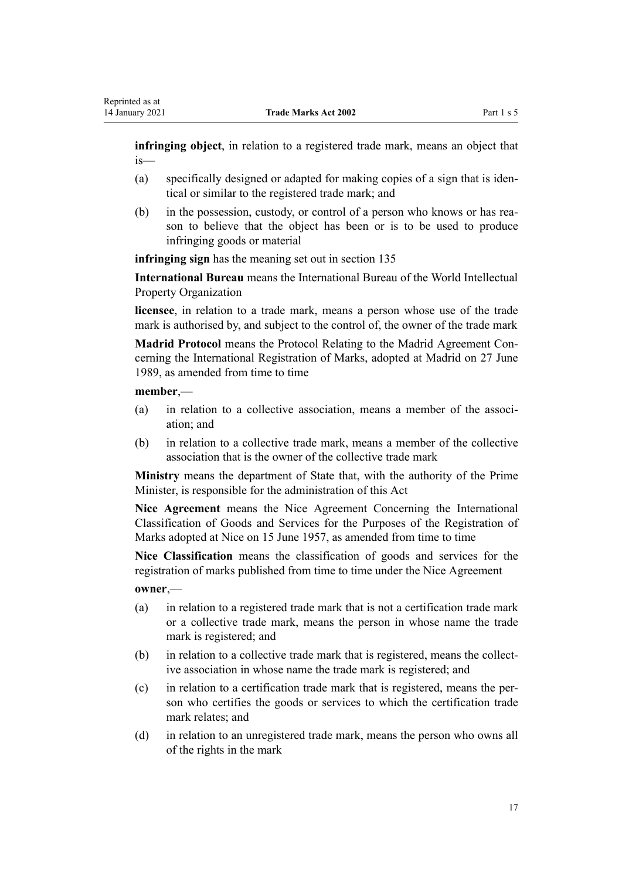**infringing object**, in relation to a registered trade mark, means an object that is—

(a) specifically designed or adapted for making copies of a sign that is identical or similar to the registered trade mark; and

(b) in the possession, custody, or control of a person who knows or has reason to believe that the object has been or is to be used to produce infringing goods or material

**infringing sign** has the meaning set out in section 135

**International Bureau** means the International Bureau of the World Intellectual Property Organization

**licensee**, in relation to a trade mark, means a person whose use of the trade mark is authorised by, and subject to the control of, the owner of the trade mark

**Madrid Protocol** means the Protocol Relating to the Madrid Agreement Concerning the International Registration of Marks, adopted at Madrid on 27 June 1989, as amended from time to time

**member**,—

(a) in relation to a collective association, means a member of the association; and

(b) in relation to a collective trade mark, means a member of the collective association that is the owner of the collective trade mark

**Ministry** means the department of State that, with the authority of the Prime Minister, is responsible for the administration of this Act

**Nice Agreement** means the Nice Agreement Concerning the International Classification of Goods and Services for the Purposes of the Registration of Marks adopted at Nice on 15 June 1957, as amended from time to time

**Nice Classification** means the classification of goods and services for the registration of marks published from time to time under the Nice Agreement

**owner**,—

(a) in relation to a registered trade mark that is not a certification trade mark or a collective trade mark, means the person in whose name the trade mark is registered; and

(b) in relation to a collective trade mark that is registered, means the collective association in whose name the trade mark is registered; and

(c) in relation to a certification trade mark that is registered, means the person who certifies the goods or services to which the certification trade mark relates; and

(d) in relation to an unregistered trade mark, means the person who owns all of the rights in the mark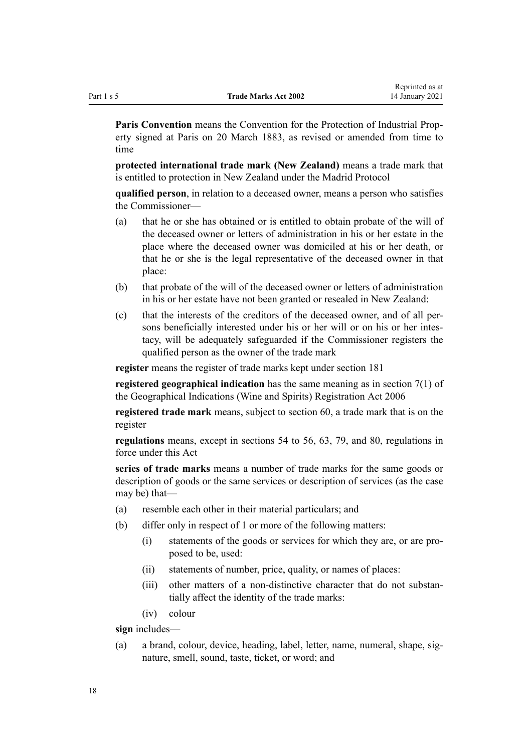**Paris Convention** means the Convention for the Protection of Industrial Property signed at Paris on 20 March 1883, as revised or amended from time to time

**protected international trade mark (New Zealand)** means a trade mark that is entitled to protection in New Zealand under the Madrid Protocol

**qualified person**, in relation to a deceased owner, means a person who satisfies the Commissioner—

(a) that he or she has obtained or is entitled to obtain probate of the will of the deceased owner or letters of administration in his or her estate in the place where the deceased owner was domiciled at his or her death, or that he or she is the legal representative of the deceased owner in that place:

(b) that probate of the will of the deceased owner or letters of administration in his or her estate have not been granted or resealed in New Zealand:

(c) that the interests of the creditors of the deceased owner, and of all persons beneficially interested under his or her will or on his or her intestacy, will be adequately safeguarded if the Commissioner registers the qualified person as the owner of the trade mark

**register** means the register of trade marks kept under section 181

**registered geographical indication** has the same meaning as in section 7(1) of the Geographical Indications (Wine and Spirits) Registration Act 2006

**registered trade mark** means, subject to section 60, a trade mark that is on the register

**regulations** means, except in sections 54 to 56, 63, 79, and 80, regulations in force under this Act

**series of trade marks** means a number of trade marks for the same goods or description of goods or the same services or description of services (as the case may be) that—

(a) resemble each other in their material particulars; and

(b) differ only in respect of 1 or more of the following matters:

  (i) statements of the goods or services for which they are, or are proposed to be, used:

  (ii) statements of number, price, quality, or names of places:

  (iii) other matters of a non-distinctive character that do not substantially affect the identity of the trade marks:

  (iv) colour

**sign** includes—

(a) a brand, colour, device, heading, label, letter, name, numeral, shape, signature, smell, sound, taste, ticket, or word; and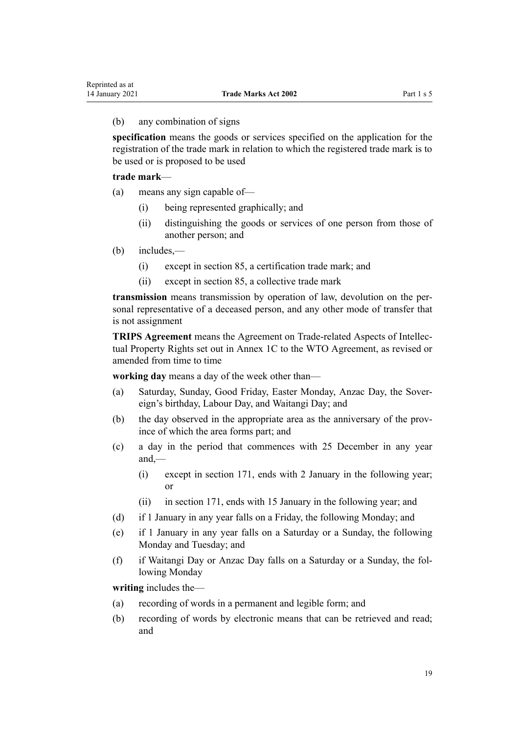(b) any combination of signs

**specification** means the goods or services specified on the application for the registration of the trade mark in relation to which the registered trade mark is to be used or is proposed to be used

**trade mark**—

(a) means any sign capable of—

  (i) being represented graphically; and

  (ii) distinguishing the goods or services of one person from those of another person; and

(b) includes,—

  (i) except in section 85, a certification trade mark; and

  (ii) except in section 85, a collective trade mark

**transmission** means transmission by operation of law, devolution on the personal representative of a deceased person, and any other mode of transfer that is not assignment

**TRIPS Agreement** means the Agreement on Trade-related Aspects of Intellectual Property Rights set out in Annex 1C to the WTO Agreement, as revised or amended from time to time

**working day** means a day of the week other than—

(a) Saturday, Sunday, Good Friday, Easter Monday, Anzac Day, the Sovereign's birthday, Labour Day, and Waitangi Day; and

(b) the day observed in the appropriate area as the anniversary of the province of which the area forms part; and

(c) a day in the period that commences with 25 December in any year and,—

  (i) except in section 171, ends with 2 January in the following year; or

  (ii) in section 171, ends with 15 January in the following year; and

(d) if 1 January in any year falls on a Friday, the following Monday; and

(e) if 1 January in any year falls on a Saturday or a Sunday, the following Monday and Tuesday; and

(f) if Waitangi Day or Anzac Day falls on a Saturday or a Sunday, the following Monday

**writing** includes the—

(a) recording of words in a permanent and legible form; and

(b) recording of words by electronic means that can be retrieved and read; and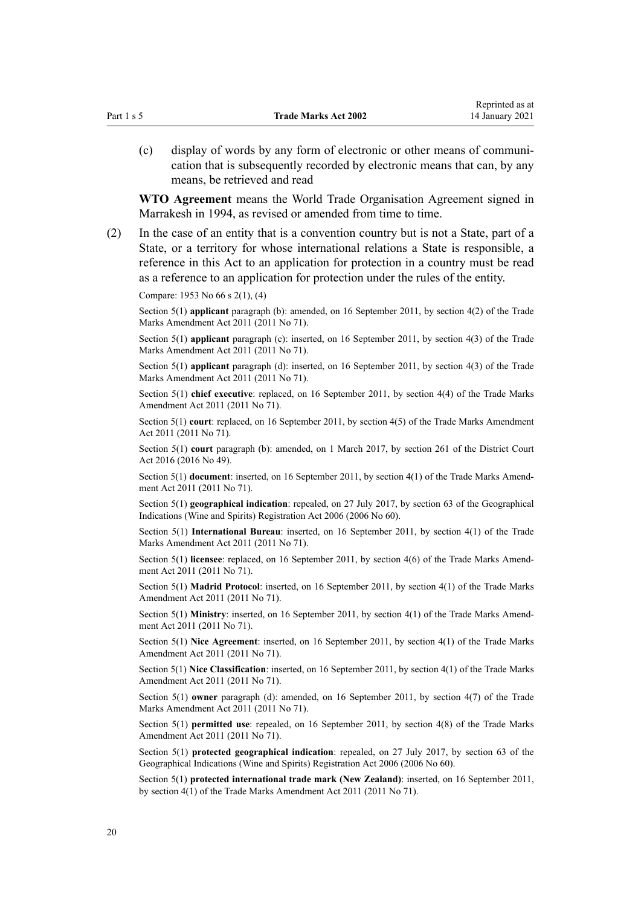(c) display of words by any form of electronic or other means of communication that is subsequently recorded by electronic means that can, by any means, be retrieved and read

**WTO Agreement** means the World Trade Organisation Agreement signed in Marrakesh in 1994, as revised or amended from time to time.

(2) In the case of an entity that is a convention country but is not a State, part of a State, or a territory for whose international relations a State is responsible, a reference in this Act to an application for protection in a country must be read as a reference to an application for protection under the rules of the entity.

Compare: 1953 No 66 s 2(1), (4)

Section 5(1) **applicant** paragraph (b): amended, on 16 September 2011, by section 4(2) of the Trade Marks Amendment Act 2011 (2011 No 71).

Section 5(1) **applicant** paragraph (c): inserted, on 16 September 2011, by section 4(3) of the Trade Marks Amendment Act 2011 (2011 No 71).

Section 5(1) **applicant** paragraph (d): inserted, on 16 September 2011, by section 4(3) of the Trade Marks Amendment Act 2011 (2011 No 71).

Section 5(1) **chief executive**: replaced, on 16 September 2011, by section 4(4) of the Trade Marks Amendment Act 2011 (2011 No 71).

Section 5(1) **court**: replaced, on 16 September 2011, by section 4(5) of the Trade Marks Amendment Act 2011 (2011 No 71).

Section 5(1) **court** paragraph (b): amended, on 1 March 2017, by section 261 of the District Court Act 2016 (2016 No 49).

Section 5(1) **document**: inserted, on 16 September 2011, by section 4(1) of the Trade Marks Amendment Act 2011 (2011 No 71).

Section 5(1) **geographical indication**: repealed, on 27 July 2017, by section 63 of the Geographical Indications (Wine and Spirits) Registration Act 2006 (2006 No 60).

Section 5(1) **International Bureau**: inserted, on 16 September 2011, by section 4(1) of the Trade Marks Amendment Act 2011 (2011 No 71).

Section 5(1) **licensee**: replaced, on 16 September 2011, by section 4(6) of the Trade Marks Amendment Act 2011 (2011 No 71).

Section 5(1) **Madrid Protocol**: inserted, on 16 September 2011, by section 4(1) of the Trade Marks Amendment Act 2011 (2011 No 71).

Section 5(1) **Ministry**: inserted, on 16 September 2011, by section 4(1) of the Trade Marks Amendment Act 2011 (2011 No 71).

Section 5(1) **Nice Agreement**: inserted, on 16 September 2011, by section 4(1) of the Trade Marks Amendment Act 2011 (2011 No 71).

Section 5(1) **Nice Classification**: inserted, on 16 September 2011, by section 4(1) of the Trade Marks Amendment Act 2011 (2011 No 71).

Section 5(1) **owner** paragraph (d): amended, on 16 September 2011, by section 4(7) of the Trade Marks Amendment Act 2011 (2011 No 71).

Section 5(1) **permitted use**: repealed, on 16 September 2011, by section 4(8) of the Trade Marks Amendment Act 2011 (2011 No 71).

Section 5(1) **protected geographical indication**: repealed, on 27 July 2017, by section 63 of the Geographical Indications (Wine and Spirits) Registration Act 2006 (2006 No 60).

Section 5(1) **protected international trade mark (New Zealand)**: inserted, on 16 September 2011, by section 4(1) of the Trade Marks Amendment Act 2011 (2011 No 71).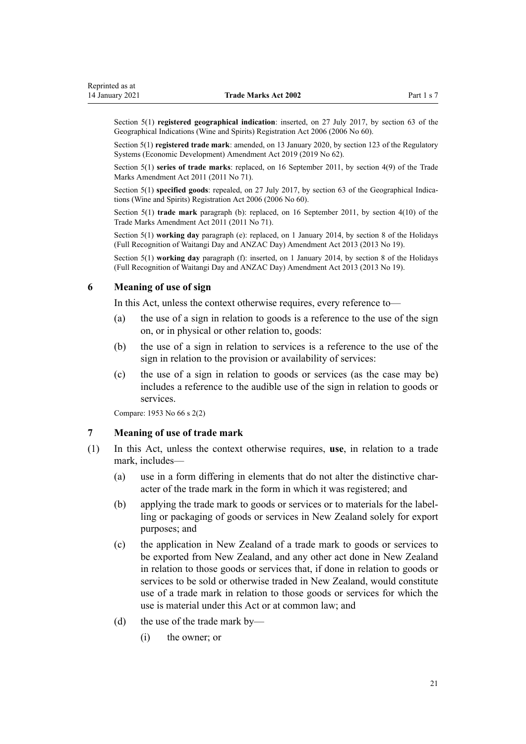Section 5(1) **registered geographical indication**: inserted, on 27 July 2017, by section 63 of the Geographical Indications (Wine and Spirits) Registration Act 2006 (2006 No 60).

Section 5(1) **registered trade mark**: amended, on 13 January 2020, by section 123 of the Regulatory Systems (Economic Development) Amendment Act 2019 (2019 No 62).

Section 5(1) **series of trade marks**: replaced, on 16 September 2011, by section 4(9) of the Trade Marks Amendment Act 2011 (2011 No 71).

Section 5(1) **specified goods**: repealed, on 27 July 2017, by section 63 of the Geographical Indications (Wine and Spirits) Registration Act 2006 (2006 No 60).

Section 5(1) **trade mark** paragraph (b): replaced, on 16 September 2011, by section 4(10) of the Trade Marks Amendment Act 2011 (2011 No 71).

Section 5(1) **working day** paragraph (e): replaced, on 1 January 2014, by section 8 of the Holidays (Full Recognition of Waitangi Day and ANZAC Day) Amendment Act 2013 (2013 No 19).

Section 5(1) **working day** paragraph (f): inserted, on 1 January 2014, by section 8 of the Holidays (Full Recognition of Waitangi Day and ANZAC Day) Amendment Act 2013 (2013 No 19).

### 6 Meaning of use of sign

In this Act, unless the context otherwise requires, every reference to—

(a) the use of a sign in relation to goods is a reference to the use of the sign on, or in physical or other relation to, goods:

(b) the use of a sign in relation to services is a reference to the use of the sign in relation to the provision or availability of services:

(c) the use of a sign in relation to goods or services (as the case may be) includes a reference to the audible use of the sign in relation to goods or services.

Compare: 1953 No 66 s 2(2)

### 7 Meaning of use of trade mark

(1) In this Act, unless the context otherwise requires, **use**, in relation to a trade mark, includes—

(a) use in a form differing in elements that do not alter the distinctive character of the trade mark in the form in which it was registered; and

(b) applying the trade mark to goods or services or to materials for the labelling or packaging of goods or services in New Zealand solely for export purposes; and

(c) the application in New Zealand of a trade mark to goods or services to be exported from New Zealand, and any other act done in New Zealand in relation to those goods or services that, if done in relation to goods or services to be sold or otherwise traded in New Zealand, would constitute use of a trade mark in relation to those goods or services for which the use is material under this Act or at common law; and

(d) the use of the trade mark by—

(i) the owner; or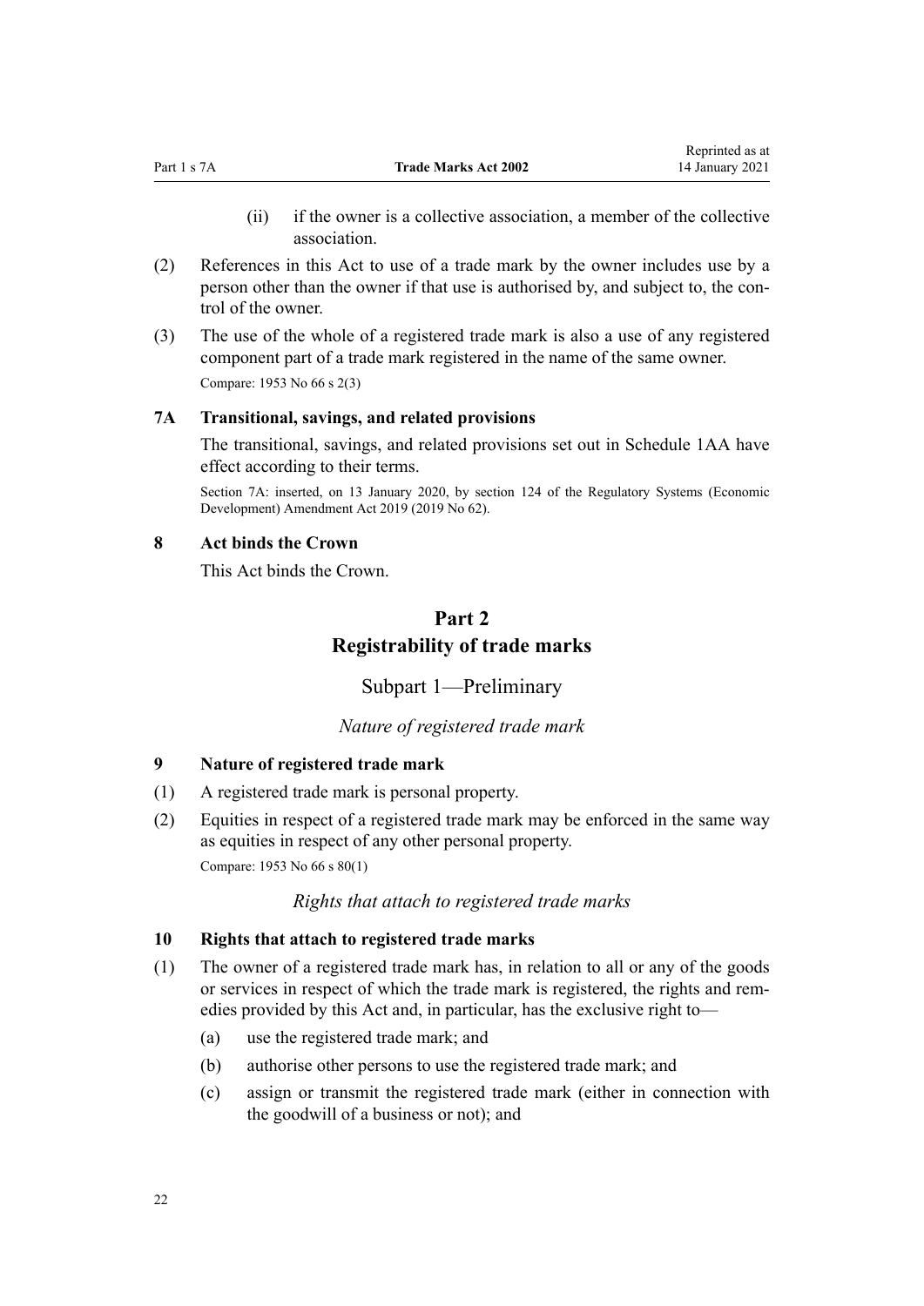(ii) if the owner is a collective association, a member of the collective association.

(2) References in this Act to use of a trade mark by the owner includes use by a person other than the owner if that use is authorised by, and subject to, the control of the owner.

(3) The use of the whole of a registered trade mark is also a use of any registered component part of a trade mark registered in the name of the same owner.

Compare: 1953 No 66 s 2(3)

### 7A Transitional, savings, and related provisions

The transitional, savings, and related provisions set out in Schedule 1AA have effect according to their terms.

Section 7A: inserted, on 13 January 2020, by section 124 of the Regulatory Systems (Economic Development) Amendment Act 2019 (2019 No 62).

### 8 Act binds the Crown

This Act binds the Crown.

# Part 2
# Registrability of trade marks

## Subpart 1—Preliminary

*Nature of registered trade mark*

### 9 Nature of registered trade mark

(1) A registered trade mark is personal property.

(2) Equities in respect of a registered trade mark may be enforced in the same way as equities in respect of any other personal property.

Compare: 1953 No 66 s 80(1)

*Rights that attach to registered trade marks*

### 10 Rights that attach to registered trade marks

(1) The owner of a registered trade mark has, in relation to all or any of the goods or services in respect of which the trade mark is registered, the rights and remedies provided by this Act and, in particular, has the exclusive right to—

(a) use the registered trade mark; and

(b) authorise other persons to use the registered trade mark; and

(c) assign or transmit the registered trade mark (either in connection with the goodwill of a business or not); and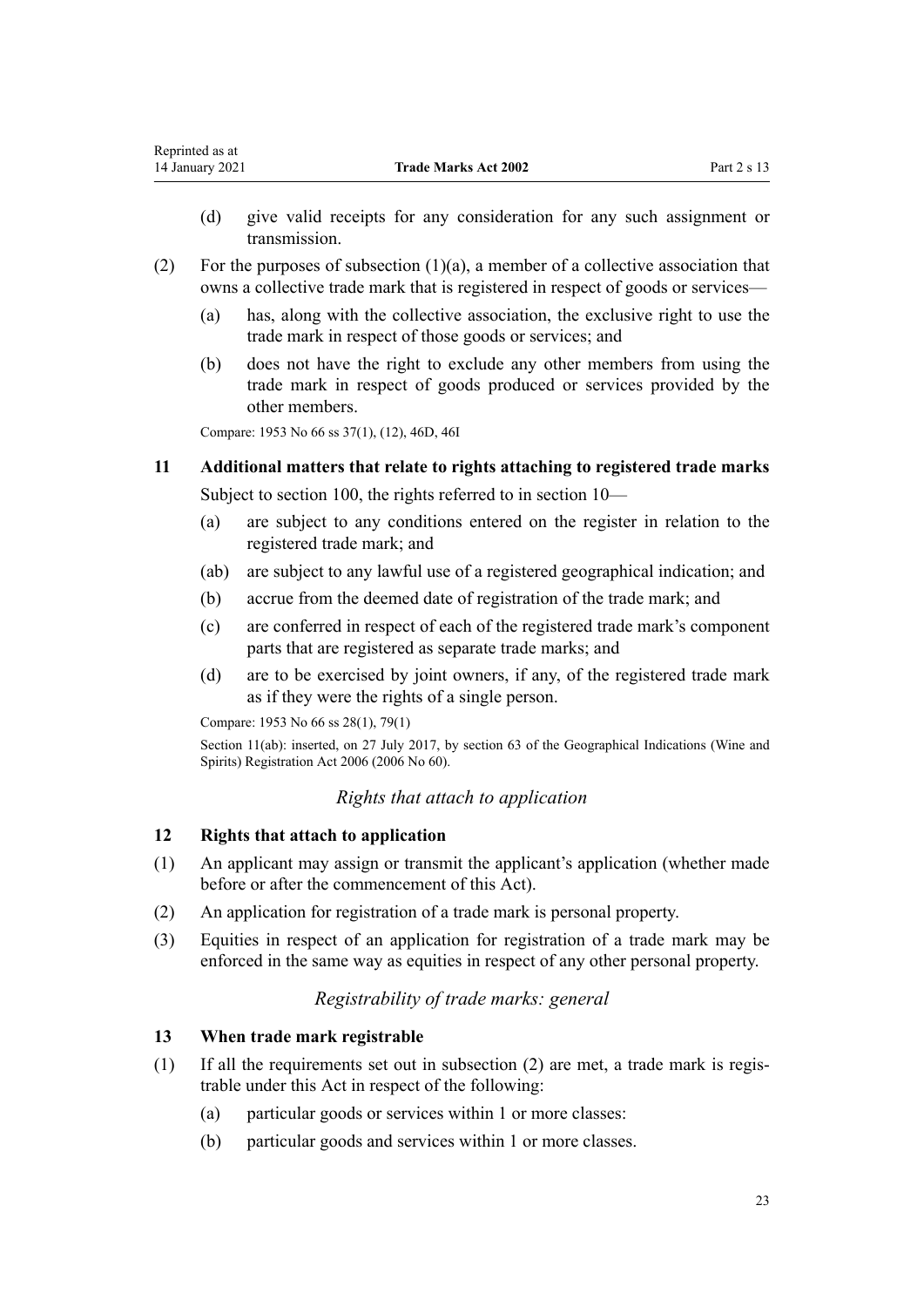(d) give valid receipts for any consideration for any such assignment or transmission.

(2) For the purposes of subsection (1)(a), a member of a collective association that owns a collective trade mark that is registered in respect of goods or services—

(a) has, along with the collective association, the exclusive right to use the trade mark in respect of those goods or services; and

(b) does not have the right to exclude any other members from using the trade mark in respect of goods produced or services provided by the other members.

Compare: 1953 No 66 ss 37(1), (12), 46D, 46I

### 11 Additional matters that relate to rights attaching to registered trade marks

Subject to section 100, the rights referred to in section 10—

(a) are subject to any conditions entered on the register in relation to the registered trade mark; and

(ab) are subject to any lawful use of a registered geographical indication; and

(b) accrue from the deemed date of registration of the trade mark; and

(c) are conferred in respect of each of the registered trade mark's component parts that are registered as separate trade marks; and

(d) are to be exercised by joint owners, if any, of the registered trade mark as if they were the rights of a single person.

Compare: 1953 No 66 ss 28(1), 79(1)

Section 11(ab): inserted, on 27 July 2017, by section 63 of the Geographical Indications (Wine and Spirits) Registration Act 2006 (2006 No 60).

*Rights that attach to application*

### 12 Rights that attach to application

(1) An applicant may assign or transmit the applicant's application (whether made before or after the commencement of this Act).

(2) An application for registration of a trade mark is personal property.

(3) Equities in respect of an application for registration of a trade mark may be enforced in the same way as equities in respect of any other personal property.

*Registrability of trade marks: general*

### 13 When trade mark registrable

(1) If all the requirements set out in subsection (2) are met, a trade mark is registrable under this Act in respect of the following:

(a) particular goods or services within 1 or more classes:

(b) particular goods and services within 1 or more classes.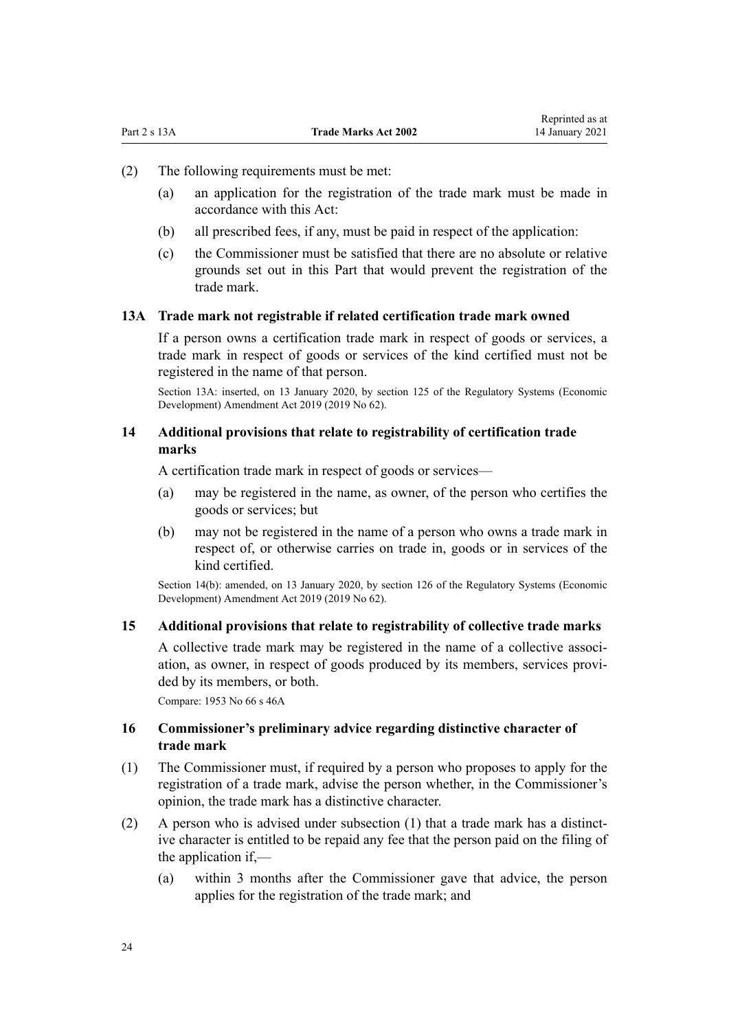(2) The following requirements must be met:

(a) an application for the registration of the trade mark must be made in accordance with this Act:

(b) all prescribed fees, if any, must be paid in respect of the application:

(c) the Commissioner must be satisfied that there are no absolute or relative grounds set out in this Part that would prevent the registration of the trade mark.

### 13A Trade mark not registrable if related certification trade mark owned

If a person owns a certification trade mark in respect of goods or services, a trade mark in respect of goods or services of the kind certified must not be registered in the name of that person.

Section 13A: inserted, on 13 January 2020, by section 125 of the Regulatory Systems (Economic Development) Amendment Act 2019 (2019 No 62).

### 14 Additional provisions that relate to registrability of certification trade marks

A certification trade mark in respect of goods or services—

(a) may be registered in the name, as owner, of the person who certifies the goods or services; but

(b) may not be registered in the name of a person who owns a trade mark in respect of, or otherwise carries on trade in, goods or in services of the kind certified.

Section 14(b): amended, on 13 January 2020, by section 126 of the Regulatory Systems (Economic Development) Amendment Act 2019 (2019 No 62).

### 15 Additional provisions that relate to registrability of collective trade marks

A collective trade mark may be registered in the name of a collective association, as owner, in respect of goods produced by its members, services provided by its members, or both.

Compare: 1953 No 66 s 46A

### 16 Commissioner's preliminary advice regarding distinctive character of trade mark

(1) The Commissioner must, if required by a person who proposes to apply for the registration of a trade mark, advise the person whether, in the Commissioner's opinion, the trade mark has a distinctive character.

(2) A person who is advised under subsection (1) that a trade mark has a distinctive character is entitled to be repaid any fee that the person paid on the filing of the application if,—

(a) within 3 months after the Commissioner gave that advice, the person applies for the registration of the trade mark; and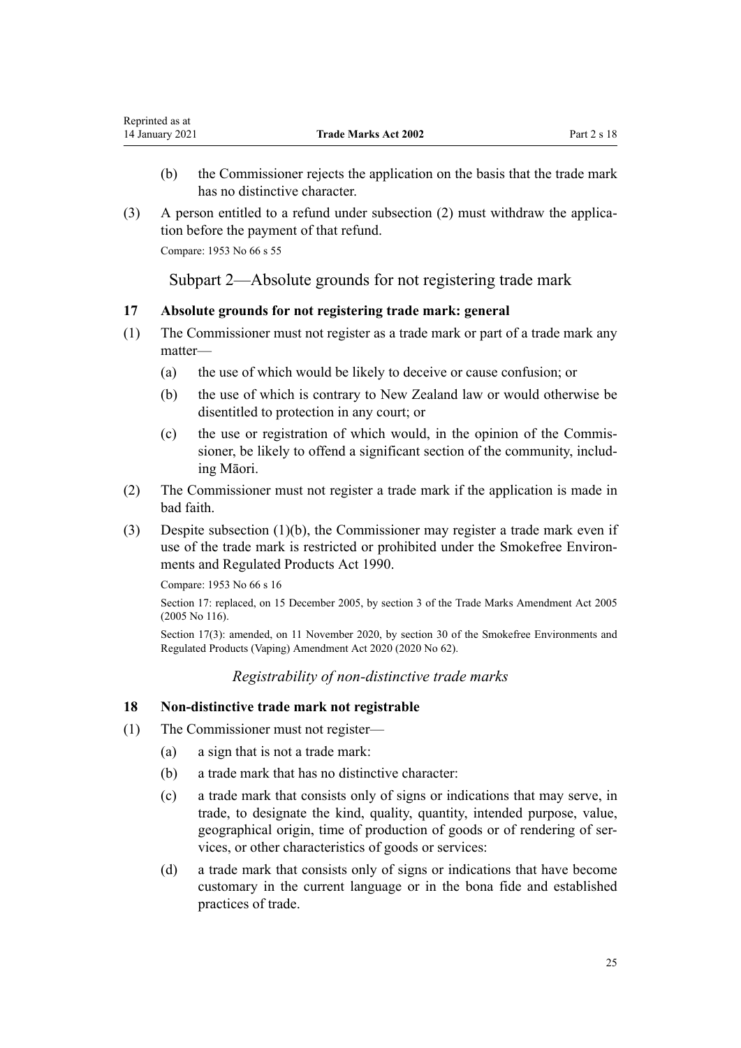(b) the Commissioner rejects the application on the basis that the trade mark has no distinctive character.

(3) A person entitled to a refund under subsection (2) must withdraw the application before the payment of that refund.

Compare: 1953 No 66 s 55

## Subpart 2—Absolute grounds for not registering trade mark

### 17 Absolute grounds for not registering trade mark: general

(1) The Commissioner must not register as a trade mark or part of a trade mark any matter—

(a) the use of which would be likely to deceive or cause confusion; or

(b) the use of which is contrary to New Zealand law or would otherwise be disentitled to protection in any court; or

(c) the use or registration of which would, in the opinion of the Commissioner, be likely to offend a significant section of the community, including Māori.

(2) The Commissioner must not register a trade mark if the application is made in bad faith.

(3) Despite subsection (1)(b), the Commissioner may register a trade mark even if use of the trade mark is restricted or prohibited under the Smokefree Environments and Regulated Products Act 1990.

Compare: 1953 No 66 s 16

Section 17: replaced, on 15 December 2005, by section 3 of the Trade Marks Amendment Act 2005 (2005 No 116).

Section 17(3): amended, on 11 November 2020, by section 30 of the Smokefree Environments and Regulated Products (Vaping) Amendment Act 2020 (2020 No 62).

*Registrability of non-distinctive trade marks*

### 18 Non-distinctive trade mark not registrable

(1) The Commissioner must not register—

(a) a sign that is not a trade mark:

(b) a trade mark that has no distinctive character:

(c) a trade mark that consists only of signs or indications that may serve, in trade, to designate the kind, quality, quantity, intended purpose, value, geographical origin, time of production of goods or of rendering of services, or other characteristics of goods or services:

(d) a trade mark that consists only of signs or indications that have become customary in the current language or in the bona fide and established practices of trade.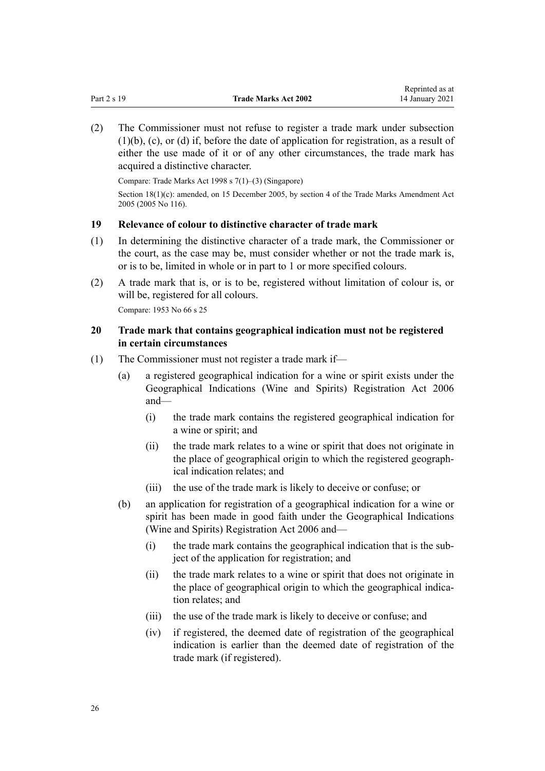(2) The Commissioner must not refuse to register a trade mark under subsection (1)(b), (c), or (d) if, before the date of application for registration, as a result of either the use made of it or of any other circumstances, the trade mark has acquired a distinctive character.

Compare: Trade Marks Act 1998 s 7(1)–(3) (Singapore)

Section 18(1)(c): amended, on 15 December 2005, by section 4 of the Trade Marks Amendment Act 2005 (2005 No 116).

### 19 Relevance of colour to distinctive character of trade mark

(1) In determining the distinctive character of a trade mark, the Commissioner or the court, as the case may be, must consider whether or not the trade mark is, or is to be, limited in whole or in part to 1 or more specified colours.

(2) A trade mark that is, or is to be, registered without limitation of colour is, or will be, registered for all colours.

Compare: 1953 No 66 s 25

### 20 Trade mark that contains geographical indication must not be registered in certain circumstances

(1) The Commissioner must not register a trade mark if—

(a) a registered geographical indication for a wine or spirit exists under the Geographical Indications (Wine and Spirits) Registration Act 2006 and—

(i) the trade mark contains the registered geographical indication for a wine or spirit; and

(ii) the trade mark relates to a wine or spirit that does not originate in the place of geographical origin to which the registered geographical indication relates; and

(iii) the use of the trade mark is likely to deceive or confuse; or

(b) an application for registration of a geographical indication for a wine or spirit has been made in good faith under the Geographical Indications (Wine and Spirits) Registration Act 2006 and—

(i) the trade mark contains the geographical indication that is the subject of the application for registration; and

(ii) the trade mark relates to a wine or spirit that does not originate in the place of geographical origin to which the geographical indication relates; and

(iii) the use of the trade mark is likely to deceive or confuse; and

(iv) if registered, the deemed date of registration of the geographical indication is earlier than the deemed date of registration of the trade mark (if registered).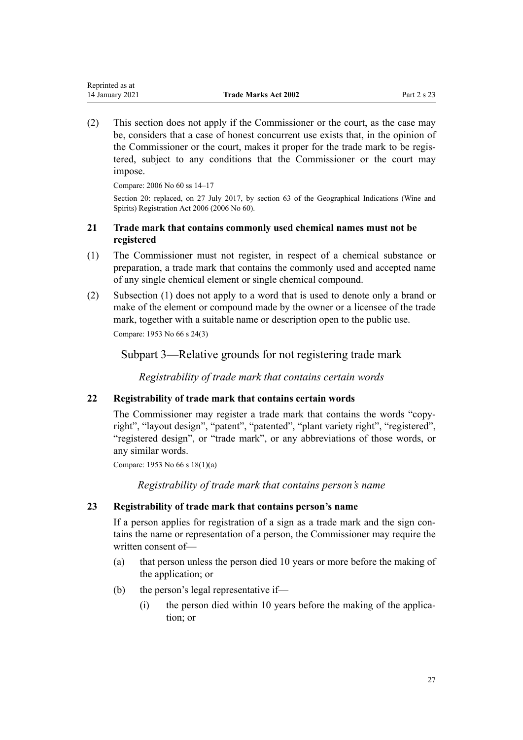(2) This section does not apply if the Commissioner or the court, as the case may be, considers that a case of honest concurrent use exists that, in the opinion of the Commissioner or the court, makes it proper for the trade mark to be registered, subject to any conditions that the Commissioner or the court may impose.

Compare: 2006 No 60 ss 14–17

Section 20: replaced, on 27 July 2017, by section 63 of the Geographical Indications (Wine and Spirits) Registration Act 2006 (2006 No 60).

### 21 Trade mark that contains commonly used chemical names must not be registered

(1) The Commissioner must not register, in respect of a chemical substance or preparation, a trade mark that contains the commonly used and accepted name of any single chemical element or single chemical compound.

(2) Subsection (1) does not apply to a word that is used to denote only a brand or make of the element or compound made by the owner or a licensee of the trade mark, together with a suitable name or description open to the public use.

Compare: 1953 No 66 s 24(3)

## Subpart 3—Relative grounds for not registering trade mark

*Registrability of trade mark that contains certain words*

### 22 Registrability of trade mark that contains certain words

The Commissioner may register a trade mark that contains the words "copyright", "layout design", "patent", "patented", "plant variety right", "registered", "registered design", or "trade mark", or any abbreviations of those words, or any similar words.

Compare: 1953 No 66 s 18(1)(a)

*Registrability of trade mark that contains person's name*

### 23 Registrability of trade mark that contains person's name

If a person applies for registration of a sign as a trade mark and the sign contains the name or representation of a person, the Commissioner may require the written consent of—

(a) that person unless the person died 10 years or more before the making of the application; or

(b) the person's legal representative if—

 (i) the person died within 10 years before the making of the application; or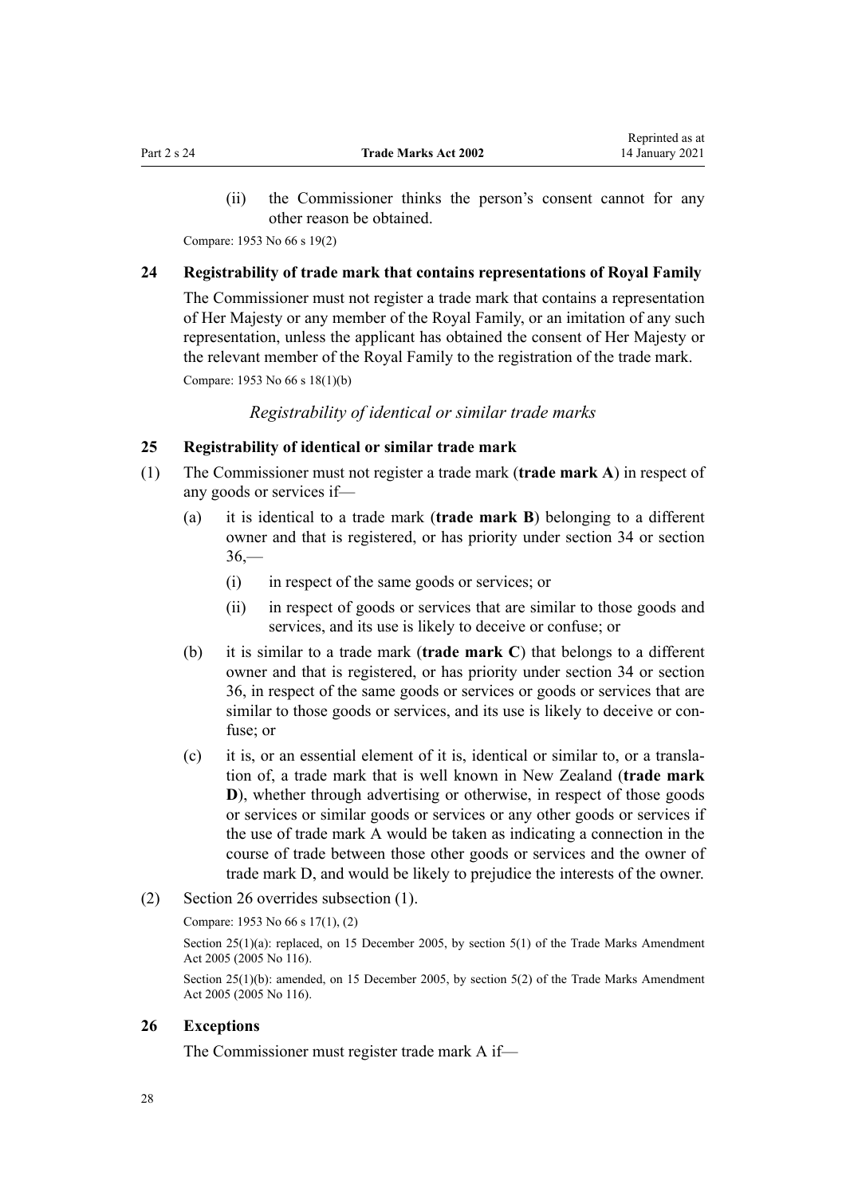(ii) the Commissioner thinks the person's consent cannot for any other reason be obtained.

Compare: 1953 No 66 s 19(2)

### 24 Registrability of trade mark that contains representations of Royal Family

The Commissioner must not register a trade mark that contains a representation of Her Majesty or any member of the Royal Family, or an imitation of any such representation, unless the applicant has obtained the consent of Her Majesty or the relevant member of the Royal Family to the registration of the trade mark.

Compare: 1953 No 66 s 18(1)(b)

*Registrability of identical or similar trade marks*

### 25 Registrability of identical or similar trade mark

(1) The Commissioner must not register a trade mark (**trade mark A**) in respect of any goods or services if—

(a) it is identical to a trade mark (**trade mark B**) belonging to a different owner and that is registered, or has priority under section 34 or section 36,—

(i) in respect of the same goods or services; or

(ii) in respect of goods or services that are similar to those goods and services, and its use is likely to deceive or confuse; or

(b) it is similar to a trade mark (**trade mark C**) that belongs to a different owner and that is registered, or has priority under section 34 or section 36, in respect of the same goods or services or goods or services that are similar to those goods or services, and its use is likely to deceive or confuse; or

(c) it is, or an essential element of it is, identical or similar to, or a translation of, a trade mark that is well known in New Zealand (**trade mark D**), whether through advertising or otherwise, in respect of those goods or services or similar goods or services or any other goods or services if the use of trade mark A would be taken as indicating a connection in the course of trade between those other goods or services and the owner of trade mark D, and would be likely to prejudice the interests of the owner.

(2) Section 26 overrides subsection (1).

Compare: 1953 No 66 s 17(1), (2)

Section 25(1)(a): replaced, on 15 December 2005, by section 5(1) of the Trade Marks Amendment Act 2005 (2005 No 116).

Section 25(1)(b): amended, on 15 December 2005, by section 5(2) of the Trade Marks Amendment Act 2005 (2005 No 116).

### 26 Exceptions

The Commissioner must register trade mark A if—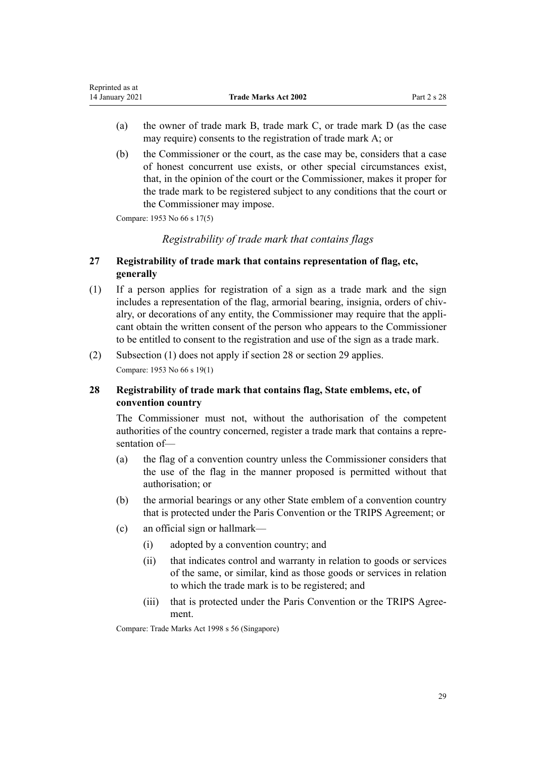(a) the owner of trade mark B, trade mark C, or trade mark D (as the case may require) consents to the registration of trade mark A; or

(b) the Commissioner or the court, as the case may be, considers that a case of honest concurrent use exists, or other special circumstances exist, that, in the opinion of the court or the Commissioner, makes it proper for the trade mark to be registered subject to any conditions that the court or the Commissioner may impose.

Compare: 1953 No 66 s 17(5)

*Registrability of trade mark that contains flags*

### 27 Registrability of trade mark that contains representation of flag, etc, generally

(1) If a person applies for registration of a sign as a trade mark and the sign includes a representation of the flag, armorial bearing, insignia, orders of chivalry, or decorations of any entity, the Commissioner may require that the applicant obtain the written consent of the person who appears to the Commissioner to be entitled to consent to the registration and use of the sign as a trade mark.

(2) Subsection (1) does not apply if section 28 or section 29 applies.

Compare: 1953 No 66 s 19(1)

### 28 Registrability of trade mark that contains flag, State emblems, etc, of convention country

The Commissioner must not, without the authorisation of the competent authorities of the country concerned, register a trade mark that contains a representation of—

(a) the flag of a convention country unless the Commissioner considers that the use of the flag in the manner proposed is permitted without that authorisation; or

(b) the armorial bearings or any other State emblem of a convention country that is protected under the Paris Convention or the TRIPS Agreement; or

(c) an official sign or hallmark—

  (i) adopted by a convention country; and

  (ii) that indicates control and warranty in relation to goods or services of the same, or similar, kind as those goods or services in relation to which the trade mark is to be registered; and

  (iii) that is protected under the Paris Convention or the TRIPS Agreement.

Compare: Trade Marks Act 1998 s 56 (Singapore)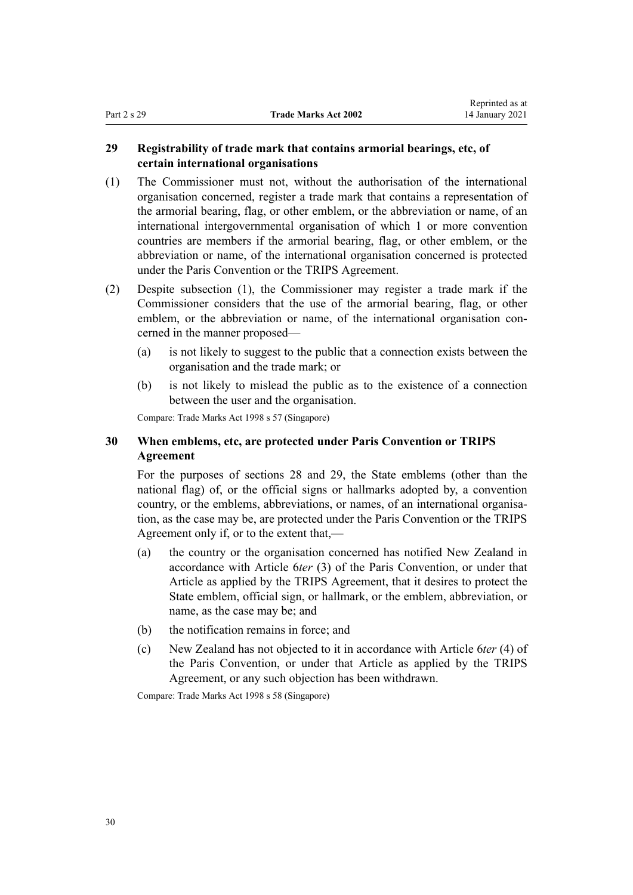## 29 Registrability of trade mark that contains armorial bearings, etc, of certain international organisations

(1) The Commissioner must not, without the authorisation of the international organisation concerned, register a trade mark that contains a representation of the armorial bearing, flag, or other emblem, or the abbreviation or name, of an international intergovernmental organisation of which 1 or more convention countries are members if the armorial bearing, flag, or other emblem, or the abbreviation or name, of the international organisation concerned is protected under the Paris Convention or the TRIPS Agreement.

(2) Despite subsection (1), the Commissioner may register a trade mark if the Commissioner considers that the use of the armorial bearing, flag, or other emblem, or the abbreviation or name, of the international organisation concerned in the manner proposed—

- (a) is not likely to suggest to the public that a connection exists between the organisation and the trade mark; or
- (b) is not likely to mislead the public as to the existence of a connection between the user and the organisation.

Compare: Trade Marks Act 1998 s 57 (Singapore)

## 30 When emblems, etc, are protected under Paris Convention or TRIPS Agreement

For the purposes of sections 28 and 29, the State emblems (other than the national flag) of, or the official signs or hallmarks adopted by, a convention country, or the emblems, abbreviations, or names, of an international organisation, as the case may be, are protected under the Paris Convention or the TRIPS Agreement only if, or to the extent that,—

- (a) the country or the organisation concerned has notified New Zealand in accordance with Article 6*ter* (3) of the Paris Convention, or under that Article as applied by the TRIPS Agreement, that it desires to protect the State emblem, official sign, or hallmark, or the emblem, abbreviation, or name, as the case may be; and
- (b) the notification remains in force; and
- (c) New Zealand has not objected to it in accordance with Article 6*ter* (4) of the Paris Convention, or under that Article as applied by the TRIPS Agreement, or any such objection has been withdrawn.

Compare: Trade Marks Act 1998 s 58 (Singapore)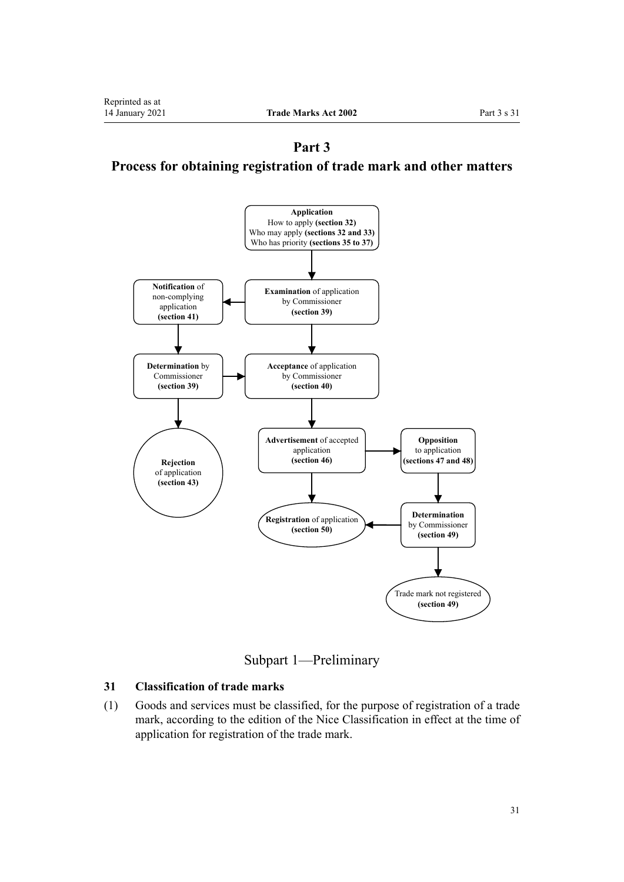# Part 3
# Process for obtaining registration of trade mark and other matters

**Application**
How to apply **(section 32)**
Who may apply **(sections 32 and 33)**
Who has priority **(sections 35 to 37)**

**Examination** of application by Commissioner **(section 39)**

**Notification** of non-complying application **(section 41)**

**Determination** by Commissioner **(section 39)**

**Acceptance** of application by Commissioner **(section 40)**

**Rejection** of application **(section 43)**

**Advertisement** of accepted application **(section 46)**

**Opposition** to application **(sections 47 and 48)**

**Registration** of application **(section 50)**

**Determination** by Commissioner **(section 49)**

Trade mark not registered **(section 49)**

## Subpart 1—Preliminary

### 31 Classification of trade marks

(1) Goods and services must be classified, for the purpose of registration of a trade mark, according to the edition of the Nice Classification in effect at the time of application for registration of the trade mark.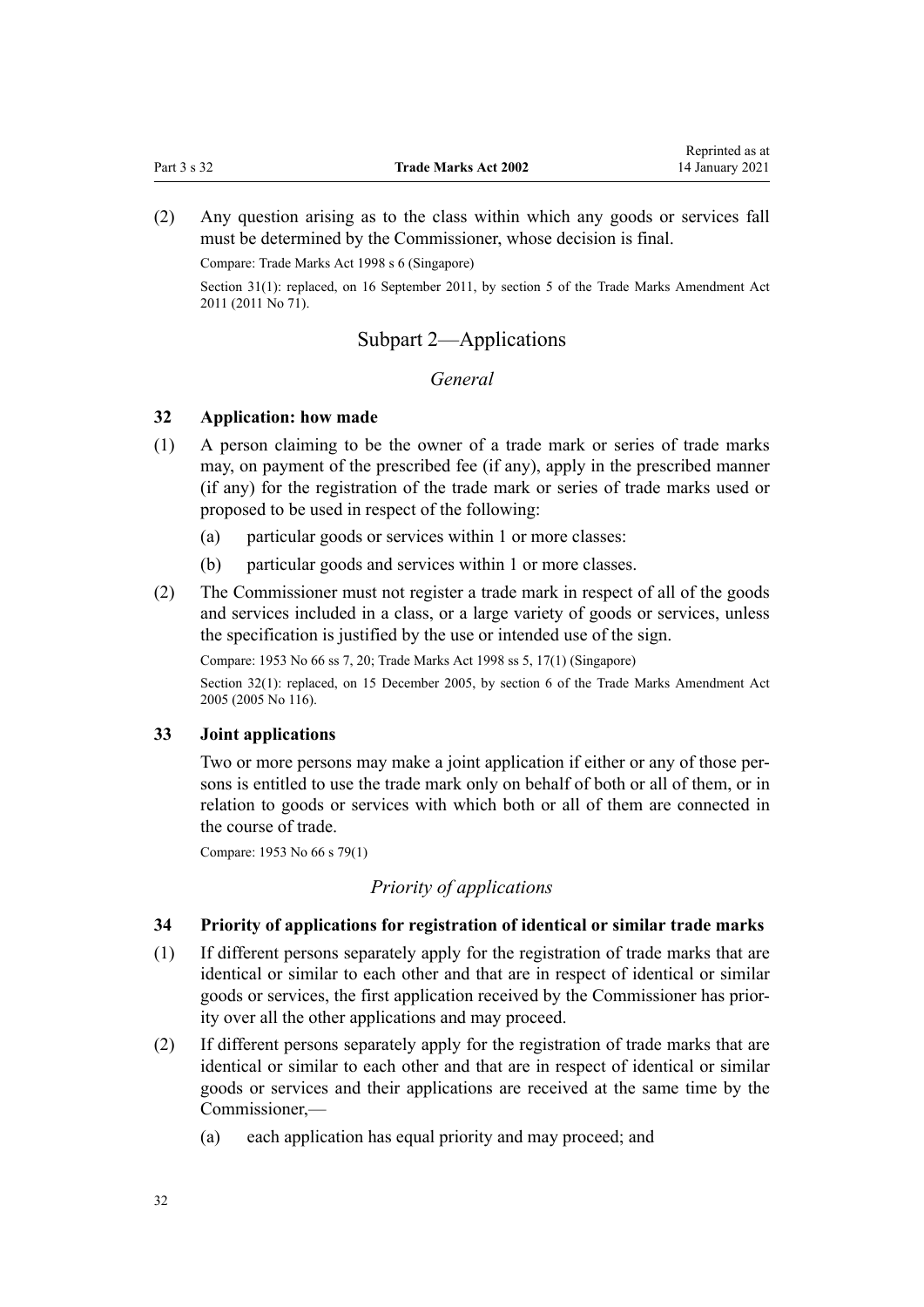(2) Any question arising as to the class within which any goods or services fall must be determined by the Commissioner, whose decision is final.

Compare: Trade Marks Act 1998 s 6 (Singapore)

Section 31(1): replaced, on 16 September 2011, by section 5 of the Trade Marks Amendment Act 2011 (2011 No 71).

## Subpart 2—Applications

### *General*

#### 32 Application: how made

(1) A person claiming to be the owner of a trade mark or series of trade marks may, on payment of the prescribed fee (if any), apply in the prescribed manner (if any) for the registration of the trade mark or series of trade marks used or proposed to be used in respect of the following:

(a) particular goods or services within 1 or more classes:

(b) particular goods and services within 1 or more classes.

(2) The Commissioner must not register a trade mark in respect of all of the goods and services included in a class, or a large variety of goods or services, unless the specification is justified by the use or intended use of the sign.

Compare: 1953 No 66 ss 7, 20; Trade Marks Act 1998 ss 5, 17(1) (Singapore)

Section 32(1): replaced, on 15 December 2005, by section 6 of the Trade Marks Amendment Act 2005 (2005 No 116).

#### 33 Joint applications

Two or more persons may make a joint application if either or any of those persons is entitled to use the trade mark only on behalf of both or all of them, or in relation to goods or services with which both or all of them are connected in the course of trade.

Compare: 1953 No 66 s 79(1)

### *Priority of applications*

#### 34 Priority of applications for registration of identical or similar trade marks

(1) If different persons separately apply for the registration of trade marks that are identical or similar to each other and that are in respect of identical or similar goods or services, the first application received by the Commissioner has priority over all the other applications and may proceed.

(2) If different persons separately apply for the registration of trade marks that are identical or similar to each other and that are in respect of identical or similar goods or services and their applications are received at the same time by the Commissioner,—

(a) each application has equal priority and may proceed; and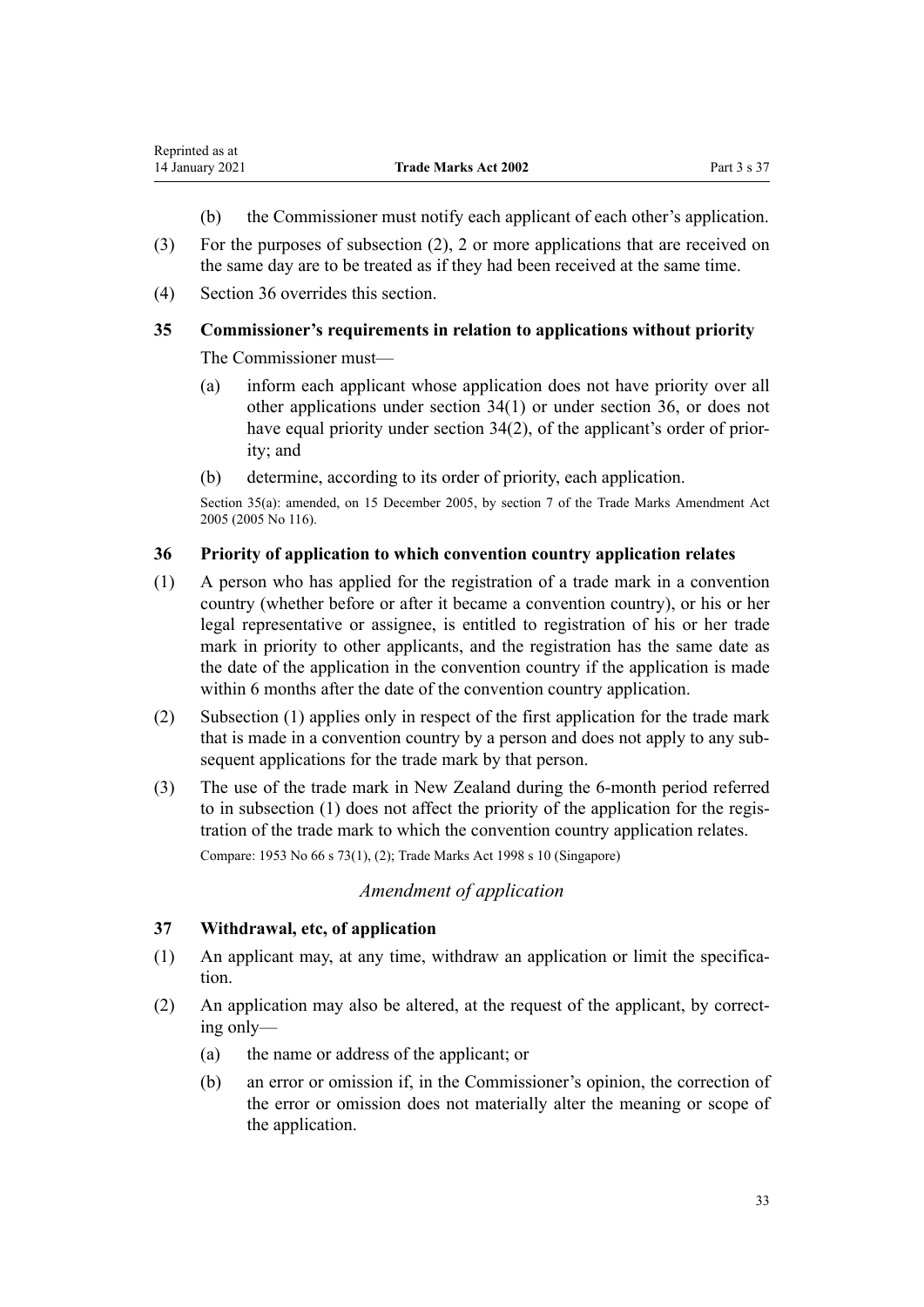(b) the Commissioner must notify each applicant of each other's application.

(3) For the purposes of subsection (2), 2 or more applications that are received on the same day are to be treated as if they had been received at the same time.

(4) Section 36 overrides this section.

### 35 Commissioner's requirements in relation to applications without priority

The Commissioner must—

(a) inform each applicant whose application does not have priority over all other applications under section 34(1) or under section 36, or does not have equal priority under section 34(2), of the applicant's order of priority; and

(b) determine, according to its order of priority, each application.

Section 35(a): amended, on 15 December 2005, by section 7 of the Trade Marks Amendment Act 2005 (2005 No 116).

### 36 Priority of application to which convention country application relates

(1) A person who has applied for the registration of a trade mark in a convention country (whether before or after it became a convention country), or his or her legal representative or assignee, is entitled to registration of his or her trade mark in priority to other applicants, and the registration has the same date as the date of the application in the convention country if the application is made within 6 months after the date of the convention country application.

(2) Subsection (1) applies only in respect of the first application for the trade mark that is made in a convention country by a person and does not apply to any subsequent applications for the trade mark by that person.

(3) The use of the trade mark in New Zealand during the 6-month period referred to in subsection (1) does not affect the priority of the application for the registration of the trade mark to which the convention country application relates.

Compare: 1953 No 66 s 73(1), (2); Trade Marks Act 1998 s 10 (Singapore)

*Amendment of application*

### 37 Withdrawal, etc, of application

(1) An applicant may, at any time, withdraw an application or limit the specification.

(2) An application may also be altered, at the request of the applicant, by correcting only—

(a) the name or address of the applicant; or

(b) an error or omission if, in the Commissioner's opinion, the correction of the error or omission does not materially alter the meaning or scope of the application.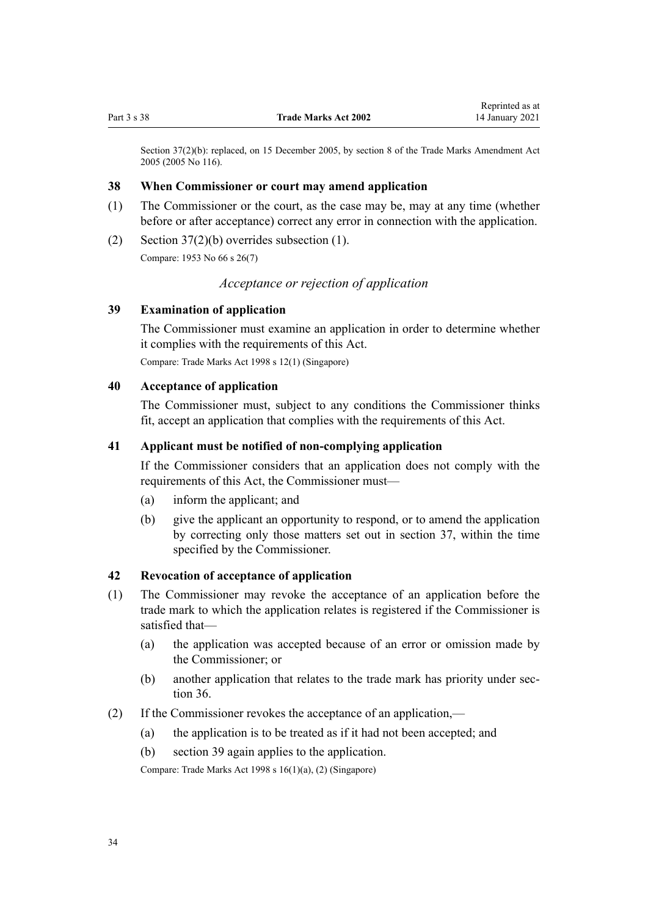Section 37(2)(b): replaced, on 15 December 2005, by section 8 of the Trade Marks Amendment Act 2005 (2005 No 116).

### 38 When Commissioner or court may amend application

(1) The Commissioner or the court, as the case may be, may at any time (whether before or after acceptance) correct any error in connection with the application.

(2) Section 37(2)(b) overrides subsection (1).

Compare: 1953 No 66 s 26(7)

## *Acceptance or rejection of application*

### 39 Examination of application

The Commissioner must examine an application in order to determine whether it complies with the requirements of this Act.

Compare: Trade Marks Act 1998 s 12(1) (Singapore)

### 40 Acceptance of application

The Commissioner must, subject to any conditions the Commissioner thinks fit, accept an application that complies with the requirements of this Act.

### 41 Applicant must be notified of non-complying application

If the Commissioner considers that an application does not comply with the requirements of this Act, the Commissioner must—

(a) inform the applicant; and

(b) give the applicant an opportunity to respond, or to amend the application by correcting only those matters set out in section 37, within the time specified by the Commissioner.

### 42 Revocation of acceptance of application

(1) The Commissioner may revoke the acceptance of an application before the trade mark to which the application relates is registered if the Commissioner is satisfied that—

(a) the application was accepted because of an error or omission made by the Commissioner; or

(b) another application that relates to the trade mark has priority under section 36.

(2) If the Commissioner revokes the acceptance of an application,—

(a) the application is to be treated as if it had not been accepted; and

(b) section 39 again applies to the application.

Compare: Trade Marks Act 1998 s 16(1)(a), (2) (Singapore)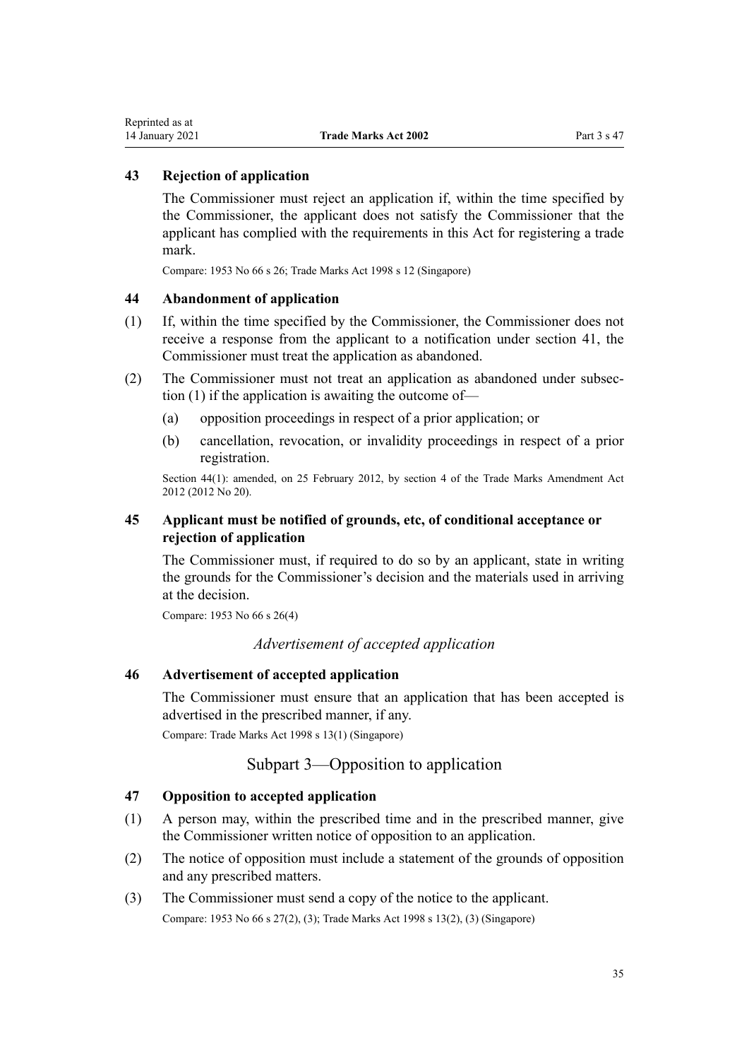### 43 Rejection of application

The Commissioner must reject an application if, within the time specified by the Commissioner, the applicant does not satisfy the Commissioner that the applicant has complied with the requirements in this Act for registering a trade mark.

Compare: 1953 No 66 s 26; Trade Marks Act 1998 s 12 (Singapore)

### 44 Abandonment of application

(1) If, within the time specified by the Commissioner, the Commissioner does not receive a response from the applicant to a notification under section 41, the Commissioner must treat the application as abandoned.

(2) The Commissioner must not treat an application as abandoned under subsection (1) if the application is awaiting the outcome of—

(a) opposition proceedings in respect of a prior application; or

(b) cancellation, revocation, or invalidity proceedings in respect of a prior registration.

Section 44(1): amended, on 25 February 2012, by section 4 of the Trade Marks Amendment Act 2012 (2012 No 20).

### 45 Applicant must be notified of grounds, etc, of conditional acceptance or rejection of application

The Commissioner must, if required to do so by an applicant, state in writing the grounds for the Commissioner's decision and the materials used in arriving at the decision.

Compare: 1953 No 66 s 26(4)

*Advertisement of accepted application*

### 46 Advertisement of accepted application

The Commissioner must ensure that an application that has been accepted is advertised in the prescribed manner, if any.

Compare: Trade Marks Act 1998 s 13(1) (Singapore)

## Subpart 3—Opposition to application

### 47 Opposition to accepted application

(1) A person may, within the prescribed time and in the prescribed manner, give the Commissioner written notice of opposition to an application.

(2) The notice of opposition must include a statement of the grounds of opposition and any prescribed matters.

(3) The Commissioner must send a copy of the notice to the applicant.

Compare: 1953 No 66 s 27(2), (3); Trade Marks Act 1998 s 13(2), (3) (Singapore)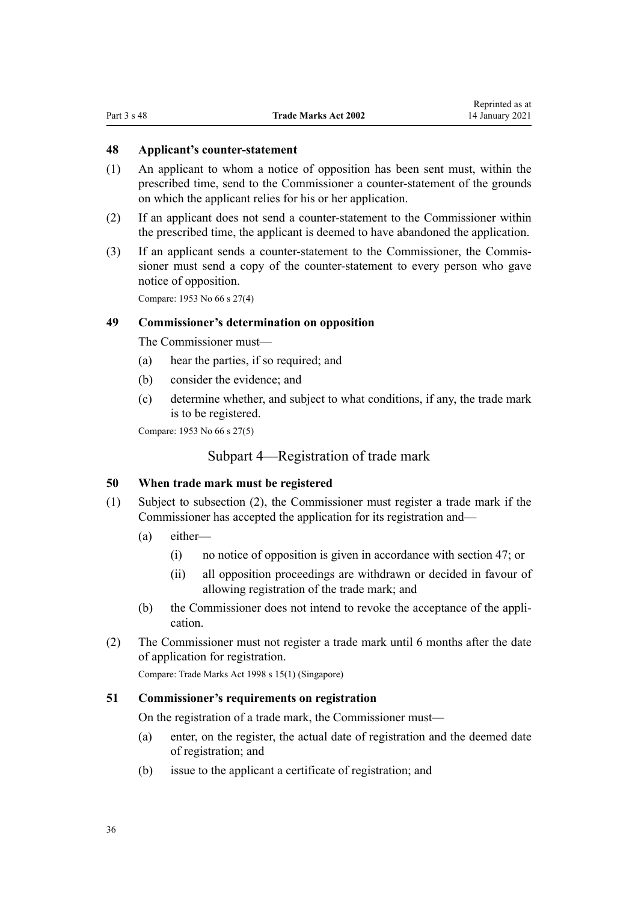#### 48 Applicant's counter-statement

(1) An applicant to whom a notice of opposition has been sent must, within the prescribed time, send to the Commissioner a counter-statement of the grounds on which the applicant relies for his or her application.

(2) If an applicant does not send a counter-statement to the Commissioner within the prescribed time, the applicant is deemed to have abandoned the application.

(3) If an applicant sends a counter-statement to the Commissioner, the Commissioner must send a copy of the counter-statement to every person who gave notice of opposition.

Compare: 1953 No 66 s 27(4)

#### 49 Commissioner's determination on opposition

The Commissioner must—

(a) hear the parties, if so required; and

(b) consider the evidence; and

(c) determine whether, and subject to what conditions, if any, the trade mark is to be registered.

Compare: 1953 No 66 s 27(5)

### Subpart 4—Registration of trade mark

#### 50 When trade mark must be registered

(1) Subject to subsection (2), the Commissioner must register a trade mark if the Commissioner has accepted the application for its registration and—

(a) either—

(i) no notice of opposition is given in accordance with section 47; or

(ii) all opposition proceedings are withdrawn or decided in favour of allowing registration of the trade mark; and

(b) the Commissioner does not intend to revoke the acceptance of the application.

(2) The Commissioner must not register a trade mark until 6 months after the date of application for registration.

Compare: Trade Marks Act 1998 s 15(1) (Singapore)

#### 51 Commissioner's requirements on registration

On the registration of a trade mark, the Commissioner must—

(a) enter, on the register, the actual date of registration and the deemed date of registration; and

(b) issue to the applicant a certificate of registration; and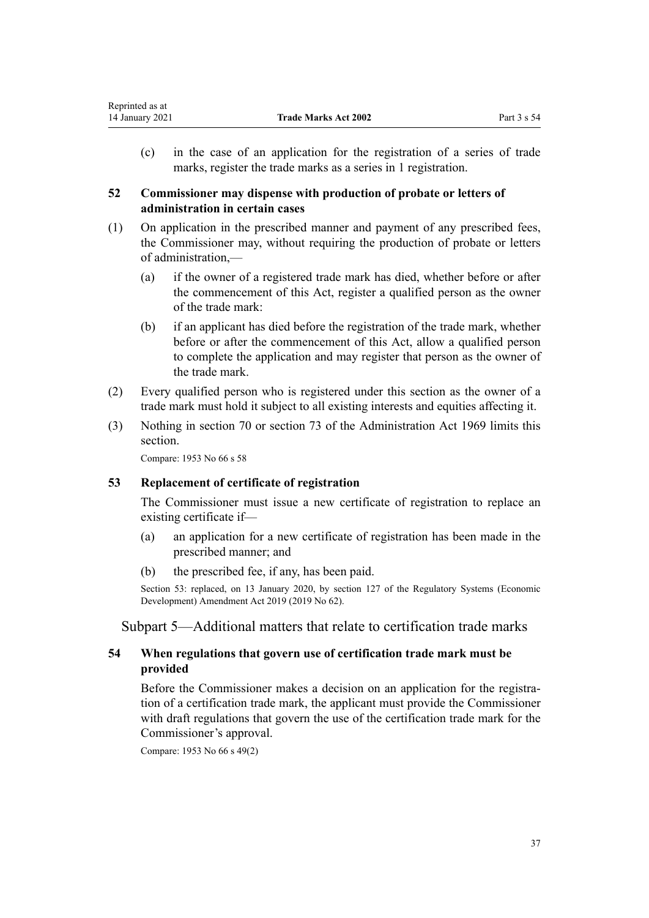(c) in the case of an application for the registration of a series of trade marks, register the trade marks as a series in 1 registration.

### 52 Commissioner may dispense with production of probate or letters of administration in certain cases

(1) On application in the prescribed manner and payment of any prescribed fees, the Commissioner may, without requiring the production of probate or letters of administration,—

(a) if the owner of a registered trade mark has died, whether before or after the commencement of this Act, register a qualified person as the owner of the trade mark:

(b) if an applicant has died before the registration of the trade mark, whether before or after the commencement of this Act, allow a qualified person to complete the application and may register that person as the owner of the trade mark.

(2) Every qualified person who is registered under this section as the owner of a trade mark must hold it subject to all existing interests and equities affecting it.

(3) Nothing in section 70 or section 73 of the Administration Act 1969 limits this section.

Compare: 1953 No 66 s 58

### 53 Replacement of certificate of registration

The Commissioner must issue a new certificate of registration to replace an existing certificate if—

(a) an application for a new certificate of registration has been made in the prescribed manner; and

(b) the prescribed fee, if any, has been paid.

Section 53: replaced, on 13 January 2020, by section 127 of the Regulatory Systems (Economic Development) Amendment Act 2019 (2019 No 62).

## Subpart 5—Additional matters that relate to certification trade marks

### 54 When regulations that govern use of certification trade mark must be provided

Before the Commissioner makes a decision on an application for the registration of a certification trade mark, the applicant must provide the Commissioner with draft regulations that govern the use of the certification trade mark for the Commissioner's approval.

Compare: 1953 No 66 s 49(2)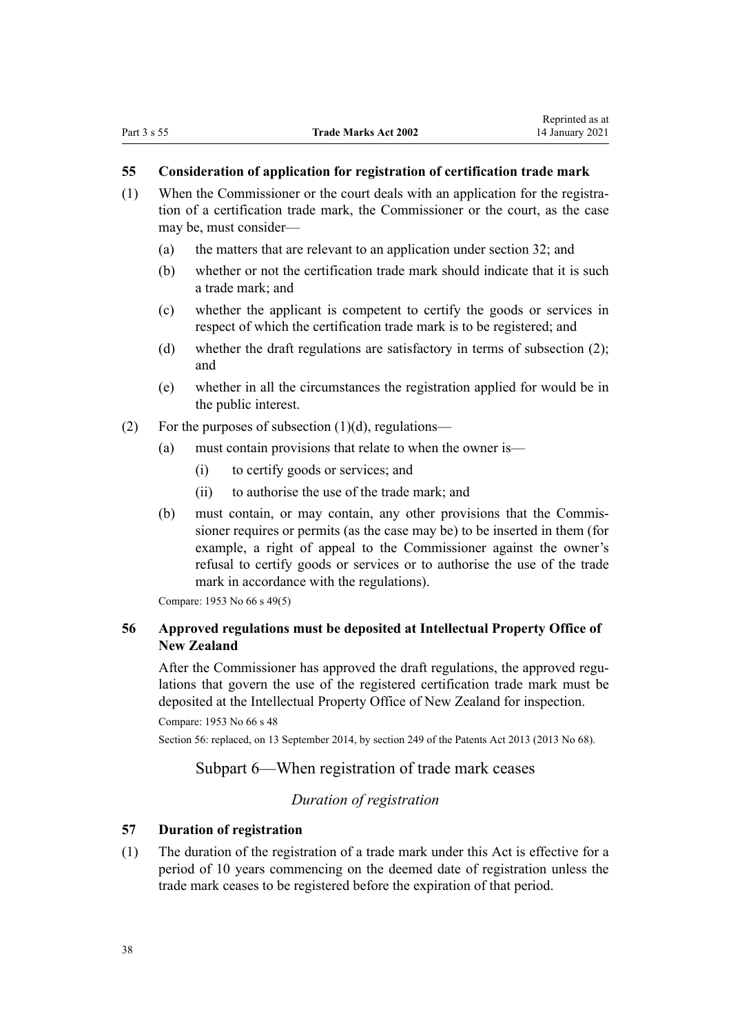### 55 Consideration of application for registration of certification trade mark

(1) When the Commissioner or the court deals with an application for the registration of a certification trade mark, the Commissioner or the court, as the case may be, must consider—

  (a) the matters that are relevant to an application under section 32; and

  (b) whether or not the certification trade mark should indicate that it is such a trade mark; and

  (c) whether the applicant is competent to certify the goods or services in respect of which the certification trade mark is to be registered; and

  (d) whether the draft regulations are satisfactory in terms of subsection (2); and

  (e) whether in all the circumstances the registration applied for would be in the public interest.

(2) For the purposes of subsection (1)(d), regulations—

  (a) must contain provisions that relate to when the owner is—

    (i) to certify goods or services; and

    (ii) to authorise the use of the trade mark; and

  (b) must contain, or may contain, any other provisions that the Commissioner requires or permits (as the case may be) to be inserted in them (for example, a right of appeal to the Commissioner against the owner's refusal to certify goods or services or to authorise the use of the trade mark in accordance with the regulations).

Compare: 1953 No 66 s 49(5)

### 56 Approved regulations must be deposited at Intellectual Property Office of New Zealand

After the Commissioner has approved the draft regulations, the approved regulations that govern the use of the registered certification trade mark must be deposited at the Intellectual Property Office of New Zealand for inspection.

Compare: 1953 No 66 s 48

Section 56: replaced, on 13 September 2014, by section 249 of the Patents Act 2013 (2013 No 68).

## Subpart 6—When registration of trade mark ceases

*Duration of registration*

### 57 Duration of registration

(1) The duration of the registration of a trade mark under this Act is effective for a period of 10 years commencing on the deemed date of registration unless the trade mark ceases to be registered before the expiration of that period.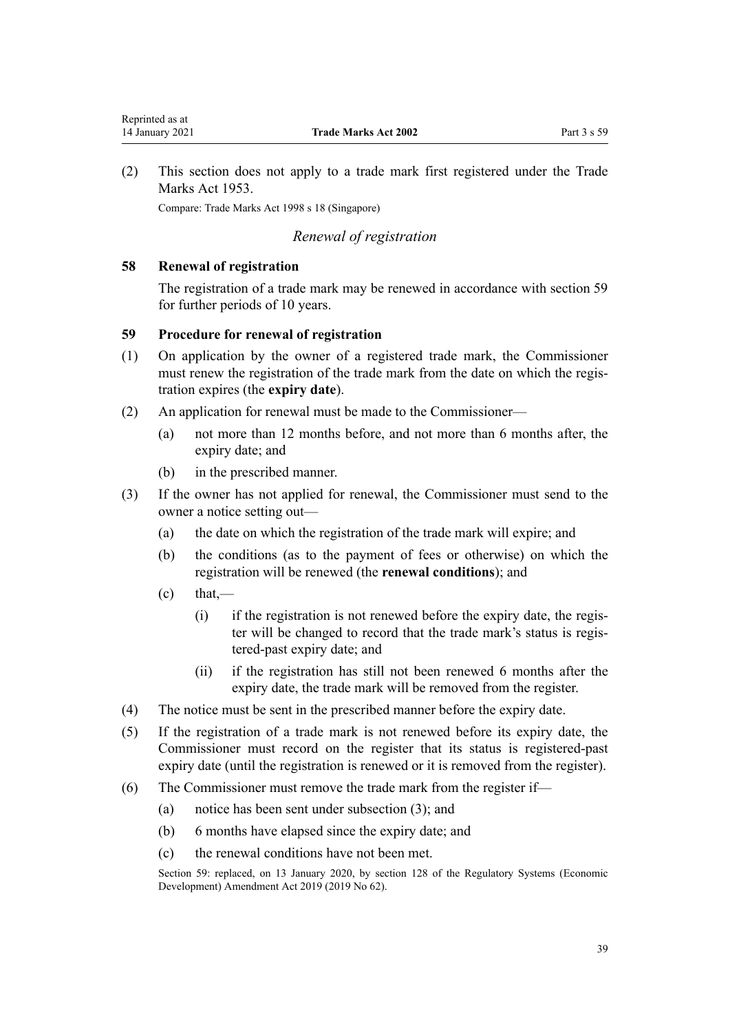(2) This section does not apply to a trade mark first registered under the Trade Marks Act 1953.

Compare: Trade Marks Act 1998 s 18 (Singapore)

*Renewal of registration*

### 58 Renewal of registration

The registration of a trade mark may be renewed in accordance with section 59 for further periods of 10 years.

### 59 Procedure for renewal of registration

(1) On application by the owner of a registered trade mark, the Commissioner must renew the registration of the trade mark from the date on which the registration expires (the **expiry date**).

(2) An application for renewal must be made to the Commissioner—

  (a) not more than 12 months before, and not more than 6 months after, the expiry date; and

  (b) in the prescribed manner.

(3) If the owner has not applied for renewal, the Commissioner must send to the owner a notice setting out—

  (a) the date on which the registration of the trade mark will expire; and

  (b) the conditions (as to the payment of fees or otherwise) on which the registration will be renewed (the **renewal conditions**); and

  (c) that,—

    (i) if the registration is not renewed before the expiry date, the register will be changed to record that the trade mark's status is registered-past expiry date; and

    (ii) if the registration has still not been renewed 6 months after the expiry date, the trade mark will be removed from the register.

(4) The notice must be sent in the prescribed manner before the expiry date.

(5) If the registration of a trade mark is not renewed before its expiry date, the Commissioner must record on the register that its status is registered-past expiry date (until the registration is renewed or it is removed from the register).

(6) The Commissioner must remove the trade mark from the register if—

  (a) notice has been sent under subsection (3); and

  (b) 6 months have elapsed since the expiry date; and

  (c) the renewal conditions have not been met.

Section 59: replaced, on 13 January 2020, by section 128 of the Regulatory Systems (Economic Development) Amendment Act 2019 (2019 No 62).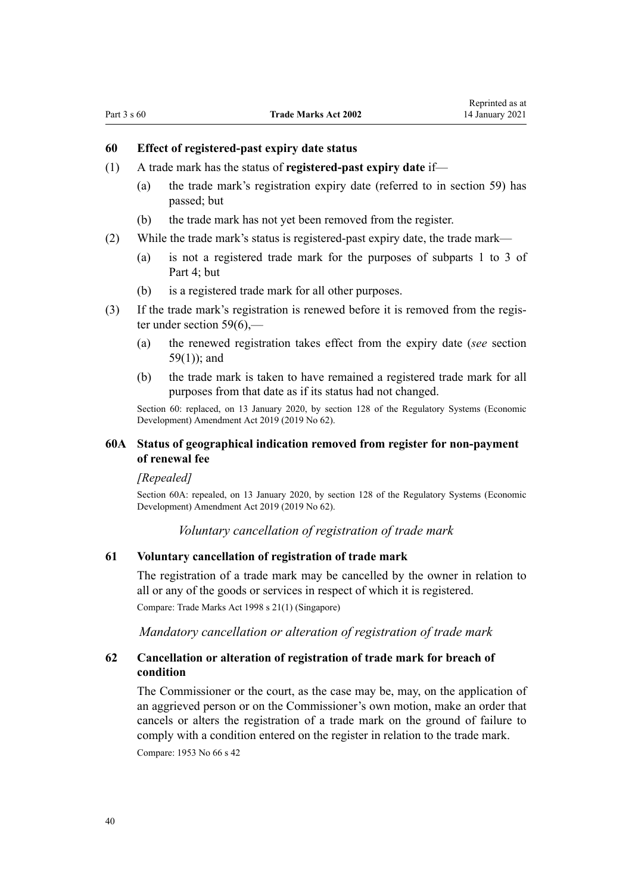### 60 Effect of registered-past expiry date status

(1) A trade mark has the status of **registered-past expiry date** if—

(a) the trade mark's registration expiry date (referred to in section 59) has passed; but

(b) the trade mark has not yet been removed from the register.

(2) While the trade mark's status is registered-past expiry date, the trade mark—

(a) is not a registered trade mark for the purposes of subparts 1 to 3 of Part 4; but

(b) is a registered trade mark for all other purposes.

(3) If the trade mark's registration is renewed before it is removed from the register under section 59(6),—

(a) the renewed registration takes effect from the expiry date (*see* section 59(1)); and

(b) the trade mark is taken to have remained a registered trade mark for all purposes from that date as if its status had not changed.

Section 60: replaced, on 13 January 2020, by section 128 of the Regulatory Systems (Economic Development) Amendment Act 2019 (2019 No 62).

### 60A Status of geographical indication removed from register for non-payment of renewal fee

*[Repealed]*

Section 60A: repealed, on 13 January 2020, by section 128 of the Regulatory Systems (Economic Development) Amendment Act 2019 (2019 No 62).

*Voluntary cancellation of registration of trade mark*

### 61 Voluntary cancellation of registration of trade mark

The registration of a trade mark may be cancelled by the owner in relation to all or any of the goods or services in respect of which it is registered.

Compare: Trade Marks Act 1998 s 21(1) (Singapore)

*Mandatory cancellation or alteration of registration of trade mark*

### 62 Cancellation or alteration of registration of trade mark for breach of condition

The Commissioner or the court, as the case may be, may, on the application of an aggrieved person or on the Commissioner's own motion, make an order that cancels or alters the registration of a trade mark on the ground of failure to comply with a condition entered on the register in relation to the trade mark.

Compare: 1953 No 66 s 42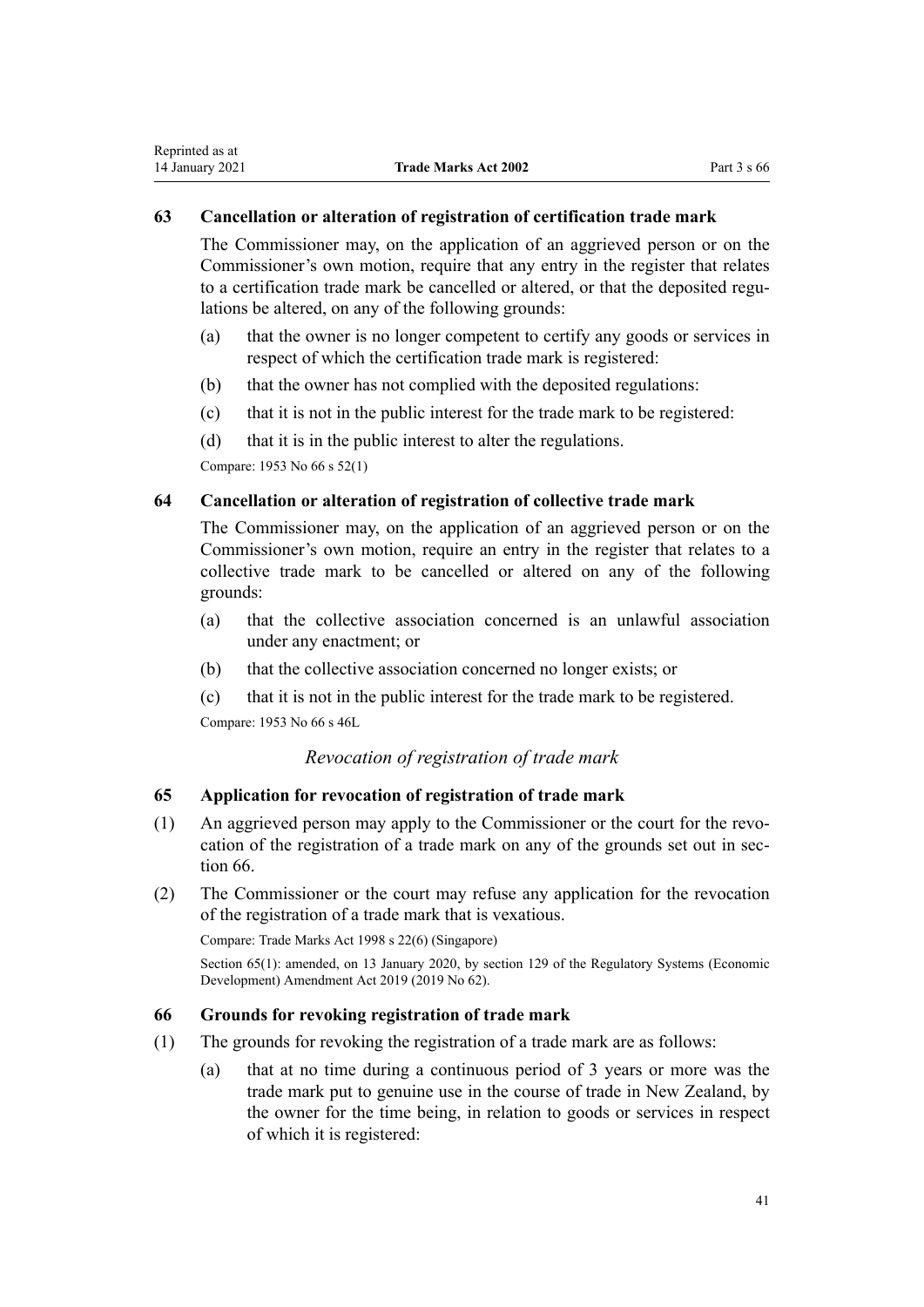### 63 Cancellation or alteration of registration of certification trade mark

The Commissioner may, on the application of an aggrieved person or on the Commissioner's own motion, require that any entry in the register that relates to a certification trade mark be cancelled or altered, or that the deposited regulations be altered, on any of the following grounds:

(a) that the owner is no longer competent to certify any goods or services in respect of which the certification trade mark is registered:

(b) that the owner has not complied with the deposited regulations:

(c) that it is not in the public interest for the trade mark to be registered:

(d) that it is in the public interest to alter the regulations.

Compare: 1953 No 66 s 52(1)

### 64 Cancellation or alteration of registration of collective trade mark

The Commissioner may, on the application of an aggrieved person or on the Commissioner's own motion, require an entry in the register that relates to a collective trade mark to be cancelled or altered on any of the following grounds:

(a) that the collective association concerned is an unlawful association under any enactment; or

(b) that the collective association concerned no longer exists; or

(c) that it is not in the public interest for the trade mark to be registered.

Compare: 1953 No 66 s 46L

*Revocation of registration of trade mark*

### 65 Application for revocation of registration of trade mark

(1) An aggrieved person may apply to the Commissioner or the court for the revocation of the registration of a trade mark on any of the grounds set out in section 66.

(2) The Commissioner or the court may refuse any application for the revocation of the registration of a trade mark that is vexatious.

Compare: Trade Marks Act 1998 s 22(6) (Singapore)

Section 65(1): amended, on 13 January 2020, by section 129 of the Regulatory Systems (Economic Development) Amendment Act 2019 (2019 No 62).

### 66 Grounds for revoking registration of trade mark

(1) The grounds for revoking the registration of a trade mark are as follows:

(a) that at no time during a continuous period of 3 years or more was the trade mark put to genuine use in the course of trade in New Zealand, by the owner for the time being, in relation to goods or services in respect of which it is registered: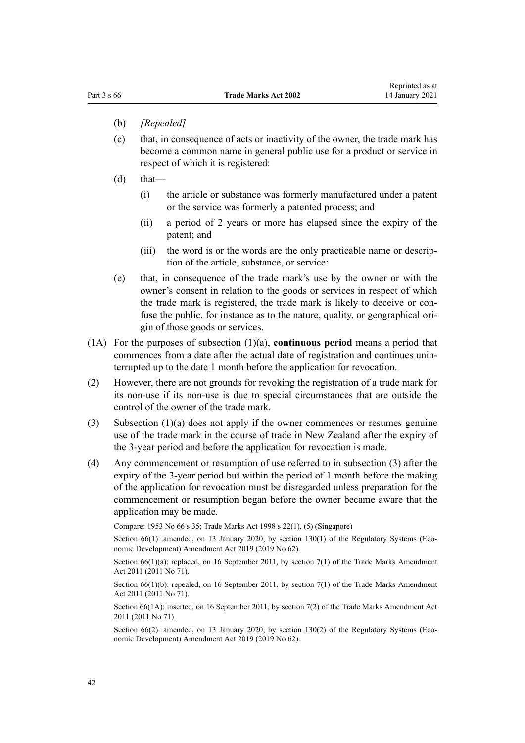(b) *[Repealed]*

(c) that, in consequence of acts or inactivity of the owner, the trade mark has become a common name in general public use for a product or service in respect of which it is registered:

(d) that—

  (i) the article or substance was formerly manufactured under a patent or the service was formerly a patented process; and

  (ii) a period of 2 years or more has elapsed since the expiry of the patent; and

  (iii) the word is or the words are the only practicable name or description of the article, substance, or service:

(e) that, in consequence of the trade mark's use by the owner or with the owner's consent in relation to the goods or services in respect of which the trade mark is registered, the trade mark is likely to deceive or confuse the public, for instance as to the nature, quality, or geographical origin of those goods or services.

(1A) For the purposes of subsection (1)(a), **continuous period** means a period that commences from a date after the actual date of registration and continues uninterrupted up to the date 1 month before the application for revocation.

(2) However, there are not grounds for revoking the registration of a trade mark for its non-use if its non-use is due to special circumstances that are outside the control of the owner of the trade mark.

(3) Subsection (1)(a) does not apply if the owner commences or resumes genuine use of the trade mark in the course of trade in New Zealand after the expiry of the 3-year period and before the application for revocation is made.

(4) Any commencement or resumption of use referred to in subsection (3) after the expiry of the 3-year period but within the period of 1 month before the making of the application for revocation must be disregarded unless preparation for the commencement or resumption began before the owner became aware that the application may be made.

Compare: 1953 No 66 s 35; Trade Marks Act 1998 s 22(1), (5) (Singapore)

Section 66(1): amended, on 13 January 2020, by section 130(1) of the Regulatory Systems (Economic Development) Amendment Act 2019 (2019 No 62).

Section 66(1)(a): replaced, on 16 September 2011, by section 7(1) of the Trade Marks Amendment Act 2011 (2011 No 71).

Section 66(1)(b): repealed, on 16 September 2011, by section 7(1) of the Trade Marks Amendment Act 2011 (2011 No 71).

Section 66(1A): inserted, on 16 September 2011, by section 7(2) of the Trade Marks Amendment Act 2011 (2011 No 71).

Section 66(2): amended, on 13 January 2020, by section 130(2) of the Regulatory Systems (Economic Development) Amendment Act 2019 (2019 No 62).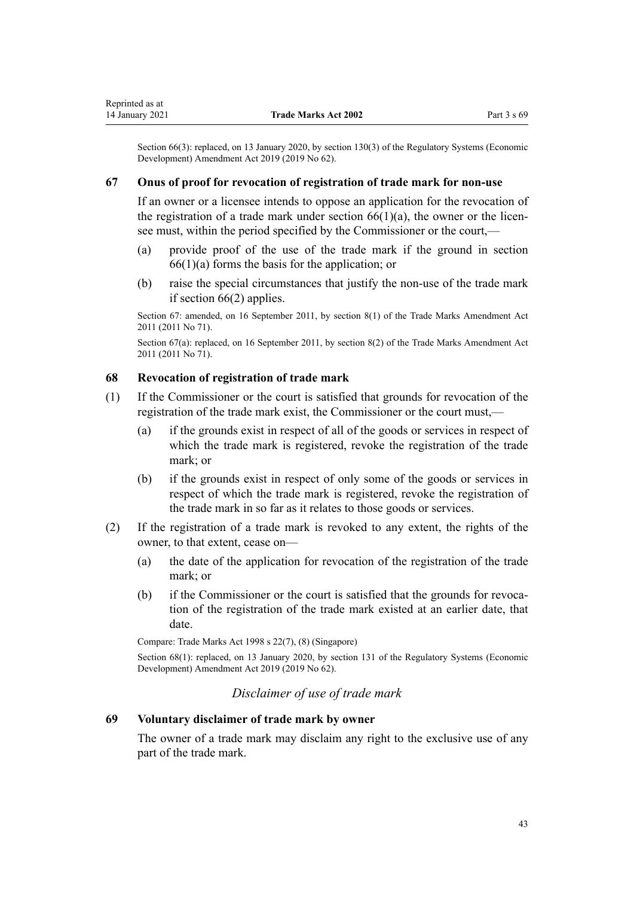Section 66(3): replaced, on 13 January 2020, by section 130(3) of the Regulatory Systems (Economic Development) Amendment Act 2019 (2019 No 62).

### 67 Onus of proof for revocation of registration of trade mark for non-use

If an owner or a licensee intends to oppose an application for the revocation of the registration of a trade mark under section 66(1)(a), the owner or the licensee must, within the period specified by the Commissioner or the court,—

(a) provide proof of the use of the trade mark if the ground in section 66(1)(a) forms the basis for the application; or

(b) raise the special circumstances that justify the non-use of the trade mark if section 66(2) applies.

Section 67: amended, on 16 September 2011, by section 8(1) of the Trade Marks Amendment Act 2011 (2011 No 71).

Section 67(a): replaced, on 16 September 2011, by section 8(2) of the Trade Marks Amendment Act 2011 (2011 No 71).

### 68 Revocation of registration of trade mark

(1) If the Commissioner or the court is satisfied that grounds for revocation of the registration of the trade mark exist, the Commissioner or the court must,—

(a) if the grounds exist in respect of all of the goods or services in respect of which the trade mark is registered, revoke the registration of the trade mark; or

(b) if the grounds exist in respect of only some of the goods or services in respect of which the trade mark is registered, revoke the registration of the trade mark in so far as it relates to those goods or services.

(2) If the registration of a trade mark is revoked to any extent, the rights of the owner, to that extent, cease on—

(a) the date of the application for revocation of the registration of the trade mark; or

(b) if the Commissioner or the court is satisfied that the grounds for revocation of the registration of the trade mark existed at an earlier date, that date.

Compare: Trade Marks Act 1998 s 22(7), (8) (Singapore)

Section 68(1): replaced, on 13 January 2020, by section 131 of the Regulatory Systems (Economic Development) Amendment Act 2019 (2019 No 62).

*Disclaimer of use of trade mark*

### 69 Voluntary disclaimer of trade mark by owner

The owner of a trade mark may disclaim any right to the exclusive use of any part of the trade mark.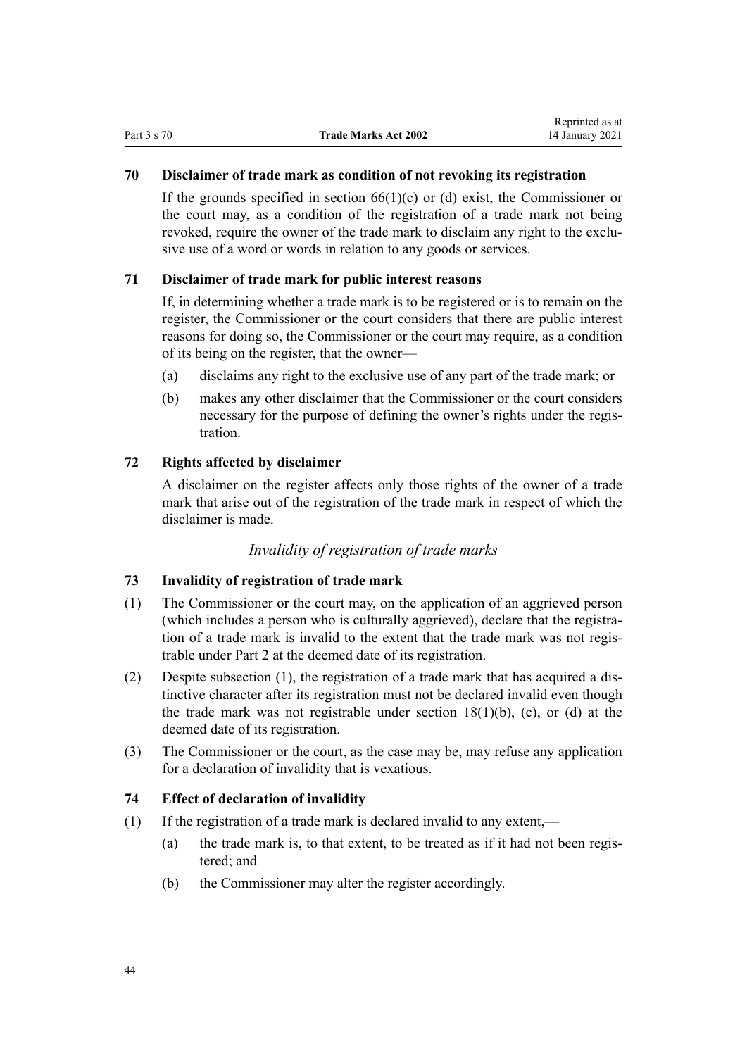### 70 Disclaimer of trade mark as condition of not revoking its registration

If the grounds specified in section 66(1)(c) or (d) exist, the Commissioner or the court may, as a condition of the registration of a trade mark not being revoked, require the owner of the trade mark to disclaim any right to the exclusive use of a word or words in relation to any goods or services.

### 71 Disclaimer of trade mark for public interest reasons

If, in determining whether a trade mark is to be registered or is to remain on the register, the Commissioner or the court considers that there are public interest reasons for doing so, the Commissioner or the court may require, as a condition of its being on the register, that the owner—

(a) disclaims any right to the exclusive use of any part of the trade mark; or

(b) makes any other disclaimer that the Commissioner or the court considers necessary for the purpose of defining the owner's rights under the registration.

### 72 Rights affected by disclaimer

A disclaimer on the register affects only those rights of the owner of a trade mark that arise out of the registration of the trade mark in respect of which the disclaimer is made.

*Invalidity of registration of trade marks*

### 73 Invalidity of registration of trade mark

(1) The Commissioner or the court may, on the application of an aggrieved person (which includes a person who is culturally aggrieved), declare that the registration of a trade mark is invalid to the extent that the trade mark was not registrable under Part 2 at the deemed date of its registration.

(2) Despite subsection (1), the registration of a trade mark that has acquired a distinctive character after its registration must not be declared invalid even though the trade mark was not registrable under section 18(1)(b), (c), or (d) at the deemed date of its registration.

(3) The Commissioner or the court, as the case may be, may refuse any application for a declaration of invalidity that is vexatious.

### 74 Effect of declaration of invalidity

(1) If the registration of a trade mark is declared invalid to any extent,—

(a) the trade mark is, to that extent, to be treated as if it had not been registered; and

(b) the Commissioner may alter the register accordingly.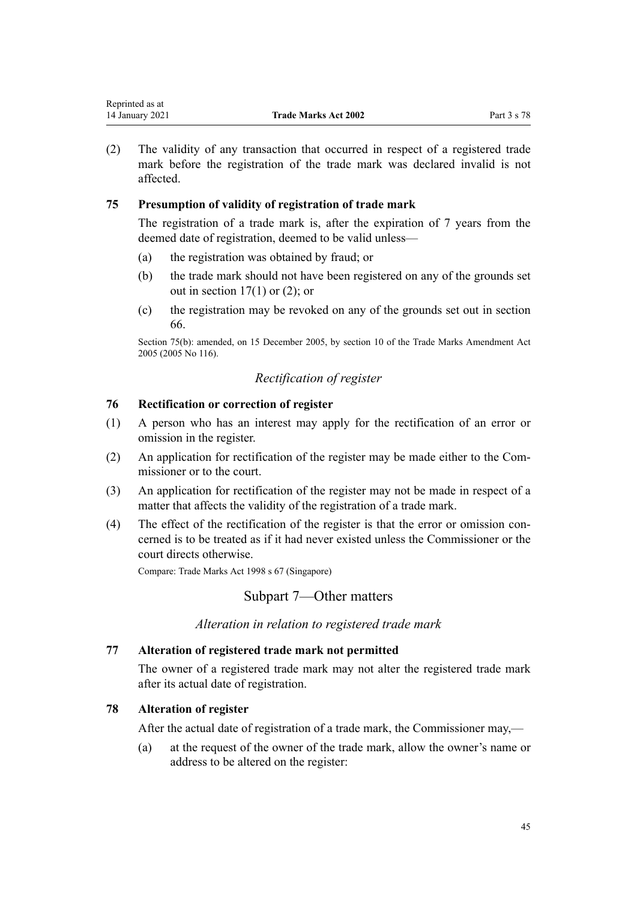(2) The validity of any transaction that occurred in respect of a registered trade mark before the registration of the trade mark was declared invalid is not affected.

### 75 Presumption of validity of registration of trade mark

The registration of a trade mark is, after the expiration of 7 years from the deemed date of registration, deemed to be valid unless—

- (a) the registration was obtained by fraud; or
- (b) the trade mark should not have been registered on any of the grounds set out in section 17(1) or (2); or
- (c) the registration may be revoked on any of the grounds set out in section 66.

Section 75(b): amended, on 15 December 2005, by section 10 of the Trade Marks Amendment Act 2005 (2005 No 116).

*Rectification of register*

### 76 Rectification or correction of register

(1) A person who has an interest may apply for the rectification of an error or omission in the register.

(2) An application for rectification of the register may be made either to the Commissioner or to the court.

(3) An application for rectification of the register may not be made in respect of a matter that affects the validity of the registration of a trade mark.

(4) The effect of the rectification of the register is that the error or omission concerned is to be treated as if it had never existed unless the Commissioner or the court directs otherwise.

Compare: Trade Marks Act 1998 s 67 (Singapore)

## Subpart 7—Other matters

*Alteration in relation to registered trade mark*

### 77 Alteration of registered trade mark not permitted

The owner of a registered trade mark may not alter the registered trade mark after its actual date of registration.

### 78 Alteration of register

After the actual date of registration of a trade mark, the Commissioner may,—

- (a) at the request of the owner of the trade mark, allow the owner's name or address to be altered on the register: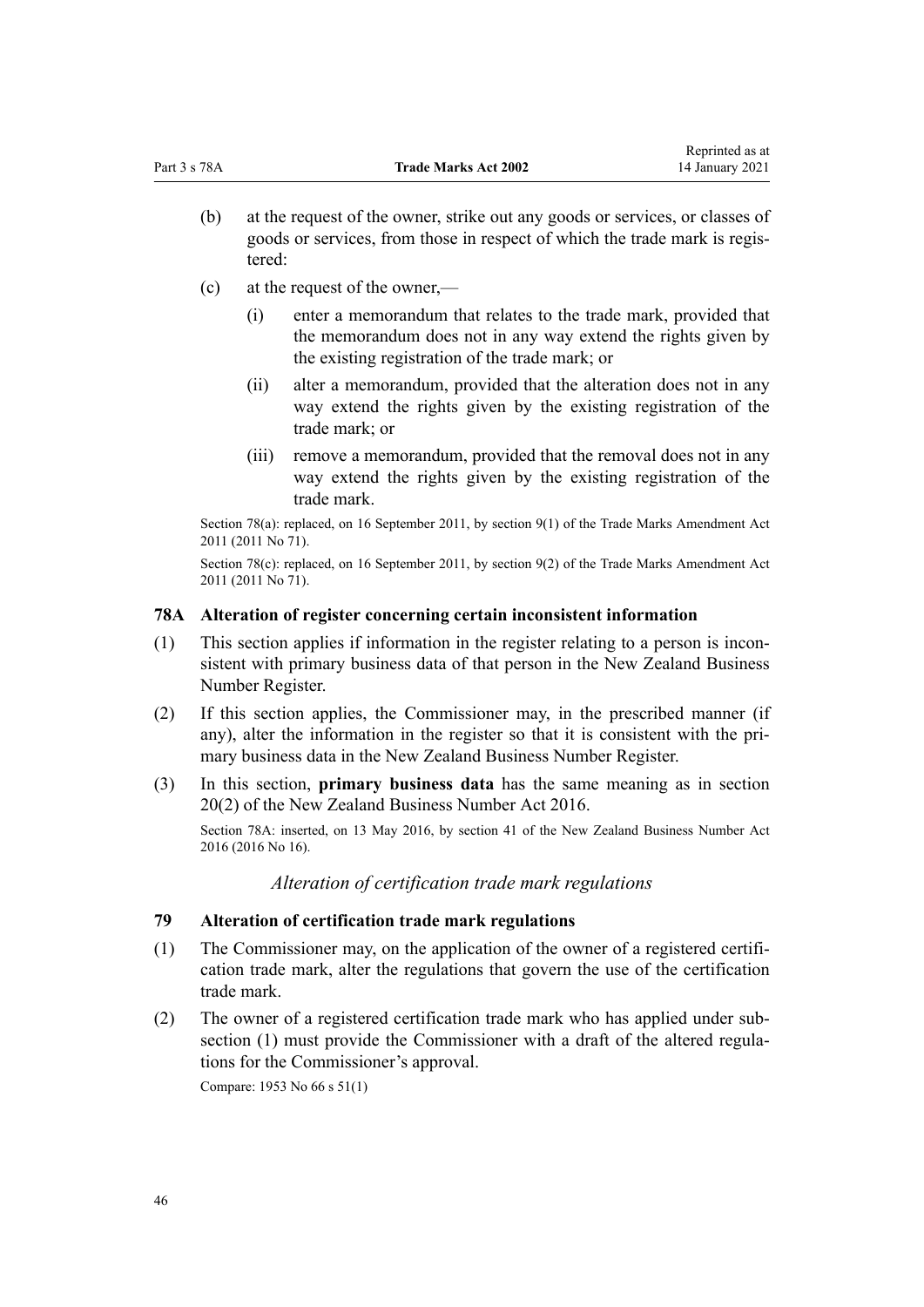(b) at the request of the owner, strike out any goods or services, or classes of goods or services, from those in respect of which the trade mark is registered:

(c) at the request of the owner,—

  (i) enter a memorandum that relates to the trade mark, provided that the memorandum does not in any way extend the rights given by the existing registration of the trade mark; or

  (ii) alter a memorandum, provided that the alteration does not in any way extend the rights given by the existing registration of the trade mark; or

  (iii) remove a memorandum, provided that the removal does not in any way extend the rights given by the existing registration of the trade mark.

Section 78(a): replaced, on 16 September 2011, by section 9(1) of the Trade Marks Amendment Act 2011 (2011 No 71).

Section 78(c): replaced, on 16 September 2011, by section 9(2) of the Trade Marks Amendment Act 2011 (2011 No 71).

### 78A Alteration of register concerning certain inconsistent information

(1) This section applies if information in the register relating to a person is inconsistent with primary business data of that person in the New Zealand Business Number Register.

(2) If this section applies, the Commissioner may, in the prescribed manner (if any), alter the information in the register so that it is consistent with the primary business data in the New Zealand Business Number Register.

(3) In this section, **primary business data** has the same meaning as in section 20(2) of the New Zealand Business Number Act 2016.

Section 78A: inserted, on 13 May 2016, by section 41 of the New Zealand Business Number Act 2016 (2016 No 16).

*Alteration of certification trade mark regulations*

### 79 Alteration of certification trade mark regulations

(1) The Commissioner may, on the application of the owner of a registered certification trade mark, alter the regulations that govern the use of the certification trade mark.

(2) The owner of a registered certification trade mark who has applied under subsection (1) must provide the Commissioner with a draft of the altered regulations for the Commissioner's approval.

Compare: 1953 No 66 s 51(1)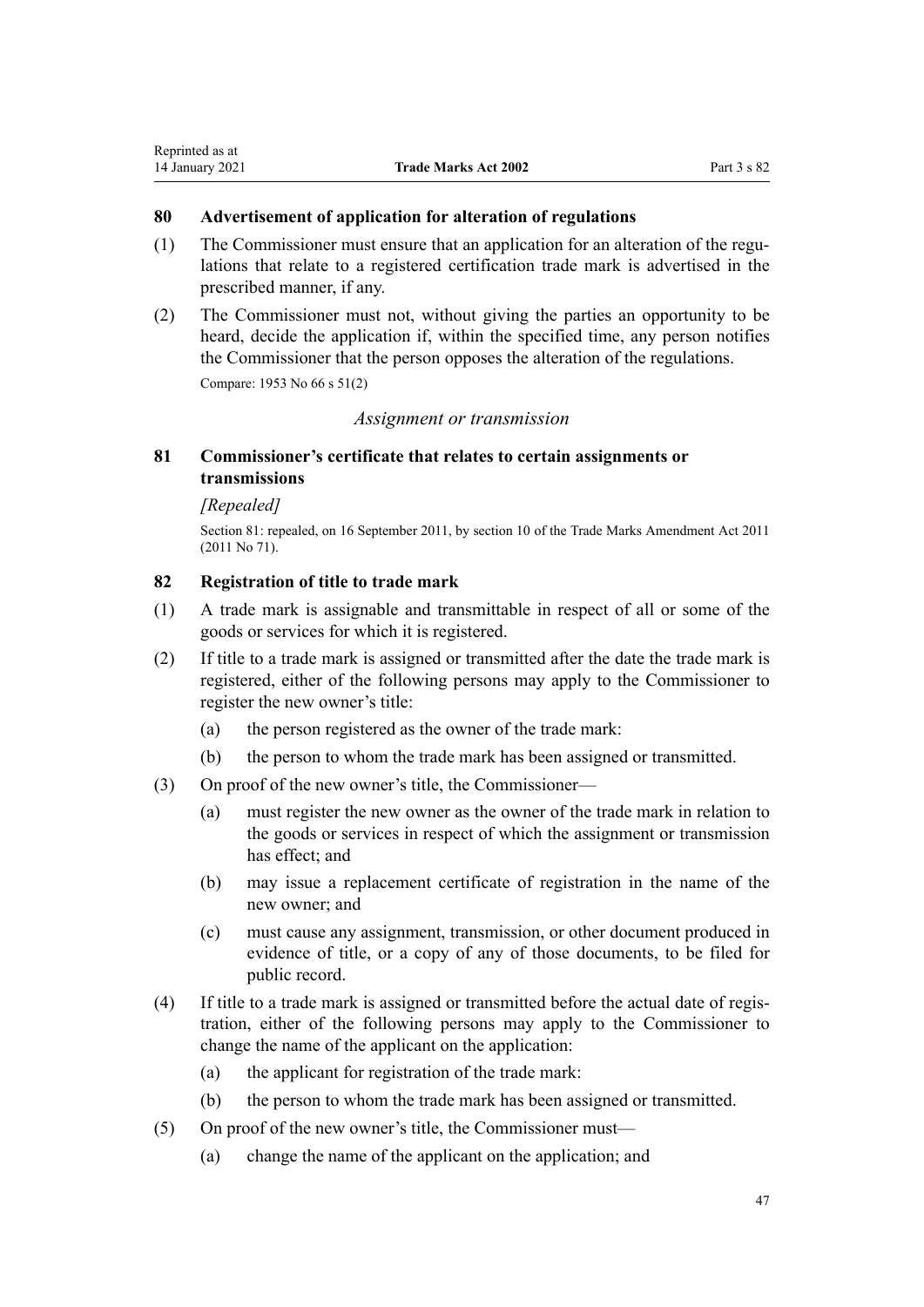## 80 Advertisement of application for alteration of regulations

(1) The Commissioner must ensure that an application for an alteration of the regulations that relate to a registered certification trade mark is advertised in the prescribed manner, if any.

(2) The Commissioner must not, without giving the parties an opportunity to be heard, decide the application if, within the specified time, any person notifies the Commissioner that the person opposes the alteration of the regulations.

Compare: 1953 No 66 s 51(2)

*Assignment or transmission*

## 81 Commissioner's certificate that relates to certain assignments or transmissions

*[Repealed]*

Section 81: repealed, on 16 September 2011, by section 10 of the Trade Marks Amendment Act 2011 (2011 No 71).

## 82 Registration of title to trade mark

(1) A trade mark is assignable and transmittable in respect of all or some of the goods or services for which it is registered.

(2) If title to a trade mark is assigned or transmitted after the date the trade mark is registered, either of the following persons may apply to the Commissioner to register the new owner's title:

- (a) the person registered as the owner of the trade mark:
- (b) the person to whom the trade mark has been assigned or transmitted.

(3) On proof of the new owner's title, the Commissioner—

- (a) must register the new owner as the owner of the trade mark in relation to the goods or services in respect of which the assignment or transmission has effect; and
- (b) may issue a replacement certificate of registration in the name of the new owner; and
- (c) must cause any assignment, transmission, or other document produced in evidence of title, or a copy of any of those documents, to be filed for public record.

(4) If title to a trade mark is assigned or transmitted before the actual date of registration, either of the following persons may apply to the Commissioner to change the name of the applicant on the application:

- (a) the applicant for registration of the trade mark:
- (b) the person to whom the trade mark has been assigned or transmitted.

(5) On proof of the new owner's title, the Commissioner must—

- (a) change the name of the applicant on the application; and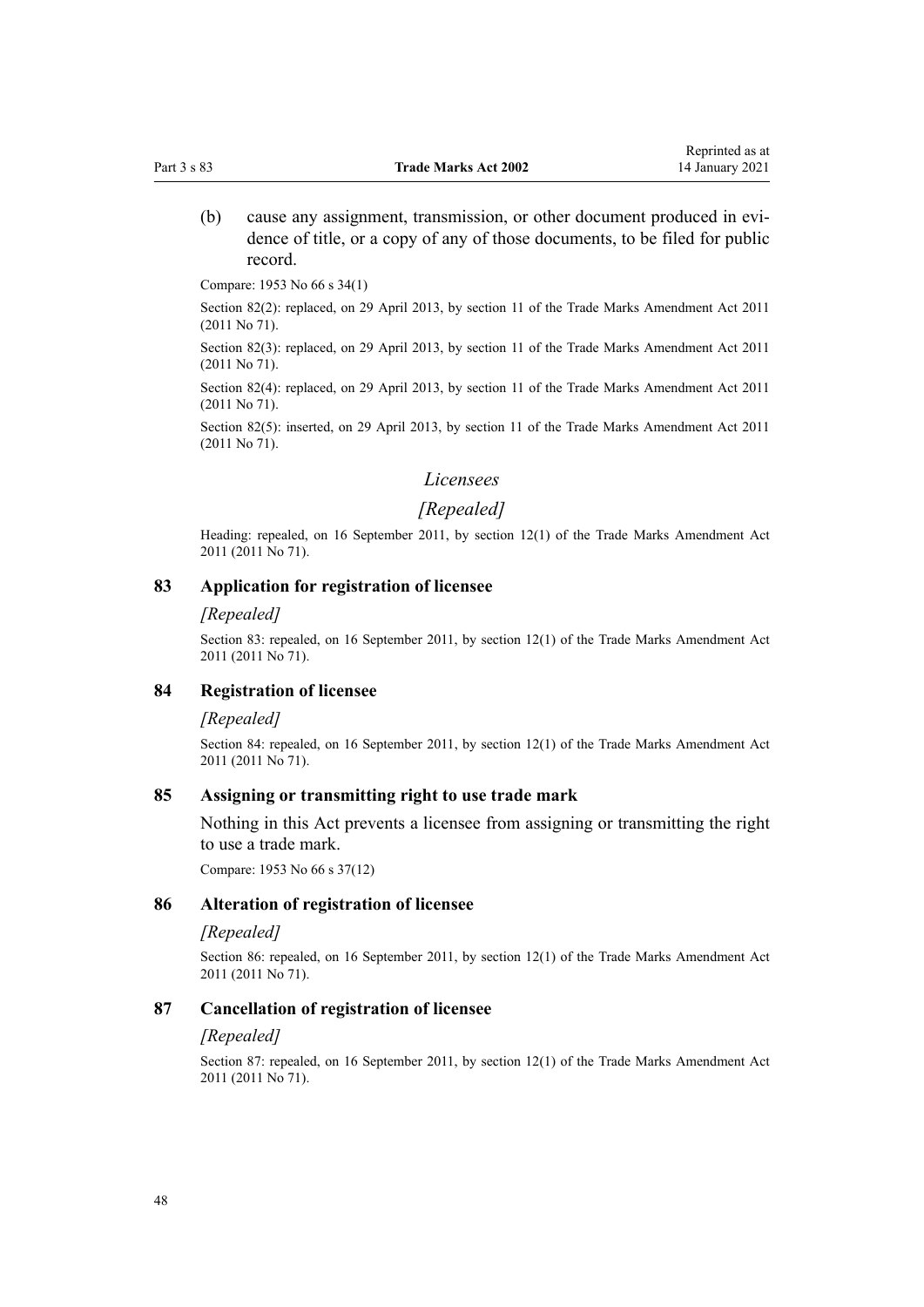(b) cause any assignment, transmission, or other document produced in evidence of title, or a copy of any of those documents, to be filed for public record.

Compare: 1953 No 66 s 34(1)

Section 82(2): replaced, on 29 April 2013, by section 11 of the Trade Marks Amendment Act 2011 (2011 No 71).

Section 82(3): replaced, on 29 April 2013, by section 11 of the Trade Marks Amendment Act 2011 (2011 No 71).

Section 82(4): replaced, on 29 April 2013, by section 11 of the Trade Marks Amendment Act 2011 (2011 No 71).

Section 82(5): inserted, on 29 April 2013, by section 11 of the Trade Marks Amendment Act 2011 (2011 No 71).

### *Licensees*

### *[Repealed]*

Heading: repealed, on 16 September 2011, by section 12(1) of the Trade Marks Amendment Act 2011 (2011 No 71).

## 83 Application for registration of licensee

*[Repealed]*

Section 83: repealed, on 16 September 2011, by section 12(1) of the Trade Marks Amendment Act 2011 (2011 No 71).

## 84 Registration of licensee

*[Repealed]*

Section 84: repealed, on 16 September 2011, by section 12(1) of the Trade Marks Amendment Act 2011 (2011 No 71).

## 85 Assigning or transmitting right to use trade mark

Nothing in this Act prevents a licensee from assigning or transmitting the right to use a trade mark.

Compare: 1953 No 66 s 37(12)

## 86 Alteration of registration of licensee

*[Repealed]*

Section 86: repealed, on 16 September 2011, by section 12(1) of the Trade Marks Amendment Act 2011 (2011 No 71).

## 87 Cancellation of registration of licensee

*[Repealed]*

Section 87: repealed, on 16 September 2011, by section 12(1) of the Trade Marks Amendment Act 2011 (2011 No 71).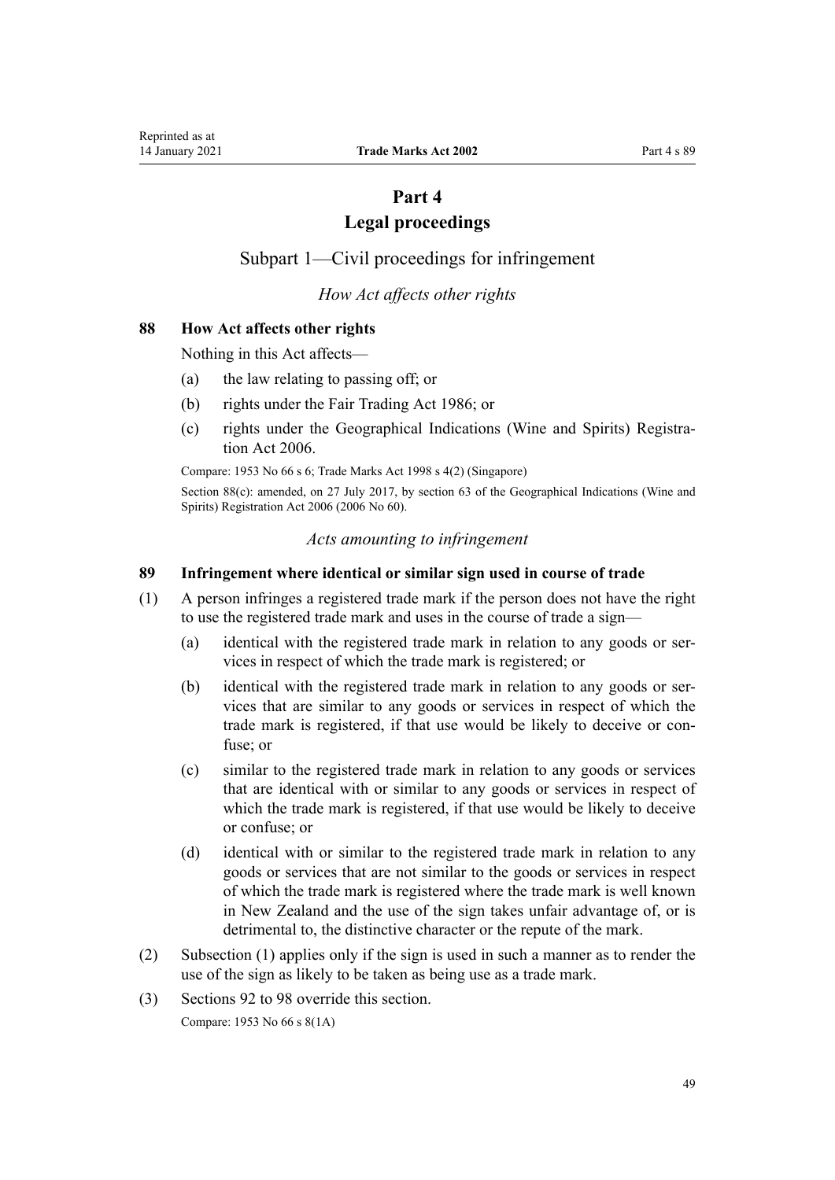# Part 4
# Legal proceedings

## Subpart 1—Civil proceedings for infringement

*How Act affects other rights*

### 88 How Act affects other rights

Nothing in this Act affects—

- (a) the law relating to passing off; or
- (b) rights under the Fair Trading Act 1986; or
- (c) rights under the Geographical Indications (Wine and Spirits) Registration Act 2006.

Compare: 1953 No 66 s 6; Trade Marks Act 1998 s 4(2) (Singapore)

Section 88(c): amended, on 27 July 2017, by section 63 of the Geographical Indications (Wine and Spirits) Registration Act 2006 (2006 No 60).

*Acts amounting to infringement*

### 89 Infringement where identical or similar sign used in course of trade

(1) A person infringes a registered trade mark if the person does not have the right to use the registered trade mark and uses in the course of trade a sign—

- (a) identical with the registered trade mark in relation to any goods or services in respect of which the trade mark is registered; or
- (b) identical with the registered trade mark in relation to any goods or services that are similar to any goods or services in respect of which the trade mark is registered, if that use would be likely to deceive or confuse; or
- (c) similar to the registered trade mark in relation to any goods or services that are identical with or similar to any goods or services in respect of which the trade mark is registered, if that use would be likely to deceive or confuse; or
- (d) identical with or similar to the registered trade mark in relation to any goods or services that are not similar to the goods or services in respect of which the trade mark is registered where the trade mark is well known in New Zealand and the use of the sign takes unfair advantage of, or is detrimental to, the distinctive character or the repute of the mark.

(2) Subsection (1) applies only if the sign is used in such a manner as to render the use of the sign as likely to be taken as being use as a trade mark.

(3) Sections 92 to 98 override this section.

Compare: 1953 No 66 s 8(1A)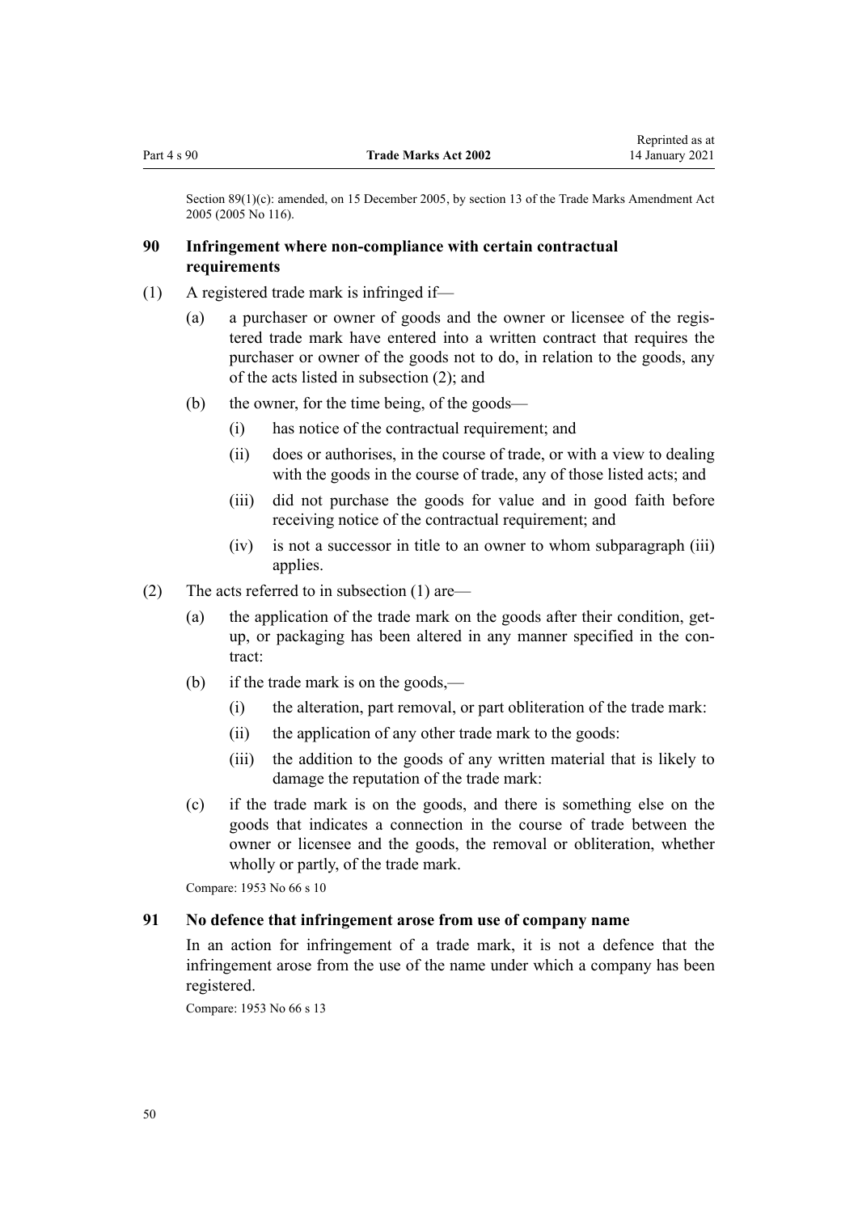Section 89(1)(c): amended, on 15 December 2005, by section 13 of the Trade Marks Amendment Act 2005 (2005 No 116).

### 90 Infringement where non-compliance with certain contractual requirements

(1) A registered trade mark is infringed if—

(a) a purchaser or owner of goods and the owner or licensee of the registered trade mark have entered into a written contract that requires the purchaser or owner of the goods not to do, in relation to the goods, any of the acts listed in subsection (2); and

(b) the owner, for the time being, of the goods—

(i) has notice of the contractual requirement; and

(ii) does or authorises, in the course of trade, or with a view to dealing with the goods in the course of trade, any of those listed acts; and

(iii) did not purchase the goods for value and in good faith before receiving notice of the contractual requirement; and

(iv) is not a successor in title to an owner to whom subparagraph (iii) applies.

(2) The acts referred to in subsection (1) are—

(a) the application of the trade mark on the goods after their condition, get-up, or packaging has been altered in any manner specified in the contract:

(b) if the trade mark is on the goods,—

(i) the alteration, part removal, or part obliteration of the trade mark:

(ii) the application of any other trade mark to the goods:

(iii) the addition to the goods of any written material that is likely to damage the reputation of the trade mark:

(c) if the trade mark is on the goods, and there is something else on the goods that indicates a connection in the course of trade between the owner or licensee and the goods, the removal or obliteration, whether wholly or partly, of the trade mark.

Compare: 1953 No 66 s 10

### 91 No defence that infringement arose from use of company name

In an action for infringement of a trade mark, it is not a defence that the infringement arose from the use of the name under which a company has been registered.

Compare: 1953 No 66 s 13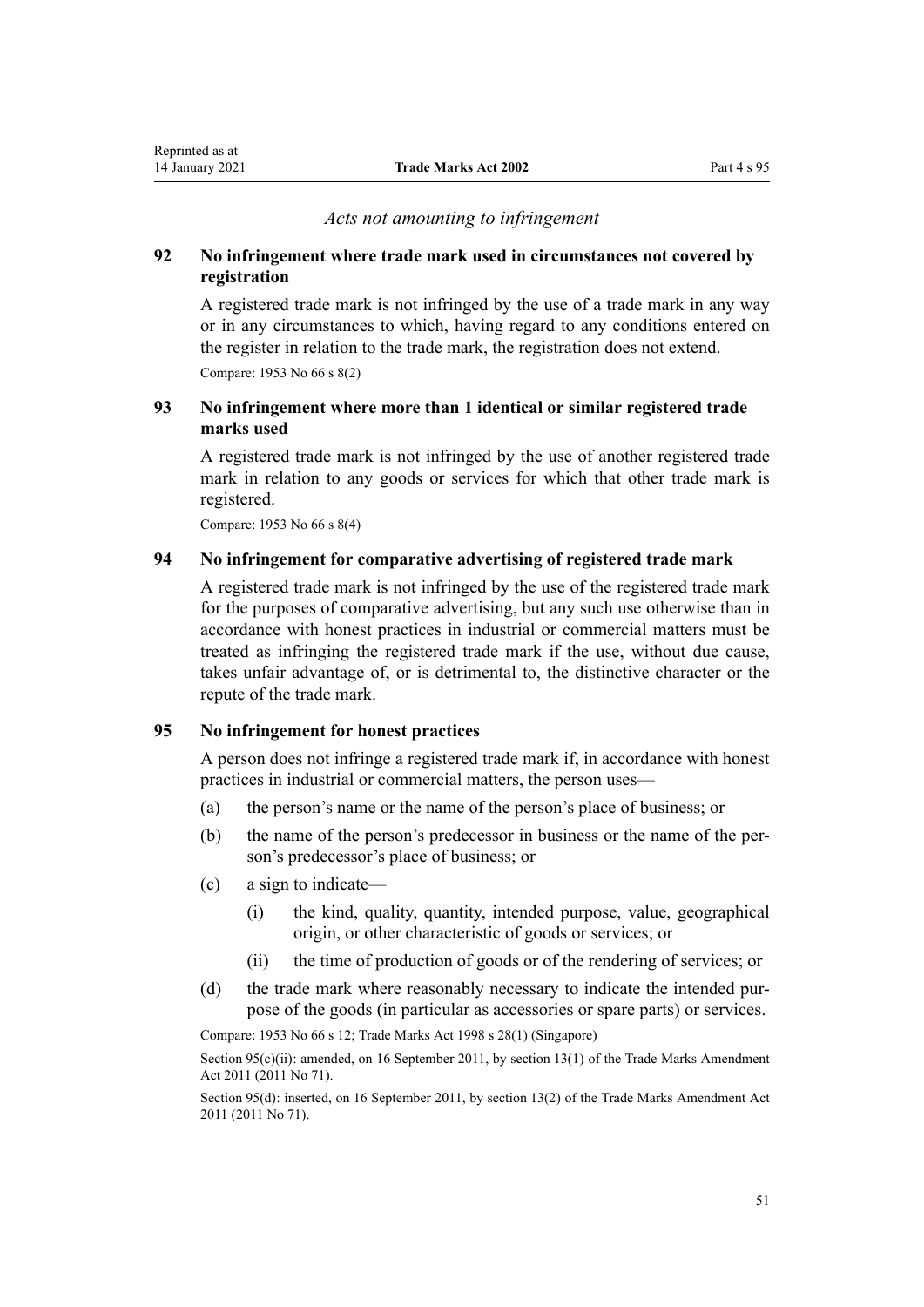*Acts not amounting to infringement*

### 92 No infringement where trade mark used in circumstances not covered by registration

A registered trade mark is not infringed by the use of a trade mark in any way or in any circumstances to which, having regard to any conditions entered on the register in relation to the trade mark, the registration does not extend.

Compare: 1953 No 66 s 8(2)

### 93 No infringement where more than 1 identical or similar registered trade marks used

A registered trade mark is not infringed by the use of another registered trade mark in relation to any goods or services for which that other trade mark is registered.

Compare: 1953 No 66 s 8(4)

### 94 No infringement for comparative advertising of registered trade mark

A registered trade mark is not infringed by the use of the registered trade mark for the purposes of comparative advertising, but any such use otherwise than in accordance with honest practices in industrial or commercial matters must be treated as infringing the registered trade mark if the use, without due cause, takes unfair advantage of, or is detrimental to, the distinctive character or the repute of the trade mark.

### 95 No infringement for honest practices

A person does not infringe a registered trade mark if, in accordance with honest practices in industrial or commercial matters, the person uses—

(a) the person's name or the name of the person's place of business; or

(b) the name of the person's predecessor in business or the name of the person's predecessor's place of business; or

(c) a sign to indicate—

  (i) the kind, quality, quantity, intended purpose, value, geographical origin, or other characteristic of goods or services; or

  (ii) the time of production of goods or of the rendering of services; or

(d) the trade mark where reasonably necessary to indicate the intended purpose of the goods (in particular as accessories or spare parts) or services.

Compare: 1953 No 66 s 12; Trade Marks Act 1998 s 28(1) (Singapore)

Section 95(c)(ii): amended, on 16 September 2011, by section 13(1) of the Trade Marks Amendment Act 2011 (2011 No 71).

Section 95(d): inserted, on 16 September 2011, by section 13(2) of the Trade Marks Amendment Act 2011 (2011 No 71).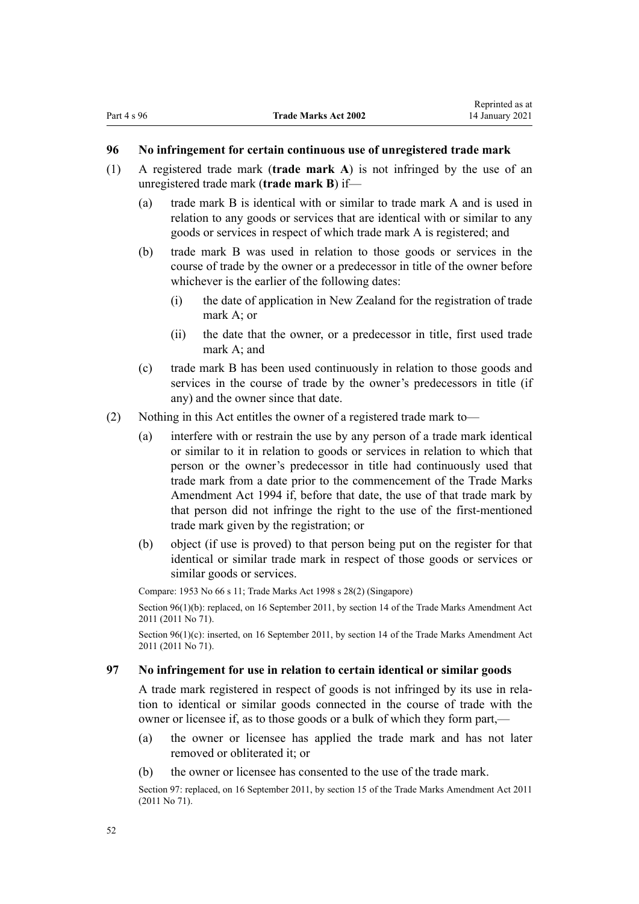### 96 No infringement for certain continuous use of unregistered trade mark

(1) A registered trade mark (**trade mark A**) is not infringed by the use of an unregistered trade mark (**trade mark B**) if—

(a) trade mark B is identical with or similar to trade mark A and is used in relation to any goods or services that are identical with or similar to any goods or services in respect of which trade mark A is registered; and

(b) trade mark B was used in relation to those goods or services in the course of trade by the owner or a predecessor in title of the owner before whichever is the earlier of the following dates:

(i) the date of application in New Zealand for the registration of trade mark A; or

(ii) the date that the owner, or a predecessor in title, first used trade mark A; and

(c) trade mark B has been used continuously in relation to those goods and services in the course of trade by the owner's predecessors in title (if any) and the owner since that date.

(2) Nothing in this Act entitles the owner of a registered trade mark to—

(a) interfere with or restrain the use by any person of a trade mark identical or similar to it in relation to goods or services in relation to which that person or the owner's predecessor in title had continuously used that trade mark from a date prior to the commencement of the Trade Marks Amendment Act 1994 if, before that date, the use of that trade mark by that person did not infringe the right to the use of the first-mentioned trade mark given by the registration; or

(b) object (if use is proved) to that person being put on the register for that identical or similar trade mark in respect of those goods or services or similar goods or services.

Compare: 1953 No 66 s 11; Trade Marks Act 1998 s 28(2) (Singapore)

Section 96(1)(b): replaced, on 16 September 2011, by section 14 of the Trade Marks Amendment Act 2011 (2011 No 71).

Section 96(1)(c): inserted, on 16 September 2011, by section 14 of the Trade Marks Amendment Act 2011 (2011 No 71).

### 97 No infringement for use in relation to certain identical or similar goods

A trade mark registered in respect of goods is not infringed by its use in relation to identical or similar goods connected in the course of trade with the owner or licensee if, as to those goods or a bulk of which they form part,—

(a) the owner or licensee has applied the trade mark and has not later removed or obliterated it; or

(b) the owner or licensee has consented to the use of the trade mark.

Section 97: replaced, on 16 September 2011, by section 15 of the Trade Marks Amendment Act 2011 (2011 No 71).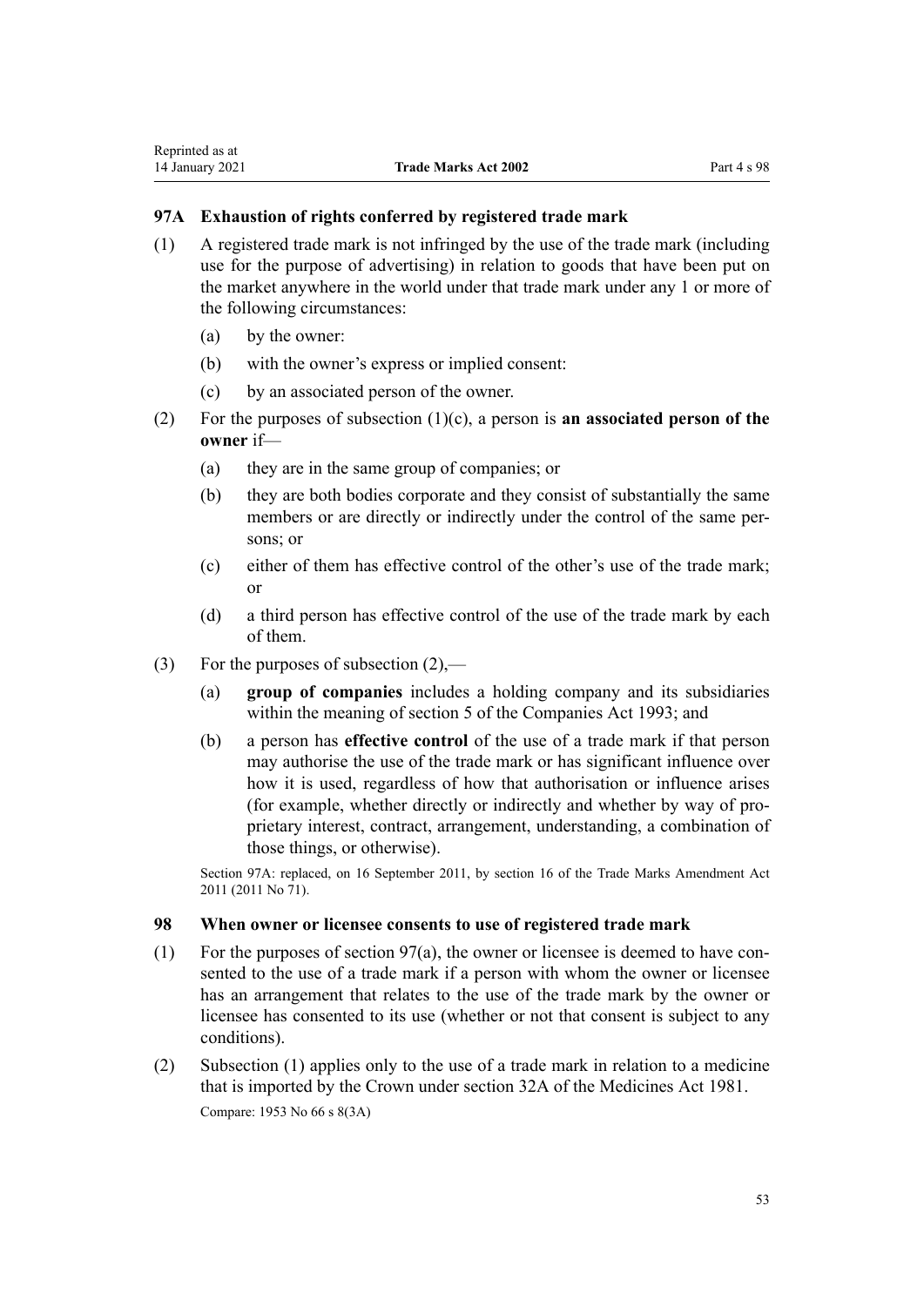### 97A Exhaustion of rights conferred by registered trade mark

(1) A registered trade mark is not infringed by the use of the trade mark (including use for the purpose of advertising) in relation to goods that have been put on the market anywhere in the world under that trade mark under any 1 or more of the following circumstances:

  (a) by the owner:

  (b) with the owner's express or implied consent:

  (c) by an associated person of the owner.

(2) For the purposes of subsection (1)(c), a person is **an associated person of the owner** if—

  (a) they are in the same group of companies; or

  (b) they are both bodies corporate and they consist of substantially the same members or are directly or indirectly under the control of the same persons; or

  (c) either of them has effective control of the other's use of the trade mark; or

  (d) a third person has effective control of the use of the trade mark by each of them.

(3) For the purposes of subsection (2),—

  (a) **group of companies** includes a holding company and its subsidiaries within the meaning of section 5 of the Companies Act 1993; and

  (b) a person has **effective control** of the use of a trade mark if that person may authorise the use of the trade mark or has significant influence over how it is used, regardless of how that authorisation or influence arises (for example, whether directly or indirectly and whether by way of proprietary interest, contract, arrangement, understanding, a combination of those things, or otherwise).

Section 97A: replaced, on 16 September 2011, by section 16 of the Trade Marks Amendment Act 2011 (2011 No 71).

### 98 When owner or licensee consents to use of registered trade mark

(1) For the purposes of section 97(a), the owner or licensee is deemed to have consented to the use of a trade mark if a person with whom the owner or licensee has an arrangement that relates to the use of the trade mark by the owner or licensee has consented to its use (whether or not that consent is subject to any conditions).

(2) Subsection (1) applies only to the use of a trade mark in relation to a medicine that is imported by the Crown under section 32A of the Medicines Act 1981.

Compare: 1953 No 66 s 8(3A)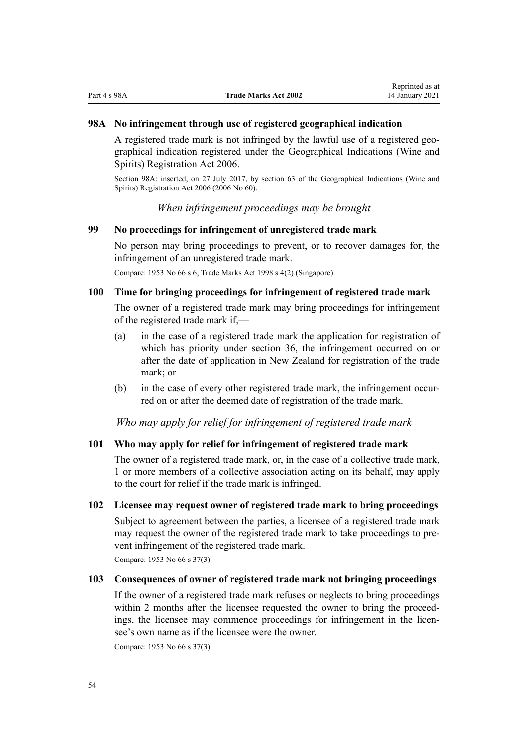### 98A No infringement through use of registered geographical indication

A registered trade mark is not infringed by the lawful use of a registered geographical indication registered under the Geographical Indications (Wine and Spirits) Registration Act 2006.

Section 98A: inserted, on 27 July 2017, by section 63 of the Geographical Indications (Wine and Spirits) Registration Act 2006 (2006 No 60).

*When infringement proceedings may be brought*

### 99 No proceedings for infringement of unregistered trade mark

No person may bring proceedings to prevent, or to recover damages for, the infringement of an unregistered trade mark.

Compare: 1953 No 66 s 6; Trade Marks Act 1998 s 4(2) (Singapore)

### 100 Time for bringing proceedings for infringement of registered trade mark

The owner of a registered trade mark may bring proceedings for infringement of the registered trade mark if,—

(a) in the case of a registered trade mark the application for registration of which has priority under section 36, the infringement occurred on or after the date of application in New Zealand for registration of the trade mark; or

(b) in the case of every other registered trade mark, the infringement occurred on or after the deemed date of registration of the trade mark.

*Who may apply for relief for infringement of registered trade mark*

### 101 Who may apply for relief for infringement of registered trade mark

The owner of a registered trade mark, or, in the case of a collective trade mark, 1 or more members of a collective association acting on its behalf, may apply to the court for relief if the trade mark is infringed.

### 102 Licensee may request owner of registered trade mark to bring proceedings

Subject to agreement between the parties, a licensee of a registered trade mark may request the owner of the registered trade mark to take proceedings to prevent infringement of the registered trade mark.

Compare: 1953 No 66 s 37(3)

### 103 Consequences of owner of registered trade mark not bringing proceedings

If the owner of a registered trade mark refuses or neglects to bring proceedings within 2 months after the licensee requested the owner to bring the proceedings, the licensee may commence proceedings for infringement in the licensee's own name as if the licensee were the owner.

Compare: 1953 No 66 s 37(3)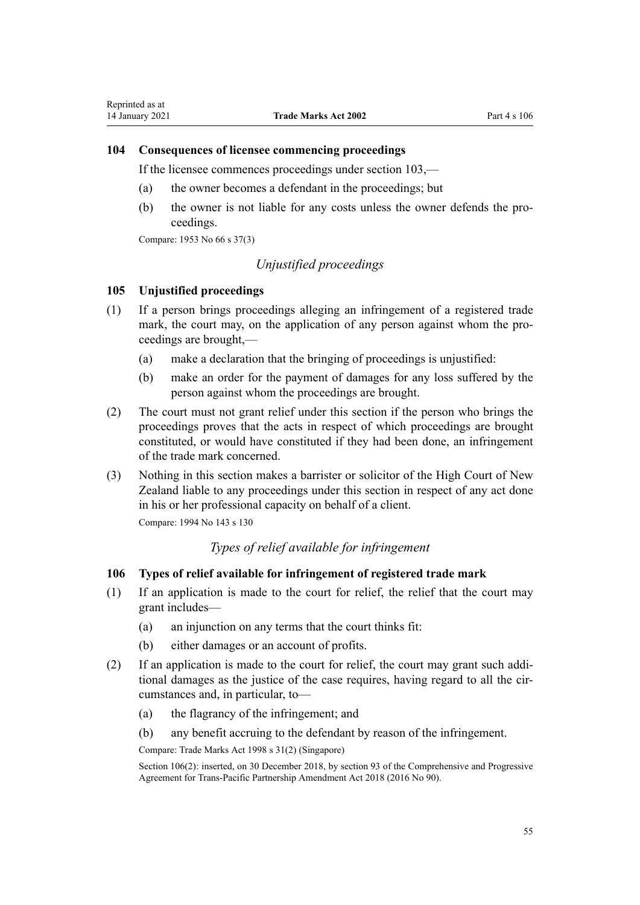### 104 Consequences of licensee commencing proceedings

If the licensee commences proceedings under section 103,—

(a) the owner becomes a defendant in the proceedings; but

(b) the owner is not liable for any costs unless the owner defends the proceedings.

Compare: 1953 No 66 s 37(3)

*Unjustified proceedings*

### 105 Unjustified proceedings

(1) If a person brings proceedings alleging an infringement of a registered trade mark, the court may, on the application of any person against whom the proceedings are brought,—

(a) make a declaration that the bringing of proceedings is unjustified:

(b) make an order for the payment of damages for any loss suffered by the person against whom the proceedings are brought.

(2) The court must not grant relief under this section if the person who brings the proceedings proves that the acts in respect of which proceedings are brought constituted, or would have constituted if they had been done, an infringement of the trade mark concerned.

(3) Nothing in this section makes a barrister or solicitor of the High Court of New Zealand liable to any proceedings under this section in respect of any act done in his or her professional capacity on behalf of a client.

Compare: 1994 No 143 s 130

*Types of relief available for infringement*

### 106 Types of relief available for infringement of registered trade mark

(1) If an application is made to the court for relief, the relief that the court may grant includes—

(a) an injunction on any terms that the court thinks fit:

(b) either damages or an account of profits.

(2) If an application is made to the court for relief, the court may grant such additional damages as the justice of the case requires, having regard to all the circumstances and, in particular, to—

(a) the flagrancy of the infringement; and

(b) any benefit accruing to the defendant by reason of the infringement.

Compare: Trade Marks Act 1998 s 31(2) (Singapore)

Section 106(2): inserted, on 30 December 2018, by section 93 of the Comprehensive and Progressive Agreement for Trans-Pacific Partnership Amendment Act 2018 (2016 No 90).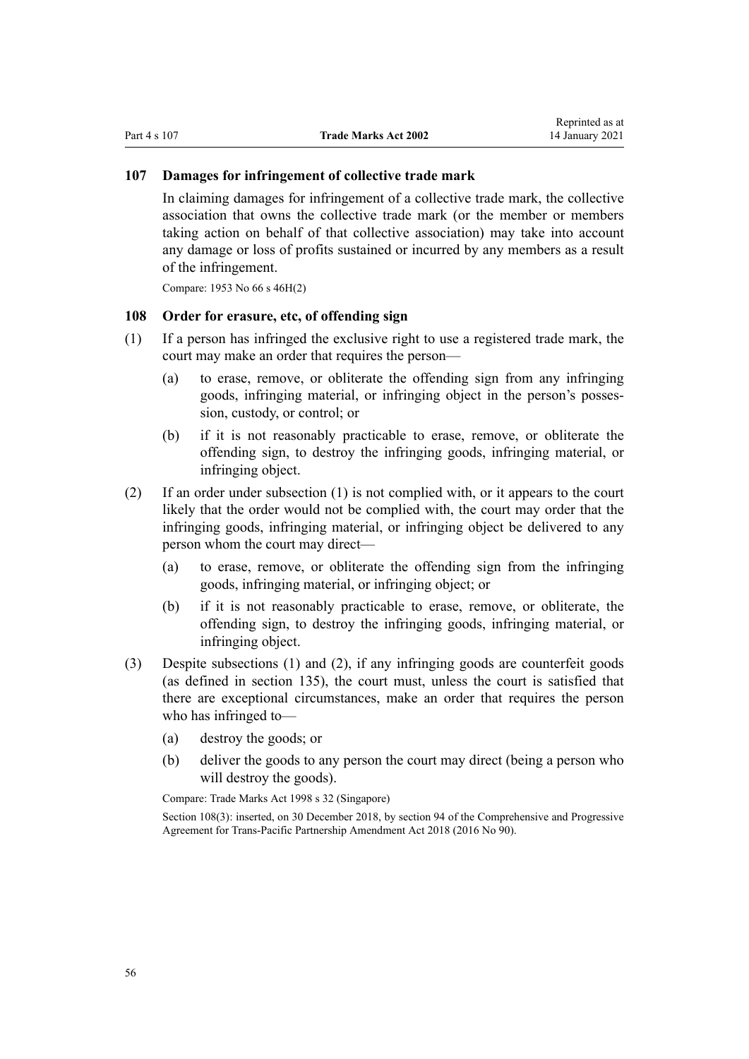### 107 Damages for infringement of collective trade mark

In claiming damages for infringement of a collective trade mark, the collective association that owns the collective trade mark (or the member or members taking action on behalf of that collective association) may take into account any damage or loss of profits sustained or incurred by any members as a result of the infringement.

Compare: 1953 No 66 s 46H(2)

### 108 Order for erasure, etc, of offending sign

(1) If a person has infringed the exclusive right to use a registered trade mark, the court may make an order that requires the person—

  (a) to erase, remove, or obliterate the offending sign from any infringing goods, infringing material, or infringing object in the person's possession, custody, or control; or

  (b) if it is not reasonably practicable to erase, remove, or obliterate the offending sign, to destroy the infringing goods, infringing material, or infringing object.

(2) If an order under subsection (1) is not complied with, or it appears to the court likely that the order would not be complied with, the court may order that the infringing goods, infringing material, or infringing object be delivered to any person whom the court may direct—

  (a) to erase, remove, or obliterate the offending sign from the infringing goods, infringing material, or infringing object; or

  (b) if it is not reasonably practicable to erase, remove, or obliterate, the offending sign, to destroy the infringing goods, infringing material, or infringing object.

(3) Despite subsections (1) and (2), if any infringing goods are counterfeit goods (as defined in section 135), the court must, unless the court is satisfied that there are exceptional circumstances, make an order that requires the person who has infringed to—

  (a) destroy the goods; or

  (b) deliver the goods to any person the court may direct (being a person who will destroy the goods).

Compare: Trade Marks Act 1998 s 32 (Singapore)

Section 108(3): inserted, on 30 December 2018, by section 94 of the Comprehensive and Progressive Agreement for Trans-Pacific Partnership Amendment Act 2018 (2016 No 90).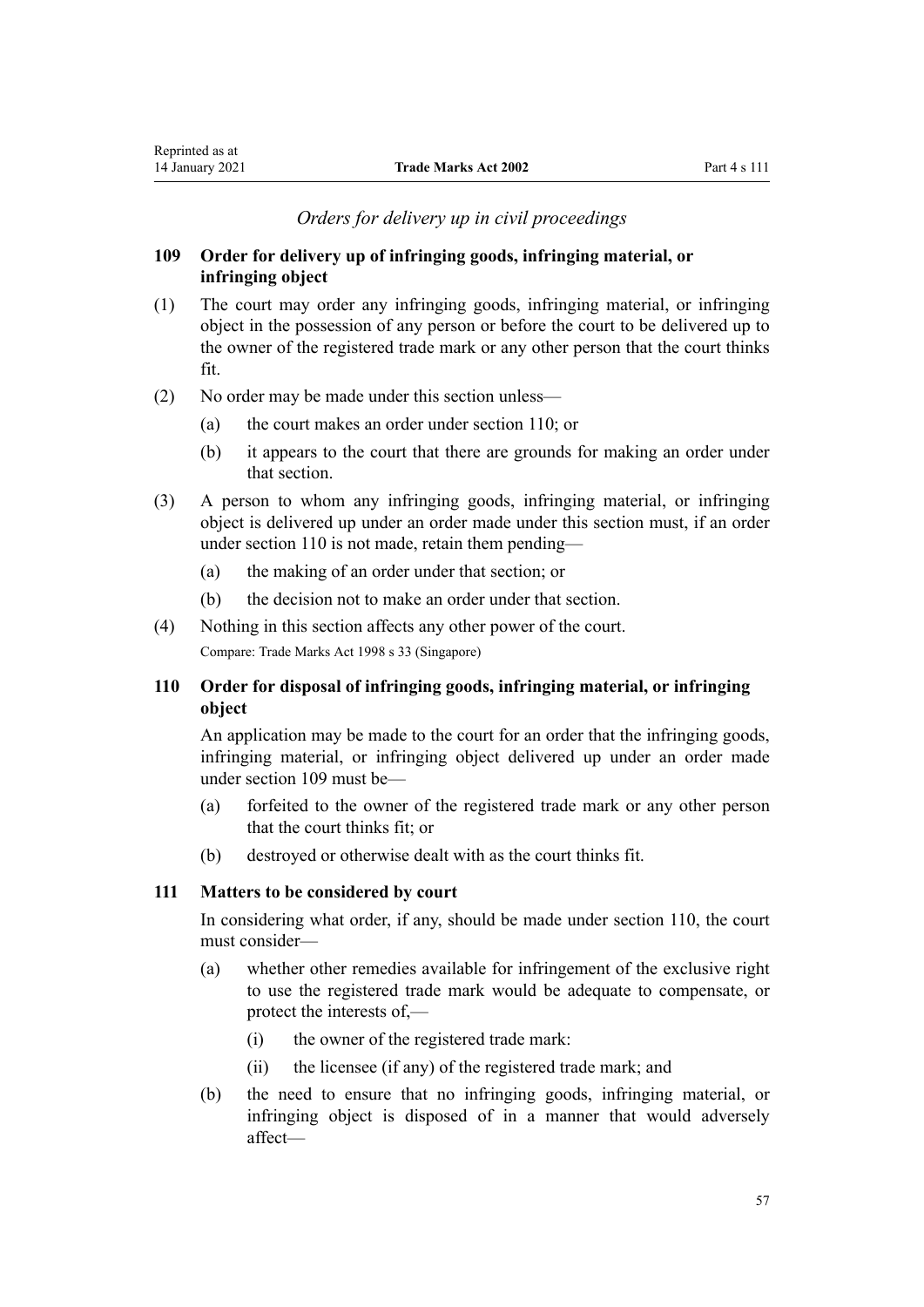*Orders for delivery up in civil proceedings*

### 109 Order for delivery up of infringing goods, infringing material, or infringing object

(1) The court may order any infringing goods, infringing material, or infringing object in the possession of any person or before the court to be delivered up to the owner of the registered trade mark or any other person that the court thinks fit.

(2) No order may be made under this section unless—

- (a) the court makes an order under section 110; or
- (b) it appears to the court that there are grounds for making an order under that section.

(3) A person to whom any infringing goods, infringing material, or infringing object is delivered up under an order made under this section must, if an order under section 110 is not made, retain them pending—

- (a) the making of an order under that section; or
- (b) the decision not to make an order under that section.

(4) Nothing in this section affects any other power of the court.

Compare: Trade Marks Act 1998 s 33 (Singapore)

### 110 Order for disposal of infringing goods, infringing material, or infringing object

An application may be made to the court for an order that the infringing goods, infringing material, or infringing object delivered up under an order made under section 109 must be—

- (a) forfeited to the owner of the registered trade mark or any other person that the court thinks fit; or
- (b) destroyed or otherwise dealt with as the court thinks fit.

### 111 Matters to be considered by court

In considering what order, if any, should be made under section 110, the court must consider—

- (a) whether other remedies available for infringement of the exclusive right to use the registered trade mark would be adequate to compensate, or protect the interests of,—
  - (i) the owner of the registered trade mark:
  - (ii) the licensee (if any) of the registered trade mark; and
- (b) the need to ensure that no infringing goods, infringing material, or infringing object is disposed of in a manner that would adversely affect—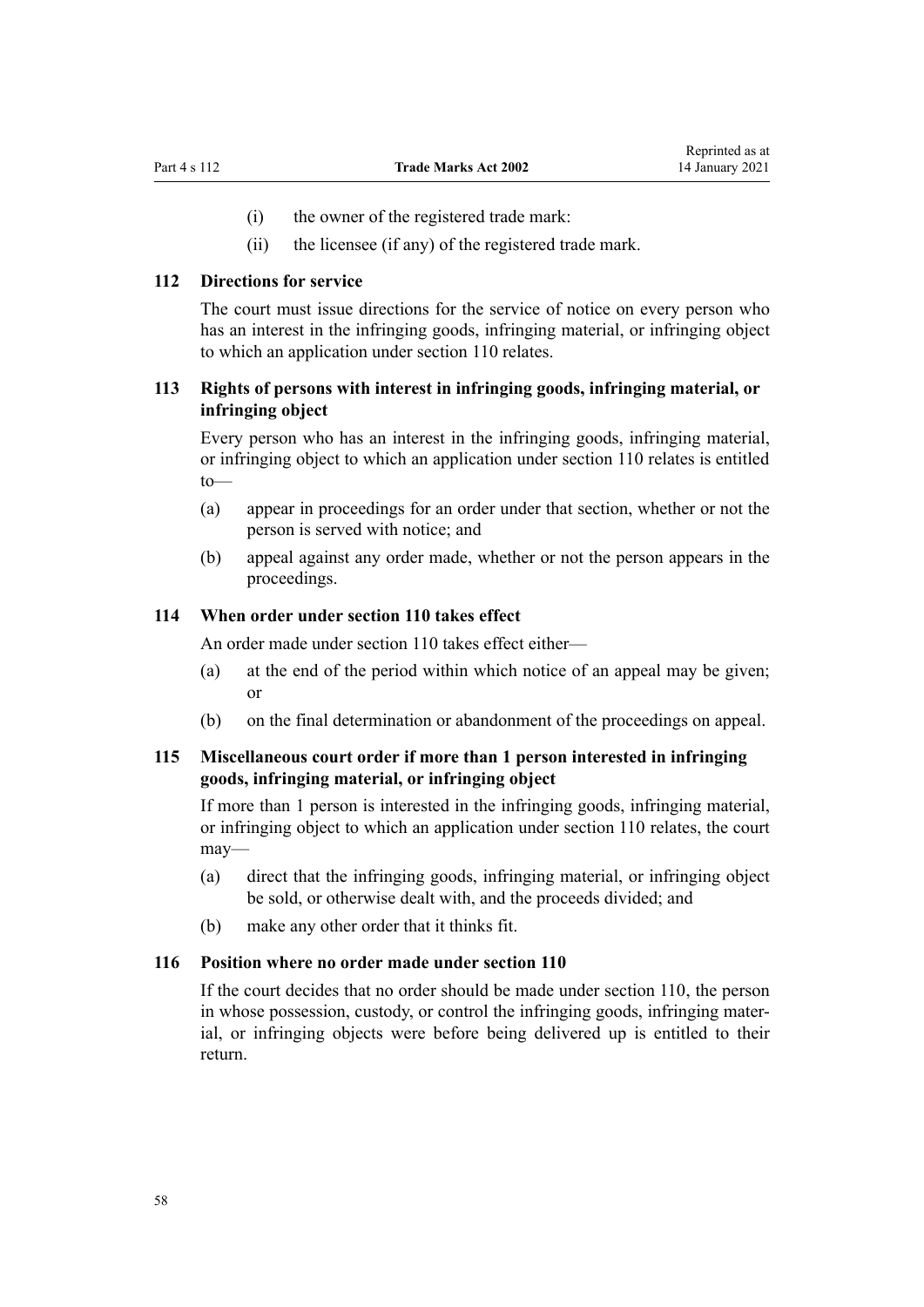(i) the owner of the registered trade mark:

(ii) the licensee (if any) of the registered trade mark.

### 112 Directions for service

The court must issue directions for the service of notice on every person who has an interest in the infringing goods, infringing material, or infringing object to which an application under section 110 relates.

### 113 Rights of persons with interest in infringing goods, infringing material, or infringing object

Every person who has an interest in the infringing goods, infringing material, or infringing object to which an application under section 110 relates is entitled to—

(a) appear in proceedings for an order under that section, whether or not the person is served with notice; and

(b) appeal against any order made, whether or not the person appears in the proceedings.

### 114 When order under section 110 takes effect

An order made under section 110 takes effect either—

(a) at the end of the period within which notice of an appeal may be given; or

(b) on the final determination or abandonment of the proceedings on appeal.

### 115 Miscellaneous court order if more than 1 person interested in infringing goods, infringing material, or infringing object

If more than 1 person is interested in the infringing goods, infringing material, or infringing object to which an application under section 110 relates, the court may—

(a) direct that the infringing goods, infringing material, or infringing object be sold, or otherwise dealt with, and the proceeds divided; and

(b) make any other order that it thinks fit.

### 116 Position where no order made under section 110

If the court decides that no order should be made under section 110, the person in whose possession, custody, or control the infringing goods, infringing material, or infringing objects were before being delivered up is entitled to their return.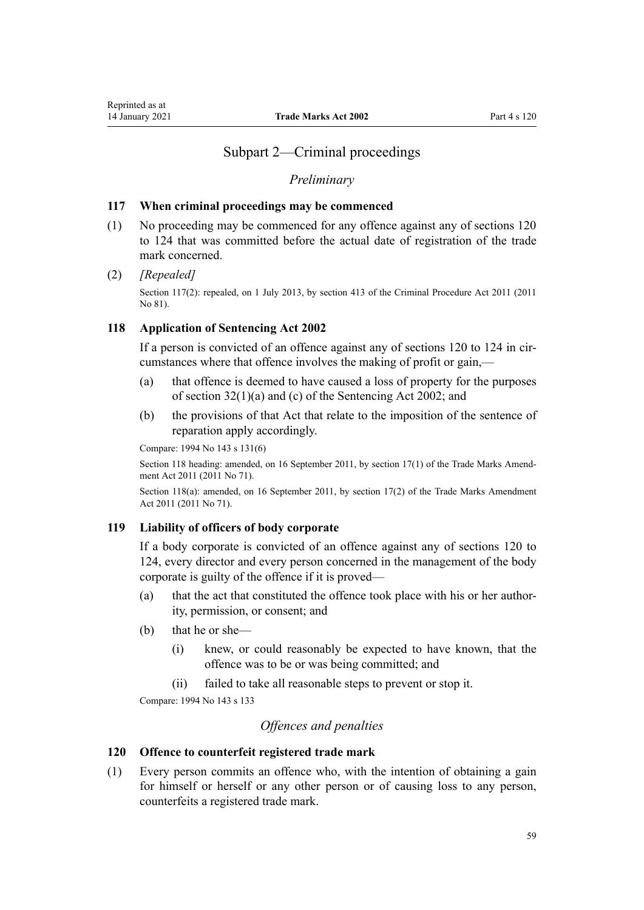## Subpart 2—Criminal proceedings

### *Preliminary*

#### 117 When criminal proceedings may be commenced

(1) No proceeding may be commenced for any offence against any of sections 120 to 124 that was committed before the actual date of registration of the trade mark concerned.

(2) *[Repealed]*

Section 117(2): repealed, on 1 July 2013, by section 413 of the Criminal Procedure Act 2011 (2011 No 81).

#### 118 Application of Sentencing Act 2002

If a person is convicted of an offence against any of sections 120 to 124 in circumstances where that offence involves the making of profit or gain,—

(a) that offence is deemed to have caused a loss of property for the purposes of section 32(1)(a) and (c) of the Sentencing Act 2002; and

(b) the provisions of that Act that relate to the imposition of the sentence of reparation apply accordingly.

Compare: 1994 No 143 s 131(6)

Section 118 heading: amended, on 16 September 2011, by section 17(1) of the Trade Marks Amendment Act 2011 (2011 No 71).

Section 118(a): amended, on 16 September 2011, by section 17(2) of the Trade Marks Amendment Act 2011 (2011 No 71).

#### 119 Liability of officers of body corporate

If a body corporate is convicted of an offence against any of sections 120 to 124, every director and every person concerned in the management of the body corporate is guilty of the offence if it is proved—

(a) that the act that constituted the offence took place with his or her authority, permission, or consent; and

(b) that he or she—

 (i) knew, or could reasonably be expected to have known, that the offence was to be or was being committed; and

 (ii) failed to take all reasonable steps to prevent or stop it.

Compare: 1994 No 143 s 133

### *Offences and penalties*

#### 120 Offence to counterfeit registered trade mark

(1) Every person commits an offence who, with the intention of obtaining a gain for himself or herself or any other person or of causing loss to any person, counterfeits a registered trade mark.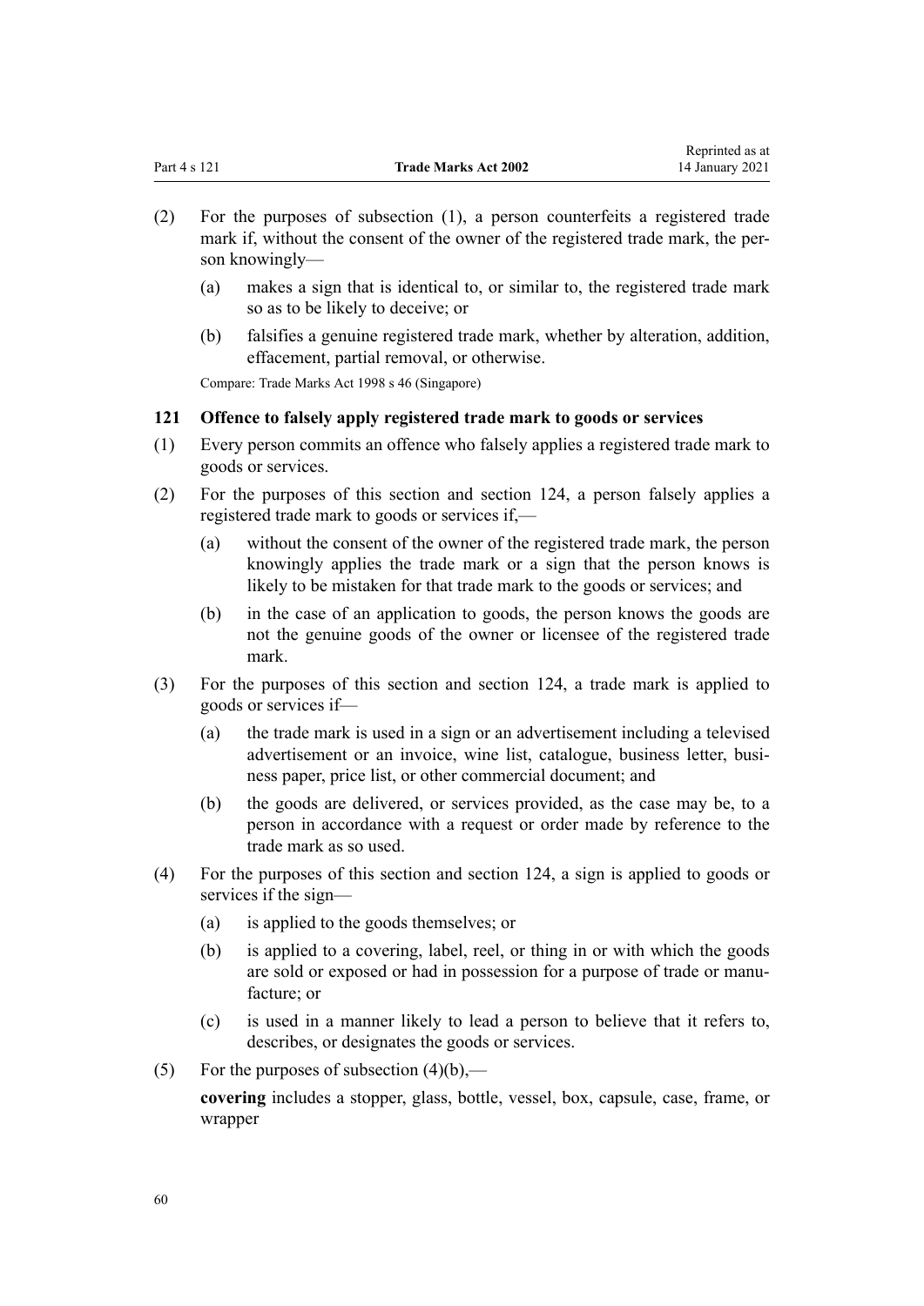(2) For the purposes of subsection (1), a person counterfeits a registered trade mark if, without the consent of the owner of the registered trade mark, the person knowingly—

  (a) makes a sign that is identical to, or similar to, the registered trade mark so as to be likely to deceive; or

  (b) falsifies a genuine registered trade mark, whether by alteration, addition, effacement, partial removal, or otherwise.

Compare: Trade Marks Act 1998 s 46 (Singapore)

### 121 Offence to falsely apply registered trade mark to goods or services

(1) Every person commits an offence who falsely applies a registered trade mark to goods or services.

(2) For the purposes of this section and section 124, a person falsely applies a registered trade mark to goods or services if,—

  (a) without the consent of the owner of the registered trade mark, the person knowingly applies the trade mark or a sign that the person knows is likely to be mistaken for that trade mark to the goods or services; and

  (b) in the case of an application to goods, the person knows the goods are not the genuine goods of the owner or licensee of the registered trade mark.

(3) For the purposes of this section and section 124, a trade mark is applied to goods or services if—

  (a) the trade mark is used in a sign or an advertisement including a televised advertisement or an invoice, wine list, catalogue, business letter, business paper, price list, or other commercial document; and

  (b) the goods are delivered, or services provided, as the case may be, to a person in accordance with a request or order made by reference to the trade mark as so used.

(4) For the purposes of this section and section 124, a sign is applied to goods or services if the sign—

  (a) is applied to the goods themselves; or

  (b) is applied to a covering, label, reel, or thing in or with which the goods are sold or exposed or had in possession for a purpose of trade or manufacture; or

  (c) is used in a manner likely to lead a person to believe that it refers to, describes, or designates the goods or services.

(5) For the purposes of subsection (4)(b),—

**covering** includes a stopper, glass, bottle, vessel, box, capsule, case, frame, or wrapper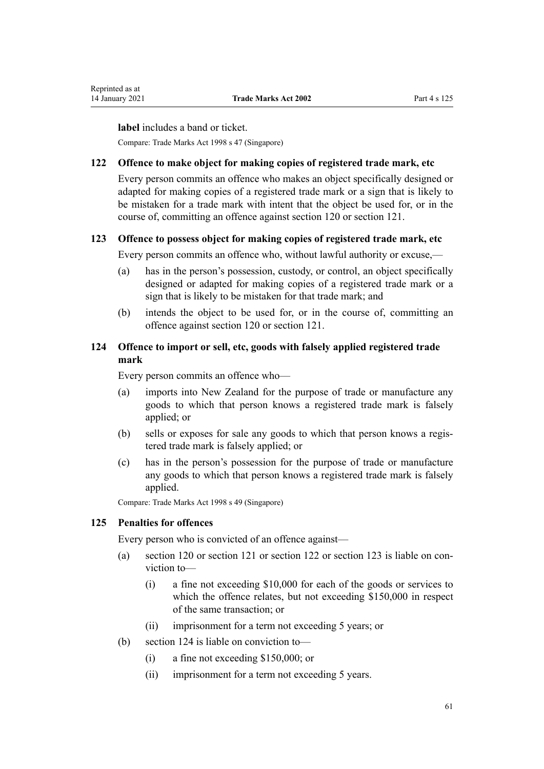**label** includes a band or ticket.

Compare: Trade Marks Act 1998 s 47 (Singapore)

### 122 Offence to make object for making copies of registered trade mark, etc

Every person commits an offence who makes an object specifically designed or adapted for making copies of a registered trade mark or a sign that is likely to be mistaken for a trade mark with intent that the object be used for, or in the course of, committing an offence against section 120 or section 121.

### 123 Offence to possess object for making copies of registered trade mark, etc

Every person commits an offence who, without lawful authority or excuse,—

- (a) has in the person's possession, custody, or control, an object specifically designed or adapted for making copies of a registered trade mark or a sign that is likely to be mistaken for that trade mark; and
- (b) intends the object to be used for, or in the course of, committing an offence against section 120 or section 121.

### 124 Offence to import or sell, etc, goods with falsely applied registered trade mark

Every person commits an offence who—

- (a) imports into New Zealand for the purpose of trade or manufacture any goods to which that person knows a registered trade mark is falsely applied; or
- (b) sells or exposes for sale any goods to which that person knows a registered trade mark is falsely applied; or
- (c) has in the person's possession for the purpose of trade or manufacture any goods to which that person knows a registered trade mark is falsely applied.

Compare: Trade Marks Act 1998 s 49 (Singapore)

### 125 Penalties for offences

Every person who is convicted of an offence against—

- (a) section 120 or section 121 or section 122 or section 123 is liable on conviction to—
  - (i) a fine not exceeding $10,000 for each of the goods or services to which the offence relates, but not exceeding $150,000 in respect of the same transaction; or
  - (ii) imprisonment for a term not exceeding 5 years; or
- (b) section 124 is liable on conviction to—
  - (i) a fine not exceeding $150,000; or
  - (ii) imprisonment for a term not exceeding 5 years.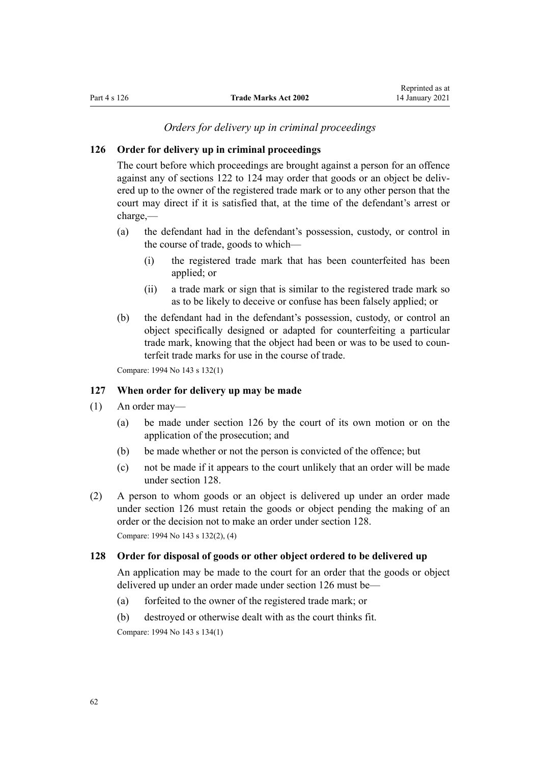### *Orders for delivery up in criminal proceedings*

**126 Order for delivery up in criminal proceedings**

The court before which proceedings are brought against a person for an offence against any of sections 122 to 124 may order that goods or an object be delivered up to the owner of the registered trade mark or to any other person that the court may direct if it is satisfied that, at the time of the defendant's arrest or charge,—

(a) the defendant had in the defendant's possession, custody, or control in the course of trade, goods to which—

(i) the registered trade mark that has been counterfeited has been applied; or

(ii) a trade mark or sign that is similar to the registered trade mark so as to be likely to deceive or confuse has been falsely applied; or

(b) the defendant had in the defendant's possession, custody, or control an object specifically designed or adapted for counterfeiting a particular trade mark, knowing that the object had been or was to be used to counterfeit trade marks for use in the course of trade.

Compare: 1994 No 143 s 132(1)

**127 When order for delivery up may be made**

(1) An order may—

(a) be made under section 126 by the court of its own motion or on the application of the prosecution; and

(b) be made whether or not the person is convicted of the offence; but

(c) not be made if it appears to the court unlikely that an order will be made under section 128.

(2) A person to whom goods or an object is delivered up under an order made under section 126 must retain the goods or object pending the making of an order or the decision not to make an order under section 128.

Compare: 1994 No 143 s 132(2), (4)

**128 Order for disposal of goods or other object ordered to be delivered up**

An application may be made to the court for an order that the goods or object delivered up under an order made under section 126 must be—

(a) forfeited to the owner of the registered trade mark; or

(b) destroyed or otherwise dealt with as the court thinks fit.

Compare: 1994 No 143 s 134(1)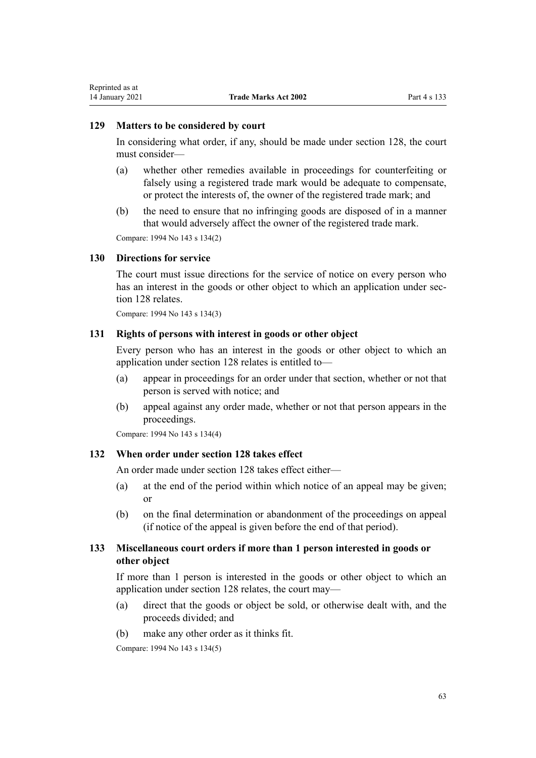### 129 Matters to be considered by court

In considering what order, if any, should be made under section 128, the court must consider—

- (a) whether other remedies available in proceedings for counterfeiting or falsely using a registered trade mark would be adequate to compensate, or protect the interests of, the owner of the registered trade mark; and
- (b) the need to ensure that no infringing goods are disposed of in a manner that would adversely affect the owner of the registered trade mark.

Compare: 1994 No 143 s 134(2)

### 130 Directions for service

The court must issue directions for the service of notice on every person who has an interest in the goods or other object to which an application under section 128 relates.

Compare: 1994 No 143 s 134(3)

### 131 Rights of persons with interest in goods or other object

Every person who has an interest in the goods or other object to which an application under section 128 relates is entitled to—

- (a) appear in proceedings for an order under that section, whether or not that person is served with notice; and
- (b) appeal against any order made, whether or not that person appears in the proceedings.

Compare: 1994 No 143 s 134(4)

### 132 When order under section 128 takes effect

An order made under section 128 takes effect either—

- (a) at the end of the period within which notice of an appeal may be given; or
- (b) on the final determination or abandonment of the proceedings on appeal (if notice of the appeal is given before the end of that period).

### 133 Miscellaneous court orders if more than 1 person interested in goods or other object

If more than 1 person is interested in the goods or other object to which an application under section 128 relates, the court may—

- (a) direct that the goods or object be sold, or otherwise dealt with, and the proceeds divided; and
- (b) make any other order as it thinks fit.

Compare: 1994 No 143 s 134(5)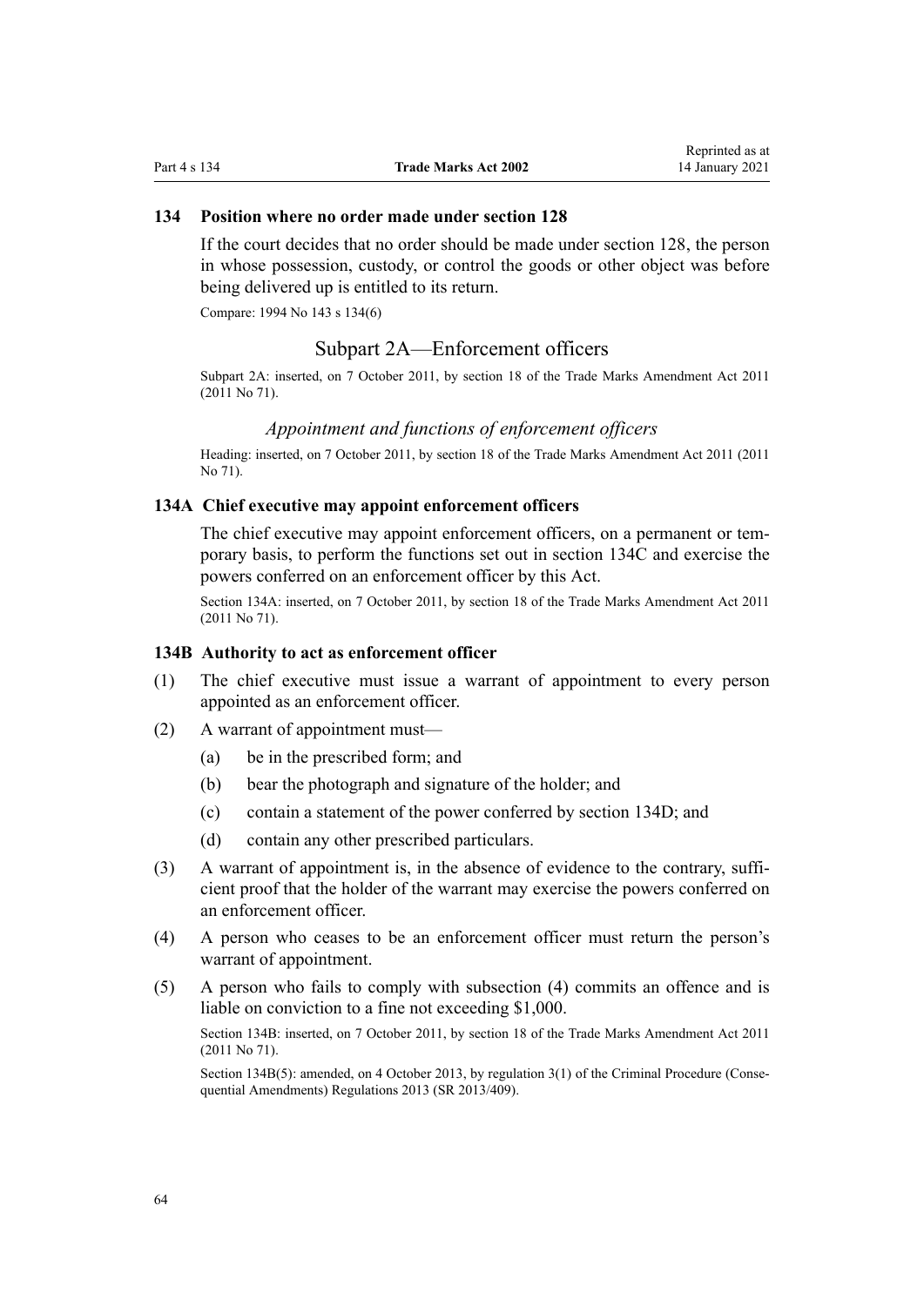### 134 Position where no order made under section 128

If the court decides that no order should be made under section 128, the person in whose possession, custody, or control the goods or other object was before being delivered up is entitled to its return.

Compare: 1994 No 143 s 134(6)

## Subpart 2A—Enforcement officers

Subpart 2A: inserted, on 7 October 2011, by section 18 of the Trade Marks Amendment Act 2011 (2011 No 71).

### *Appointment and functions of enforcement officers*

Heading: inserted, on 7 October 2011, by section 18 of the Trade Marks Amendment Act 2011 (2011 No 71).

### 134A Chief executive may appoint enforcement officers

The chief executive may appoint enforcement officers, on a permanent or temporary basis, to perform the functions set out in section 134C and exercise the powers conferred on an enforcement officer by this Act.

Section 134A: inserted, on 7 October 2011, by section 18 of the Trade Marks Amendment Act 2011 (2011 No 71).

### 134B Authority to act as enforcement officer

(1) The chief executive must issue a warrant of appointment to every person appointed as an enforcement officer.

(2) A warrant of appointment must—

(a) be in the prescribed form; and

(b) bear the photograph and signature of the holder; and

(c) contain a statement of the power conferred by section 134D; and

(d) contain any other prescribed particulars.

(3) A warrant of appointment is, in the absence of evidence to the contrary, sufficient proof that the holder of the warrant may exercise the powers conferred on an enforcement officer.

(4) A person who ceases to be an enforcement officer must return the person's warrant of appointment.

(5) A person who fails to comply with subsection (4) commits an offence and is liable on conviction to a fine not exceeding $1,000.

Section 134B: inserted, on 7 October 2011, by section 18 of the Trade Marks Amendment Act 2011 (2011 No 71).

Section 134B(5): amended, on 4 October 2013, by regulation 3(1) of the Criminal Procedure (Consequential Amendments) Regulations 2013 (SR 2013/409).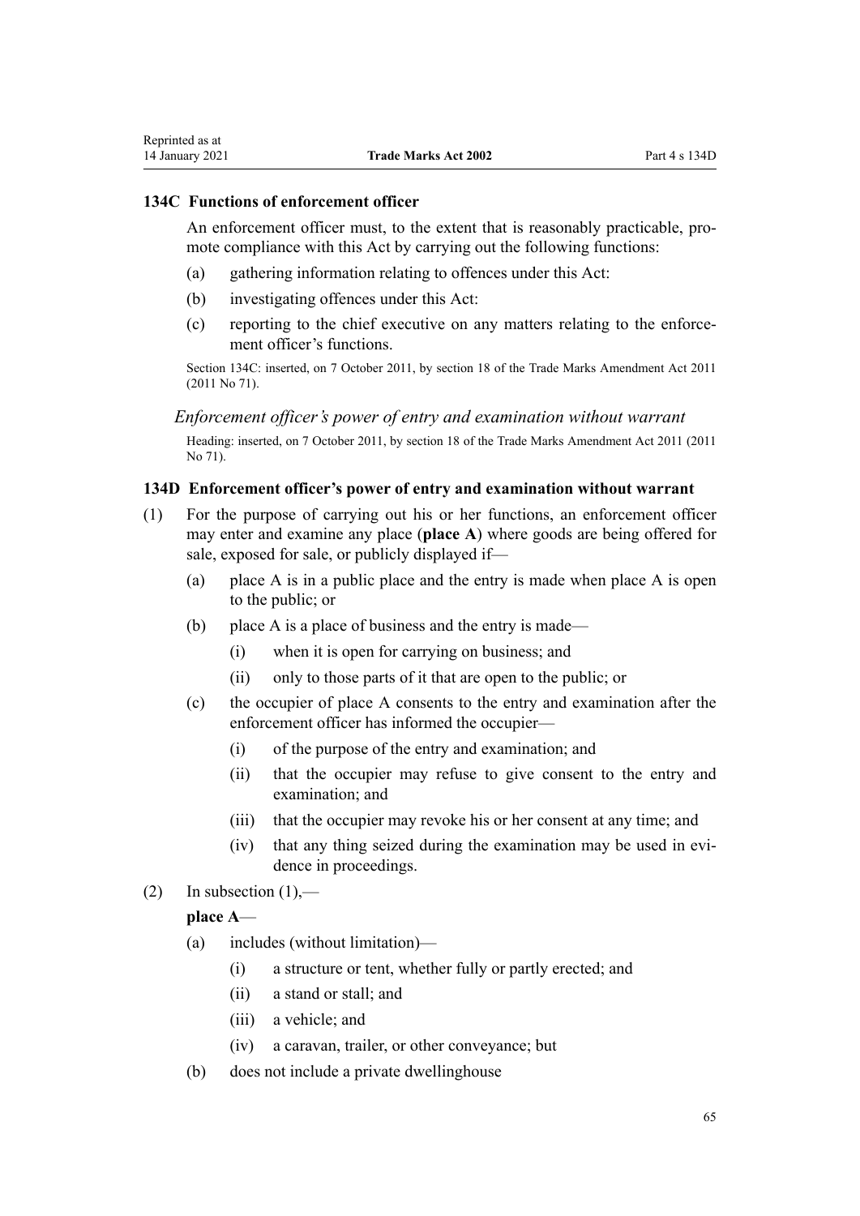### 134C Functions of enforcement officer

An enforcement officer must, to the extent that is reasonably practicable, promote compliance with this Act by carrying out the following functions:

- (a) gathering information relating to offences under this Act:
- (b) investigating offences under this Act:
- (c) reporting to the chief executive on any matters relating to the enforcement officer's functions.

Section 134C: inserted, on 7 October 2011, by section 18 of the Trade Marks Amendment Act 2011 (2011 No 71).

*Enforcement officer's power of entry and examination without warrant*

Heading: inserted, on 7 October 2011, by section 18 of the Trade Marks Amendment Act 2011 (2011 No 71).

### 134D Enforcement officer's power of entry and examination without warrant

(1) For the purpose of carrying out his or her functions, an enforcement officer may enter and examine any place (**place A**) where goods are being offered for sale, exposed for sale, or publicly displayed if—

- (a) place A is in a public place and the entry is made when place A is open to the public; or
- (b) place A is a place of business and the entry is made—
  - (i) when it is open for carrying on business; and
  - (ii) only to those parts of it that are open to the public; or
- (c) the occupier of place A consents to the entry and examination after the enforcement officer has informed the occupier—
  - (i) of the purpose of the entry and examination; and
  - (ii) that the occupier may refuse to give consent to the entry and examination; and
  - (iii) that the occupier may revoke his or her consent at any time; and
  - (iv) that any thing seized during the examination may be used in evidence in proceedings.

(2) In subsection (1),—

**place A**—

- (a) includes (without limitation)—
  - (i) a structure or tent, whether fully or partly erected; and
  - (ii) a stand or stall; and
  - (iii) a vehicle; and
  - (iv) a caravan, trailer, or other conveyance; but
- (b) does not include a private dwellinghouse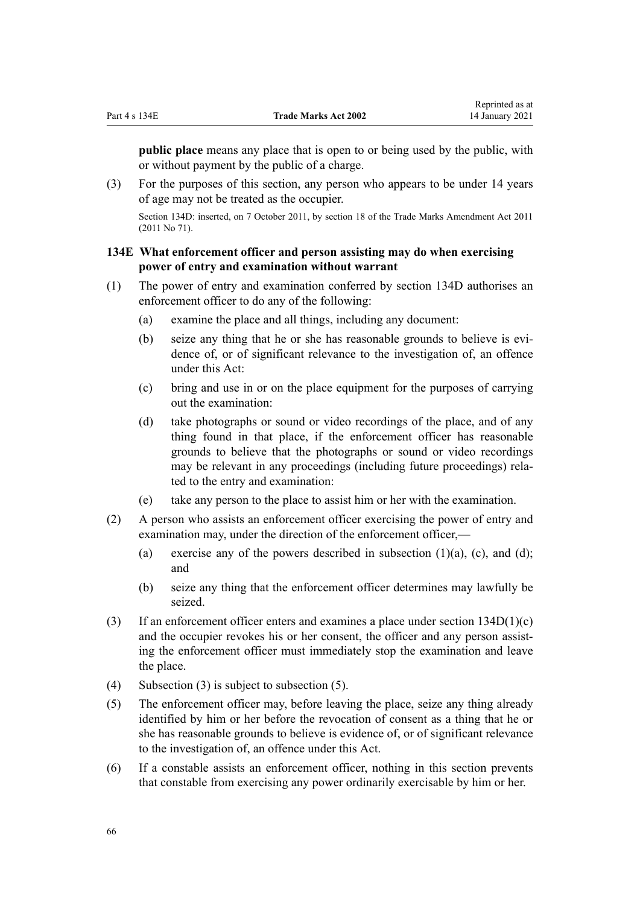**public place** means any place that is open to or being used by the public, with or without payment by the public of a charge.

(3) For the purposes of this section, any person who appears to be under 14 years of age may not be treated as the occupier.

Section 134D: inserted, on 7 October 2011, by section 18 of the Trade Marks Amendment Act 2011 (2011 No 71).

### 134E What enforcement officer and person assisting may do when exercising power of entry and examination without warrant

(1) The power of entry and examination conferred by section 134D authorises an enforcement officer to do any of the following:

(a) examine the place and all things, including any document:

(b) seize any thing that he or she has reasonable grounds to believe is evidence of, or of significant relevance to the investigation of, an offence under this Act:

(c) bring and use in or on the place equipment for the purposes of carrying out the examination:

(d) take photographs or sound or video recordings of the place, and of any thing found in that place, if the enforcement officer has reasonable grounds to believe that the photographs or sound or video recordings may be relevant in any proceedings (including future proceedings) related to the entry and examination:

(e) take any person to the place to assist him or her with the examination.

(2) A person who assists an enforcement officer exercising the power of entry and examination may, under the direction of the enforcement officer,—

(a) exercise any of the powers described in subsection (1)(a), (c), and (d); and

(b) seize any thing that the enforcement officer determines may lawfully be seized.

(3) If an enforcement officer enters and examines a place under section 134D(1)(c) and the occupier revokes his or her consent, the officer and any person assisting the enforcement officer must immediately stop the examination and leave the place.

(4) Subsection (3) is subject to subsection (5).

(5) The enforcement officer may, before leaving the place, seize any thing already identified by him or her before the revocation of consent as a thing that he or she has reasonable grounds to believe is evidence of, or of significant relevance to the investigation of, an offence under this Act.

(6) If a constable assists an enforcement officer, nothing in this section prevents that constable from exercising any power ordinarily exercisable by him or her.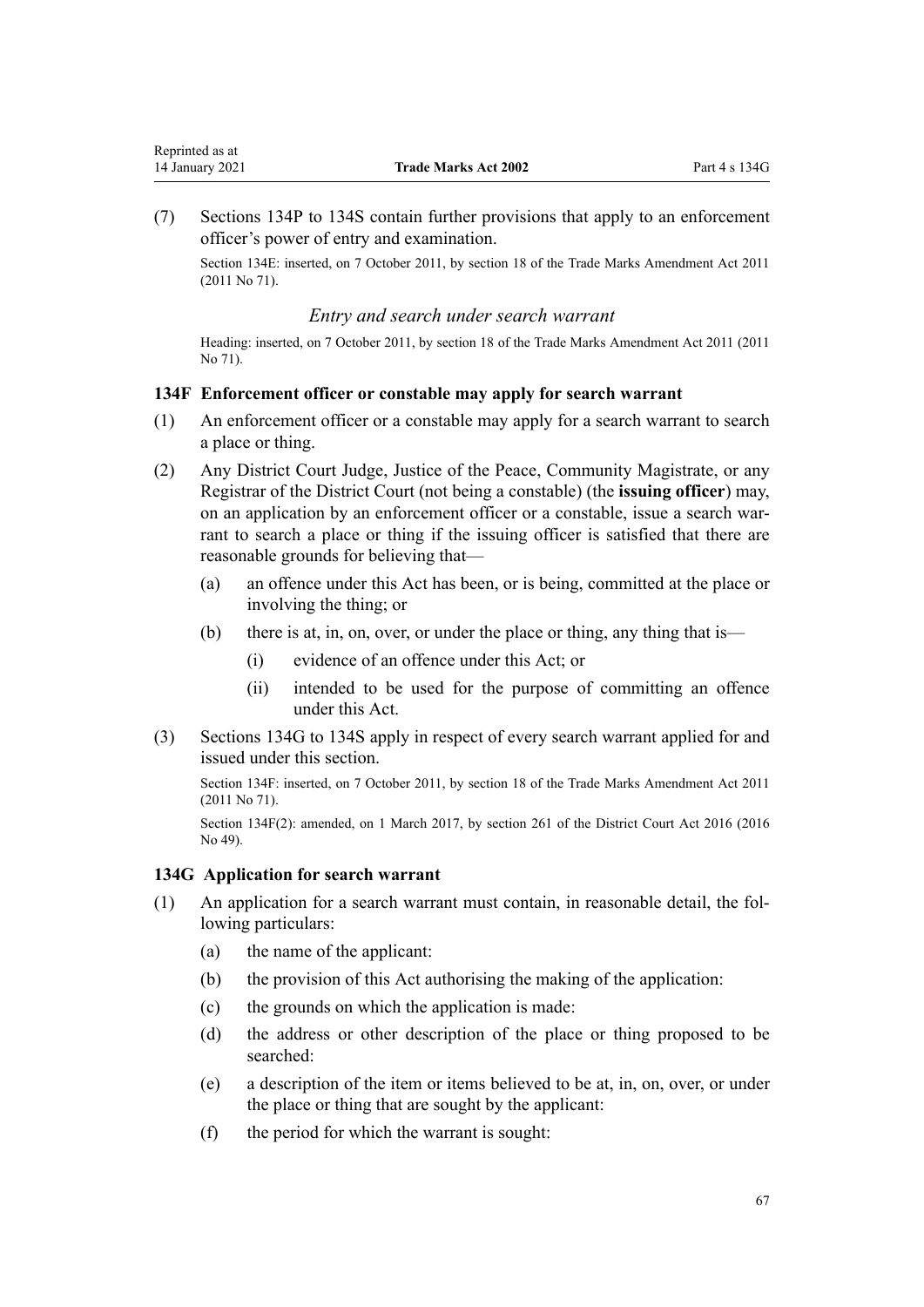(7) Sections 134P to 134S contain further provisions that apply to an enforcement officer's power of entry and examination.

Section 134E: inserted, on 7 October 2011, by section 18 of the Trade Marks Amendment Act 2011 (2011 No 71).

### *Entry and search under search warrant*

Heading: inserted, on 7 October 2011, by section 18 of the Trade Marks Amendment Act 2011 (2011 No 71).

## 134F Enforcement officer or constable may apply for search warrant

(1) An enforcement officer or a constable may apply for a search warrant to search a place or thing.

(2) Any District Court Judge, Justice of the Peace, Community Magistrate, or any Registrar of the District Court (not being a constable) (the **issuing officer**) may, on an application by an enforcement officer or a constable, issue a search warrant to search a place or thing if the issuing officer is satisfied that there are reasonable grounds for believing that—

- (a) an offence under this Act has been, or is being, committed at the place or involving the thing; or
- (b) there is at, in, on, over, or under the place or thing, any thing that is—
  - (i) evidence of an offence under this Act; or
  - (ii) intended to be used for the purpose of committing an offence under this Act.

(3) Sections 134G to 134S apply in respect of every search warrant applied for and issued under this section.

Section 134F: inserted, on 7 October 2011, by section 18 of the Trade Marks Amendment Act 2011 (2011 No 71).

Section 134F(2): amended, on 1 March 2017, by section 261 of the District Court Act 2016 (2016 No 49).

## 134G Application for search warrant

(1) An application for a search warrant must contain, in reasonable detail, the following particulars:

- (a) the name of the applicant:
- (b) the provision of this Act authorising the making of the application:
- (c) the grounds on which the application is made:
- (d) the address or other description of the place or thing proposed to be searched:
- (e) a description of the item or items believed to be at, in, on, over, or under the place or thing that are sought by the applicant:
- (f) the period for which the warrant is sought: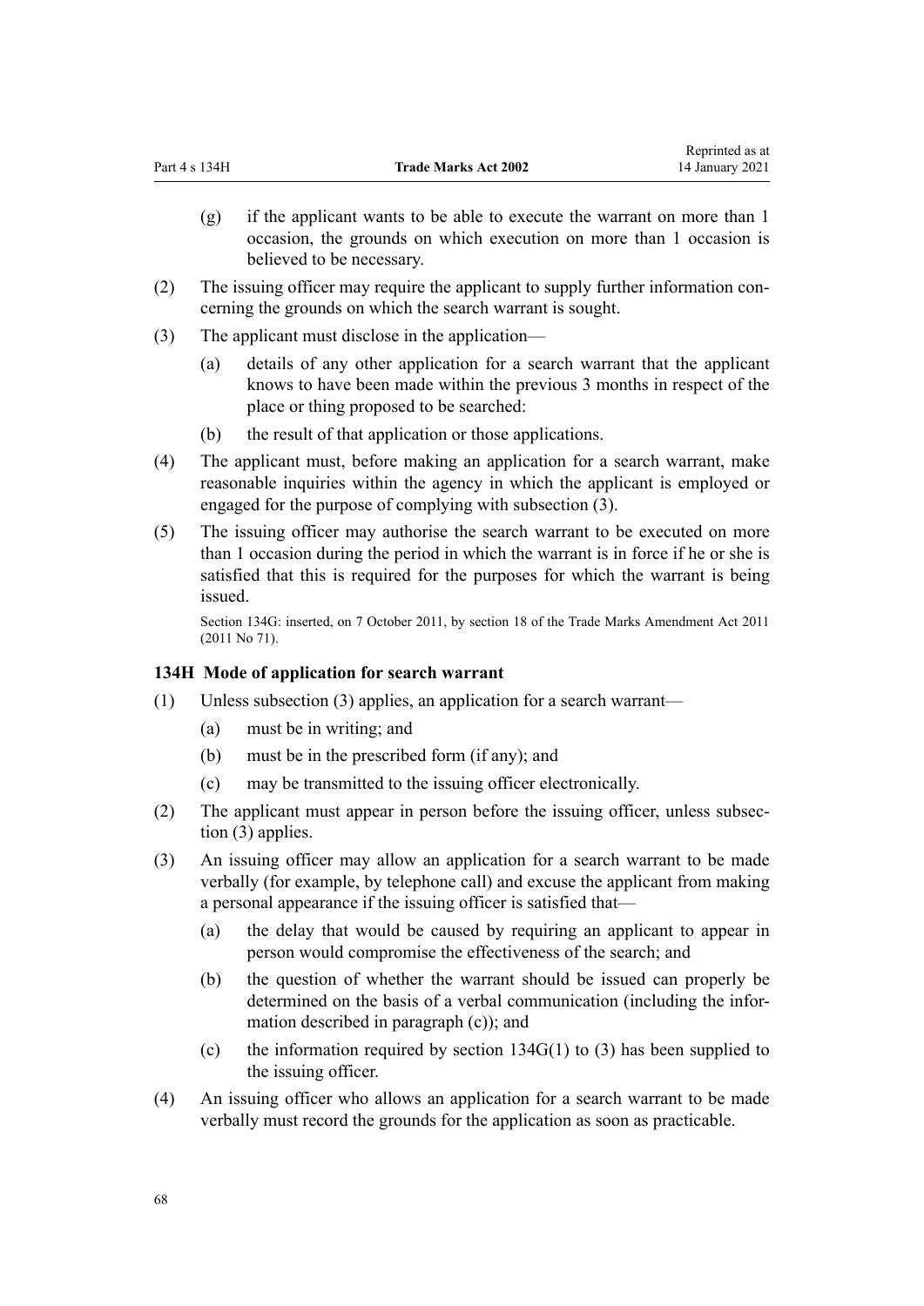(g) if the applicant wants to be able to execute the warrant on more than 1 occasion, the grounds on which execution on more than 1 occasion is believed to be necessary.

(2) The issuing officer may require the applicant to supply further information concerning the grounds on which the search warrant is sought.

(3) The applicant must disclose in the application—

(a) details of any other application for a search warrant that the applicant knows to have been made within the previous 3 months in respect of the place or thing proposed to be searched:

(b) the result of that application or those applications.

(4) The applicant must, before making an application for a search warrant, make reasonable inquiries within the agency in which the applicant is employed or engaged for the purpose of complying with subsection (3).

(5) The issuing officer may authorise the search warrant to be executed on more than 1 occasion during the period in which the warrant is in force if he or she is satisfied that this is required for the purposes for which the warrant is being issued.

Section 134G: inserted, on 7 October 2011, by section 18 of the Trade Marks Amendment Act 2011 (2011 No 71).

### 134H Mode of application for search warrant

(1) Unless subsection (3) applies, an application for a search warrant—

(a) must be in writing; and

(b) must be in the prescribed form (if any); and

(c) may be transmitted to the issuing officer electronically.

(2) The applicant must appear in person before the issuing officer, unless subsection (3) applies.

(3) An issuing officer may allow an application for a search warrant to be made verbally (for example, by telephone call) and excuse the applicant from making a personal appearance if the issuing officer is satisfied that—

(a) the delay that would be caused by requiring an applicant to appear in person would compromise the effectiveness of the search; and

(b) the question of whether the warrant should be issued can properly be determined on the basis of a verbal communication (including the information described in paragraph (c)); and

(c) the information required by section 134G(1) to (3) has been supplied to the issuing officer.

(4) An issuing officer who allows an application for a search warrant to be made verbally must record the grounds for the application as soon as practicable.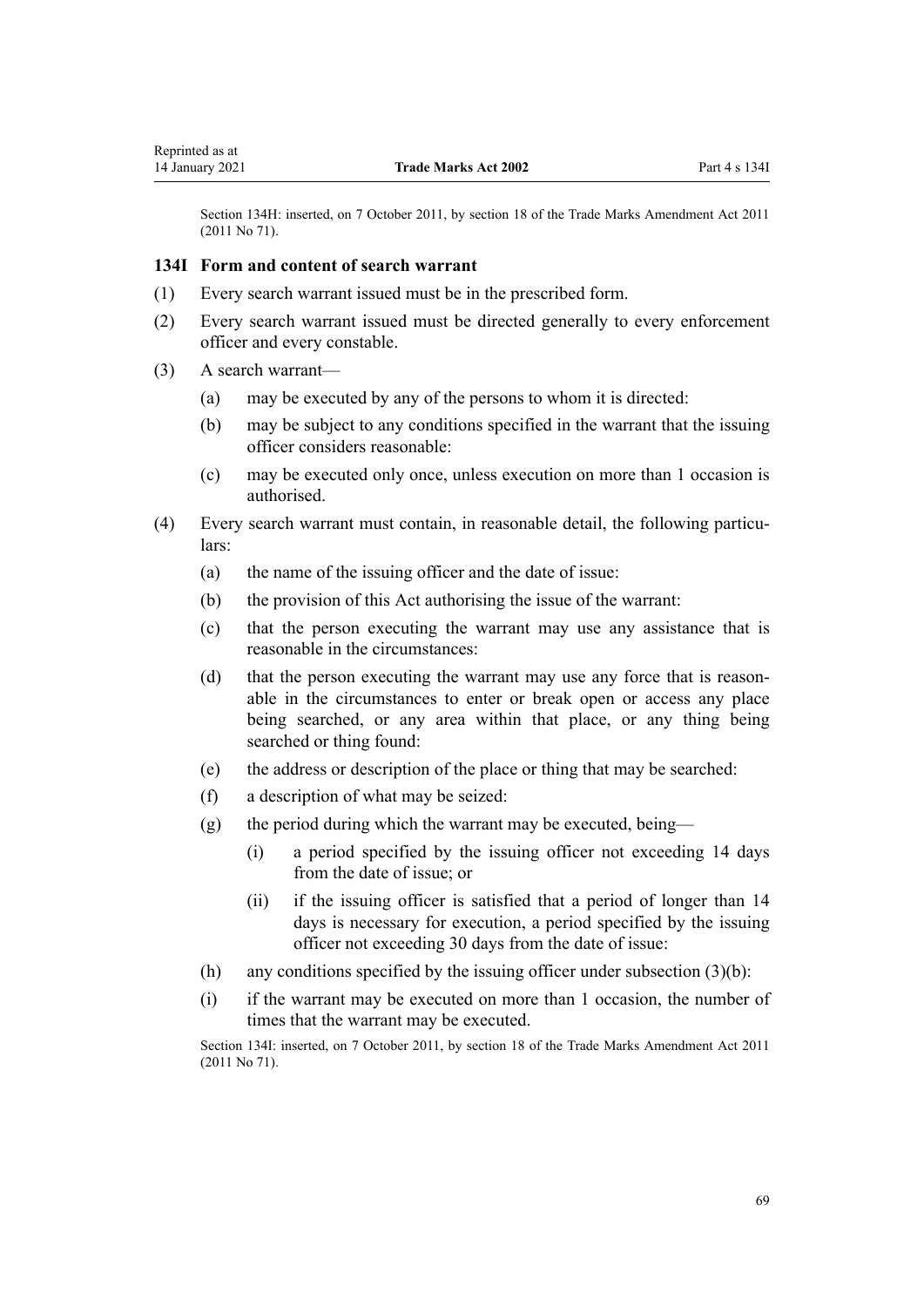Section 134H: inserted, on 7 October 2011, by section 18 of the Trade Marks Amendment Act 2011 (2011 No 71).

### 134I Form and content of search warrant

(1) Every search warrant issued must be in the prescribed form.

(2) Every search warrant issued must be directed generally to every enforcement officer and every constable.

(3) A search warrant—

(a) may be executed by any of the persons to whom it is directed:

(b) may be subject to any conditions specified in the warrant that the issuing officer considers reasonable:

(c) may be executed only once, unless execution on more than 1 occasion is authorised.

(4) Every search warrant must contain, in reasonable detail, the following particulars:

(a) the name of the issuing officer and the date of issue:

(b) the provision of this Act authorising the issue of the warrant:

(c) that the person executing the warrant may use any assistance that is reasonable in the circumstances:

(d) that the person executing the warrant may use any force that is reasonable in the circumstances to enter or break open or access any place being searched, or any area within that place, or any thing being searched or thing found:

(e) the address or description of the place or thing that may be searched:

(f) a description of what may be seized:

(g) the period during which the warrant may be executed, being—

(i) a period specified by the issuing officer not exceeding 14 days from the date of issue; or

(ii) if the issuing officer is satisfied that a period of longer than 14 days is necessary for execution, a period specified by the issuing officer not exceeding 30 days from the date of issue:

(h) any conditions specified by the issuing officer under subsection (3)(b):

(i) if the warrant may be executed on more than 1 occasion, the number of times that the warrant may be executed.

Section 134I: inserted, on 7 October 2011, by section 18 of the Trade Marks Amendment Act 2011 (2011 No 71).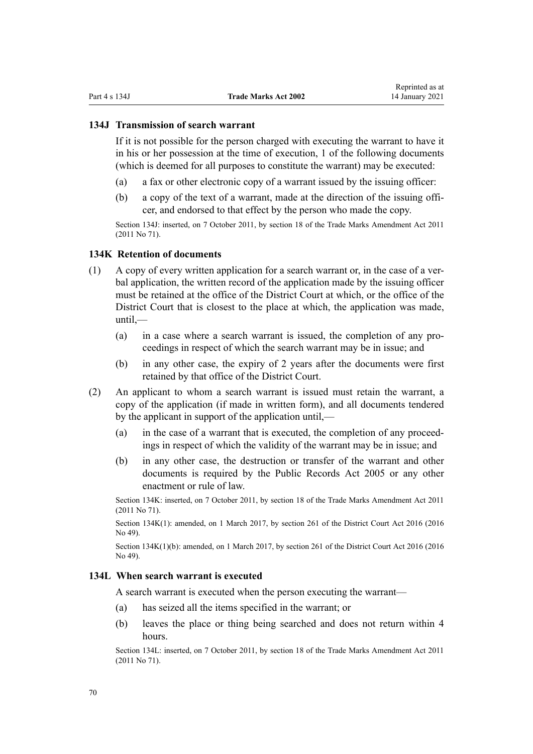### 134J Transmission of search warrant

If it is not possible for the person charged with executing the warrant to have it in his or her possession at the time of execution, 1 of the following documents (which is deemed for all purposes to constitute the warrant) may be executed:

(a) a fax or other electronic copy of a warrant issued by the issuing officer:

(b) a copy of the text of a warrant, made at the direction of the issuing officer, and endorsed to that effect by the person who made the copy.

Section 134J: inserted, on 7 October 2011, by section 18 of the Trade Marks Amendment Act 2011 (2011 No 71).

### 134K Retention of documents

(1) A copy of every written application for a search warrant or, in the case of a verbal application, the written record of the application made by the issuing officer must be retained at the office of the District Court at which, or the office of the District Court that is closest to the place at which, the application was made, until,—

(a) in a case where a search warrant is issued, the completion of any proceedings in respect of which the search warrant may be in issue; and

(b) in any other case, the expiry of 2 years after the documents were first retained by that office of the District Court.

(2) An applicant to whom a search warrant is issued must retain the warrant, a copy of the application (if made in written form), and all documents tendered by the applicant in support of the application until,—

(a) in the case of a warrant that is executed, the completion of any proceedings in respect of which the validity of the warrant may be in issue; and

(b) in any other case, the destruction or transfer of the warrant and other documents is required by the Public Records Act 2005 or any other enactment or rule of law.

Section 134K: inserted, on 7 October 2011, by section 18 of the Trade Marks Amendment Act 2011 (2011 No 71).

Section 134K(1): amended, on 1 March 2017, by section 261 of the District Court Act 2016 (2016 No 49).

Section 134K(1)(b): amended, on 1 March 2017, by section 261 of the District Court Act 2016 (2016 No 49).

### 134L When search warrant is executed

A search warrant is executed when the person executing the warrant—

(a) has seized all the items specified in the warrant; or

(b) leaves the place or thing being searched and does not return within 4 hours.

Section 134L: inserted, on 7 October 2011, by section 18 of the Trade Marks Amendment Act 2011 (2011 No 71).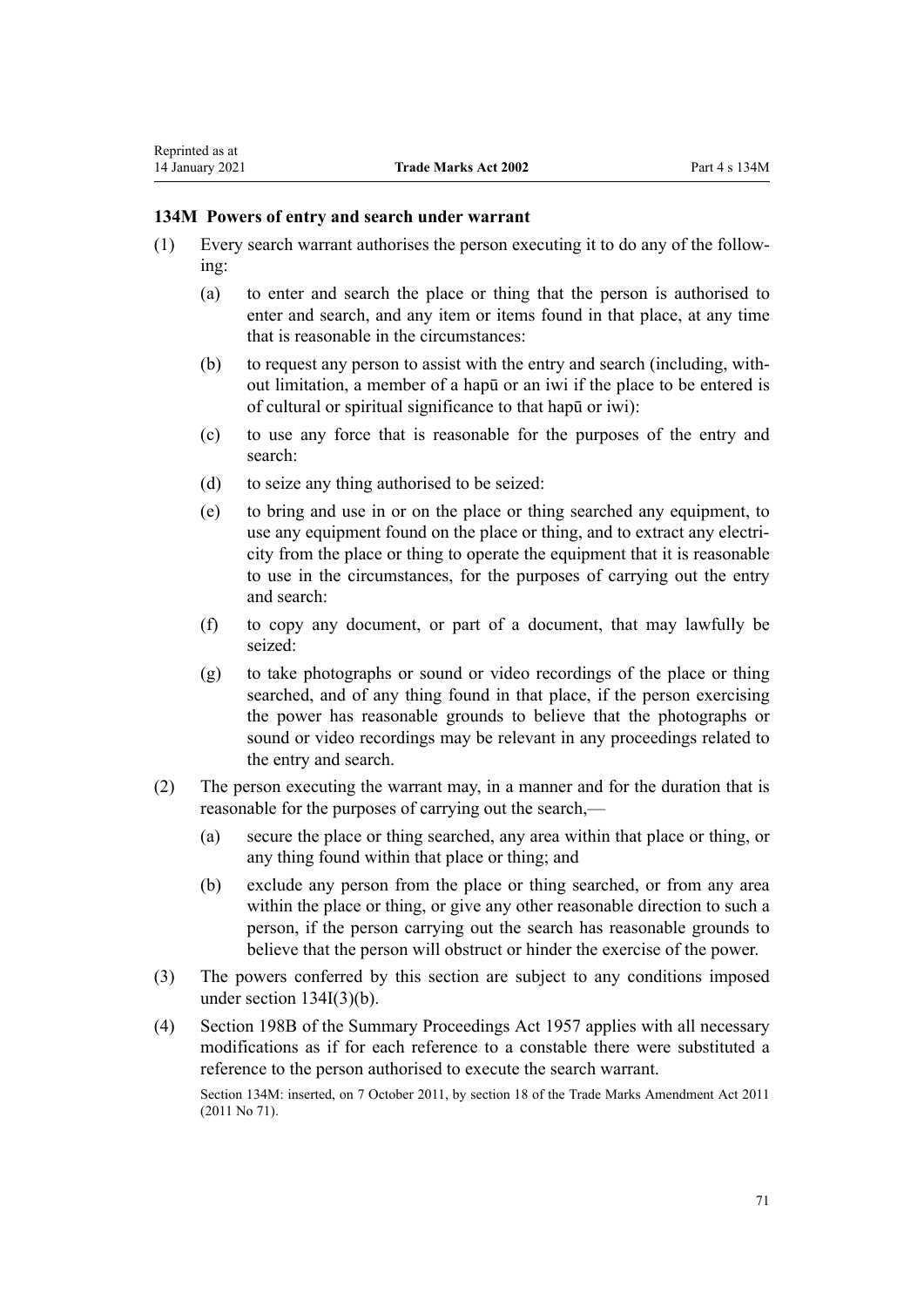### 134M Powers of entry and search under warrant

(1) Every search warrant authorises the person executing it to do any of the following:

  (a) to enter and search the place or thing that the person is authorised to enter and search, and any item or items found in that place, at any time that is reasonable in the circumstances:

  (b) to request any person to assist with the entry and search (including, without limitation, a member of a hapū or an iwi if the place to be entered is of cultural or spiritual significance to that hapū or iwi):

  (c) to use any force that is reasonable for the purposes of the entry and search:

  (d) to seize any thing authorised to be seized:

  (e) to bring and use in or on the place or thing searched any equipment, to use any equipment found on the place or thing, and to extract any electricity from the place or thing to operate the equipment that it is reasonable to use in the circumstances, for the purposes of carrying out the entry and search:

  (f) to copy any document, or part of a document, that may lawfully be seized:

  (g) to take photographs or sound or video recordings of the place or thing searched, and of any thing found in that place, if the person exercising the power has reasonable grounds to believe that the photographs or sound or video recordings may be relevant in any proceedings related to the entry and search.

(2) The person executing the warrant may, in a manner and for the duration that is reasonable for the purposes of carrying out the search,—

  (a) secure the place or thing searched, any area within that place or thing, or any thing found within that place or thing; and

  (b) exclude any person from the place or thing searched, or from any area within the place or thing, or give any other reasonable direction to such a person, if the person carrying out the search has reasonable grounds to believe that the person will obstruct or hinder the exercise of the power.

(3) The powers conferred by this section are subject to any conditions imposed under section 134I(3)(b).

(4) Section 198B of the Summary Proceedings Act 1957 applies with all necessary modifications as if for each reference to a constable there were substituted a reference to the person authorised to execute the search warrant.

Section 134M: inserted, on 7 October 2011, by section 18 of the Trade Marks Amendment Act 2011 (2011 No 71).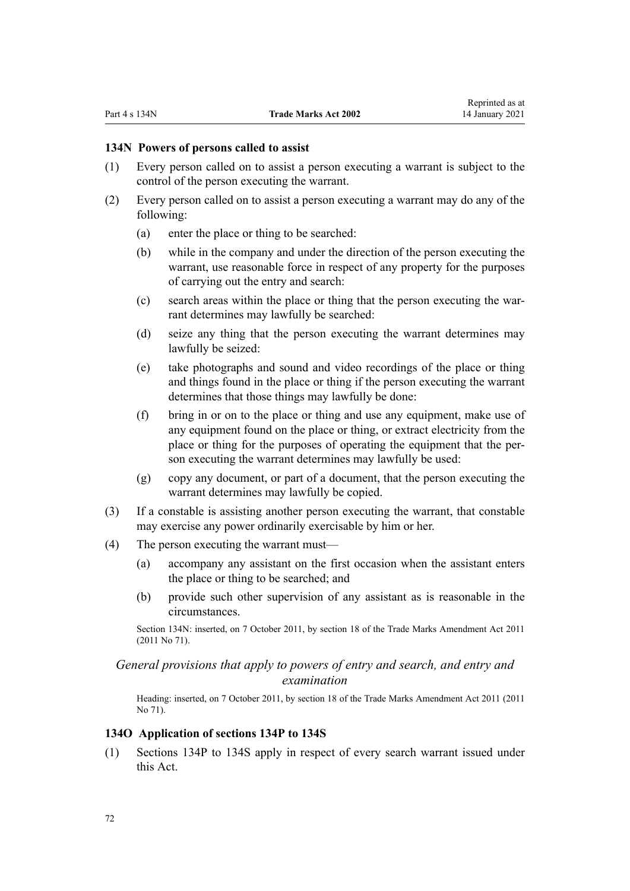### 134N Powers of persons called to assist

(1) Every person called on to assist a person executing a warrant is subject to the control of the person executing the warrant.

(2) Every person called on to assist a person executing a warrant may do any of the following:

(a) enter the place or thing to be searched:

(b) while in the company and under the direction of the person executing the warrant, use reasonable force in respect of any property for the purposes of carrying out the entry and search:

(c) search areas within the place or thing that the person executing the warrant determines may lawfully be searched:

(d) seize any thing that the person executing the warrant determines may lawfully be seized:

(e) take photographs and sound and video recordings of the place or thing and things found in the place or thing if the person executing the warrant determines that those things may lawfully be done:

(f) bring in or on to the place or thing and use any equipment, make use of any equipment found on the place or thing, or extract electricity from the place or thing for the purposes of operating the equipment that the person executing the warrant determines may lawfully be used:

(g) copy any document, or part of a document, that the person executing the warrant determines may lawfully be copied.

(3) If a constable is assisting another person executing the warrant, that constable may exercise any power ordinarily exercisable by him or her.

(4) The person executing the warrant must—

(a) accompany any assistant on the first occasion when the assistant enters the place or thing to be searched; and

(b) provide such other supervision of any assistant as is reasonable in the circumstances.

Section 134N: inserted, on 7 October 2011, by section 18 of the Trade Marks Amendment Act 2011 (2011 No 71).

*General provisions that apply to powers of entry and search, and entry and examination*

Heading: inserted, on 7 October 2011, by section 18 of the Trade Marks Amendment Act 2011 (2011 No 71).

### 134O Application of sections 134P to 134S

(1) Sections 134P to 134S apply in respect of every search warrant issued under this Act.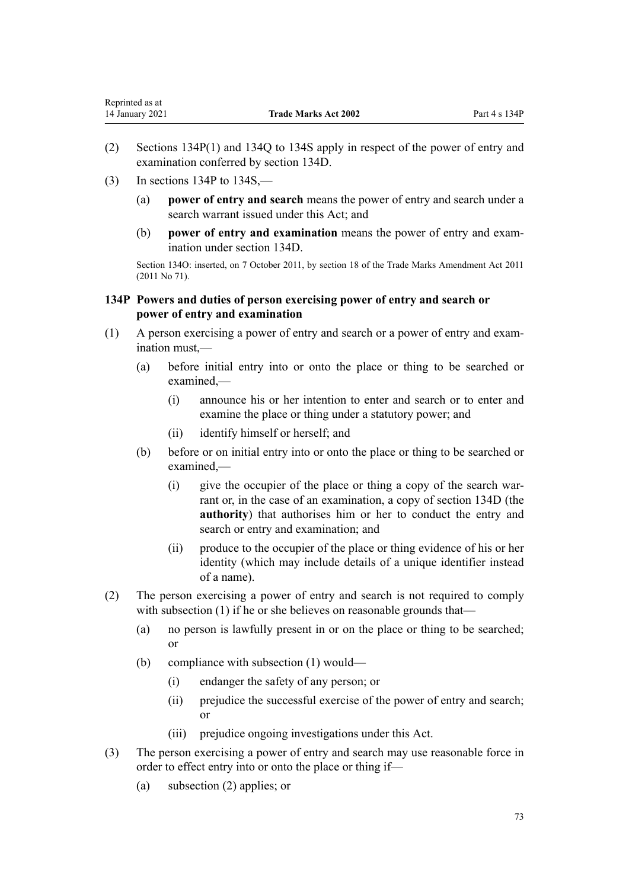(2) Sections 134P(1) and 134Q to 134S apply in respect of the power of entry and examination conferred by section 134D.

(3) In sections 134P to 134S,—

(a) **power of entry and search** means the power of entry and search under a search warrant issued under this Act; and

(b) **power of entry and examination** means the power of entry and examination under section 134D.

Section 134O: inserted, on 7 October 2011, by section 18 of the Trade Marks Amendment Act 2011 (2011 No 71).

### 134P Powers and duties of person exercising power of entry and search or power of entry and examination

(1) A person exercising a power of entry and search or a power of entry and examination must,—

(a) before initial entry into or onto the place or thing to be searched or examined,—

(i) announce his or her intention to enter and search or to enter and examine the place or thing under a statutory power; and

(ii) identify himself or herself; and

(b) before or on initial entry into or onto the place or thing to be searched or examined,—

(i) give the occupier of the place or thing a copy of the search warrant or, in the case of an examination, a copy of section 134D (the **authority**) that authorises him or her to conduct the entry and search or entry and examination; and

(ii) produce to the occupier of the place or thing evidence of his or her identity (which may include details of a unique identifier instead of a name).

(2) The person exercising a power of entry and search is not required to comply with subsection (1) if he or she believes on reasonable grounds that—

(a) no person is lawfully present in or on the place or thing to be searched; or

(b) compliance with subsection (1) would—

(i) endanger the safety of any person; or

(ii) prejudice the successful exercise of the power of entry and search; or

(iii) prejudice ongoing investigations under this Act.

(3) The person exercising a power of entry and search may use reasonable force in order to effect entry into or onto the place or thing if—

(a) subsection (2) applies; or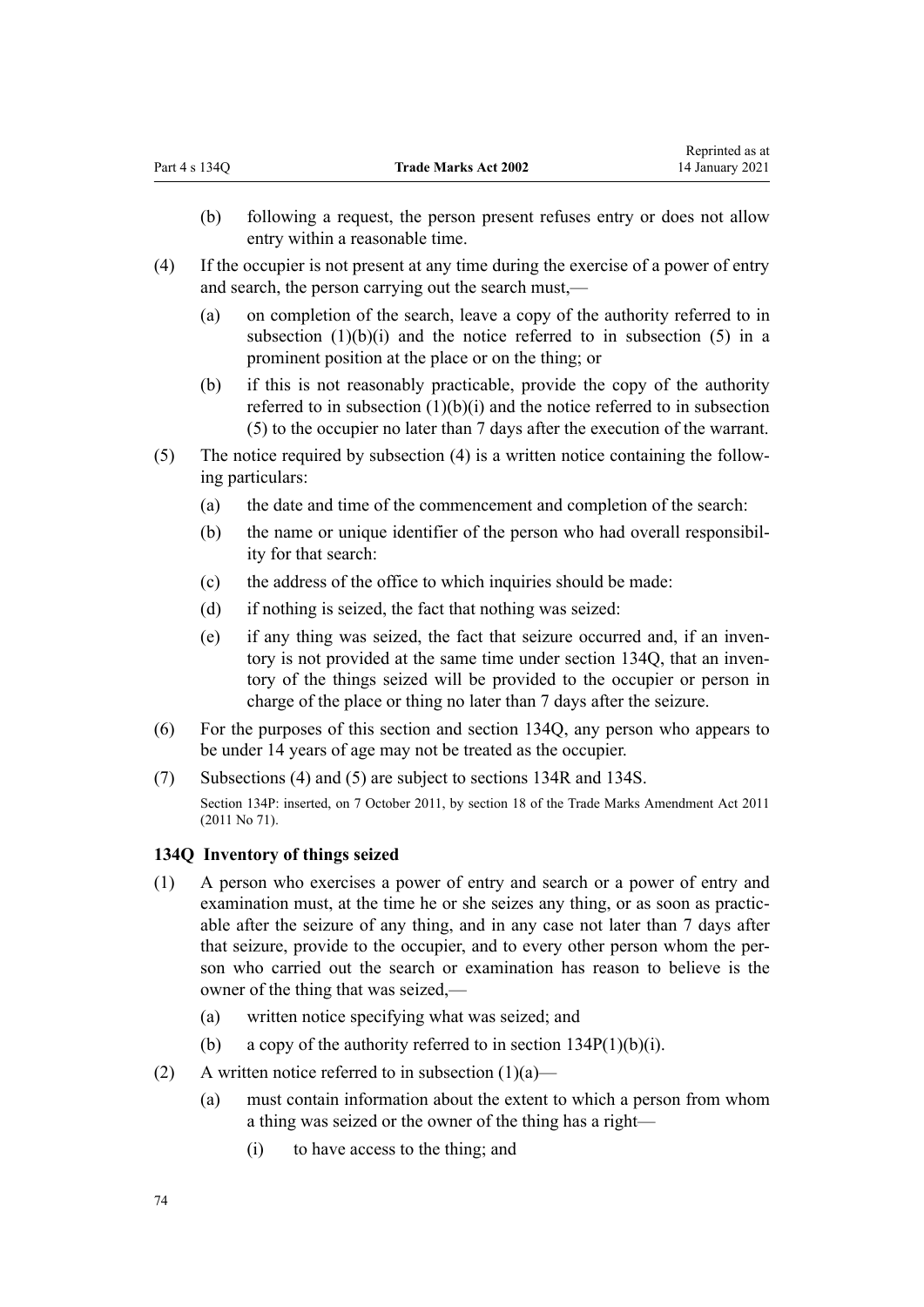(b) following a request, the person present refuses entry or does not allow entry within a reasonable time.

(4) If the occupier is not present at any time during the exercise of a power of entry and search, the person carrying out the search must,—

(a) on completion of the search, leave a copy of the authority referred to in subsection (1)(b)(i) and the notice referred to in subsection (5) in a prominent position at the place or on the thing; or

(b) if this is not reasonably practicable, provide the copy of the authority referred to in subsection (1)(b)(i) and the notice referred to in subsection (5) to the occupier no later than 7 days after the execution of the warrant.

(5) The notice required by subsection (4) is a written notice containing the following particulars:

(a) the date and time of the commencement and completion of the search:

(b) the name or unique identifier of the person who had overall responsibility for that search:

(c) the address of the office to which inquiries should be made:

(d) if nothing is seized, the fact that nothing was seized:

(e) if any thing was seized, the fact that seizure occurred and, if an inventory is not provided at the same time under section 134Q, that an inventory of the things seized will be provided to the occupier or person in charge of the place or thing no later than 7 days after the seizure.

(6) For the purposes of this section and section 134Q, any person who appears to be under 14 years of age may not be treated as the occupier.

(7) Subsections (4) and (5) are subject to sections 134R and 134S.

Section 134P: inserted, on 7 October 2011, by section 18 of the Trade Marks Amendment Act 2011 (2011 No 71).

### 134Q Inventory of things seized

(1) A person who exercises a power of entry and search or a power of entry and examination must, at the time he or she seizes any thing, or as soon as practicable after the seizure of any thing, and in any case not later than 7 days after that seizure, provide to the occupier, and to every other person whom the person who carried out the search or examination has reason to believe is the owner of the thing that was seized,—

(a) written notice specifying what was seized; and

(b) a copy of the authority referred to in section 134P(1)(b)(i).

(2) A written notice referred to in subsection (1)(a)—

(a) must contain information about the extent to which a person from whom a thing was seized or the owner of the thing has a right—

(i) to have access to the thing; and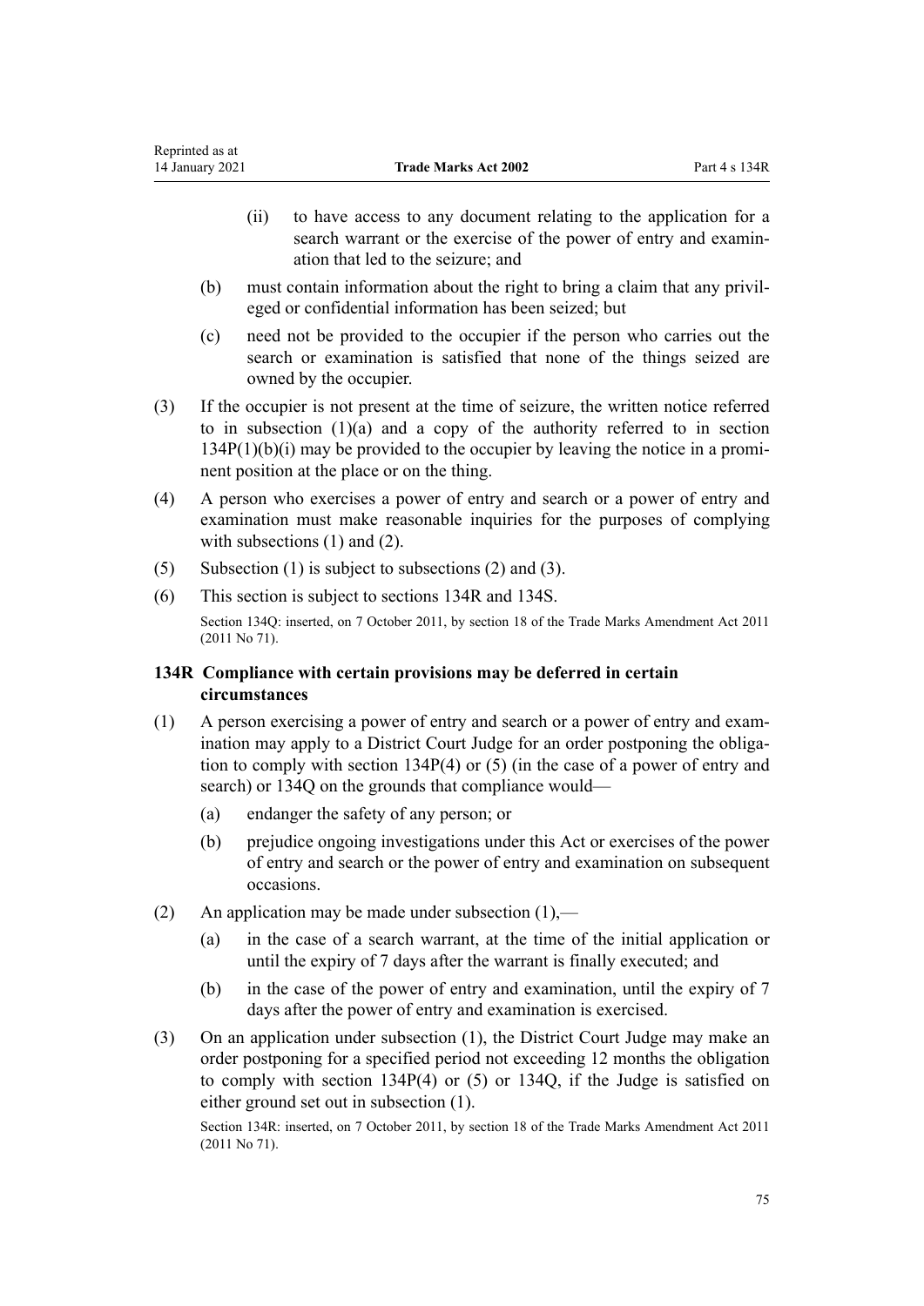(ii) to have access to any document relating to the application for a search warrant or the exercise of the power of entry and examination that led to the seizure; and

(b) must contain information about the right to bring a claim that any privileged or confidential information has been seized; but

(c) need not be provided to the occupier if the person who carries out the search or examination is satisfied that none of the things seized are owned by the occupier.

(3) If the occupier is not present at the time of seizure, the written notice referred to in subsection (1)(a) and a copy of the authority referred to in section 134P(1)(b)(i) may be provided to the occupier by leaving the notice in a prominent position at the place or on the thing.

(4) A person who exercises a power of entry and search or a power of entry and examination must make reasonable inquiries for the purposes of complying with subsections (1) and (2).

(5) Subsection (1) is subject to subsections (2) and (3).

(6) This section is subject to sections 134R and 134S.

Section 134Q: inserted, on 7 October 2011, by section 18 of the Trade Marks Amendment Act 2011 (2011 No 71).

### 134R Compliance with certain provisions may be deferred in certain circumstances

(1) A person exercising a power of entry and search or a power of entry and examination may apply to a District Court Judge for an order postponing the obligation to comply with section 134P(4) or (5) (in the case of a power of entry and search) or 134Q on the grounds that compliance would—

(a) endanger the safety of any person; or

(b) prejudice ongoing investigations under this Act or exercises of the power of entry and search or the power of entry and examination on subsequent occasions.

(2) An application may be made under subsection (1),—

(a) in the case of a search warrant, at the time of the initial application or until the expiry of 7 days after the warrant is finally executed; and

(b) in the case of the power of entry and examination, until the expiry of 7 days after the power of entry and examination is exercised.

(3) On an application under subsection (1), the District Court Judge may make an order postponing for a specified period not exceeding 12 months the obligation to comply with section 134P(4) or (5) or 134Q, if the Judge is satisfied on either ground set out in subsection (1).

Section 134R: inserted, on 7 October 2011, by section 18 of the Trade Marks Amendment Act 2011 (2011 No 71).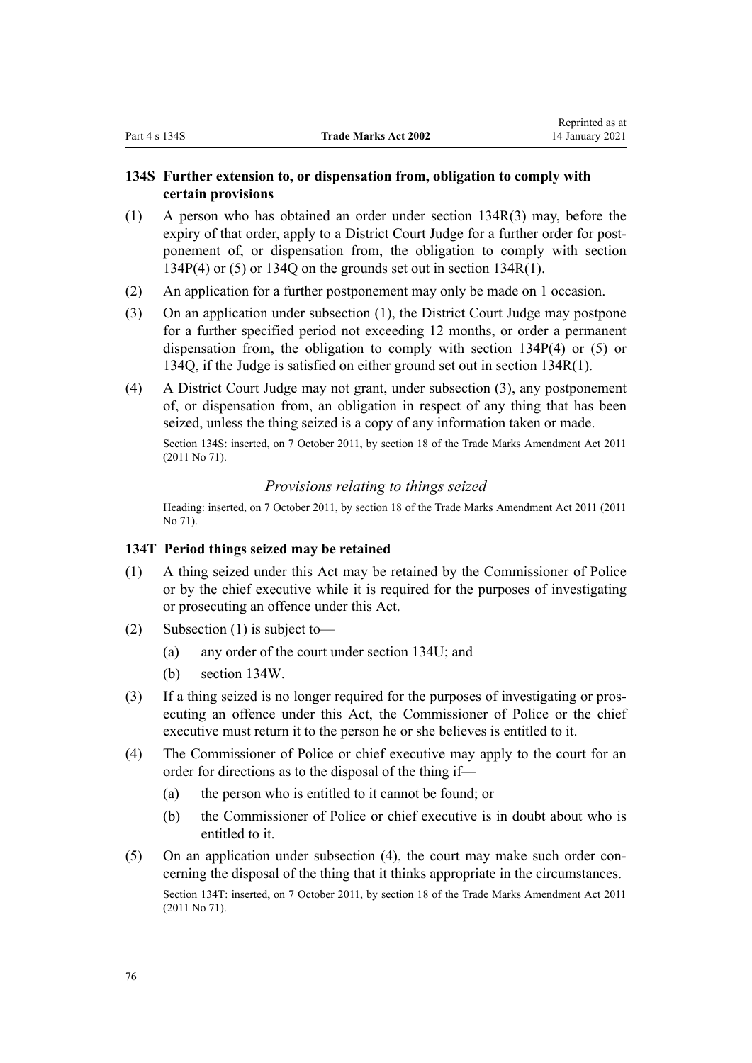### 134S Further extension to, or dispensation from, obligation to comply with certain provisions

(1) A person who has obtained an order under section 134R(3) may, before the expiry of that order, apply to a District Court Judge for a further order for postponement of, or dispensation from, the obligation to comply with section 134P(4) or (5) or 134Q on the grounds set out in section 134R(1).

(2) An application for a further postponement may only be made on 1 occasion.

(3) On an application under subsection (1), the District Court Judge may postpone for a further specified period not exceeding 12 months, or order a permanent dispensation from, the obligation to comply with section 134P(4) or (5) or 134Q, if the Judge is satisfied on either ground set out in section 134R(1).

(4) A District Court Judge may not grant, under subsection (3), any postponement of, or dispensation from, an obligation in respect of any thing that has been seized, unless the thing seized is a copy of any information taken or made.

Section 134S: inserted, on 7 October 2011, by section 18 of the Trade Marks Amendment Act 2011 (2011 No 71).

*Provisions relating to things seized*

Heading: inserted, on 7 October 2011, by section 18 of the Trade Marks Amendment Act 2011 (2011 No 71).

### 134T Period things seized may be retained

(1) A thing seized under this Act may be retained by the Commissioner of Police or by the chief executive while it is required for the purposes of investigating or prosecuting an offence under this Act.

(2) Subsection (1) is subject to—

(a) any order of the court under section 134U; and

(b) section 134W.

(3) If a thing seized is no longer required for the purposes of investigating or prosecuting an offence under this Act, the Commissioner of Police or the chief executive must return it to the person he or she believes is entitled to it.

(4) The Commissioner of Police or chief executive may apply to the court for an order for directions as to the disposal of the thing if—

(a) the person who is entitled to it cannot be found; or

(b) the Commissioner of Police or chief executive is in doubt about who is entitled to it.

(5) On an application under subsection (4), the court may make such order concerning the disposal of the thing that it thinks appropriate in the circumstances.

Section 134T: inserted, on 7 October 2011, by section 18 of the Trade Marks Amendment Act 2011 (2011 No 71).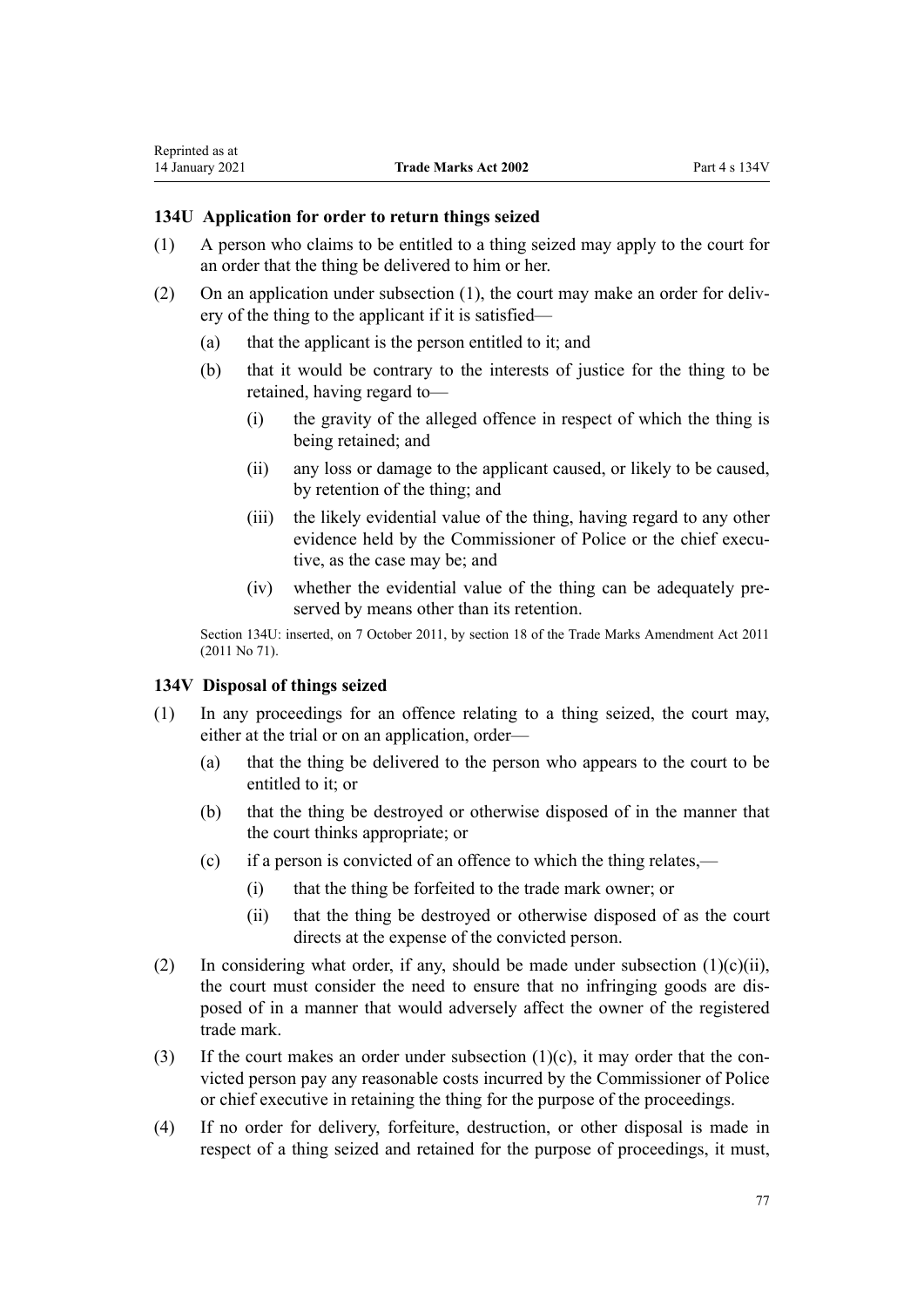### 134U Application for order to return things seized

(1) A person who claims to be entitled to a thing seized may apply to the court for an order that the thing be delivered to him or her.

(2) On an application under subsection (1), the court may make an order for delivery of the thing to the applicant if it is satisfied—

(a) that the applicant is the person entitled to it; and

(b) that it would be contrary to the interests of justice for the thing to be retained, having regard to—

(i) the gravity of the alleged offence in respect of which the thing is being retained; and

(ii) any loss or damage to the applicant caused, or likely to be caused, by retention of the thing; and

(iii) the likely evidential value of the thing, having regard to any other evidence held by the Commissioner of Police or the chief executive, as the case may be; and

(iv) whether the evidential value of the thing can be adequately preserved by means other than its retention.

Section 134U: inserted, on 7 October 2011, by section 18 of the Trade Marks Amendment Act 2011 (2011 No 71).

### 134V Disposal of things seized

(1) In any proceedings for an offence relating to a thing seized, the court may, either at the trial or on an application, order—

(a) that the thing be delivered to the person who appears to the court to be entitled to it; or

(b) that the thing be destroyed or otherwise disposed of in the manner that the court thinks appropriate; or

(c) if a person is convicted of an offence to which the thing relates,—

(i) that the thing be forfeited to the trade mark owner; or

(ii) that the thing be destroyed or otherwise disposed of as the court directs at the expense of the convicted person.

(2) In considering what order, if any, should be made under subsection (1)(c)(ii), the court must consider the need to ensure that no infringing goods are disposed of in a manner that would adversely affect the owner of the registered trade mark.

(3) If the court makes an order under subsection (1)(c), it may order that the convicted person pay any reasonable costs incurred by the Commissioner of Police or chief executive in retaining the thing for the purpose of the proceedings.

(4) If no order for delivery, forfeiture, destruction, or other disposal is made in respect of a thing seized and retained for the purpose of proceedings, it must,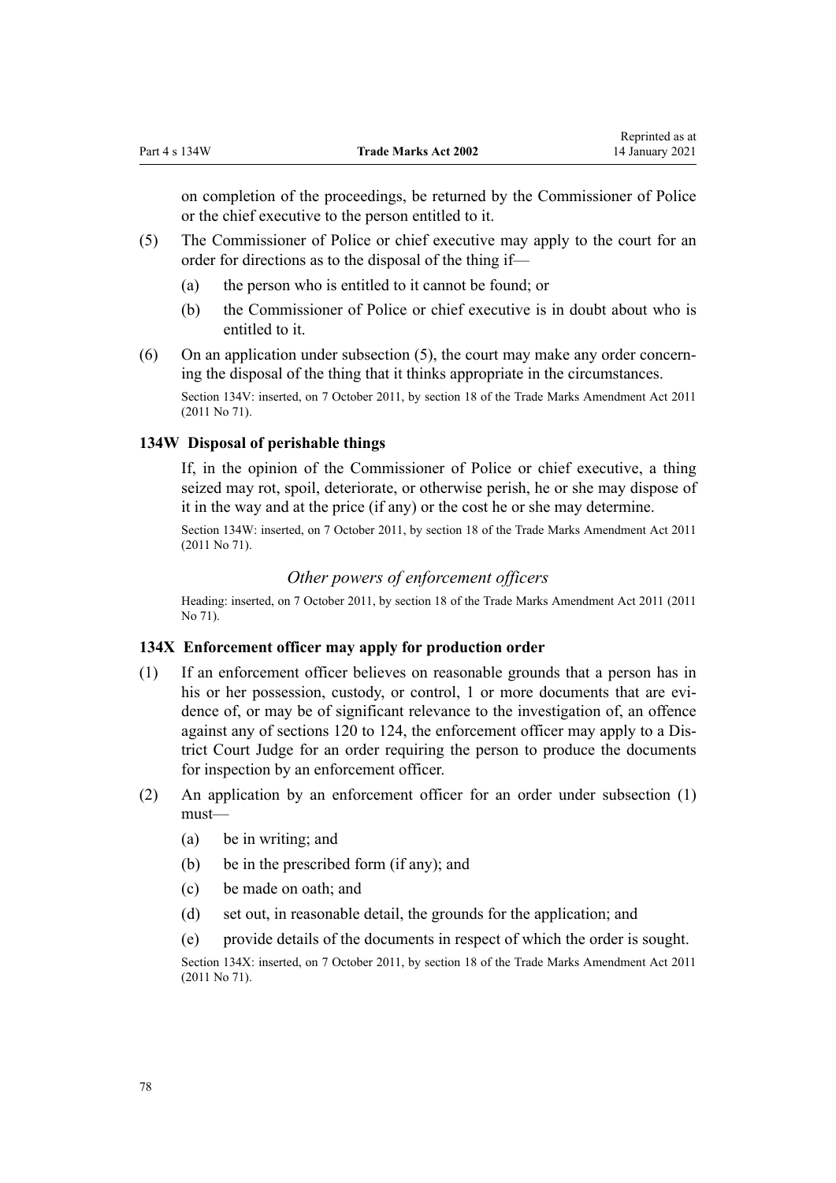on completion of the proceedings, be returned by the Commissioner of Police or the chief executive to the person entitled to it.

(5) The Commissioner of Police or chief executive may apply to the court for an order for directions as to the disposal of the thing if—

(a) the person who is entitled to it cannot be found; or

(b) the Commissioner of Police or chief executive is in doubt about who is entitled to it.

(6) On an application under subsection (5), the court may make any order concerning the disposal of the thing that it thinks appropriate in the circumstances.

Section 134V: inserted, on 7 October 2011, by section 18 of the Trade Marks Amendment Act 2011 (2011 No 71).

### 134W Disposal of perishable things

If, in the opinion of the Commissioner of Police or chief executive, a thing seized may rot, spoil, deteriorate, or otherwise perish, he or she may dispose of it in the way and at the price (if any) or the cost he or she may determine.

Section 134W: inserted, on 7 October 2011, by section 18 of the Trade Marks Amendment Act 2011 (2011 No 71).

## *Other powers of enforcement officers*

Heading: inserted, on 7 October 2011, by section 18 of the Trade Marks Amendment Act 2011 (2011 No 71).

### 134X Enforcement officer may apply for production order

(1) If an enforcement officer believes on reasonable grounds that a person has in his or her possession, custody, or control, 1 or more documents that are evidence of, or may be of significant relevance to the investigation of, an offence against any of sections 120 to 124, the enforcement officer may apply to a District Court Judge for an order requiring the person to produce the documents for inspection by an enforcement officer.

(2) An application by an enforcement officer for an order under subsection (1) must—

(a) be in writing; and

(b) be in the prescribed form (if any); and

(c) be made on oath; and

(d) set out, in reasonable detail, the grounds for the application; and

(e) provide details of the documents in respect of which the order is sought.

Section 134X: inserted, on 7 October 2011, by section 18 of the Trade Marks Amendment Act 2011 (2011 No 71).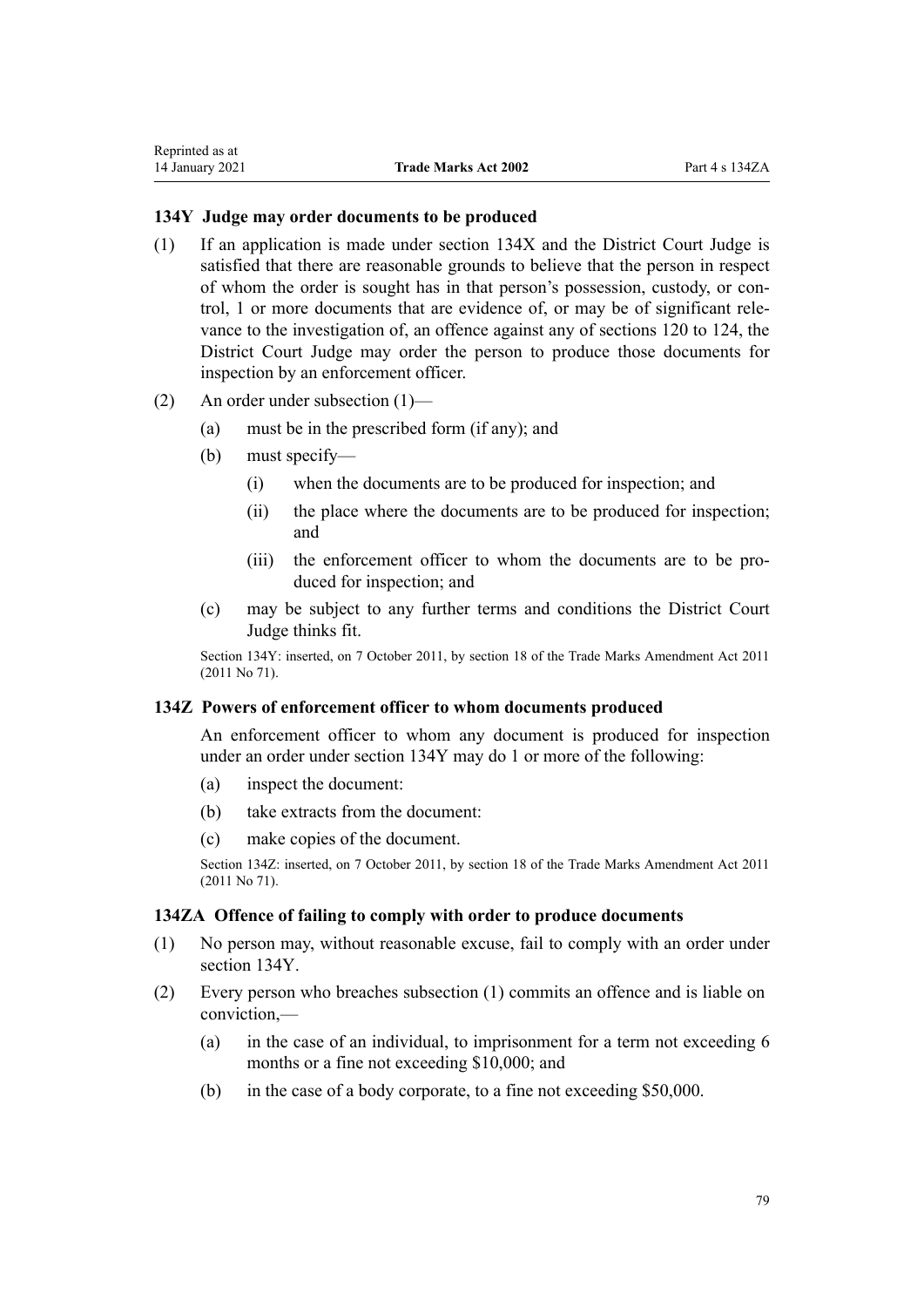### 134Y Judge may order documents to be produced

(1) If an application is made under section 134X and the District Court Judge is satisfied that there are reasonable grounds to believe that the person in respect of whom the order is sought has in that person's possession, custody, or control, 1 or more documents that are evidence of, or may be of significant relevance to the investigation of, an offence against any of sections 120 to 124, the District Court Judge may order the person to produce those documents for inspection by an enforcement officer.

(2) An order under subsection (1)—

- (a) must be in the prescribed form (if any); and
- (b) must specify—
  - (i) when the documents are to be produced for inspection; and
  - (ii) the place where the documents are to be produced for inspection; and
  - (iii) the enforcement officer to whom the documents are to be produced for inspection; and
- (c) may be subject to any further terms and conditions the District Court Judge thinks fit.

Section 134Y: inserted, on 7 October 2011, by section 18 of the Trade Marks Amendment Act 2011 (2011 No 71).

### 134Z Powers of enforcement officer to whom documents produced

An enforcement officer to whom any document is produced for inspection under an order under section 134Y may do 1 or more of the following:

- (a) inspect the document:
- (b) take extracts from the document:
- (c) make copies of the document.

Section 134Z: inserted, on 7 October 2011, by section 18 of the Trade Marks Amendment Act 2011 (2011 No 71).

### 134ZA Offence of failing to comply with order to produce documents

(1) No person may, without reasonable excuse, fail to comply with an order under section 134Y.

(2) Every person who breaches subsection (1) commits an offence and is liable on conviction,—

- (a) in the case of an individual, to imprisonment for a term not exceeding 6 months or a fine not exceeding $10,000; and
- (b) in the case of a body corporate, to a fine not exceeding $50,000.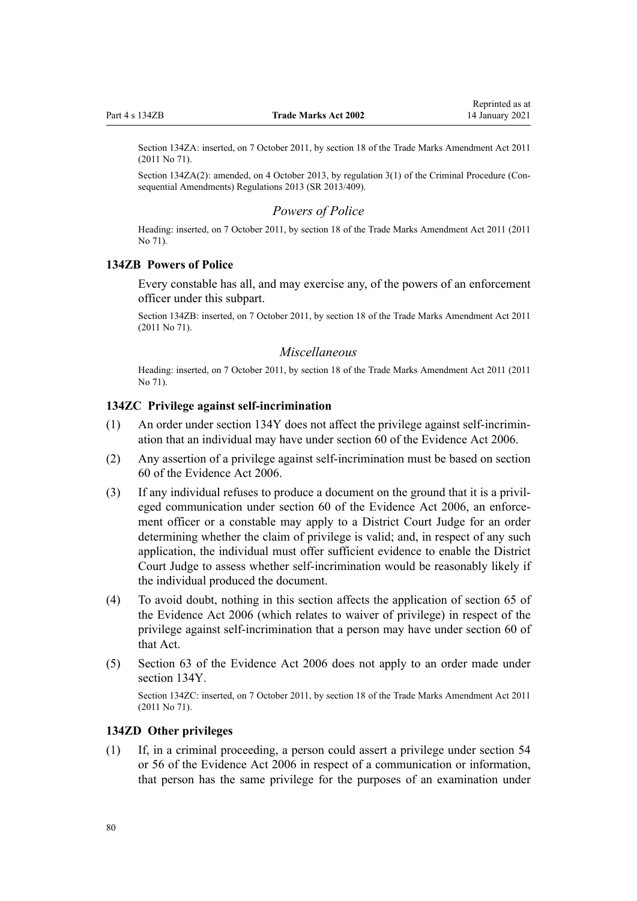Section 134ZA: inserted, on 7 October 2011, by section 18 of the Trade Marks Amendment Act 2011 (2011 No 71).

Section 134ZA(2): amended, on 4 October 2013, by regulation 3(1) of the Criminal Procedure (Consequential Amendments) Regulations 2013 (SR 2013/409).

### *Powers of Police*

Heading: inserted, on 7 October 2011, by section 18 of the Trade Marks Amendment Act 2011 (2011 No 71).

#### 134ZB Powers of Police

Every constable has all, and may exercise any, of the powers of an enforcement officer under this subpart.

Section 134ZB: inserted, on 7 October 2011, by section 18 of the Trade Marks Amendment Act 2011 (2011 No 71).

### *Miscellaneous*

Heading: inserted, on 7 October 2011, by section 18 of the Trade Marks Amendment Act 2011 (2011 No 71).

#### 134ZC Privilege against self-incrimination

(1) An order under section 134Y does not affect the privilege against self-incrimination that an individual may have under section 60 of the Evidence Act 2006.

(2) Any assertion of a privilege against self-incrimination must be based on section 60 of the Evidence Act 2006.

(3) If any individual refuses to produce a document on the ground that it is a privileged communication under section 60 of the Evidence Act 2006, an enforcement officer or a constable may apply to a District Court Judge for an order determining whether the claim of privilege is valid; and, in respect of any such application, the individual must offer sufficient evidence to enable the District Court Judge to assess whether self-incrimination would be reasonably likely if the individual produced the document.

(4) To avoid doubt, nothing in this section affects the application of section 65 of the Evidence Act 2006 (which relates to waiver of privilege) in respect of the privilege against self-incrimination that a person may have under section 60 of that Act.

(5) Section 63 of the Evidence Act 2006 does not apply to an order made under section 134Y.

Section 134ZC: inserted, on 7 October 2011, by section 18 of the Trade Marks Amendment Act 2011 (2011 No 71).

#### 134ZD Other privileges

(1) If, in a criminal proceeding, a person could assert a privilege under section 54 or 56 of the Evidence Act 2006 in respect of a communication or information, that person has the same privilege for the purposes of an examination under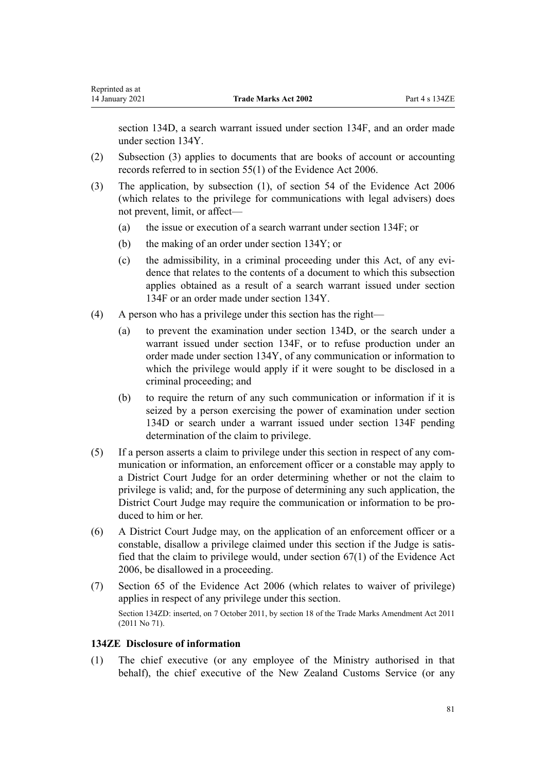section 134D, a search warrant issued under section 134F, and an order made under section 134Y.

(2) Subsection (3) applies to documents that are books of account or accounting records referred to in section 55(1) of the Evidence Act 2006.

(3) The application, by subsection (1), of section 54 of the Evidence Act 2006 (which relates to the privilege for communications with legal advisers) does not prevent, limit, or affect—

 (a) the issue or execution of a search warrant under section 134F; or

 (b) the making of an order under section 134Y; or

 (c) the admissibility, in a criminal proceeding under this Act, of any evidence that relates to the contents of a document to which this subsection applies obtained as a result of a search warrant issued under section 134F or an order made under section 134Y.

(4) A person who has a privilege under this section has the right—

 (a) to prevent the examination under section 134D, or the search under a warrant issued under section 134F, or to refuse production under an order made under section 134Y, of any communication or information to which the privilege would apply if it were sought to be disclosed in a criminal proceeding; and

 (b) to require the return of any such communication or information if it is seized by a person exercising the power of examination under section 134D or search under a warrant issued under section 134F pending determination of the claim to privilege.

(5) If a person asserts a claim to privilege under this section in respect of any communication or information, an enforcement officer or a constable may apply to a District Court Judge for an order determining whether or not the claim to privilege is valid; and, for the purpose of determining any such application, the District Court Judge may require the communication or information to be produced to him or her.

(6) A District Court Judge may, on the application of an enforcement officer or a constable, disallow a privilege claimed under this section if the Judge is satisfied that the claim to privilege would, under section 67(1) of the Evidence Act 2006, be disallowed in a proceeding.

(7) Section 65 of the Evidence Act 2006 (which relates to waiver of privilege) applies in respect of any privilege under this section.

Section 134ZD: inserted, on 7 October 2011, by section 18 of the Trade Marks Amendment Act 2011 (2011 No 71).

### 134ZE Disclosure of information

(1) The chief executive (or any employee of the Ministry authorised in that behalf), the chief executive of the New Zealand Customs Service (or any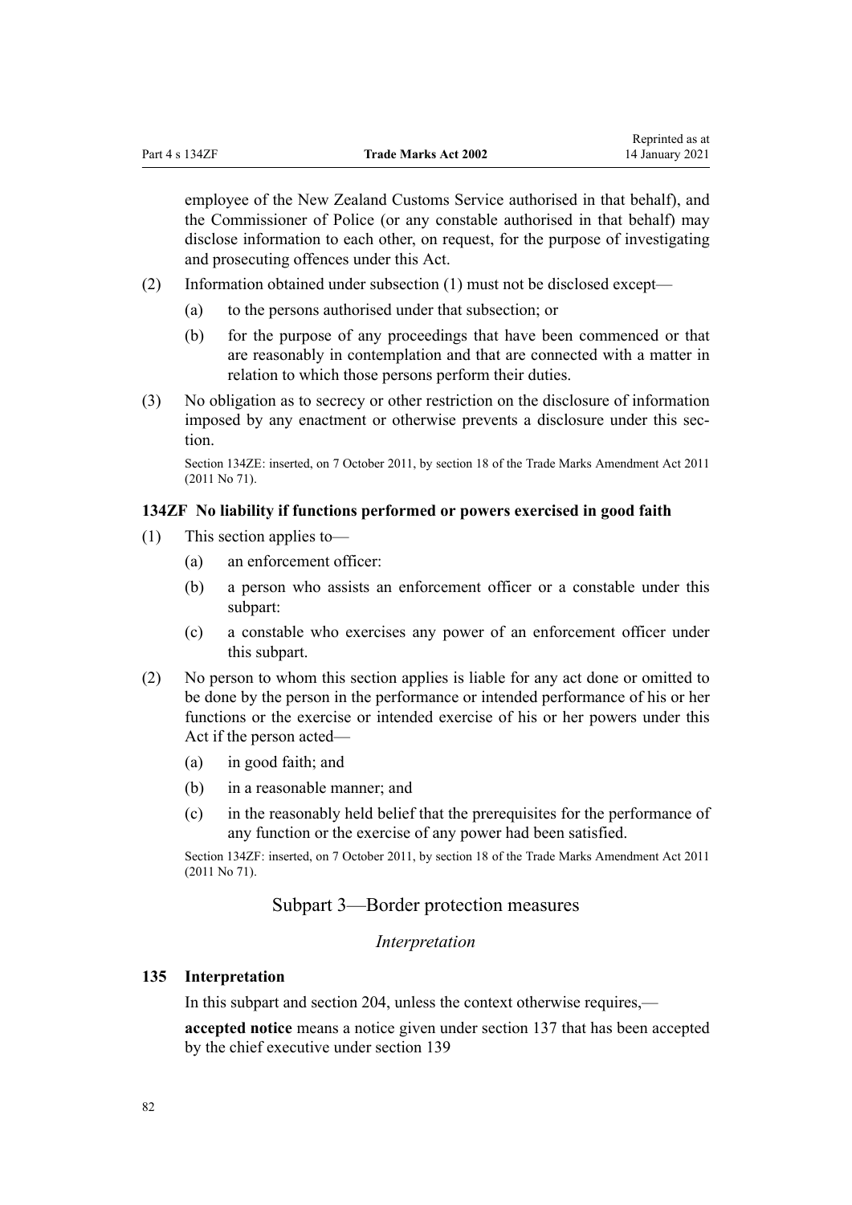employee of the New Zealand Customs Service authorised in that behalf), and the Commissioner of Police (or any constable authorised in that behalf) may disclose information to each other, on request, for the purpose of investigating and prosecuting offences under this Act.

(2) Information obtained under subsection (1) must not be disclosed except—

- (a) to the persons authorised under that subsection; or
- (b) for the purpose of any proceedings that have been commenced or that are reasonably in contemplation and that are connected with a matter in relation to which those persons perform their duties.

(3) No obligation as to secrecy or other restriction on the disclosure of information imposed by any enactment or otherwise prevents a disclosure under this section.

Section 134ZE: inserted, on 7 October 2011, by section 18 of the Trade Marks Amendment Act 2011 (2011 No 71).

### 134ZF No liability if functions performed or powers exercised in good faith

(1) This section applies to—

- (a) an enforcement officer:
- (b) a person who assists an enforcement officer or a constable under this subpart:
- (c) a constable who exercises any power of an enforcement officer under this subpart.

(2) No person to whom this section applies is liable for any act done or omitted to be done by the person in the performance or intended performance of his or her functions or the exercise or intended exercise of his or her powers under this Act if the person acted—

- (a) in good faith; and
- (b) in a reasonable manner; and
- (c) in the reasonably held belief that the prerequisites for the performance of any function or the exercise of any power had been satisfied.

Section 134ZF: inserted, on 7 October 2011, by section 18 of the Trade Marks Amendment Act 2011 (2011 No 71).

## Subpart 3—Border protection measures

*Interpretation*

### 135 Interpretation

In this subpart and section 204, unless the context otherwise requires,—

**accepted notice** means a notice given under section 137 that has been accepted by the chief executive under section 139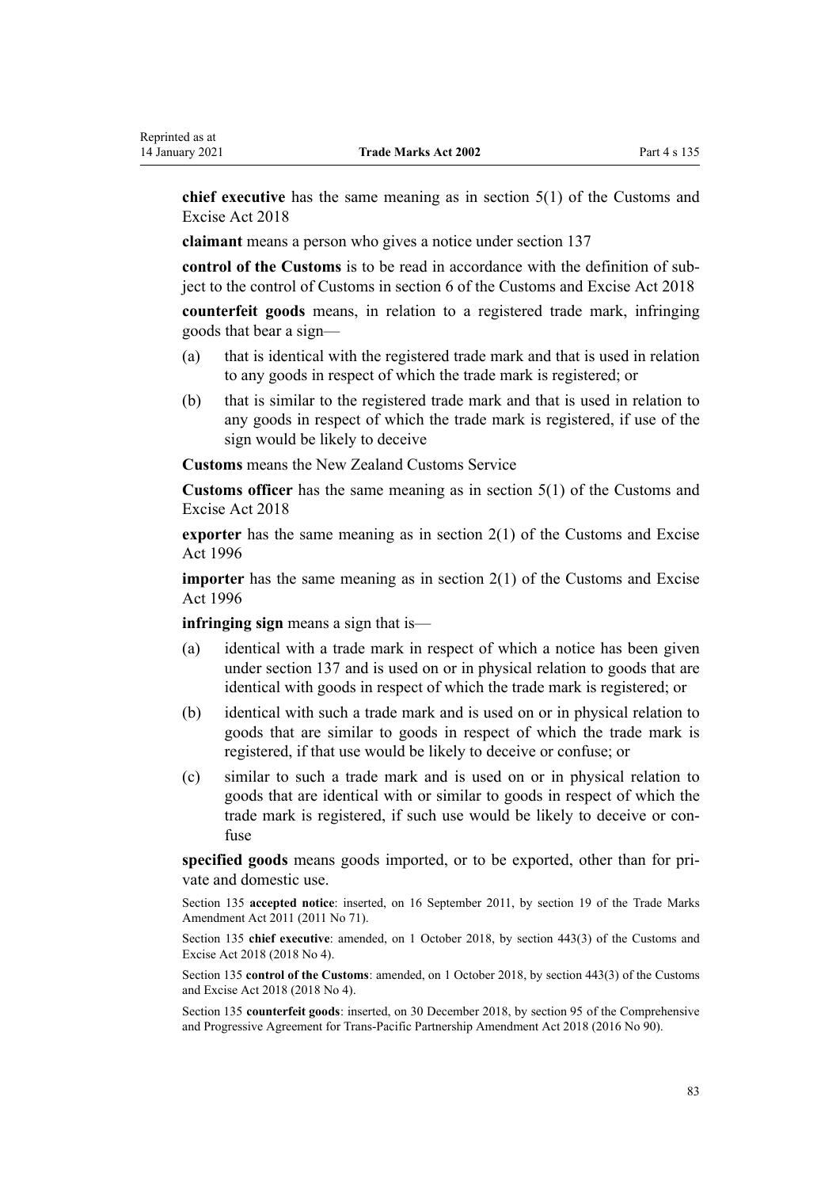**chief executive** has the same meaning as in section 5(1) of the Customs and Excise Act 2018

**claimant** means a person who gives a notice under section 137

**control of the Customs** is to be read in accordance with the definition of subject to the control of Customs in section 6 of the Customs and Excise Act 2018

**counterfeit goods** means, in relation to a registered trade mark, infringing goods that bear a sign—

(a) that is identical with the registered trade mark and that is used in relation to any goods in respect of which the trade mark is registered; or

(b) that is similar to the registered trade mark and that is used in relation to any goods in respect of which the trade mark is registered, if use of the sign would be likely to deceive

**Customs** means the New Zealand Customs Service

**Customs officer** has the same meaning as in section 5(1) of the Customs and Excise Act 2018

**exporter** has the same meaning as in section 2(1) of the Customs and Excise Act 1996

**importer** has the same meaning as in section 2(1) of the Customs and Excise Act 1996

**infringing sign** means a sign that is—

(a) identical with a trade mark in respect of which a notice has been given under section 137 and is used on or in physical relation to goods that are identical with goods in respect of which the trade mark is registered; or

(b) identical with such a trade mark and is used on or in physical relation to goods that are similar to goods in respect of which the trade mark is registered, if that use would be likely to deceive or confuse; or

(c) similar to such a trade mark and is used on or in physical relation to goods that are identical with or similar to goods in respect of which the trade mark is registered, if such use would be likely to deceive or confuse

**specified goods** means goods imported, or to be exported, other than for private and domestic use.

Section 135 **accepted notice**: inserted, on 16 September 2011, by section 19 of the Trade Marks Amendment Act 2011 (2011 No 71).

Section 135 **chief executive**: amended, on 1 October 2018, by section 443(3) of the Customs and Excise Act 2018 (2018 No 4).

Section 135 **control of the Customs**: amended, on 1 October 2018, by section 443(3) of the Customs and Excise Act 2018 (2018 No 4).

Section 135 **counterfeit goods**: inserted, on 30 December 2018, by section 95 of the Comprehensive and Progressive Agreement for Trans-Pacific Partnership Amendment Act 2018 (2016 No 90).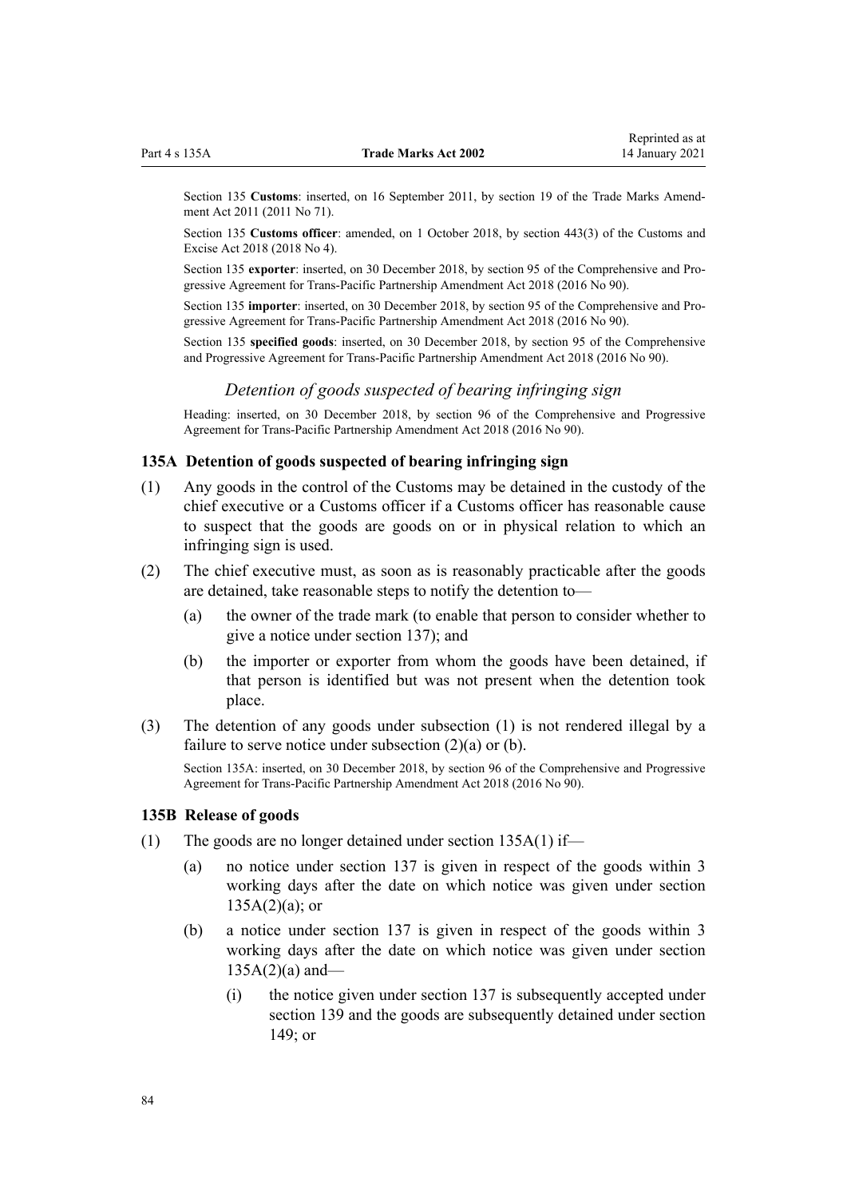Section 135 **Customs**: inserted, on 16 September 2011, by section 19 of the Trade Marks Amendment Act 2011 (2011 No 71).

Section 135 **Customs officer**: amended, on 1 October 2018, by section 443(3) of the Customs and Excise Act 2018 (2018 No 4).

Section 135 **exporter**: inserted, on 30 December 2018, by section 95 of the Comprehensive and Progressive Agreement for Trans-Pacific Partnership Amendment Act 2018 (2016 No 90).

Section 135 **importer**: inserted, on 30 December 2018, by section 95 of the Comprehensive and Progressive Agreement for Trans-Pacific Partnership Amendment Act 2018 (2016 No 90).

Section 135 **specified goods**: inserted, on 30 December 2018, by section 95 of the Comprehensive and Progressive Agreement for Trans-Pacific Partnership Amendment Act 2018 (2016 No 90).

### *Detention of goods suspected of bearing infringing sign*

Heading: inserted, on 30 December 2018, by section 96 of the Comprehensive and Progressive Agreement for Trans-Pacific Partnership Amendment Act 2018 (2016 No 90).

### 135A Detention of goods suspected of bearing infringing sign

(1) Any goods in the control of the Customs may be detained in the custody of the chief executive or a Customs officer if a Customs officer has reasonable cause to suspect that the goods are goods on or in physical relation to which an infringing sign is used.

(2) The chief executive must, as soon as is reasonably practicable after the goods are detained, take reasonable steps to notify the detention to—

- (a) the owner of the trade mark (to enable that person to consider whether to give a notice under section 137); and
- (b) the importer or exporter from whom the goods have been detained, if that person is identified but was not present when the detention took place.

(3) The detention of any goods under subsection (1) is not rendered illegal by a failure to serve notice under subsection (2)(a) or (b).

Section 135A: inserted, on 30 December 2018, by section 96 of the Comprehensive and Progressive Agreement for Trans-Pacific Partnership Amendment Act 2018 (2016 No 90).

### 135B Release of goods

(1) The goods are no longer detained under section 135A(1) if—

- (a) no notice under section 137 is given in respect of the goods within 3 working days after the date on which notice was given under section 135A(2)(a); or
- (b) a notice under section 137 is given in respect of the goods within 3 working days after the date on which notice was given under section 135A(2)(a) and—
  - (i) the notice given under section 137 is subsequently accepted under section 139 and the goods are subsequently detained under section 149; or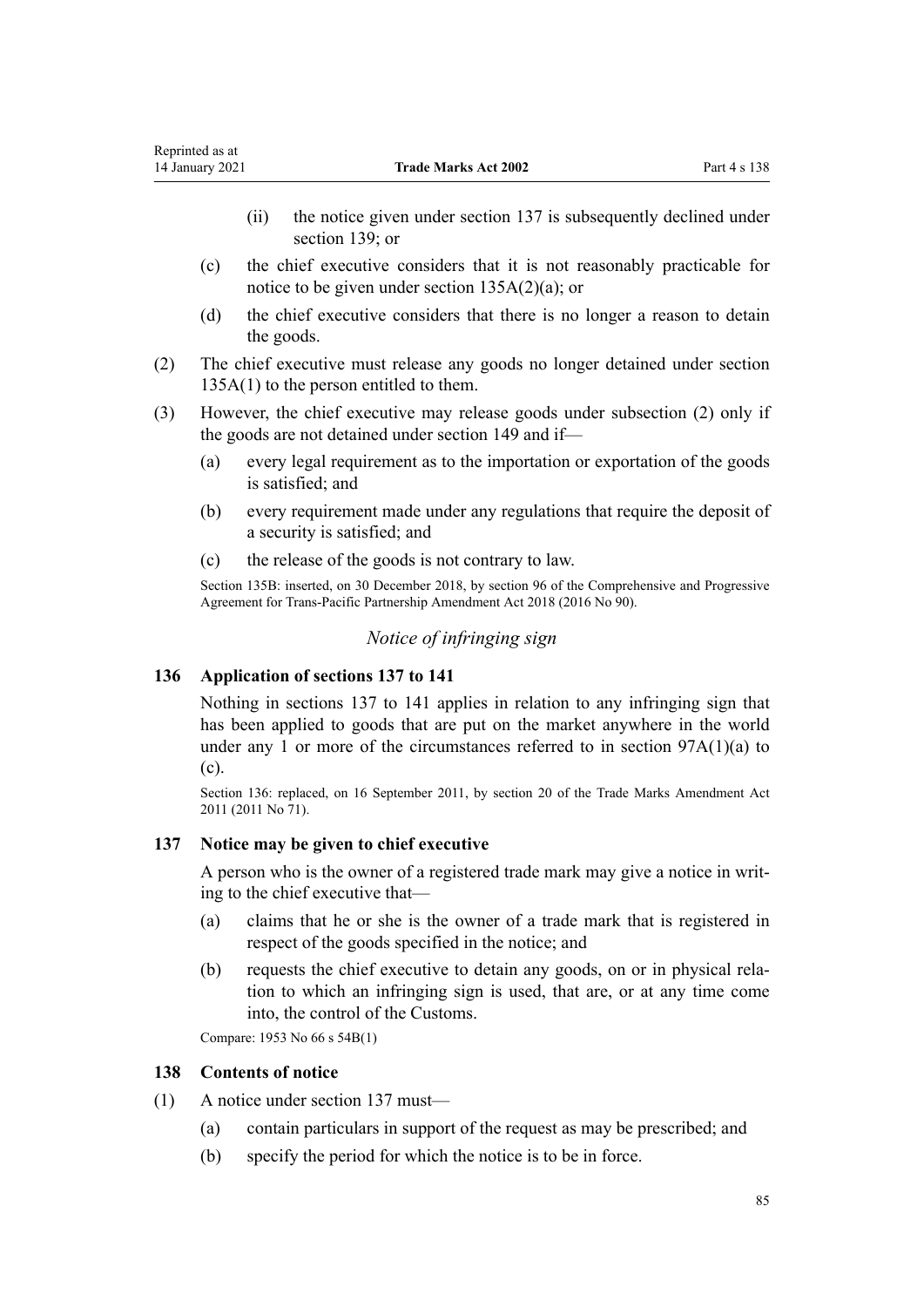(ii) the notice given under section 137 is subsequently declined under section 139; or

(c) the chief executive considers that it is not reasonably practicable for notice to be given under section 135A(2)(a); or

(d) the chief executive considers that there is no longer a reason to detain the goods.

(2) The chief executive must release any goods no longer detained under section 135A(1) to the person entitled to them.

(3) However, the chief executive may release goods under subsection (2) only if the goods are not detained under section 149 and if—

(a) every legal requirement as to the importation or exportation of the goods is satisfied; and

(b) every requirement made under any regulations that require the deposit of a security is satisfied; and

(c) the release of the goods is not contrary to law.

Section 135B: inserted, on 30 December 2018, by section 96 of the Comprehensive and Progressive Agreement for Trans-Pacific Partnership Amendment Act 2018 (2016 No 90).

### *Notice of infringing sign*

### 136 Application of sections 137 to 141

Nothing in sections 137 to 141 applies in relation to any infringing sign that has been applied to goods that are put on the market anywhere in the world under any 1 or more of the circumstances referred to in section 97A(1)(a) to (c).

Section 136: replaced, on 16 September 2011, by section 20 of the Trade Marks Amendment Act 2011 (2011 No 71).

### 137 Notice may be given to chief executive

A person who is the owner of a registered trade mark may give a notice in writing to the chief executive that—

(a) claims that he or she is the owner of a trade mark that is registered in respect of the goods specified in the notice; and

(b) requests the chief executive to detain any goods, on or in physical relation to which an infringing sign is used, that are, or at any time come into, the control of the Customs.

Compare: 1953 No 66 s 54B(1)

### 138 Contents of notice

(1) A notice under section 137 must—

(a) contain particulars in support of the request as may be prescribed; and

(b) specify the period for which the notice is to be in force.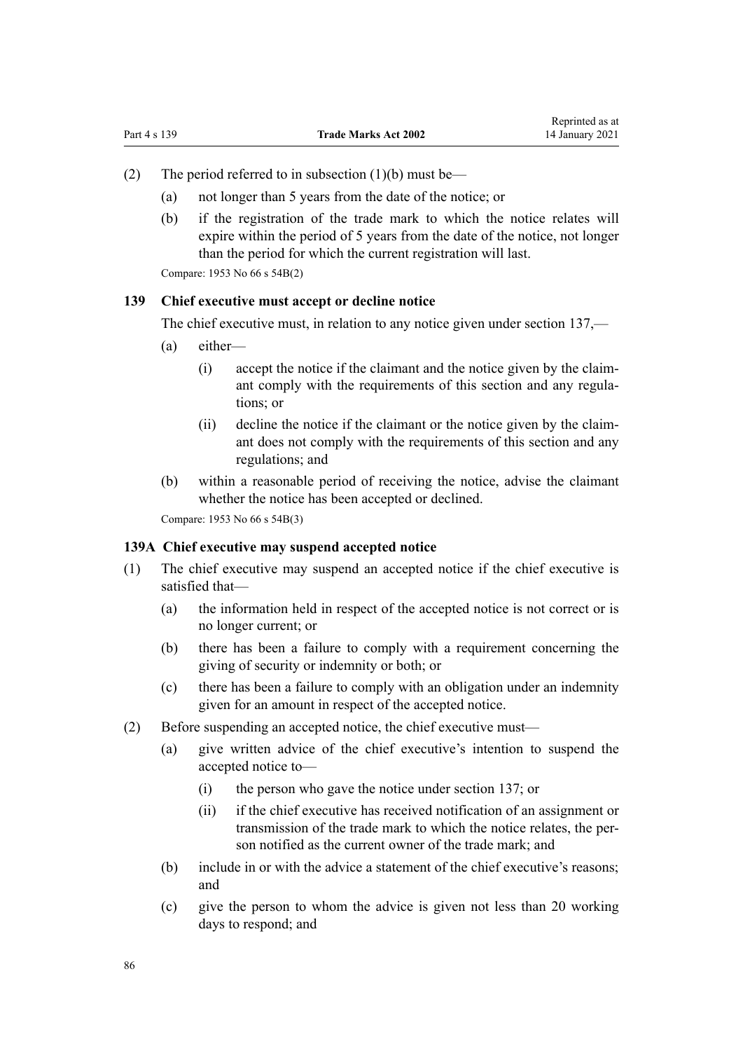(2) The period referred to in subsection (1)(b) must be—

- (a) not longer than 5 years from the date of the notice; or
- (b) if the registration of the trade mark to which the notice relates will expire within the period of 5 years from the date of the notice, not longer than the period for which the current registration will last.

Compare: 1953 No 66 s 54B(2)

### 139 Chief executive must accept or decline notice

The chief executive must, in relation to any notice given under section 137,—

- (a) either—
  - (i) accept the notice if the claimant and the notice given by the claimant comply with the requirements of this section and any regulations; or
  - (ii) decline the notice if the claimant or the notice given by the claimant does not comply with the requirements of this section and any regulations; and
- (b) within a reasonable period of receiving the notice, advise the claimant whether the notice has been accepted or declined.

Compare: 1953 No 66 s 54B(3)

### 139A Chief executive may suspend accepted notice

(1) The chief executive may suspend an accepted notice if the chief executive is satisfied that—

- (a) the information held in respect of the accepted notice is not correct or is no longer current; or
- (b) there has been a failure to comply with a requirement concerning the giving of security or indemnity or both; or
- (c) there has been a failure to comply with an obligation under an indemnity given for an amount in respect of the accepted notice.

(2) Before suspending an accepted notice, the chief executive must—

- (a) give written advice of the chief executive's intention to suspend the accepted notice to—
  - (i) the person who gave the notice under section 137; or
  - (ii) if the chief executive has received notification of an assignment or transmission of the trade mark to which the notice relates, the person notified as the current owner of the trade mark; and
- (b) include in or with the advice a statement of the chief executive's reasons; and
- (c) give the person to whom the advice is given not less than 20 working days to respond; and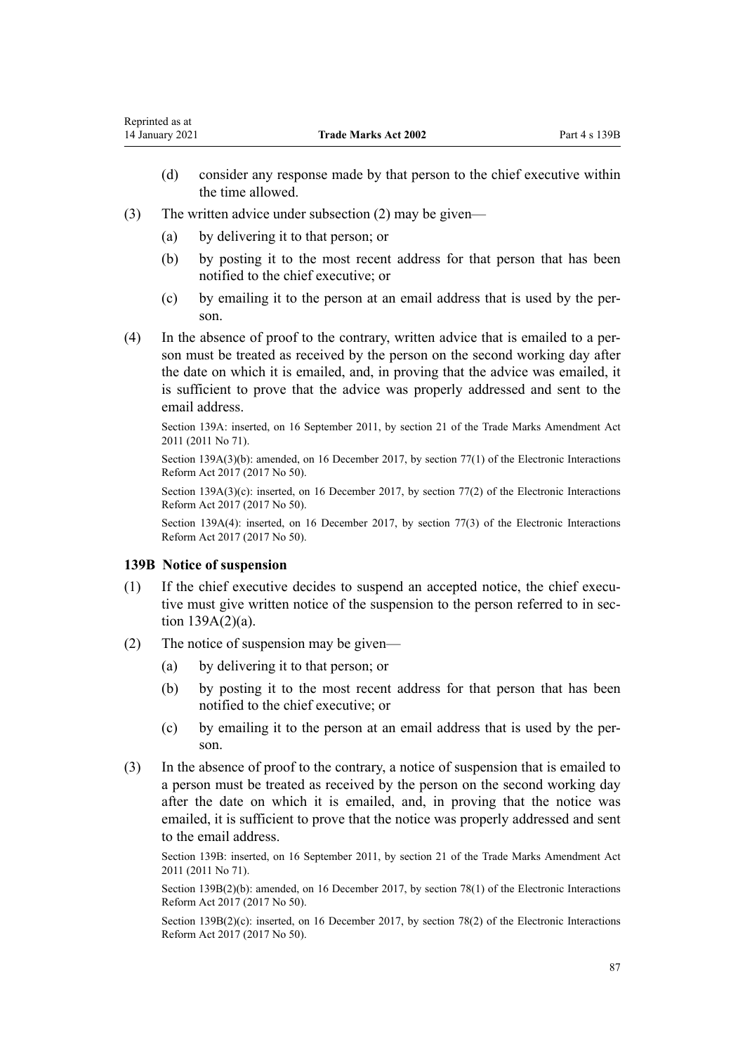(d) consider any response made by that person to the chief executive within the time allowed.

(3) The written advice under subsection (2) may be given—

(a) by delivering it to that person; or

(b) by posting it to the most recent address for that person that has been notified to the chief executive; or

(c) by emailing it to the person at an email address that is used by the person.

(4) In the absence of proof to the contrary, written advice that is emailed to a person must be treated as received by the person on the second working day after the date on which it is emailed, and, in proving that the advice was emailed, it is sufficient to prove that the advice was properly addressed and sent to the email address.

Section 139A: inserted, on 16 September 2011, by section 21 of the Trade Marks Amendment Act 2011 (2011 No 71).

Section 139A(3)(b): amended, on 16 December 2017, by section 77(1) of the Electronic Interactions Reform Act 2017 (2017 No 50).

Section 139A(3)(c): inserted, on 16 December 2017, by section 77(2) of the Electronic Interactions Reform Act 2017 (2017 No 50).

Section 139A(4): inserted, on 16 December 2017, by section 77(3) of the Electronic Interactions Reform Act 2017 (2017 No 50).

### 139B Notice of suspension

(1) If the chief executive decides to suspend an accepted notice, the chief executive must give written notice of the suspension to the person referred to in section 139A(2)(a).

(2) The notice of suspension may be given—

(a) by delivering it to that person; or

(b) by posting it to the most recent address for that person that has been notified to the chief executive; or

(c) by emailing it to the person at an email address that is used by the person.

(3) In the absence of proof to the contrary, a notice of suspension that is emailed to a person must be treated as received by the person on the second working day after the date on which it is emailed, and, in proving that the notice was emailed, it is sufficient to prove that the notice was properly addressed and sent to the email address.

Section 139B: inserted, on 16 September 2011, by section 21 of the Trade Marks Amendment Act 2011 (2011 No 71).

Section 139B(2)(b): amended, on 16 December 2017, by section 78(1) of the Electronic Interactions Reform Act 2017 (2017 No 50).

Section 139B(2)(c): inserted, on 16 December 2017, by section 78(2) of the Electronic Interactions Reform Act 2017 (2017 No 50).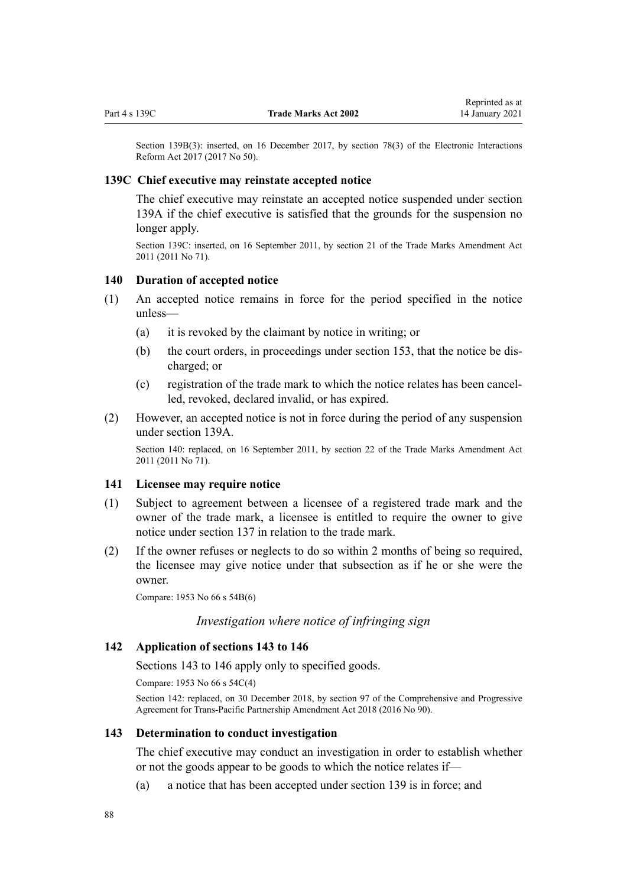Section 139B(3): inserted, on 16 December 2017, by section 78(3) of the Electronic Interactions Reform Act 2017 (2017 No 50).

### 139C Chief executive may reinstate accepted notice

The chief executive may reinstate an accepted notice suspended under section 139A if the chief executive is satisfied that the grounds for the suspension no longer apply.

Section 139C: inserted, on 16 September 2011, by section 21 of the Trade Marks Amendment Act 2011 (2011 No 71).

### 140 Duration of accepted notice

(1) An accepted notice remains in force for the period specified in the notice unless—

  (a) it is revoked by the claimant by notice in writing; or

  (b) the court orders, in proceedings under section 153, that the notice be discharged; or

  (c) registration of the trade mark to which the notice relates has been cancelled, revoked, declared invalid, or has expired.

(2) However, an accepted notice is not in force during the period of any suspension under section 139A.

Section 140: replaced, on 16 September 2011, by section 22 of the Trade Marks Amendment Act 2011 (2011 No 71).

### 141 Licensee may require notice

(1) Subject to agreement between a licensee of a registered trade mark and the owner of the trade mark, a licensee is entitled to require the owner to give notice under section 137 in relation to the trade mark.

(2) If the owner refuses or neglects to do so within 2 months of being so required, the licensee may give notice under that subsection as if he or she were the owner.

Compare: 1953 No 66 s 54B(6)

*Investigation where notice of infringing sign*

### 142 Application of sections 143 to 146

Sections 143 to 146 apply only to specified goods.

Compare: 1953 No 66 s 54C(4)

Section 142: replaced, on 30 December 2018, by section 97 of the Comprehensive and Progressive Agreement for Trans-Pacific Partnership Amendment Act 2018 (2016 No 90).

### 143 Determination to conduct investigation

The chief executive may conduct an investigation in order to establish whether or not the goods appear to be goods to which the notice relates if—

  (a) a notice that has been accepted under section 139 is in force; and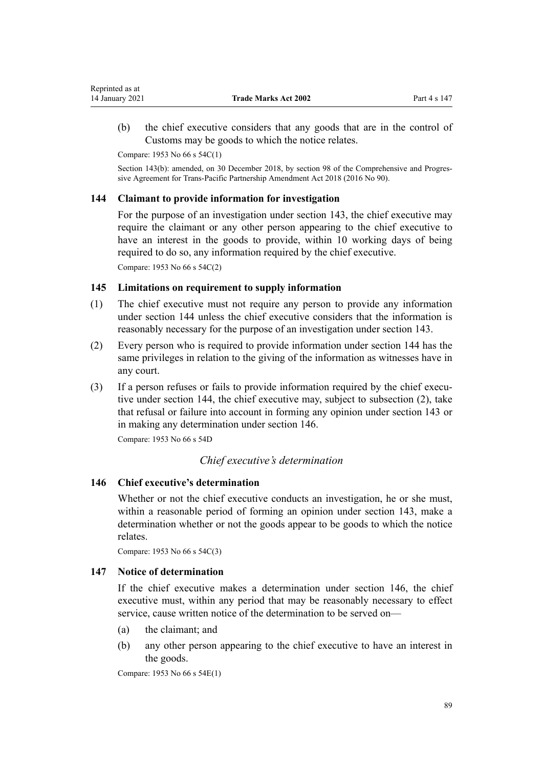(b) the chief executive considers that any goods that are in the control of Customs may be goods to which the notice relates.

Compare: 1953 No 66 s 54C(1)

Section 143(b): amended, on 30 December 2018, by section 98 of the Comprehensive and Progressive Agreement for Trans-Pacific Partnership Amendment Act 2018 (2016 No 90).

### 144 Claimant to provide information for investigation

For the purpose of an investigation under section 143, the chief executive may require the claimant or any other person appearing to the chief executive to have an interest in the goods to provide, within 10 working days of being required to do so, any information required by the chief executive.

Compare: 1953 No 66 s 54C(2)

### 145 Limitations on requirement to supply information

(1) The chief executive must not require any person to provide any information under section 144 unless the chief executive considers that the information is reasonably necessary for the purpose of an investigation under section 143.

(2) Every person who is required to provide information under section 144 has the same privileges in relation to the giving of the information as witnesses have in any court.

(3) If a person refuses or fails to provide information required by the chief executive under section 144, the chief executive may, subject to subsection (2), take that refusal or failure into account in forming any opinion under section 143 or in making any determination under section 146.

Compare: 1953 No 66 s 54D

*Chief executive's determination*

### 146 Chief executive's determination

Whether or not the chief executive conducts an investigation, he or she must, within a reasonable period of forming an opinion under section 143, make a determination whether or not the goods appear to be goods to which the notice relates.

Compare: 1953 No 66 s 54C(3)

### 147 Notice of determination

If the chief executive makes a determination under section 146, the chief executive must, within any period that may be reasonably necessary to effect service, cause written notice of the determination to be served on—

(a) the claimant; and

(b) any other person appearing to the chief executive to have an interest in the goods.

Compare: 1953 No 66 s 54E(1)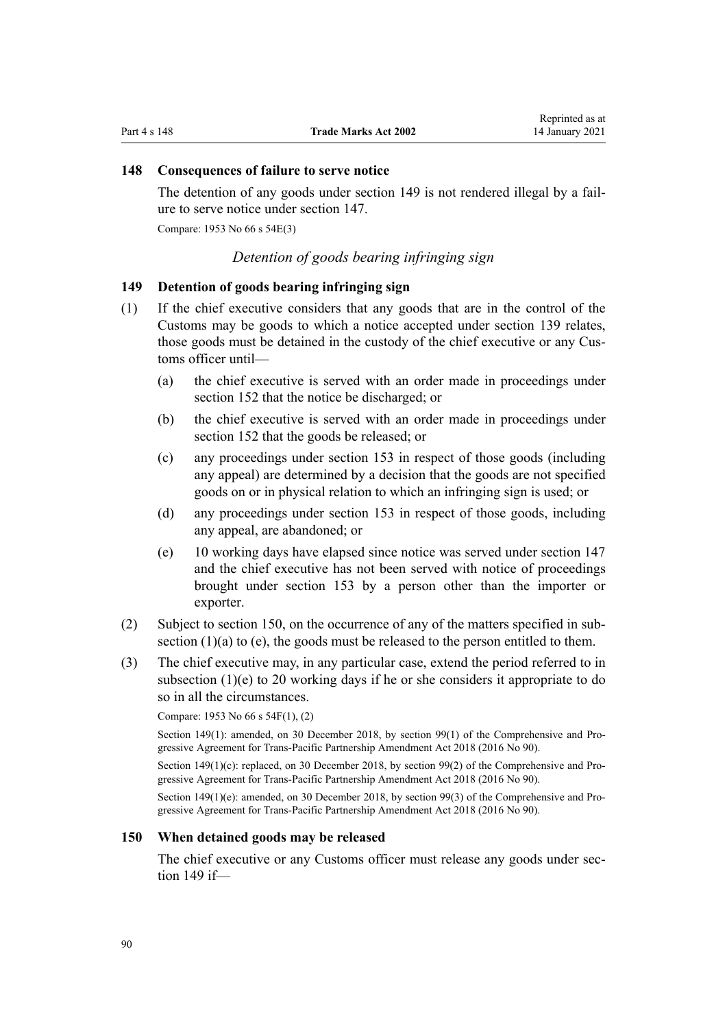### 148 Consequences of failure to serve notice

The detention of any goods under section 149 is not rendered illegal by a failure to serve notice under section 147.

Compare: 1953 No 66 s 54E(3)

*Detention of goods bearing infringing sign*

### 149 Detention of goods bearing infringing sign

(1) If the chief executive considers that any goods that are in the control of the Customs may be goods to which a notice accepted under section 139 relates, those goods must be detained in the custody of the chief executive or any Customs officer until—

   (a) the chief executive is served with an order made in proceedings under section 152 that the notice be discharged; or

   (b) the chief executive is served with an order made in proceedings under section 152 that the goods be released; or

   (c) any proceedings under section 153 in respect of those goods (including any appeal) are determined by a decision that the goods are not specified goods on or in physical relation to which an infringing sign is used; or

   (d) any proceedings under section 153 in respect of those goods, including any appeal, are abandoned; or

   (e) 10 working days have elapsed since notice was served under section 147 and the chief executive has not been served with notice of proceedings brought under section 153 by a person other than the importer or exporter.

(2) Subject to section 150, on the occurrence of any of the matters specified in subsection (1)(a) to (e), the goods must be released to the person entitled to them.

(3) The chief executive may, in any particular case, extend the period referred to in subsection (1)(e) to 20 working days if he or she considers it appropriate to do so in all the circumstances.

Compare: 1953 No 66 s 54F(1), (2)

Section 149(1): amended, on 30 December 2018, by section 99(1) of the Comprehensive and Progressive Agreement for Trans-Pacific Partnership Amendment Act 2018 (2016 No 90).

Section 149(1)(c): replaced, on 30 December 2018, by section 99(2) of the Comprehensive and Progressive Agreement for Trans-Pacific Partnership Amendment Act 2018 (2016 No 90).

Section 149(1)(e): amended, on 30 December 2018, by section 99(3) of the Comprehensive and Progressive Agreement for Trans-Pacific Partnership Amendment Act 2018 (2016 No 90).

### 150 When detained goods may be released

The chief executive or any Customs officer must release any goods under section 149 if—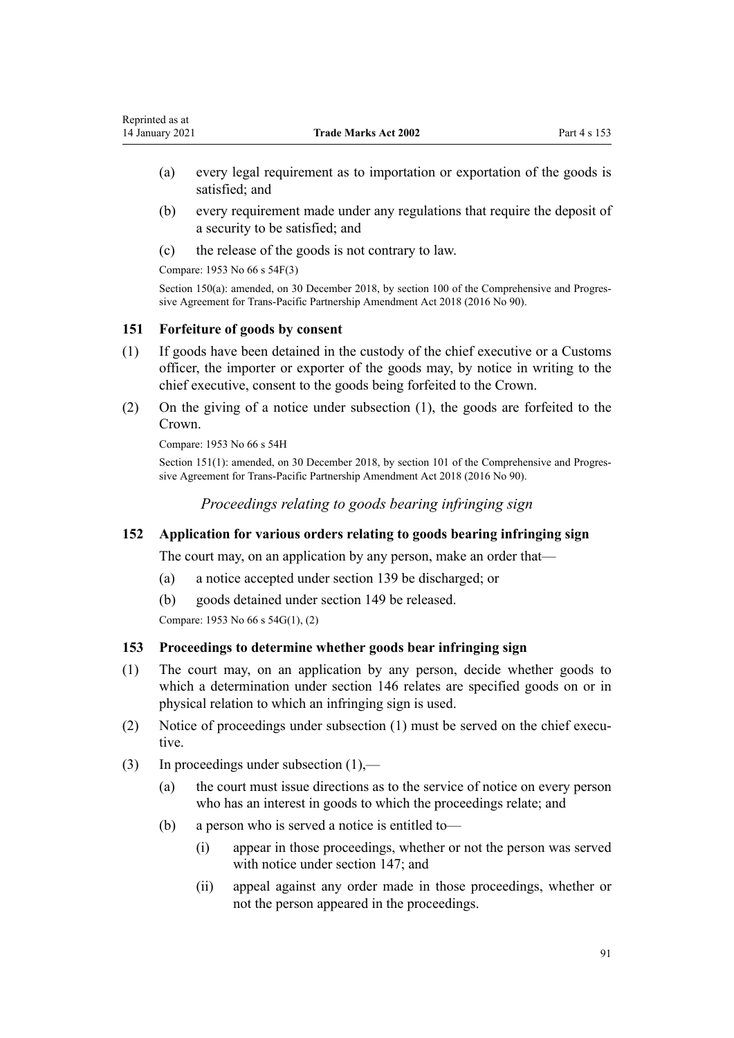(a) every legal requirement as to importation or exportation of the goods is satisfied; and

(b) every requirement made under any regulations that require the deposit of a security to be satisfied; and

(c) the release of the goods is not contrary to law.

Compare: 1953 No 66 s 54F(3)

Section 150(a): amended, on 30 December 2018, by section 100 of the Comprehensive and Progressive Agreement for Trans-Pacific Partnership Amendment Act 2018 (2016 No 90).

### 151 Forfeiture of goods by consent

(1) If goods have been detained in the custody of the chief executive or a Customs officer, the importer or exporter of the goods may, by notice in writing to the chief executive, consent to the goods being forfeited to the Crown.

(2) On the giving of a notice under subsection (1), the goods are forfeited to the Crown.

Compare: 1953 No 66 s 54H

Section 151(1): amended, on 30 December 2018, by section 101 of the Comprehensive and Progressive Agreement for Trans-Pacific Partnership Amendment Act 2018 (2016 No 90).

## *Proceedings relating to goods bearing infringing sign*

### 152 Application for various orders relating to goods bearing infringing sign

The court may, on an application by any person, make an order that—

(a) a notice accepted under section 139 be discharged; or

(b) goods detained under section 149 be released.

Compare: 1953 No 66 s 54G(1), (2)

### 153 Proceedings to determine whether goods bear infringing sign

(1) The court may, on an application by any person, decide whether goods to which a determination under section 146 relates are specified goods on or in physical relation to which an infringing sign is used.

(2) Notice of proceedings under subsection (1) must be served on the chief executive.

(3) In proceedings under subsection (1),—

(a) the court must issue directions as to the service of notice on every person who has an interest in goods to which the proceedings relate; and

(b) a person who is served a notice is entitled to—

(i) appear in those proceedings, whether or not the person was served with notice under section 147; and

(ii) appeal against any order made in those proceedings, whether or not the person appeared in the proceedings.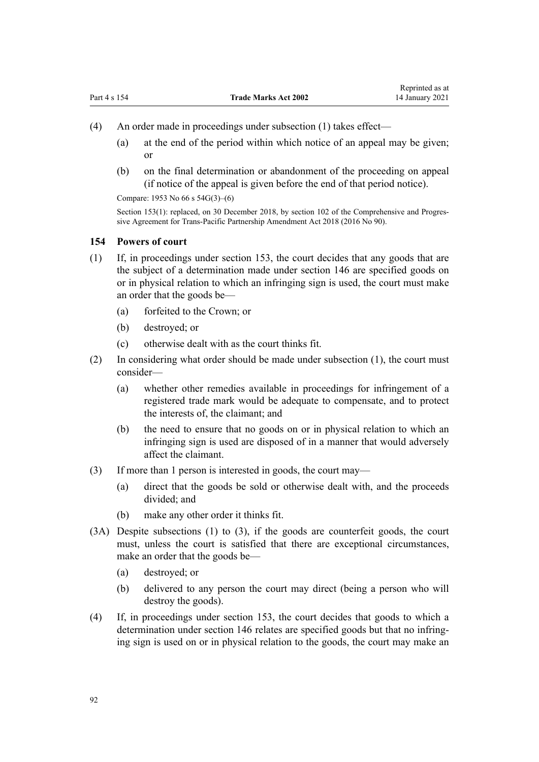(4) An order made in proceedings under subsection (1) takes effect—

(a) at the end of the period within which notice of an appeal may be given; or

(b) on the final determination or abandonment of the proceeding on appeal (if notice of the appeal is given before the end of that period notice).

Compare: 1953 No 66 s 54G(3)–(6)

Section 153(1): replaced, on 30 December 2018, by section 102 of the Comprehensive and Progressive Agreement for Trans-Pacific Partnership Amendment Act 2018 (2016 No 90).

### 154 Powers of court

(1) If, in proceedings under section 153, the court decides that any goods that are the subject of a determination made under section 146 are specified goods on or in physical relation to which an infringing sign is used, the court must make an order that the goods be—

(a) forfeited to the Crown; or

(b) destroyed; or

(c) otherwise dealt with as the court thinks fit.

(2) In considering what order should be made under subsection (1), the court must consider—

(a) whether other remedies available in proceedings for infringement of a registered trade mark would be adequate to compensate, and to protect the interests of, the claimant; and

(b) the need to ensure that no goods on or in physical relation to which an infringing sign is used are disposed of in a manner that would adversely affect the claimant.

(3) If more than 1 person is interested in goods, the court may—

(a) direct that the goods be sold or otherwise dealt with, and the proceeds divided; and

(b) make any other order it thinks fit.

(3A) Despite subsections (1) to (3), if the goods are counterfeit goods, the court must, unless the court is satisfied that there are exceptional circumstances, make an order that the goods be—

(a) destroyed; or

(b) delivered to any person the court may direct (being a person who will destroy the goods).

(4) If, in proceedings under section 153, the court decides that goods to which a determination under section 146 relates are specified goods but that no infringing sign is used on or in physical relation to the goods, the court may make an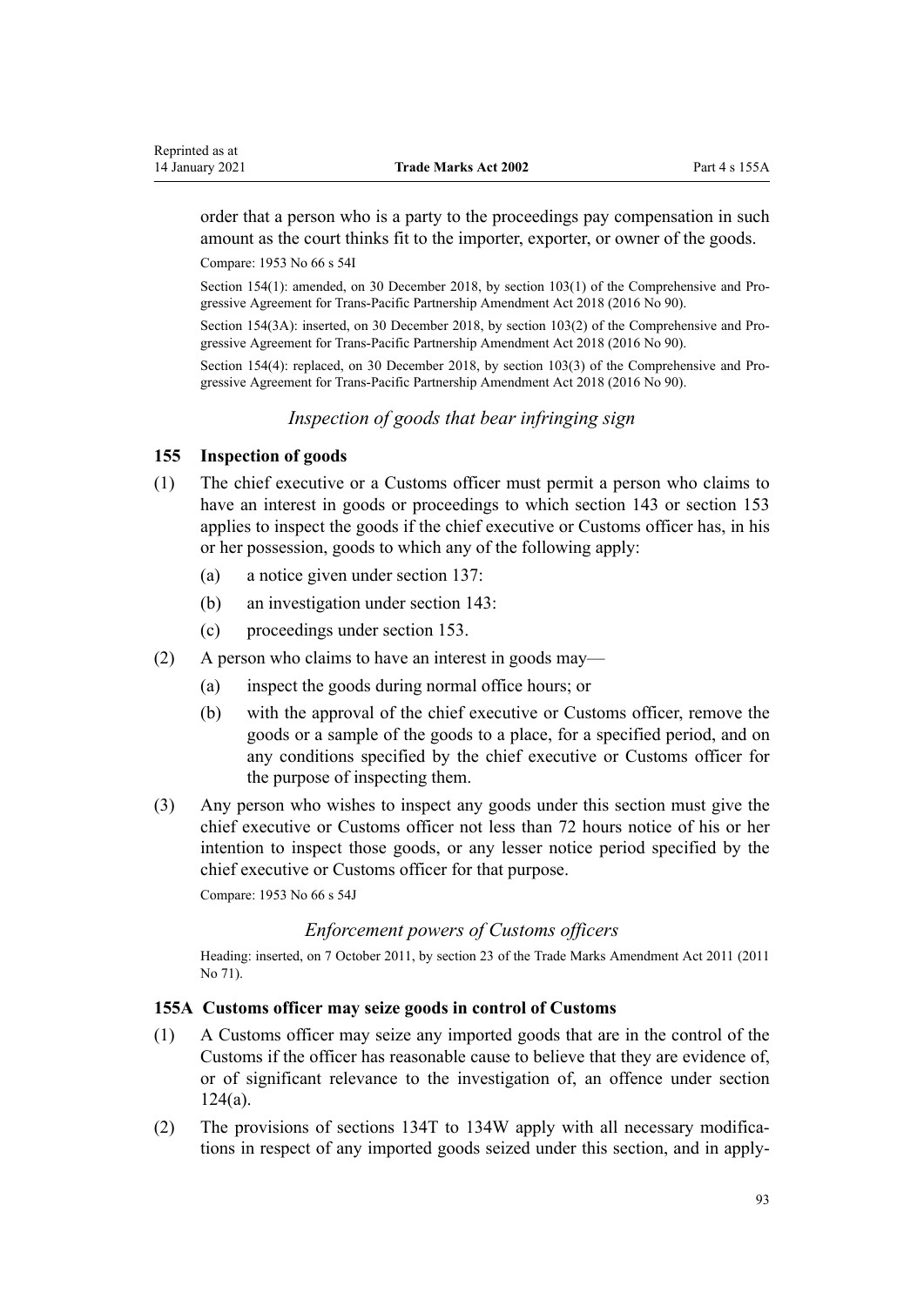order that a person who is a party to the proceedings pay compensation in such amount as the court thinks fit to the importer, exporter, or owner of the goods.

Compare: 1953 No 66 s 54I

Section 154(1): amended, on 30 December 2018, by section 103(1) of the Comprehensive and Progressive Agreement for Trans-Pacific Partnership Amendment Act 2018 (2016 No 90).

Section 154(3A): inserted, on 30 December 2018, by section 103(2) of the Comprehensive and Progressive Agreement for Trans-Pacific Partnership Amendment Act 2018 (2016 No 90).

Section 154(4): replaced, on 30 December 2018, by section 103(3) of the Comprehensive and Progressive Agreement for Trans-Pacific Partnership Amendment Act 2018 (2016 No 90).

*Inspection of goods that bear infringing sign*

### 155 Inspection of goods

(1) The chief executive or a Customs officer must permit a person who claims to have an interest in goods or proceedings to which section 143 or section 153 applies to inspect the goods if the chief executive or Customs officer has, in his or her possession, goods to which any of the following apply:

- (a) a notice given under section 137:
- (b) an investigation under section 143:
- (c) proceedings under section 153.

(2) A person who claims to have an interest in goods may—

- (a) inspect the goods during normal office hours; or
- (b) with the approval of the chief executive or Customs officer, remove the goods or a sample of the goods to a place, for a specified period, and on any conditions specified by the chief executive or Customs officer for the purpose of inspecting them.

(3) Any person who wishes to inspect any goods under this section must give the chief executive or Customs officer not less than 72 hours notice of his or her intention to inspect those goods, or any lesser notice period specified by the chief executive or Customs officer for that purpose.

Compare: 1953 No 66 s 54J

*Enforcement powers of Customs officers*

Heading: inserted, on 7 October 2011, by section 23 of the Trade Marks Amendment Act 2011 (2011 No 71).

### 155A Customs officer may seize goods in control of Customs

(1) A Customs officer may seize any imported goods that are in the control of the Customs if the officer has reasonable cause to believe that they are evidence of, or of significant relevance to the investigation of, an offence under section 124(a).

(2) The provisions of sections 134T to 134W apply with all necessary modifications in respect of any imported goods seized under this section, and in apply-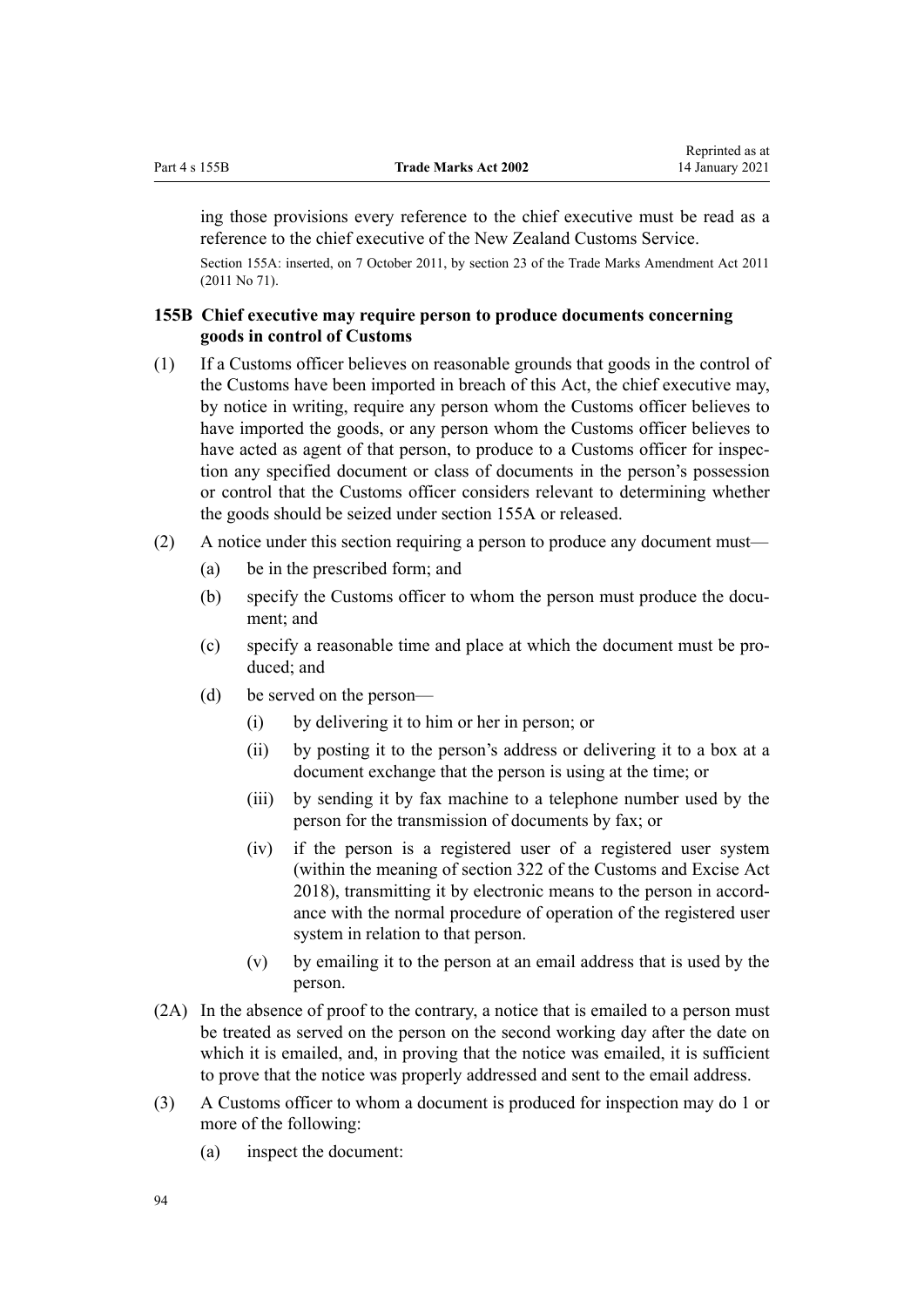ing those provisions every reference to the chief executive must be read as a reference to the chief executive of the New Zealand Customs Service.

Section 155A: inserted, on 7 October 2011, by section 23 of the Trade Marks Amendment Act 2011 (2011 No 71).

### 155B Chief executive may require person to produce documents concerning goods in control of Customs

(1) If a Customs officer believes on reasonable grounds that goods in the control of the Customs have been imported in breach of this Act, the chief executive may, by notice in writing, require any person whom the Customs officer believes to have imported the goods, or any person whom the Customs officer believes to have acted as agent of that person, to produce to a Customs officer for inspection any specified document or class of documents in the person's possession or control that the Customs officer considers relevant to determining whether the goods should be seized under section 155A or released.

(2) A notice under this section requiring a person to produce any document must—

- (a) be in the prescribed form; and
- (b) specify the Customs officer to whom the person must produce the document; and
- (c) specify a reasonable time and place at which the document must be produced; and
- (d) be served on the person—
  - (i) by delivering it to him or her in person; or
  - (ii) by posting it to the person's address or delivering it to a box at a document exchange that the person is using at the time; or
  - (iii) by sending it by fax machine to a telephone number used by the person for the transmission of documents by fax; or
  - (iv) if the person is a registered user of a registered user system (within the meaning of section 322 of the Customs and Excise Act 2018), transmitting it by electronic means to the person in accordance with the normal procedure of operation of the registered user system in relation to that person.
  - (v) by emailing it to the person at an email address that is used by the person.

(2A) In the absence of proof to the contrary, a notice that is emailed to a person must be treated as served on the person on the second working day after the date on which it is emailed, and, in proving that the notice was emailed, it is sufficient to prove that the notice was properly addressed and sent to the email address.

(3) A Customs officer to whom a document is produced for inspection may do 1 or more of the following:

- (a) inspect the document: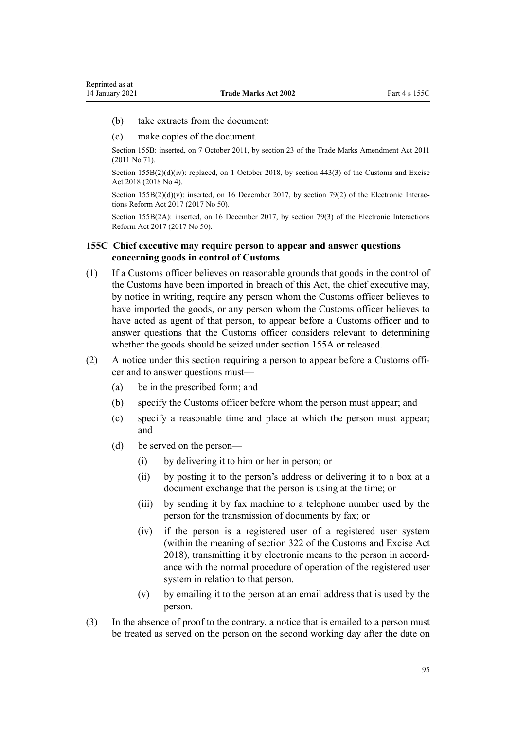(b) take extracts from the document:

(c) make copies of the document.

Section 155B: inserted, on 7 October 2011, by section 23 of the Trade Marks Amendment Act 2011 (2011 No 71).

Section 155B(2)(d)(iv): replaced, on 1 October 2018, by section 443(3) of the Customs and Excise Act 2018 (2018 No 4).

Section 155B(2)(d)(v): inserted, on 16 December 2017, by section 79(2) of the Electronic Interactions Reform Act 2017 (2017 No 50).

Section 155B(2A): inserted, on 16 December 2017, by section 79(3) of the Electronic Interactions Reform Act 2017 (2017 No 50).

### 155C Chief executive may require person to appear and answer questions concerning goods in control of Customs

(1) If a Customs officer believes on reasonable grounds that goods in the control of the Customs have been imported in breach of this Act, the chief executive may, by notice in writing, require any person whom the Customs officer believes to have imported the goods, or any person whom the Customs officer believes to have acted as agent of that person, to appear before a Customs officer and to answer questions that the Customs officer considers relevant to determining whether the goods should be seized under section 155A or released.

(2) A notice under this section requiring a person to appear before a Customs officer and to answer questions must—

   (a) be in the prescribed form; and

   (b) specify the Customs officer before whom the person must appear; and

   (c) specify a reasonable time and place at which the person must appear; and

   (d) be served on the person—

      (i) by delivering it to him or her in person; or

      (ii) by posting it to the person's address or delivering it to a box at a document exchange that the person is using at the time; or

      (iii) by sending it by fax machine to a telephone number used by the person for the transmission of documents by fax; or

      (iv) if the person is a registered user of a registered user system (within the meaning of section 322 of the Customs and Excise Act 2018), transmitting it by electronic means to the person in accordance with the normal procedure of operation of the registered user system in relation to that person.

      (v) by emailing it to the person at an email address that is used by the person.

(3) In the absence of proof to the contrary, a notice that is emailed to a person must be treated as served on the person on the second working day after the date on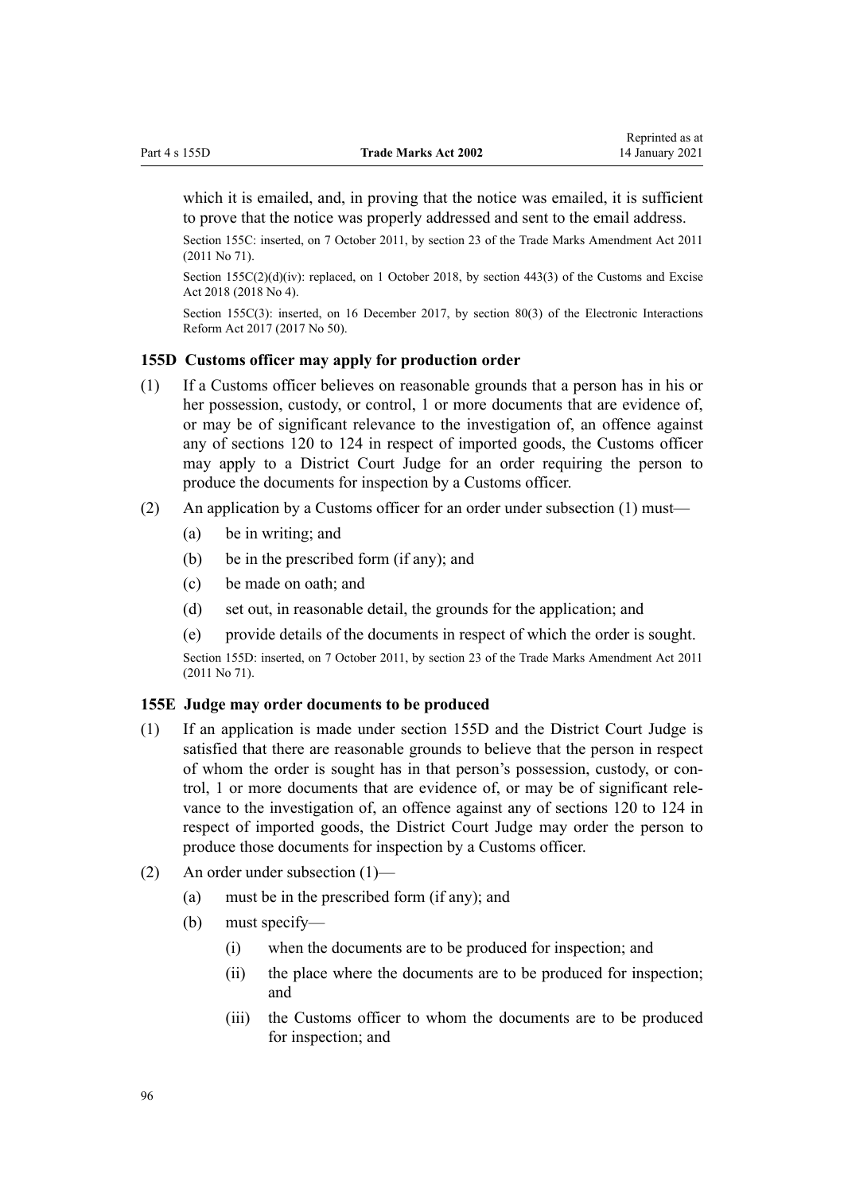which it is emailed, and, in proving that the notice was emailed, it is sufficient to prove that the notice was properly addressed and sent to the email address.

Section 155C: inserted, on 7 October 2011, by section 23 of the Trade Marks Amendment Act 2011 (2011 No 71).

Section 155C(2)(d)(iv): replaced, on 1 October 2018, by section 443(3) of the Customs and Excise Act 2018 (2018 No 4).

Section 155C(3): inserted, on 16 December 2017, by section 80(3) of the Electronic Interactions Reform Act 2017 (2017 No 50).

### 155D Customs officer may apply for production order

(1) If a Customs officer believes on reasonable grounds that a person has in his or her possession, custody, or control, 1 or more documents that are evidence of, or may be of significant relevance to the investigation of, an offence against any of sections 120 to 124 in respect of imported goods, the Customs officer may apply to a District Court Judge for an order requiring the person to produce the documents for inspection by a Customs officer.

(2) An application by a Customs officer for an order under subsection (1) must—

- (a) be in writing; and
- (b) be in the prescribed form (if any); and
- (c) be made on oath; and
- (d) set out, in reasonable detail, the grounds for the application; and
- (e) provide details of the documents in respect of which the order is sought.

Section 155D: inserted, on 7 October 2011, by section 23 of the Trade Marks Amendment Act 2011 (2011 No 71).

### 155E Judge may order documents to be produced

(1) If an application is made under section 155D and the District Court Judge is satisfied that there are reasonable grounds to believe that the person in respect of whom the order is sought has in that person's possession, custody, or control, 1 or more documents that are evidence of, or may be of significant relevance to the investigation of, an offence against any of sections 120 to 124 in respect of imported goods, the District Court Judge may order the person to produce those documents for inspection by a Customs officer.

(2) An order under subsection (1)—

- (a) must be in the prescribed form (if any); and
- (b) must specify—
  - (i) when the documents are to be produced for inspection; and
  - (ii) the place where the documents are to be produced for inspection; and
  - (iii) the Customs officer to whom the documents are to be produced for inspection; and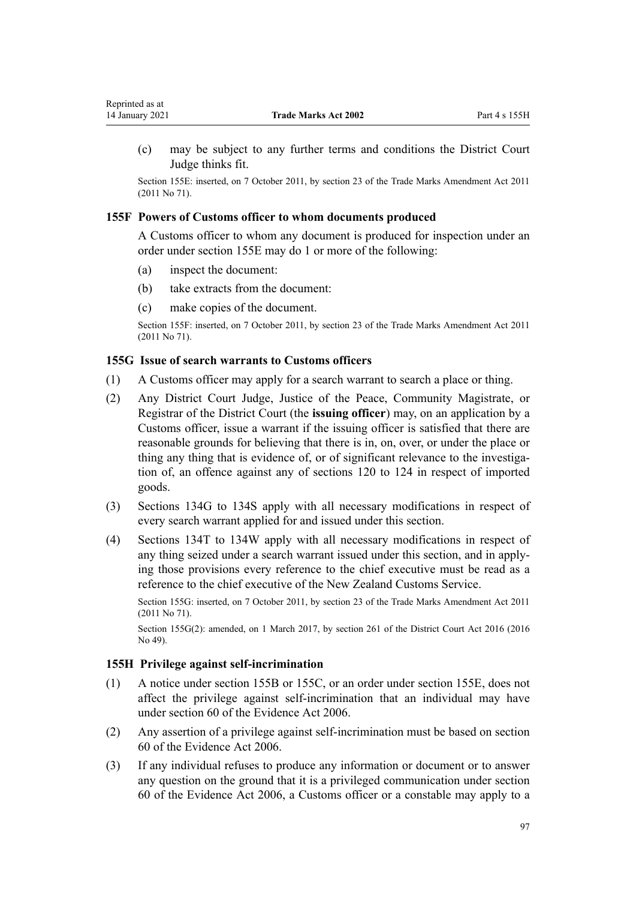(c) may be subject to any further terms and conditions the District Court Judge thinks fit.

Section 155E: inserted, on 7 October 2011, by section 23 of the Trade Marks Amendment Act 2011 (2011 No 71).

### 155F Powers of Customs officer to whom documents produced

A Customs officer to whom any document is produced for inspection under an order under section 155E may do 1 or more of the following:

(a) inspect the document:

(b) take extracts from the document:

(c) make copies of the document.

Section 155F: inserted, on 7 October 2011, by section 23 of the Trade Marks Amendment Act 2011 (2011 No 71).

### 155G Issue of search warrants to Customs officers

(1) A Customs officer may apply for a search warrant to search a place or thing.

(2) Any District Court Judge, Justice of the Peace, Community Magistrate, or Registrar of the District Court (the **issuing officer**) may, on an application by a Customs officer, issue a warrant if the issuing officer is satisfied that there are reasonable grounds for believing that there is in, on, over, or under the place or thing any thing that is evidence of, or of significant relevance to the investigation of, an offence against any of sections 120 to 124 in respect of imported goods.

(3) Sections 134G to 134S apply with all necessary modifications in respect of every search warrant applied for and issued under this section.

(4) Sections 134T to 134W apply with all necessary modifications in respect of any thing seized under a search warrant issued under this section, and in applying those provisions every reference to the chief executive must be read as a reference to the chief executive of the New Zealand Customs Service.

Section 155G: inserted, on 7 October 2011, by section 23 of the Trade Marks Amendment Act 2011 (2011 No 71).

Section 155G(2): amended, on 1 March 2017, by section 261 of the District Court Act 2016 (2016 No 49).

### 155H Privilege against self-incrimination

(1) A notice under section 155B or 155C, or an order under section 155E, does not affect the privilege against self-incrimination that an individual may have under section 60 of the Evidence Act 2006.

(2) Any assertion of a privilege against self-incrimination must be based on section 60 of the Evidence Act 2006.

(3) If any individual refuses to produce any information or document or to answer any question on the ground that it is a privileged communication under section 60 of the Evidence Act 2006, a Customs officer or a constable may apply to a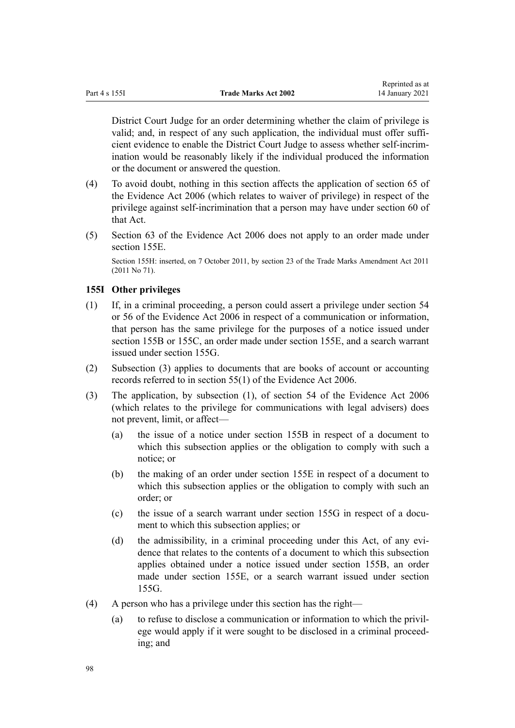District Court Judge for an order determining whether the claim of privilege is valid; and, in respect of any such application, the individual must offer sufficient evidence to enable the District Court Judge to assess whether self-incrimination would be reasonably likely if the individual produced the information or the document or answered the question.

(4) To avoid doubt, nothing in this section affects the application of section 65 of the Evidence Act 2006 (which relates to waiver of privilege) in respect of the privilege against self-incrimination that a person may have under section 60 of that Act.

(5) Section 63 of the Evidence Act 2006 does not apply to an order made under section 155E.

Section 155H: inserted, on 7 October 2011, by section 23 of the Trade Marks Amendment Act 2011 (2011 No 71).

### 155I Other privileges

(1) If, in a criminal proceeding, a person could assert a privilege under section 54 or 56 of the Evidence Act 2006 in respect of a communication or information, that person has the same privilege for the purposes of a notice issued under section 155B or 155C, an order made under section 155E, and a search warrant issued under section 155G.

(2) Subsection (3) applies to documents that are books of account or accounting records referred to in section 55(1) of the Evidence Act 2006.

(3) The application, by subsection (1), of section 54 of the Evidence Act 2006 (which relates to the privilege for communications with legal advisers) does not prevent, limit, or affect—

  (a) the issue of a notice under section 155B in respect of a document to which this subsection applies or the obligation to comply with such a notice; or

  (b) the making of an order under section 155E in respect of a document to which this subsection applies or the obligation to comply with such an order; or

  (c) the issue of a search warrant under section 155G in respect of a document to which this subsection applies; or

  (d) the admissibility, in a criminal proceeding under this Act, of any evidence that relates to the contents of a document to which this subsection applies obtained under a notice issued under section 155B, an order made under section 155E, or a search warrant issued under section 155G.

(4) A person who has a privilege under this section has the right—

  (a) to refuse to disclose a communication or information to which the privilege would apply if it were sought to be disclosed in a criminal proceeding; and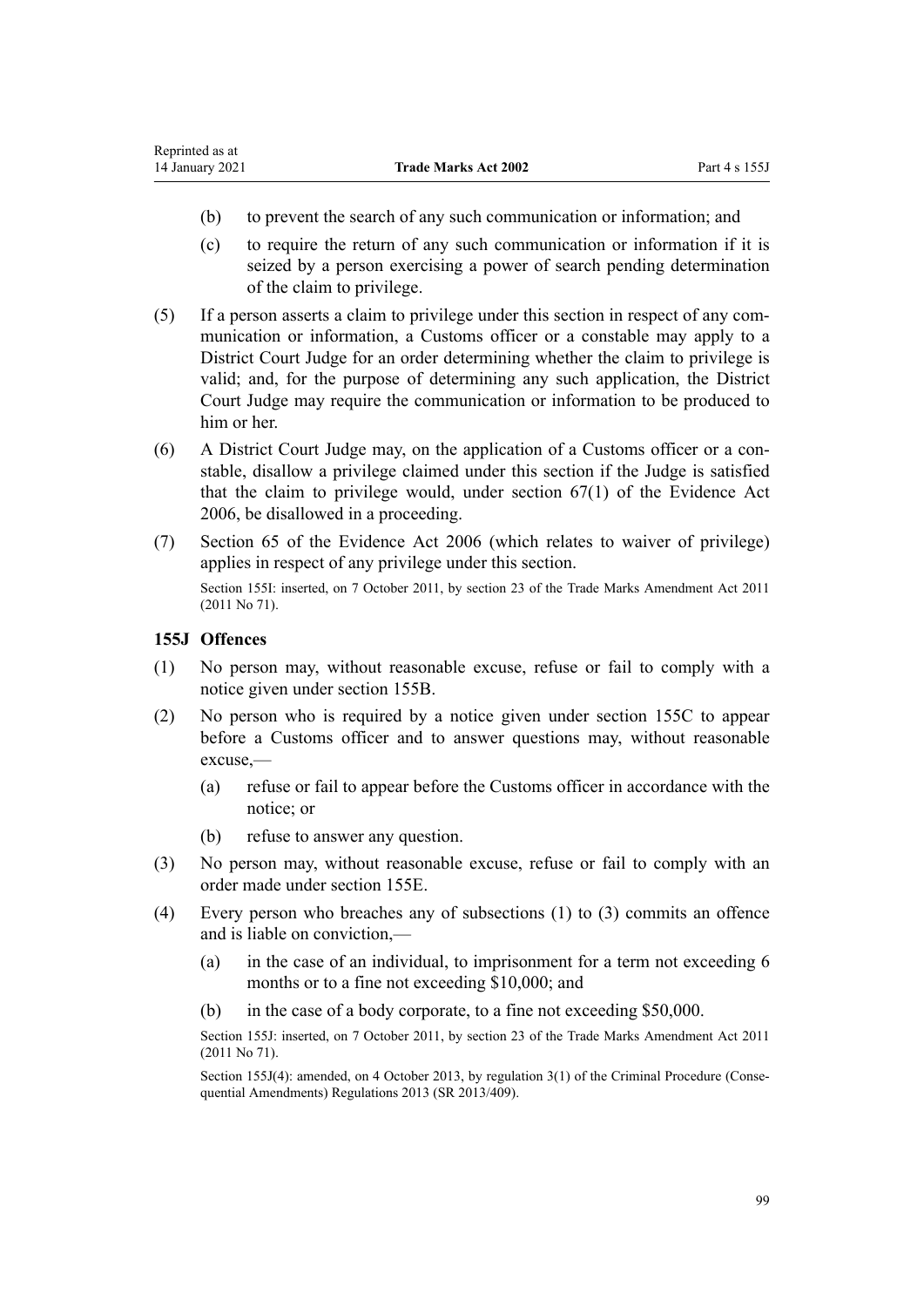(b) to prevent the search of any such communication or information; and

(c) to require the return of any such communication or information if it is seized by a person exercising a power of search pending determination of the claim to privilege.

(5) If a person asserts a claim to privilege under this section in respect of any communication or information, a Customs officer or a constable may apply to a District Court Judge for an order determining whether the claim to privilege is valid; and, for the purpose of determining any such application, the District Court Judge may require the communication or information to be produced to him or her.

(6) A District Court Judge may, on the application of a Customs officer or a constable, disallow a privilege claimed under this section if the Judge is satisfied that the claim to privilege would, under section 67(1) of the Evidence Act 2006, be disallowed in a proceeding.

(7) Section 65 of the Evidence Act 2006 (which relates to waiver of privilege) applies in respect of any privilege under this section.

Section 155I: inserted, on 7 October 2011, by section 23 of the Trade Marks Amendment Act 2011 (2011 No 71).

### 155J Offences

(1) No person may, without reasonable excuse, refuse or fail to comply with a notice given under section 155B.

(2) No person who is required by a notice given under section 155C to appear before a Customs officer and to answer questions may, without reasonable excuse,—

(a) refuse or fail to appear before the Customs officer in accordance with the notice; or

(b) refuse to answer any question.

(3) No person may, without reasonable excuse, refuse or fail to comply with an order made under section 155E.

(4) Every person who breaches any of subsections (1) to (3) commits an offence and is liable on conviction,—

(a) in the case of an individual, to imprisonment for a term not exceeding 6 months or to a fine not exceeding $10,000; and

(b) in the case of a body corporate, to a fine not exceeding $50,000.

Section 155J: inserted, on 7 October 2011, by section 23 of the Trade Marks Amendment Act 2011 (2011 No 71).

Section 155J(4): amended, on 4 October 2013, by regulation 3(1) of the Criminal Procedure (Consequential Amendments) Regulations 2013 (SR 2013/409).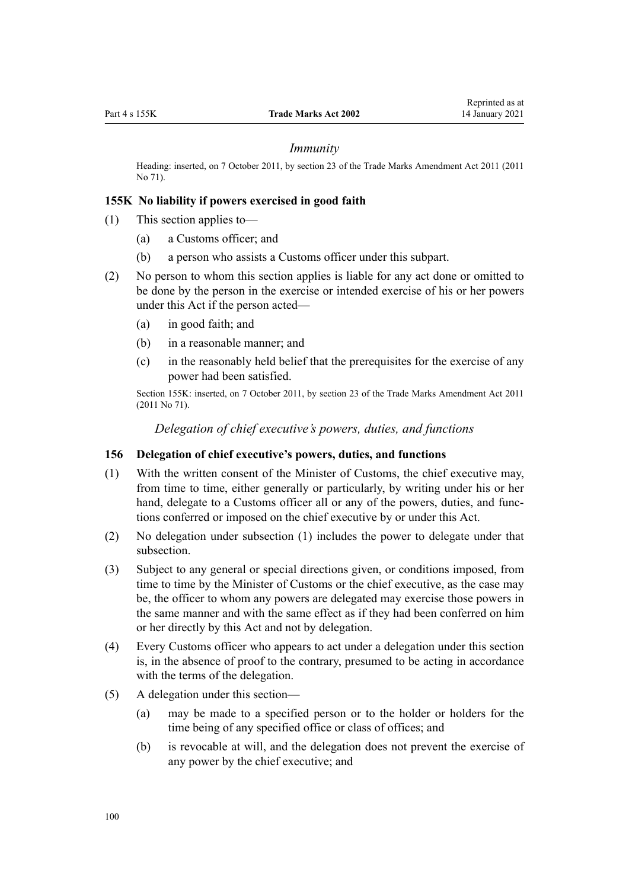*Immunity*

Heading: inserted, on 7 October 2011, by section 23 of the Trade Marks Amendment Act 2011 (2011 No 71).

### 155K No liability if powers exercised in good faith

(1) This section applies to—

- (a) a Customs officer; and
- (b) a person who assists a Customs officer under this subpart.

(2) No person to whom this section applies is liable for any act done or omitted to be done by the person in the exercise or intended exercise of his or her powers under this Act if the person acted—

- (a) in good faith; and
- (b) in a reasonable manner; and
- (c) in the reasonably held belief that the prerequisites for the exercise of any power had been satisfied.

Section 155K: inserted, on 7 October 2011, by section 23 of the Trade Marks Amendment Act 2011 (2011 No 71).

*Delegation of chief executive's powers, duties, and functions*

### 156 Delegation of chief executive's powers, duties, and functions

(1) With the written consent of the Minister of Customs, the chief executive may, from time to time, either generally or particularly, by writing under his or her hand, delegate to a Customs officer all or any of the powers, duties, and functions conferred or imposed on the chief executive by or under this Act.

(2) No delegation under subsection (1) includes the power to delegate under that subsection.

(3) Subject to any general or special directions given, or conditions imposed, from time to time by the Minister of Customs or the chief executive, as the case may be, the officer to whom any powers are delegated may exercise those powers in the same manner and with the same effect as if they had been conferred on him or her directly by this Act and not by delegation.

(4) Every Customs officer who appears to act under a delegation under this section is, in the absence of proof to the contrary, presumed to be acting in accordance with the terms of the delegation.

(5) A delegation under this section—

- (a) may be made to a specified person or to the holder or holders for the time being of any specified office or class of offices; and
- (b) is revocable at will, and the delegation does not prevent the exercise of any power by the chief executive; and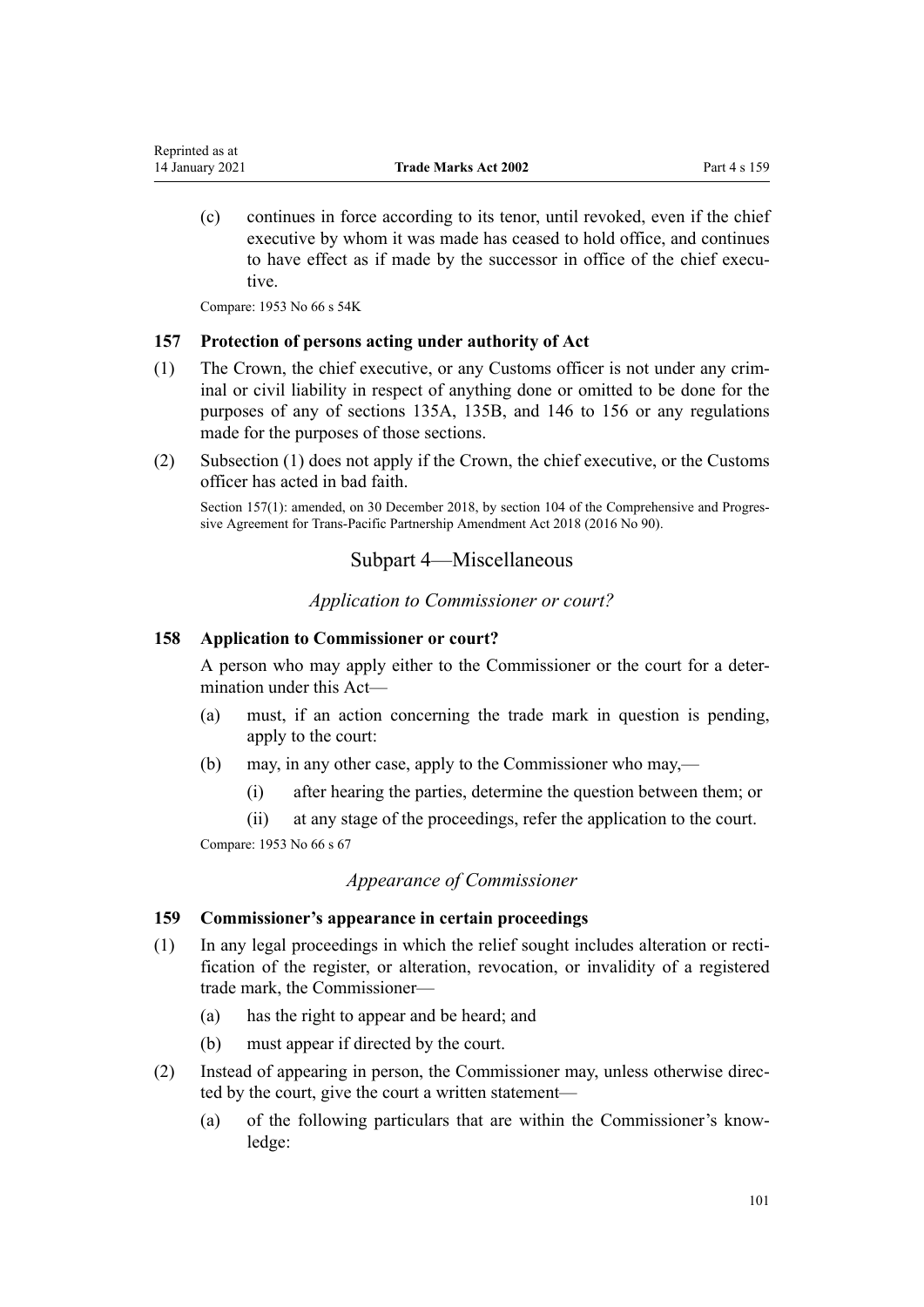(c) continues in force according to its tenor, until revoked, even if the chief executive by whom it was made has ceased to hold office, and continues to have effect as if made by the successor in office of the chief executive.

Compare: 1953 No 66 s 54K

### 157 Protection of persons acting under authority of Act

(1) The Crown, the chief executive, or any Customs officer is not under any criminal or civil liability in respect of anything done or omitted to be done for the purposes of any of sections 135A, 135B, and 146 to 156 or any regulations made for the purposes of those sections.

(2) Subsection (1) does not apply if the Crown, the chief executive, or the Customs officer has acted in bad faith.

Section 157(1): amended, on 30 December 2018, by section 104 of the Comprehensive and Progressive Agreement for Trans-Pacific Partnership Amendment Act 2018 (2016 No 90).

## Subpart 4—Miscellaneous

*Application to Commissioner or court?*

### 158 Application to Commissioner or court?

A person who may apply either to the Commissioner or the court for a determination under this Act—

(a) must, if an action concerning the trade mark in question is pending, apply to the court:

(b) may, in any other case, apply to the Commissioner who may,—

(i) after hearing the parties, determine the question between them; or

(ii) at any stage of the proceedings, refer the application to the court.

Compare: 1953 No 66 s 67

*Appearance of Commissioner*

### 159 Commissioner's appearance in certain proceedings

(1) In any legal proceedings in which the relief sought includes alteration or rectification of the register, or alteration, revocation, or invalidity of a registered trade mark, the Commissioner—

(a) has the right to appear and be heard; and

(b) must appear if directed by the court.

(2) Instead of appearing in person, the Commissioner may, unless otherwise directed by the court, give the court a written statement—

(a) of the following particulars that are within the Commissioner's knowledge: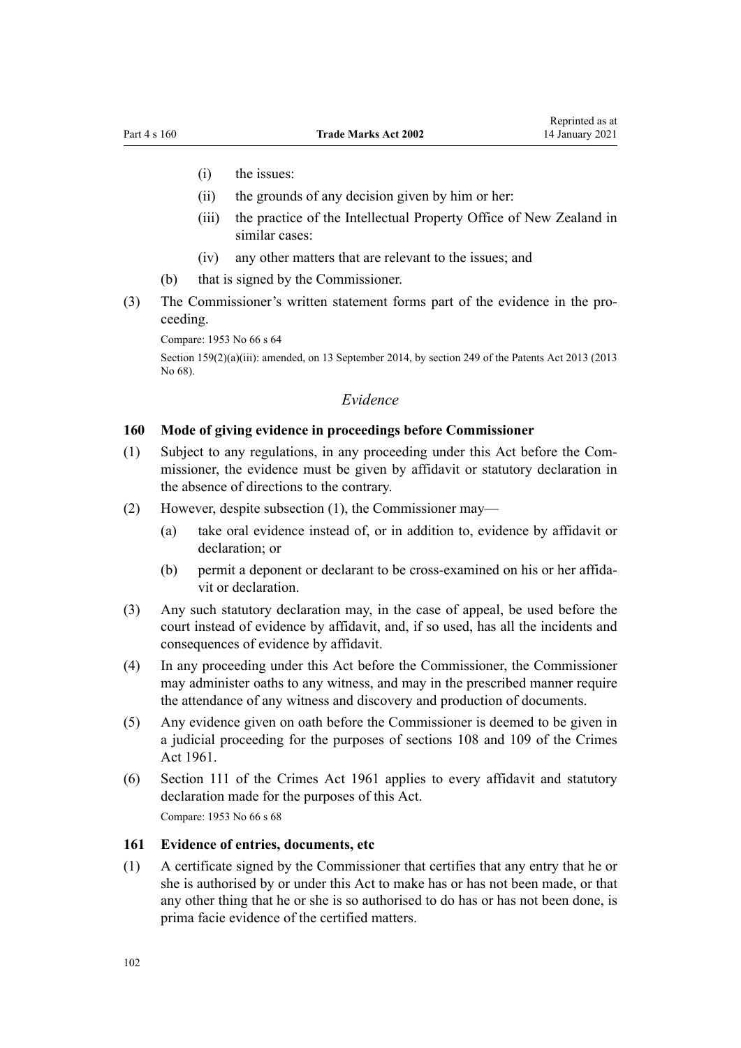- (i) the issues:
    - (ii) the grounds of any decision given by him or her:
    - (iii) the practice of the Intellectual Property Office of New Zealand in similar cases:
    - (iv) any other matters that are relevant to the issues; and
  - (b) that is signed by the Commissioner.

(3) The Commissioner's written statement forms part of the evidence in the proceeding.

Compare: 1953 No 66 s 64

Section 159(2)(a)(iii): amended, on 13 September 2014, by section 249 of the Patents Act 2013 (2013 No 68).

*Evidence*

### 160 Mode of giving evidence in proceedings before Commissioner

(1) Subject to any regulations, in any proceeding under this Act before the Commissioner, the evidence must be given by affidavit or statutory declaration in the absence of directions to the contrary.

(2) However, despite subsection (1), the Commissioner may—

  - (a) take oral evidence instead of, or in addition to, evidence by affidavit or declaration; or
  - (b) permit a deponent or declarant to be cross-examined on his or her affidavit or declaration.

(3) Any such statutory declaration may, in the case of appeal, be used before the court instead of evidence by affidavit, and, if so used, has all the incidents and consequences of evidence by affidavit.

(4) In any proceeding under this Act before the Commissioner, the Commissioner may administer oaths to any witness, and may in the prescribed manner require the attendance of any witness and discovery and production of documents.

(5) Any evidence given on oath before the Commissioner is deemed to be given in a judicial proceeding for the purposes of sections 108 and 109 of the Crimes Act 1961.

(6) Section 111 of the Crimes Act 1961 applies to every affidavit and statutory declaration made for the purposes of this Act.

Compare: 1953 No 66 s 68

### 161 Evidence of entries, documents, etc

(1) A certificate signed by the Commissioner that certifies that any entry that he or she is authorised by or under this Act to make has or has not been made, or that any other thing that he or she is so authorised to do has or has not been done, is prima facie evidence of the certified matters.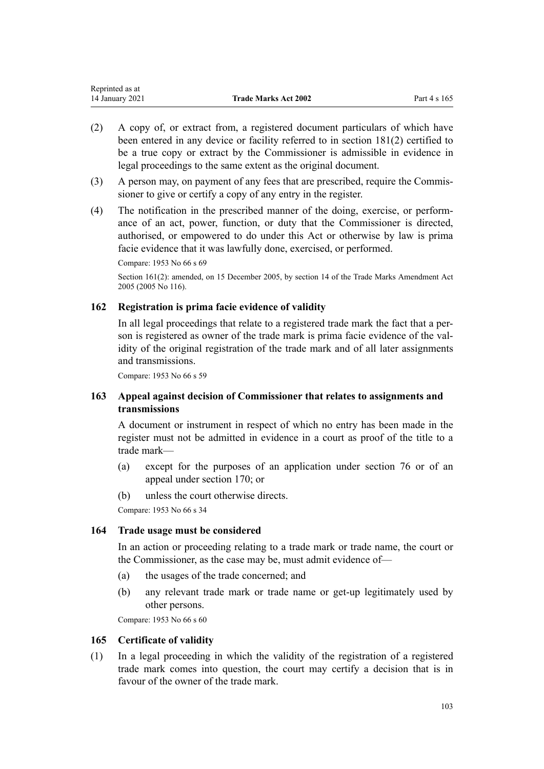(2) A copy of, or extract from, a registered document particulars of which have been entered in any device or facility referred to in section 181(2) certified to be a true copy or extract by the Commissioner is admissible in evidence in legal proceedings to the same extent as the original document.

(3) A person may, on payment of any fees that are prescribed, require the Commissioner to give or certify a copy of any entry in the register.

(4) The notification in the prescribed manner of the doing, exercise, or performance of an act, power, function, or duty that the Commissioner is directed, authorised, or empowered to do under this Act or otherwise by law is prima facie evidence that it was lawfully done, exercised, or performed.

Compare: 1953 No 66 s 69

Section 161(2): amended, on 15 December 2005, by section 14 of the Trade Marks Amendment Act 2005 (2005 No 116).

### 162 Registration is prima facie evidence of validity

In all legal proceedings that relate to a registered trade mark the fact that a person is registered as owner of the trade mark is prima facie evidence of the validity of the original registration of the trade mark and of all later assignments and transmissions.

Compare: 1953 No 66 s 59

### 163 Appeal against decision of Commissioner that relates to assignments and transmissions

A document or instrument in respect of which no entry has been made in the register must not be admitted in evidence in a court as proof of the title to a trade mark—

(a) except for the purposes of an application under section 76 or of an appeal under section 170; or

(b) unless the court otherwise directs.

Compare: 1953 No 66 s 34

### 164 Trade usage must be considered

In an action or proceeding relating to a trade mark or trade name, the court or the Commissioner, as the case may be, must admit evidence of—

(a) the usages of the trade concerned; and

(b) any relevant trade mark or trade name or get-up legitimately used by other persons.

Compare: 1953 No 66 s 60

### 165 Certificate of validity

(1) In a legal proceeding in which the validity of the registration of a registered trade mark comes into question, the court may certify a decision that is in favour of the owner of the trade mark.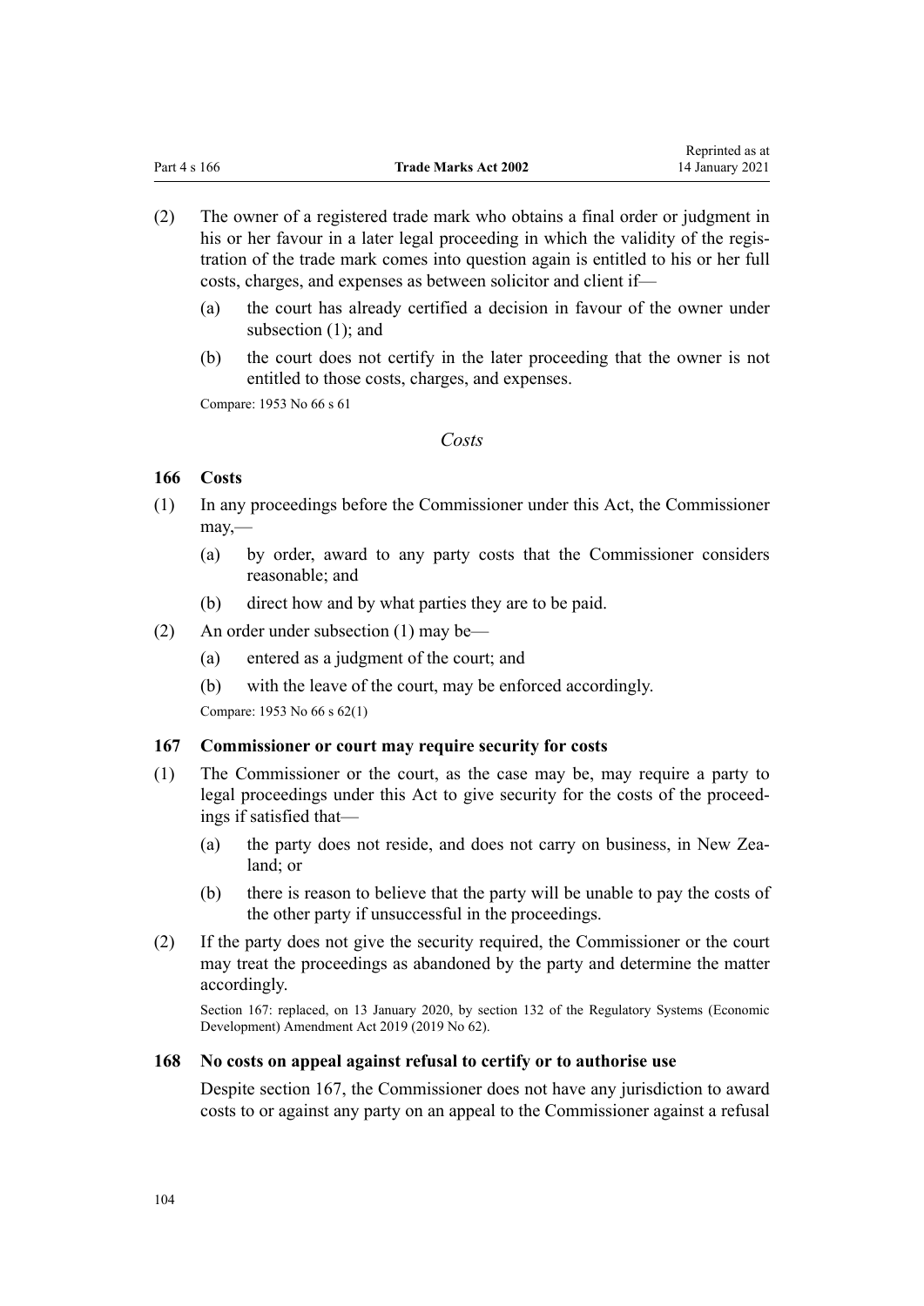(2) The owner of a registered trade mark who obtains a final order or judgment in his or her favour in a later legal proceeding in which the validity of the registration of the trade mark comes into question again is entitled to his or her full costs, charges, and expenses as between solicitor and client if—

(a) the court has already certified a decision in favour of the owner under subsection (1); and

(b) the court does not certify in the later proceeding that the owner is not entitled to those costs, charges, and expenses.

Compare: 1953 No 66 s 61

*Costs*

### 166 Costs

(1) In any proceedings before the Commissioner under this Act, the Commissioner may,—

(a) by order, award to any party costs that the Commissioner considers reasonable; and

(b) direct how and by what parties they are to be paid.

(2) An order under subsection (1) may be—

(a) entered as a judgment of the court; and

(b) with the leave of the court, may be enforced accordingly.

Compare: 1953 No 66 s 62(1)

### 167 Commissioner or court may require security for costs

(1) The Commissioner or the court, as the case may be, may require a party to legal proceedings under this Act to give security for the costs of the proceedings if satisfied that—

(a) the party does not reside, and does not carry on business, in New Zealand; or

(b) there is reason to believe that the party will be unable to pay the costs of the other party if unsuccessful in the proceedings.

(2) If the party does not give the security required, the Commissioner or the court may treat the proceedings as abandoned by the party and determine the matter accordingly.

Section 167: replaced, on 13 January 2020, by section 132 of the Regulatory Systems (Economic Development) Amendment Act 2019 (2019 No 62).

### 168 No costs on appeal against refusal to certify or to authorise use

Despite section 167, the Commissioner does not have any jurisdiction to award costs to or against any party on an appeal to the Commissioner against a refusal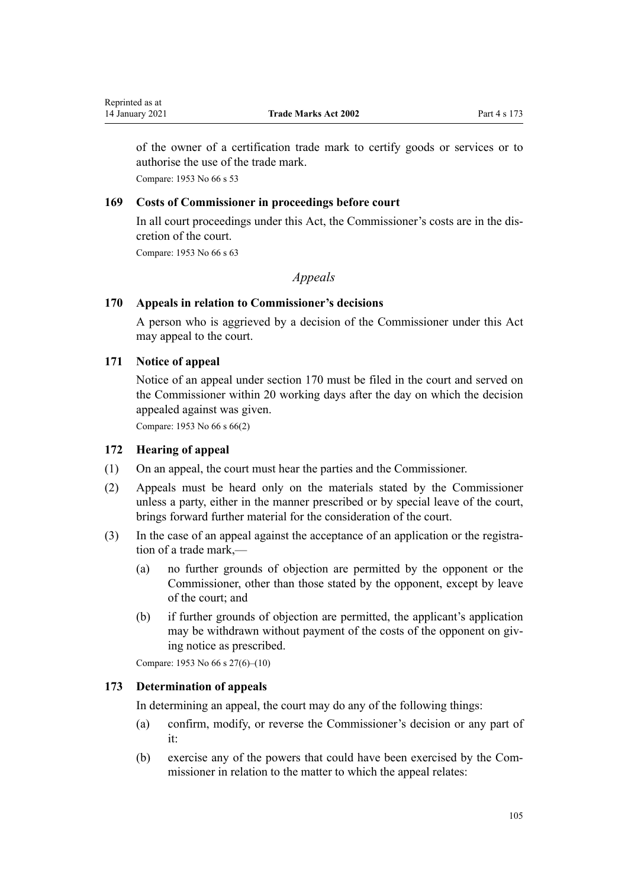of the owner of a certification trade mark to certify goods or services or to authorise the use of the trade mark.

Compare: 1953 No 66 s 53

### 169 Costs of Commissioner in proceedings before court

In all court proceedings under this Act, the Commissioner's costs are in the discretion of the court.

Compare: 1953 No 66 s 63

*Appeals*

### 170 Appeals in relation to Commissioner's decisions

A person who is aggrieved by a decision of the Commissioner under this Act may appeal to the court.

### 171 Notice of appeal

Notice of an appeal under section 170 must be filed in the court and served on the Commissioner within 20 working days after the day on which the decision appealed against was given.

Compare: 1953 No 66 s 66(2)

### 172 Hearing of appeal

(1) On an appeal, the court must hear the parties and the Commissioner.

(2) Appeals must be heard only on the materials stated by the Commissioner unless a party, either in the manner prescribed or by special leave of the court, brings forward further material for the consideration of the court.

(3) In the case of an appeal against the acceptance of an application or the registration of a trade mark,—

   (a) no further grounds of objection are permitted by the opponent or the Commissioner, other than those stated by the opponent, except by leave of the court; and

   (b) if further grounds of objection are permitted, the applicant's application may be withdrawn without payment of the costs of the opponent on giving notice as prescribed.

Compare: 1953 No 66 s 27(6)–(10)

### 173 Determination of appeals

In determining an appeal, the court may do any of the following things:

   (a) confirm, modify, or reverse the Commissioner's decision or any part of it:

   (b) exercise any of the powers that could have been exercised by the Commissioner in relation to the matter to which the appeal relates: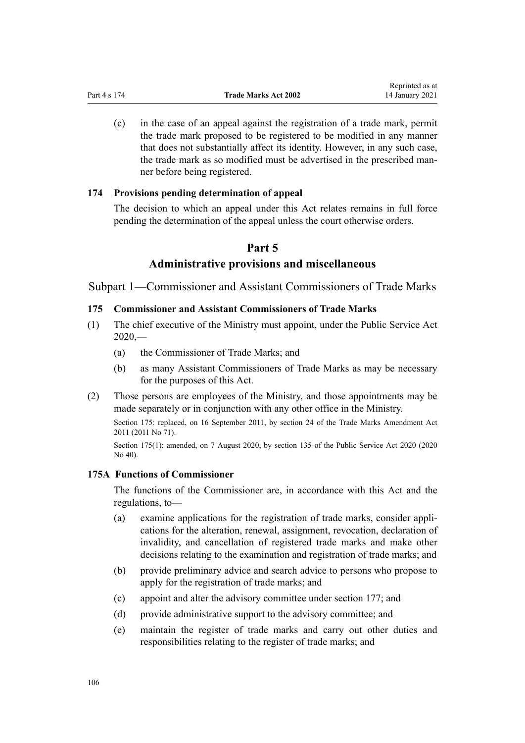(c) in the case of an appeal against the registration of a trade mark, permit the trade mark proposed to be registered to be modified in any manner that does not substantially affect its identity. However, in any such case, the trade mark as so modified must be advertised in the prescribed manner before being registered.

### 174 Provisions pending determination of appeal

The decision to which an appeal under this Act relates remains in full force pending the determination of the appeal unless the court otherwise orders.

# Part 5
# Administrative provisions and miscellaneous

## Subpart 1—Commissioner and Assistant Commissioners of Trade Marks

### 175 Commissioner and Assistant Commissioners of Trade Marks

(1) The chief executive of the Ministry must appoint, under the Public Service Act 2020,—

   (a) the Commissioner of Trade Marks; and

   (b) as many Assistant Commissioners of Trade Marks as may be necessary for the purposes of this Act.

(2) Those persons are employees of the Ministry, and those appointments may be made separately or in conjunction with any other office in the Ministry.

Section 175: replaced, on 16 September 2011, by section 24 of the Trade Marks Amendment Act 2011 (2011 No 71).

Section 175(1): amended, on 7 August 2020, by section 135 of the Public Service Act 2020 (2020 No 40).

### 175A Functions of Commissioner

The functions of the Commissioner are, in accordance with this Act and the regulations, to—

   (a) examine applications for the registration of trade marks, consider applications for the alteration, renewal, assignment, revocation, declaration of invalidity, and cancellation of registered trade marks and make other decisions relating to the examination and registration of trade marks; and

   (b) provide preliminary advice and search advice to persons who propose to apply for the registration of trade marks; and

   (c) appoint and alter the advisory committee under section 177; and

   (d) provide administrative support to the advisory committee; and

   (e) maintain the register of trade marks and carry out other duties and responsibilities relating to the register of trade marks; and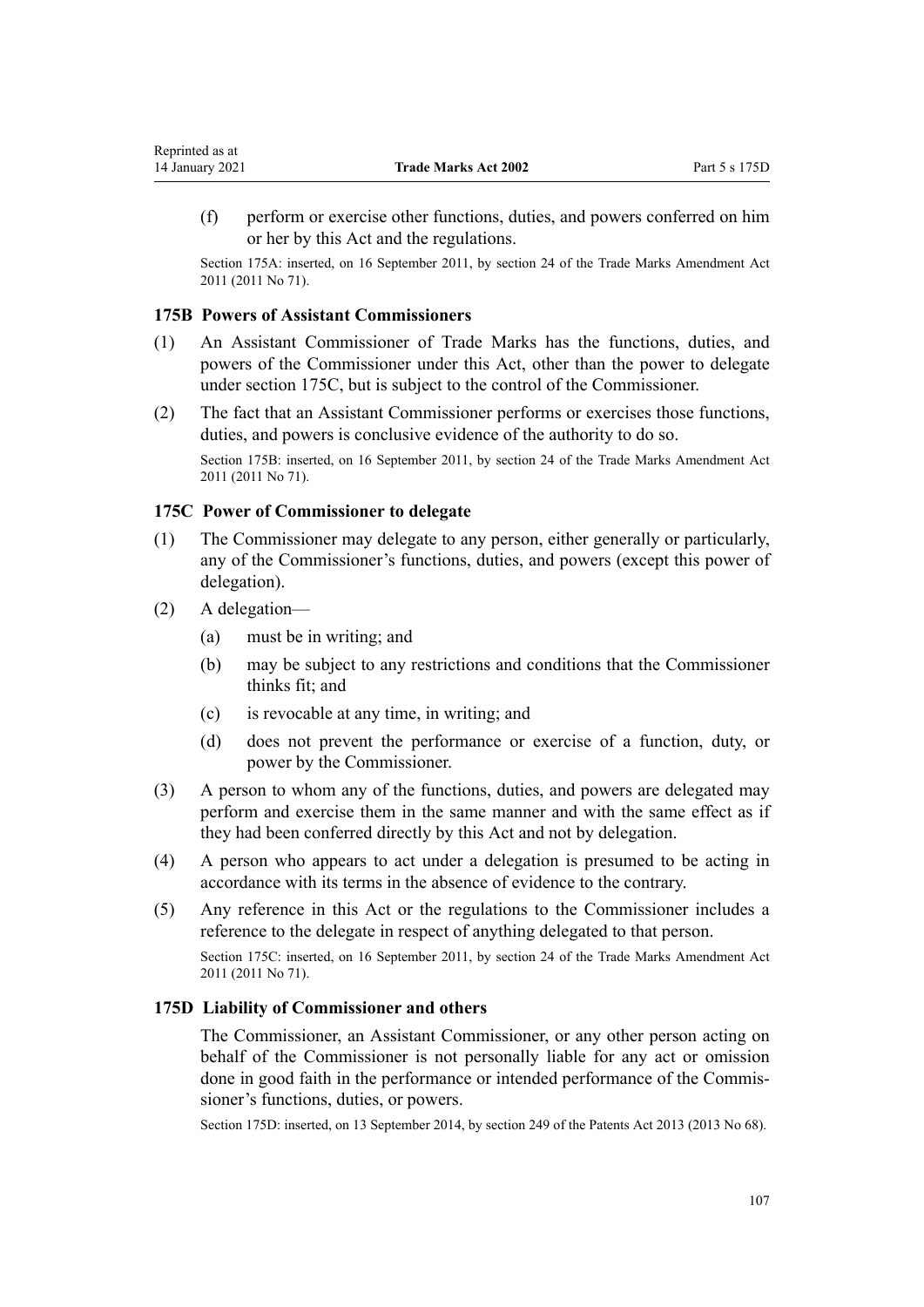(f) perform or exercise other functions, duties, and powers conferred on him or her by this Act and the regulations.

Section 175A: inserted, on 16 September 2011, by section 24 of the Trade Marks Amendment Act 2011 (2011 No 71).

### 175B Powers of Assistant Commissioners

(1) An Assistant Commissioner of Trade Marks has the functions, duties, and powers of the Commissioner under this Act, other than the power to delegate under section 175C, but is subject to the control of the Commissioner.

(2) The fact that an Assistant Commissioner performs or exercises those functions, duties, and powers is conclusive evidence of the authority to do so.

Section 175B: inserted, on 16 September 2011, by section 24 of the Trade Marks Amendment Act 2011 (2011 No 71).

### 175C Power of Commissioner to delegate

(1) The Commissioner may delegate to any person, either generally or particularly, any of the Commissioner's functions, duties, and powers (except this power of delegation).

(2) A delegation—

(a) must be in writing; and

(b) may be subject to any restrictions and conditions that the Commissioner thinks fit; and

(c) is revocable at any time, in writing; and

(d) does not prevent the performance or exercise of a function, duty, or power by the Commissioner.

(3) A person to whom any of the functions, duties, and powers are delegated may perform and exercise them in the same manner and with the same effect as if they had been conferred directly by this Act and not by delegation.

(4) A person who appears to act under a delegation is presumed to be acting in accordance with its terms in the absence of evidence to the contrary.

(5) Any reference in this Act or the regulations to the Commissioner includes a reference to the delegate in respect of anything delegated to that person.

Section 175C: inserted, on 16 September 2011, by section 24 of the Trade Marks Amendment Act 2011 (2011 No 71).

### 175D Liability of Commissioner and others

The Commissioner, an Assistant Commissioner, or any other person acting on behalf of the Commissioner is not personally liable for any act or omission done in good faith in the performance or intended performance of the Commissioner's functions, duties, or powers.

Section 175D: inserted, on 13 September 2014, by section 249 of the Patents Act 2013 (2013 No 68).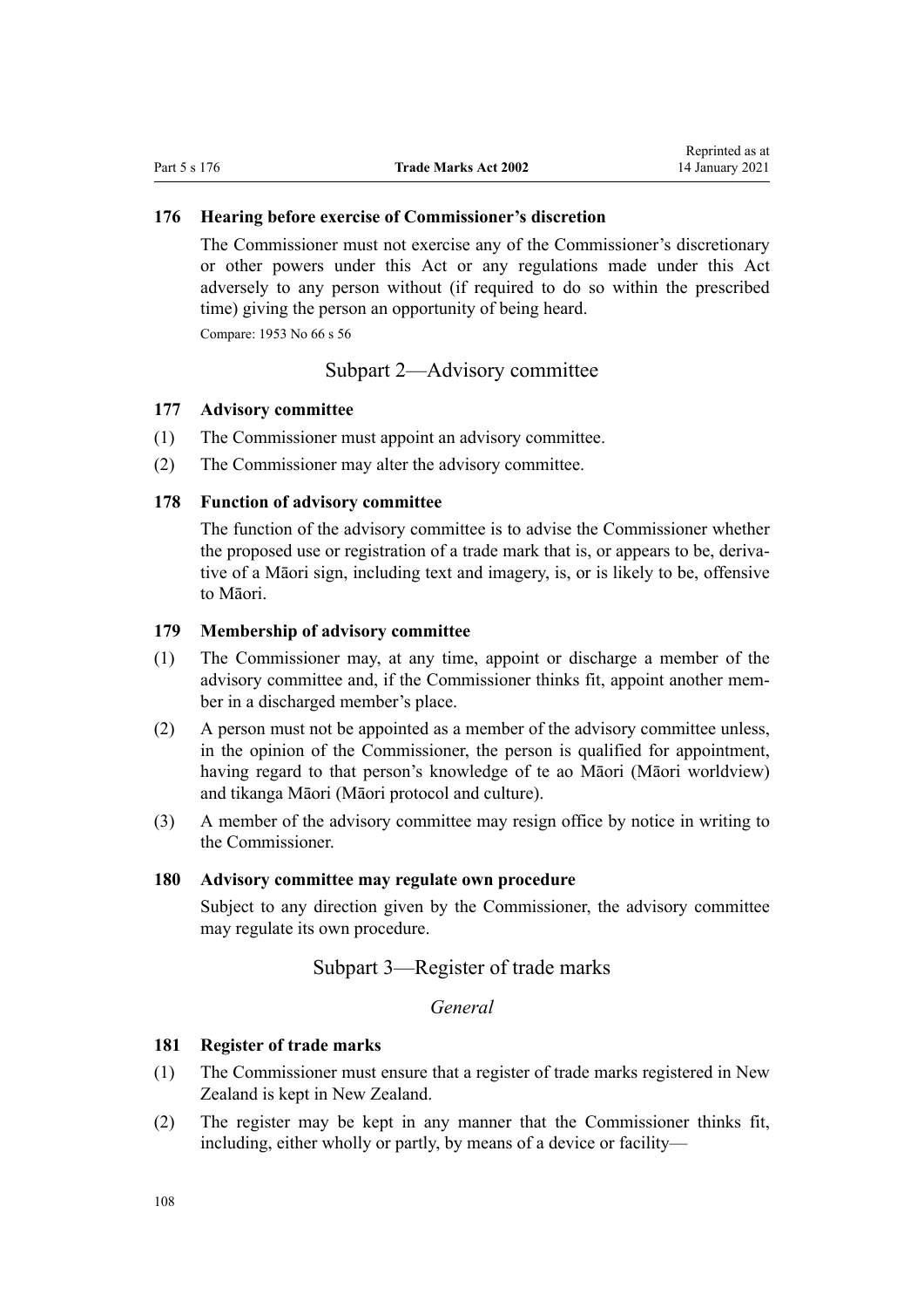### 176 Hearing before exercise of Commissioner's discretion

The Commissioner must not exercise any of the Commissioner's discretionary or other powers under this Act or any regulations made under this Act adversely to any person without (if required to do so within the prescribed time) giving the person an opportunity of being heard.

Compare: 1953 No 66 s 56

## Subpart 2—Advisory committee

### 177 Advisory committee

(1) The Commissioner must appoint an advisory committee.

(2) The Commissioner may alter the advisory committee.

### 178 Function of advisory committee

The function of the advisory committee is to advise the Commissioner whether the proposed use or registration of a trade mark that is, or appears to be, derivative of a Māori sign, including text and imagery, is, or is likely to be, offensive to Māori.

### 179 Membership of advisory committee

(1) The Commissioner may, at any time, appoint or discharge a member of the advisory committee and, if the Commissioner thinks fit, appoint another member in a discharged member's place.

(2) A person must not be appointed as a member of the advisory committee unless, in the opinion of the Commissioner, the person is qualified for appointment, having regard to that person's knowledge of te ao Māori (Māori worldview) and tikanga Māori (Māori protocol and culture).

(3) A member of the advisory committee may resign office by notice in writing to the Commissioner.

### 180 Advisory committee may regulate own procedure

Subject to any direction given by the Commissioner, the advisory committee may regulate its own procedure.

## Subpart 3—Register of trade marks

*General*

### 181 Register of trade marks

(1) The Commissioner must ensure that a register of trade marks registered in New Zealand is kept in New Zealand.

(2) The register may be kept in any manner that the Commissioner thinks fit, including, either wholly or partly, by means of a device or facility—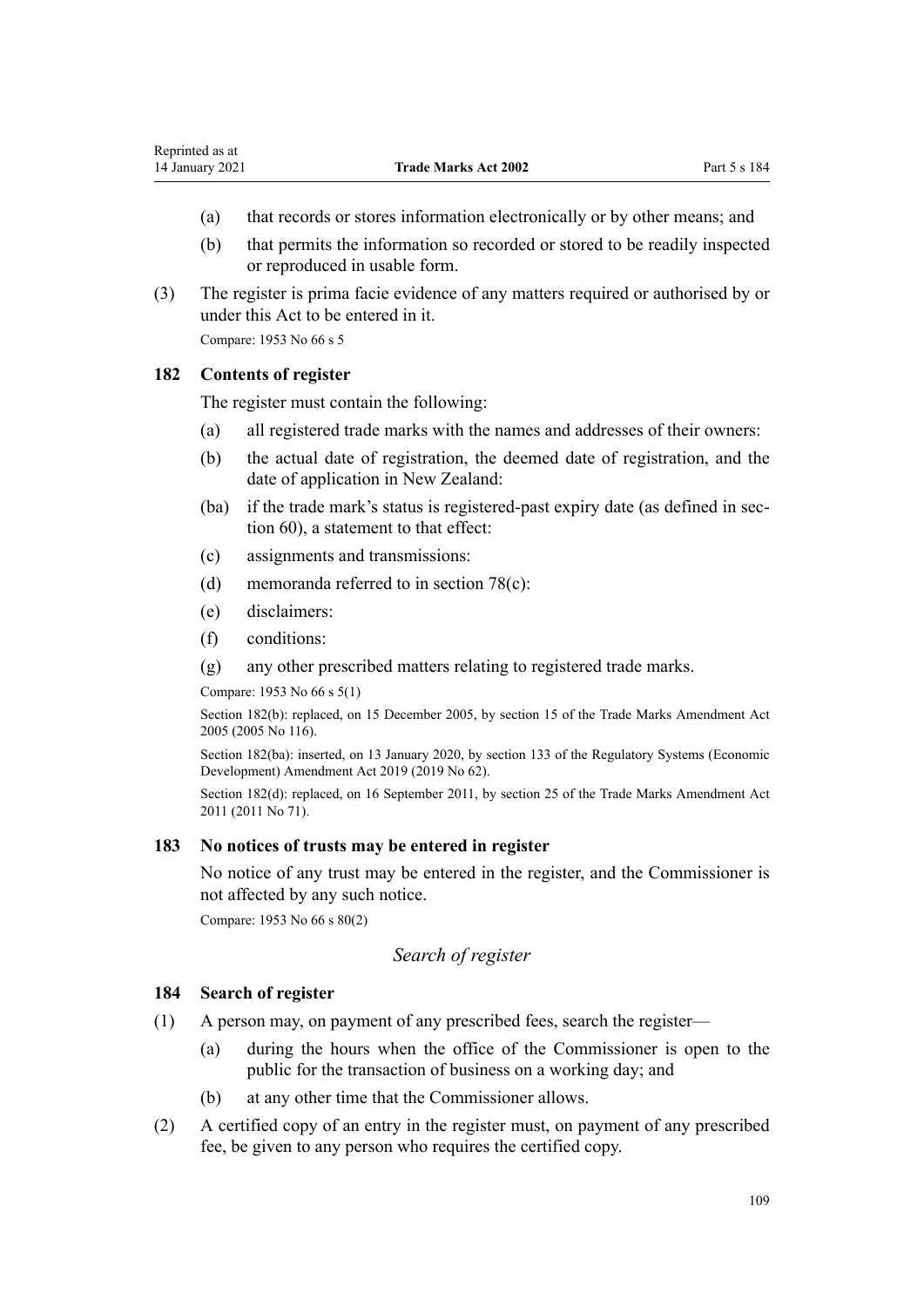(a) that records or stores information electronically or by other means; and

(b) that permits the information so recorded or stored to be readily inspected or reproduced in usable form.

(3) The register is prima facie evidence of any matters required or authorised by or under this Act to be entered in it.

Compare: 1953 No 66 s 5

### 182 Contents of register

The register must contain the following:

(a) all registered trade marks with the names and addresses of their owners:

(b) the actual date of registration, the deemed date of registration, and the date of application in New Zealand:

(ba) if the trade mark's status is registered-past expiry date (as defined in section 60), a statement to that effect:

(c) assignments and transmissions:

(d) memoranda referred to in section 78(c):

(e) disclaimers:

(f) conditions:

(g) any other prescribed matters relating to registered trade marks.

Compare: 1953 No 66 s 5(1)

Section 182(b): replaced, on 15 December 2005, by section 15 of the Trade Marks Amendment Act 2005 (2005 No 116).

Section 182(ba): inserted, on 13 January 2020, by section 133 of the Regulatory Systems (Economic Development) Amendment Act 2019 (2019 No 62).

Section 182(d): replaced, on 16 September 2011, by section 25 of the Trade Marks Amendment Act 2011 (2011 No 71).

### 183 No notices of trusts may be entered in register

No notice of any trust may be entered in the register, and the Commissioner is not affected by any such notice.

Compare: 1953 No 66 s 80(2)

*Search of register*

### 184 Search of register

(1) A person may, on payment of any prescribed fees, search the register—

(a) during the hours when the office of the Commissioner is open to the public for the transaction of business on a working day; and

(b) at any other time that the Commissioner allows.

(2) A certified copy of an entry in the register must, on payment of any prescribed fee, be given to any person who requires the certified copy.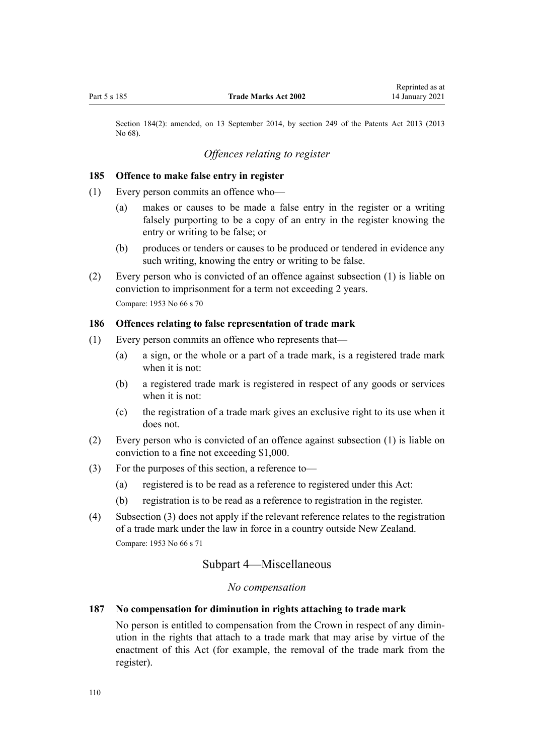Section 184(2): amended, on 13 September 2014, by section 249 of the Patents Act 2013 (2013 No 68).

### *Offences relating to register*

### 185 Offence to make false entry in register

(1) Every person commits an offence who—

(a) makes or causes to be made a false entry in the register or a writing falsely purporting to be a copy of an entry in the register knowing the entry or writing to be false; or

(b) produces or tenders or causes to be produced or tendered in evidence any such writing, knowing the entry or writing to be false.

(2) Every person who is convicted of an offence against subsection (1) is liable on conviction to imprisonment for a term not exceeding 2 years.

Compare: 1953 No 66 s 70

### 186 Offences relating to false representation of trade mark

(1) Every person commits an offence who represents that—

(a) a sign, or the whole or a part of a trade mark, is a registered trade mark when it is not:

(b) a registered trade mark is registered in respect of any goods or services when it is not:

(c) the registration of a trade mark gives an exclusive right to its use when it does not.

(2) Every person who is convicted of an offence against subsection (1) is liable on conviction to a fine not exceeding $1,000.

(3) For the purposes of this section, a reference to—

(a) registered is to be read as a reference to registered under this Act:

(b) registration is to be read as a reference to registration in the register.

(4) Subsection (3) does not apply if the relevant reference relates to the registration of a trade mark under the law in force in a country outside New Zealand.

Compare: 1953 No 66 s 71

## Subpart 4—Miscellaneous

### *No compensation*

### 187 No compensation for diminution in rights attaching to trade mark

No person is entitled to compensation from the Crown in respect of any diminution in the rights that attach to a trade mark that may arise by virtue of the enactment of this Act (for example, the removal of the trade mark from the register).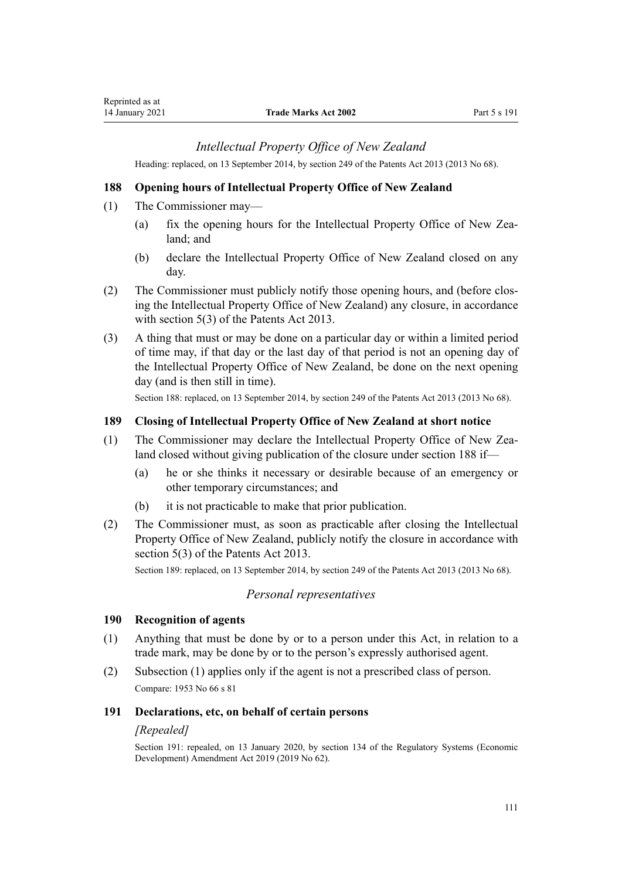### *Intellectual Property Office of New Zealand*

Heading: replaced, on 13 September 2014, by section 249 of the Patents Act 2013 (2013 No 68).

#### 188 Opening hours of Intellectual Property Office of New Zealand

(1) The Commissioner may—

  (a) fix the opening hours for the Intellectual Property Office of New Zealand; and

  (b) declare the Intellectual Property Office of New Zealand closed on any day.

(2) The Commissioner must publicly notify those opening hours, and (before closing the Intellectual Property Office of New Zealand) any closure, in accordance with section 5(3) of the Patents Act 2013.

(3) A thing that must or may be done on a particular day or within a limited period of time may, if that day or the last day of that period is not an opening day of the Intellectual Property Office of New Zealand, be done on the next opening day (and is then still in time).

Section 188: replaced, on 13 September 2014, by section 249 of the Patents Act 2013 (2013 No 68).

#### 189 Closing of Intellectual Property Office of New Zealand at short notice

(1) The Commissioner may declare the Intellectual Property Office of New Zealand closed without giving publication of the closure under section 188 if—

  (a) he or she thinks it necessary or desirable because of an emergency or other temporary circumstances; and

  (b) it is not practicable to make that prior publication.

(2) The Commissioner must, as soon as practicable after closing the Intellectual Property Office of New Zealand, publicly notify the closure in accordance with section 5(3) of the Patents Act 2013.

Section 189: replaced, on 13 September 2014, by section 249 of the Patents Act 2013 (2013 No 68).

### *Personal representatives*

#### 190 Recognition of agents

(1) Anything that must be done by or to a person under this Act, in relation to a trade mark, may be done by or to the person's expressly authorised agent.

(2) Subsection (1) applies only if the agent is not a prescribed class of person.

Compare: 1953 No 66 s 81

#### 191 Declarations, etc, on behalf of certain persons

*[Repealed]*

Section 191: repealed, on 13 January 2020, by section 134 of the Regulatory Systems (Economic Development) Amendment Act 2019 (2019 No 62).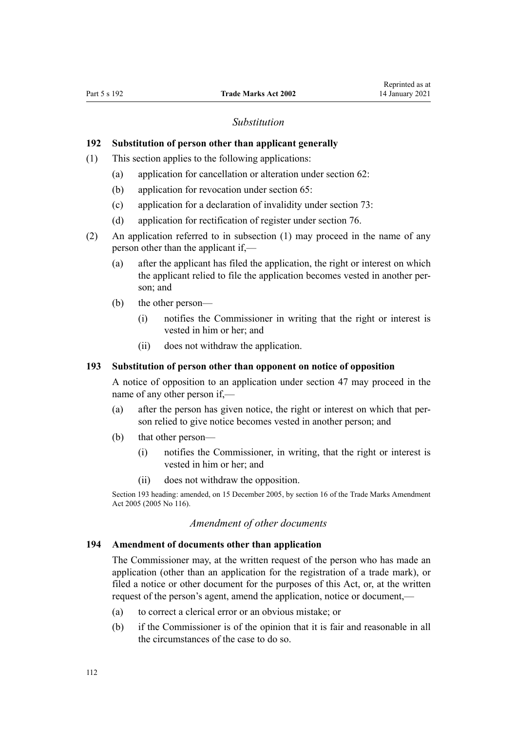*Substitution*

**192 Substitution of person other than applicant generally**

(1) This section applies to the following applications:

(a) application for cancellation or alteration under section 62:

(b) application for revocation under section 65:

(c) application for a declaration of invalidity under section 73:

(d) application for rectification of register under section 76.

(2) An application referred to in subsection (1) may proceed in the name of any person other than the applicant if,—

(a) after the applicant has filed the application, the right or interest on which the applicant relied to file the application becomes vested in another person; and

(b) the other person—

(i) notifies the Commissioner in writing that the right or interest is vested in him or her; and

(ii) does not withdraw the application.

**193 Substitution of person other than opponent on notice of opposition**

A notice of opposition to an application under section 47 may proceed in the name of any other person if,—

(a) after the person has given notice, the right or interest on which that person relied to give notice becomes vested in another person; and

(b) that other person—

(i) notifies the Commissioner, in writing, that the right or interest is vested in him or her; and

(ii) does not withdraw the opposition.

Section 193 heading: amended, on 15 December 2005, by section 16 of the Trade Marks Amendment Act 2005 (2005 No 116).

*Amendment of other documents*

**194 Amendment of documents other than application**

The Commissioner may, at the written request of the person who has made an application (other than an application for the registration of a trade mark), or filed a notice or other document for the purposes of this Act, or, at the written request of the person's agent, amend the application, notice or document,—

(a) to correct a clerical error or an obvious mistake; or

(b) if the Commissioner is of the opinion that it is fair and reasonable in all the circumstances of the case to do so.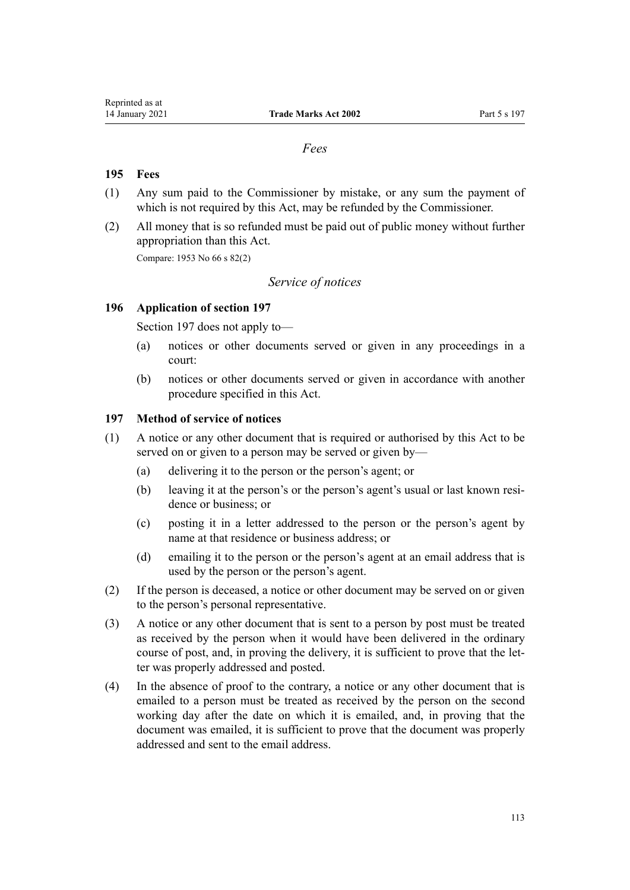*Fees*

**195 Fees**

(1) Any sum paid to the Commissioner by mistake, or any sum the payment of which is not required by this Act, may be refunded by the Commissioner.

(2) All money that is so refunded must be paid out of public money without further appropriation than this Act.

Compare: 1953 No 66 s 82(2)

*Service of notices*

**196 Application of section 197**

Section 197 does not apply to—

(a) notices or other documents served or given in any proceedings in a court:

(b) notices or other documents served or given in accordance with another procedure specified in this Act.

**197 Method of service of notices**

(1) A notice or any other document that is required or authorised by this Act to be served on or given to a person may be served or given by—

(a) delivering it to the person or the person's agent; or

(b) leaving it at the person's or the person's agent's usual or last known residence or business; or

(c) posting it in a letter addressed to the person or the person's agent by name at that residence or business address; or

(d) emailing it to the person or the person's agent at an email address that is used by the person or the person's agent.

(2) If the person is deceased, a notice or other document may be served on or given to the person's personal representative.

(3) A notice or any other document that is sent to a person by post must be treated as received by the person when it would have been delivered in the ordinary course of post, and, in proving the delivery, it is sufficient to prove that the letter was properly addressed and posted.

(4) In the absence of proof to the contrary, a notice or any other document that is emailed to a person must be treated as received by the person on the second working day after the date on which it is emailed, and, in proving that the document was emailed, it is sufficient to prove that the document was properly addressed and sent to the email address.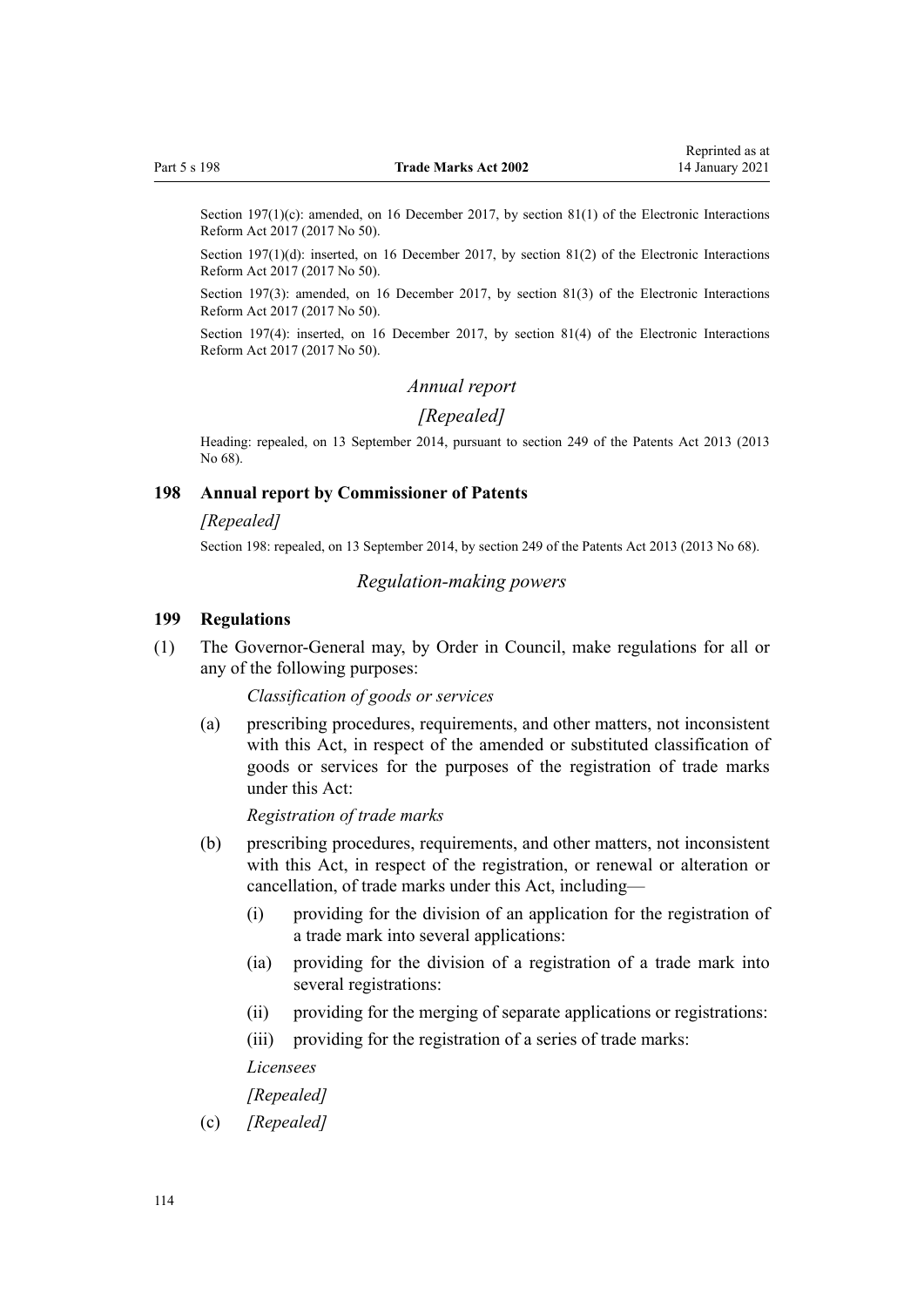Section 197(1)(c): amended, on 16 December 2017, by section 81(1) of the Electronic Interactions Reform Act 2017 (2017 No 50).

Section 197(1)(d): inserted, on 16 December 2017, by section 81(2) of the Electronic Interactions Reform Act 2017 (2017 No 50).

Section 197(3): amended, on 16 December 2017, by section 81(3) of the Electronic Interactions Reform Act 2017 (2017 No 50).

Section 197(4): inserted, on 16 December 2017, by section 81(4) of the Electronic Interactions Reform Act 2017 (2017 No 50).

*Annual report*

*[Repealed]*

Heading: repealed, on 13 September 2014, pursuant to section 249 of the Patents Act 2013 (2013 No 68).

### 198 Annual report by Commissioner of Patents

*[Repealed]*

Section 198: repealed, on 13 September 2014, by section 249 of the Patents Act 2013 (2013 No 68).

*Regulation-making powers*

### 199 Regulations

(1) The Governor-General may, by Order in Council, make regulations for all or any of the following purposes:

*Classification of goods or services*

(a) prescribing procedures, requirements, and other matters, not inconsistent with this Act, in respect of the amended or substituted classification of goods or services for the purposes of the registration of trade marks under this Act:

*Registration of trade marks*

(b) prescribing procedures, requirements, and other matters, not inconsistent with this Act, in respect of the registration, or renewal or alteration or cancellation, of trade marks under this Act, including—

(i) providing for the division of an application for the registration of a trade mark into several applications:

(ia) providing for the division of a registration of a trade mark into several registrations:

(ii) providing for the merging of separate applications or registrations:

(iii) providing for the registration of a series of trade marks:

*Licensees*

*[Repealed]*

(c) *[Repealed]*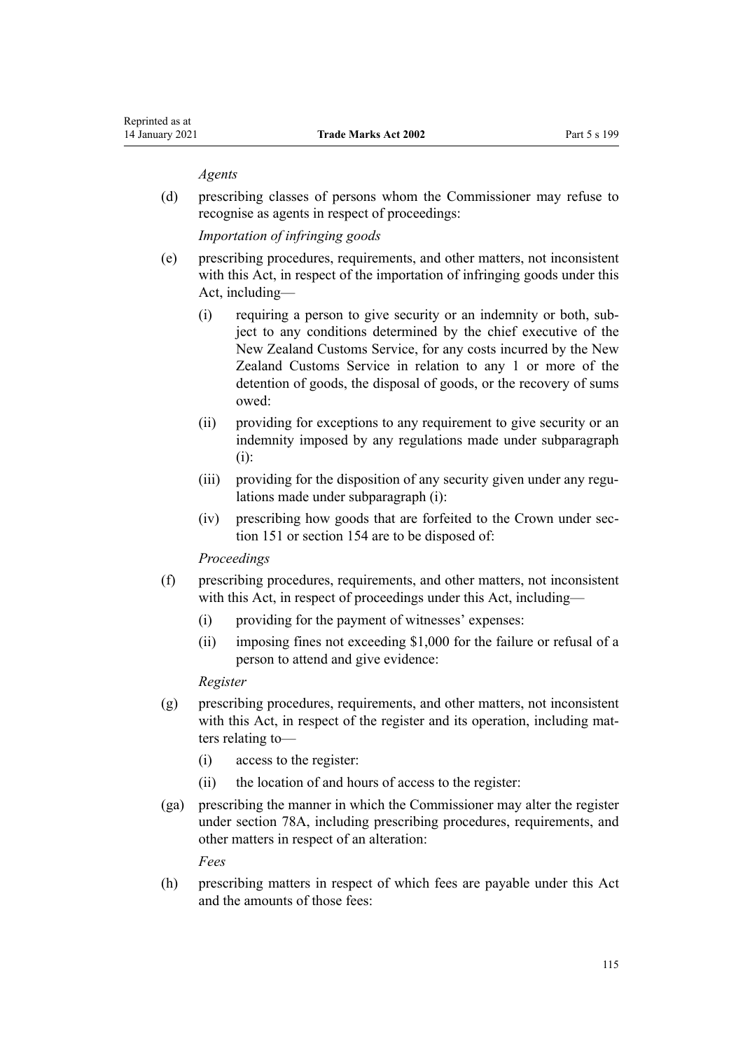*Agents*

(d) prescribing classes of persons whom the Commissioner may refuse to recognise as agents in respect of proceedings:

*Importation of infringing goods*

(e) prescribing procedures, requirements, and other matters, not inconsistent with this Act, in respect of the importation of infringing goods under this Act, including—

  (i) requiring a person to give security or an indemnity or both, subject to any conditions determined by the chief executive of the New Zealand Customs Service, for any costs incurred by the New Zealand Customs Service in relation to any 1 or more of the detention of goods, the disposal of goods, or the recovery of sums owed:

  (ii) providing for exceptions to any requirement to give security or an indemnity imposed by any regulations made under subparagraph (i):

  (iii) providing for the disposition of any security given under any regulations made under subparagraph (i):

  (iv) prescribing how goods that are forfeited to the Crown under section 151 or section 154 are to be disposed of:

*Proceedings*

(f) prescribing procedures, requirements, and other matters, not inconsistent with this Act, in respect of proceedings under this Act, including—

  (i) providing for the payment of witnesses' expenses:

  (ii) imposing fines not exceeding $1,000 for the failure or refusal of a person to attend and give evidence:

*Register*

(g) prescribing procedures, requirements, and other matters, not inconsistent with this Act, in respect of the register and its operation, including matters relating to—

  (i) access to the register:

  (ii) the location of and hours of access to the register:

(ga) prescribing the manner in which the Commissioner may alter the register under section 78A, including prescribing procedures, requirements, and other matters in respect of an alteration:

*Fees*

(h) prescribing matters in respect of which fees are payable under this Act and the amounts of those fees: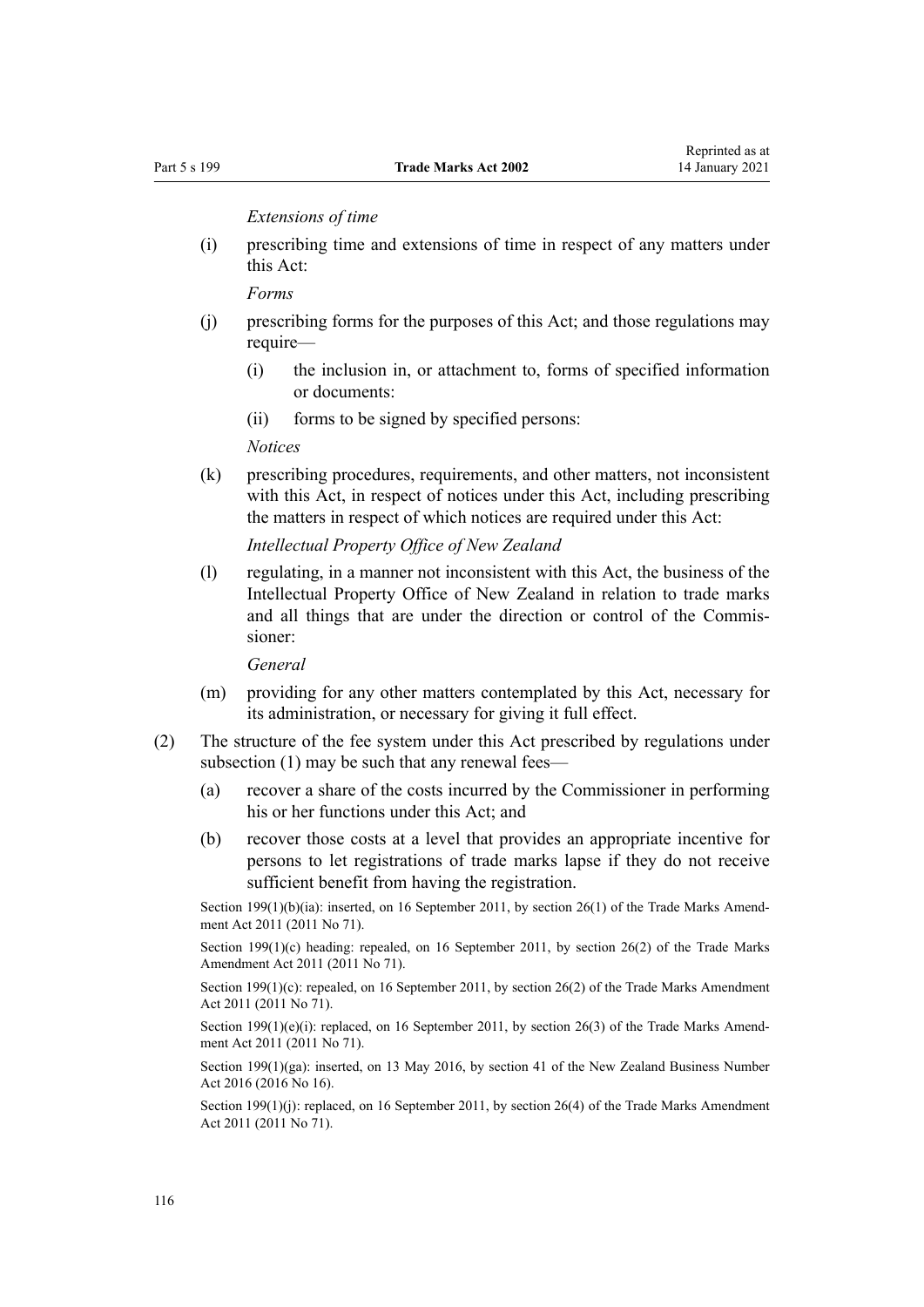*Extensions of time*

(i) prescribing time and extensions of time in respect of any matters under this Act:

*Forms*

(j) prescribing forms for the purposes of this Act; and those regulations may require—

(i) the inclusion in, or attachment to, forms of specified information or documents:

(ii) forms to be signed by specified persons:

*Notices*

(k) prescribing procedures, requirements, and other matters, not inconsistent with this Act, in respect of notices under this Act, including prescribing the matters in respect of which notices are required under this Act:

*Intellectual Property Office of New Zealand*

(l) regulating, in a manner not inconsistent with this Act, the business of the Intellectual Property Office of New Zealand in relation to trade marks and all things that are under the direction or control of the Commissioner:

*General*

(m) providing for any other matters contemplated by this Act, necessary for its administration, or necessary for giving it full effect.

(2) The structure of the fee system under this Act prescribed by regulations under subsection (1) may be such that any renewal fees—

(a) recover a share of the costs incurred by the Commissioner in performing his or her functions under this Act; and

(b) recover those costs at a level that provides an appropriate incentive for persons to let registrations of trade marks lapse if they do not receive sufficient benefit from having the registration.

Section 199(1)(b)(ia): inserted, on 16 September 2011, by section 26(1) of the Trade Marks Amendment Act 2011 (2011 No 71).

Section 199(1)(c) heading: repealed, on 16 September 2011, by section 26(2) of the Trade Marks Amendment Act 2011 (2011 No 71).

Section 199(1)(c): repealed, on 16 September 2011, by section 26(2) of the Trade Marks Amendment Act 2011 (2011 No 71).

Section 199(1)(e)(i): replaced, on 16 September 2011, by section 26(3) of the Trade Marks Amendment Act 2011 (2011 No 71).

Section 199(1)(ga): inserted, on 13 May 2016, by section 41 of the New Zealand Business Number Act 2016 (2016 No 16).

Section 199(1)(j): replaced, on 16 September 2011, by section 26(4) of the Trade Marks Amendment Act 2011 (2011 No 71).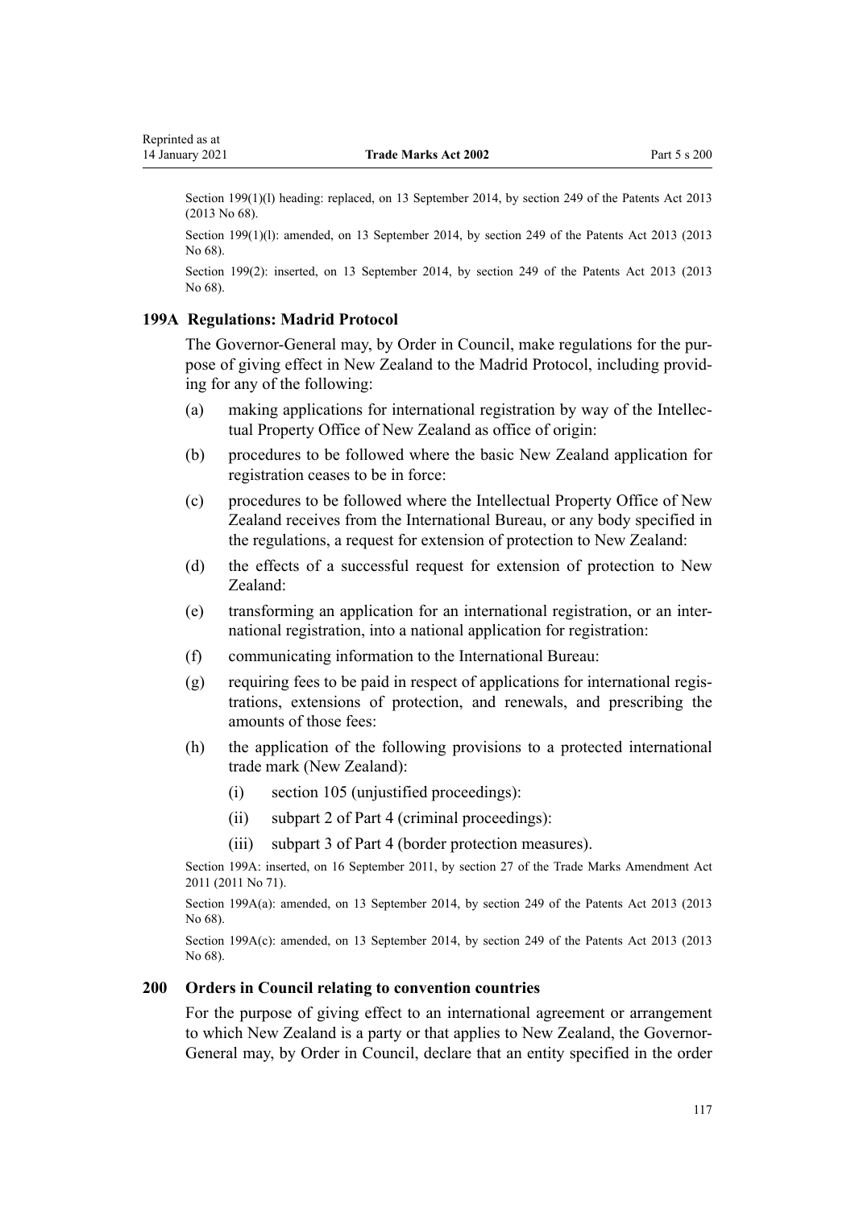Section 199(1)(l) heading: replaced, on 13 September 2014, by section 249 of the Patents Act 2013 (2013 No 68).

Section 199(1)(l): amended, on 13 September 2014, by section 249 of the Patents Act 2013 (2013 No 68).

Section 199(2): inserted, on 13 September 2014, by section 249 of the Patents Act 2013 (2013 No 68).

### 199A Regulations: Madrid Protocol

The Governor-General may, by Order in Council, make regulations for the purpose of giving effect in New Zealand to the Madrid Protocol, including providing for any of the following:

(a) making applications for international registration by way of the Intellectual Property Office of New Zealand as office of origin:

(b) procedures to be followed where the basic New Zealand application for registration ceases to be in force:

(c) procedures to be followed where the Intellectual Property Office of New Zealand receives from the International Bureau, or any body specified in the regulations, a request for extension of protection to New Zealand:

(d) the effects of a successful request for extension of protection to New Zealand:

(e) transforming an application for an international registration, or an international registration, into a national application for registration:

(f) communicating information to the International Bureau:

(g) requiring fees to be paid in respect of applications for international registrations, extensions of protection, and renewals, and prescribing the amounts of those fees:

(h) the application of the following provisions to a protected international trade mark (New Zealand):

  (i) section 105 (unjustified proceedings):

  (ii) subpart 2 of Part 4 (criminal proceedings):

  (iii) subpart 3 of Part 4 (border protection measures).

Section 199A: inserted, on 16 September 2011, by section 27 of the Trade Marks Amendment Act 2011 (2011 No 71).

Section 199A(a): amended, on 13 September 2014, by section 249 of the Patents Act 2013 (2013 No 68).

Section 199A(c): amended, on 13 September 2014, by section 249 of the Patents Act 2013 (2013 No 68).

### 200 Orders in Council relating to convention countries

For the purpose of giving effect to an international agreement or arrangement to which New Zealand is a party or that applies to New Zealand, the Governor-General may, by Order in Council, declare that an entity specified in the order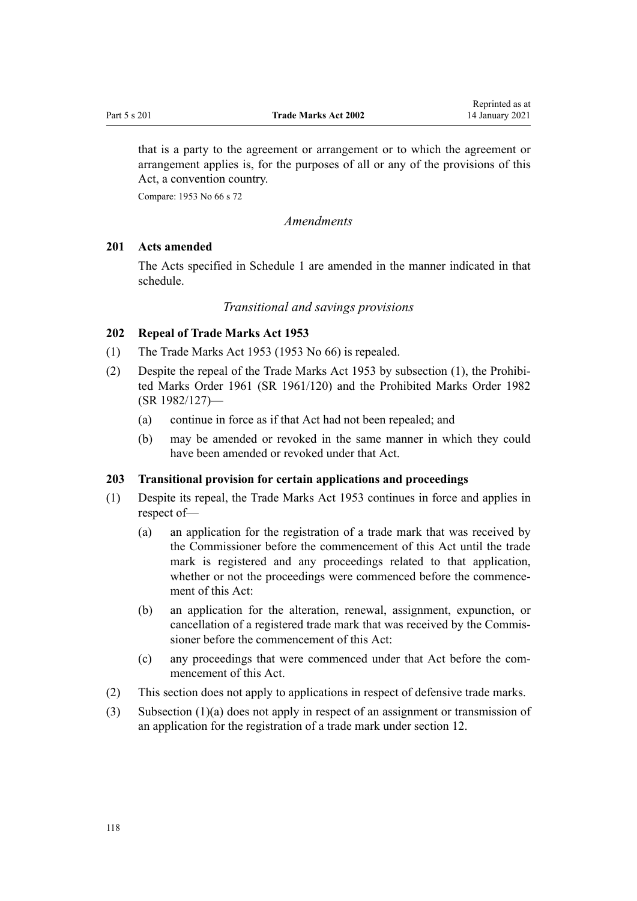that is a party to the agreement or arrangement or to which the agreement or arrangement applies is, for the purposes of all or any of the provisions of this Act, a convention country.

Compare: 1953 No 66 s 72

*Amendments*

### 201 Acts amended

The Acts specified in Schedule 1 are amended in the manner indicated in that schedule.

*Transitional and savings provisions*

### 202 Repeal of Trade Marks Act 1953

(1) The Trade Marks Act 1953 (1953 No 66) is repealed.

(2) Despite the repeal of the Trade Marks Act 1953 by subsection (1), the Prohibited Marks Order 1961 (SR 1961/120) and the Prohibited Marks Order 1982 (SR 1982/127)—

- (a) continue in force as if that Act had not been repealed; and
- (b) may be amended or revoked in the same manner in which they could have been amended or revoked under that Act.

### 203 Transitional provision for certain applications and proceedings

(1) Despite its repeal, the Trade Marks Act 1953 continues in force and applies in respect of—

- (a) an application for the registration of a trade mark that was received by the Commissioner before the commencement of this Act until the trade mark is registered and any proceedings related to that application, whether or not the proceedings were commenced before the commencement of this Act:
- (b) an application for the alteration, renewal, assignment, expunction, or cancellation of a registered trade mark that was received by the Commissioner before the commencement of this Act:
- (c) any proceedings that were commenced under that Act before the commencement of this Act.

(2) This section does not apply to applications in respect of defensive trade marks.

(3) Subsection (1)(a) does not apply in respect of an assignment or transmission of an application for the registration of a trade mark under section 12.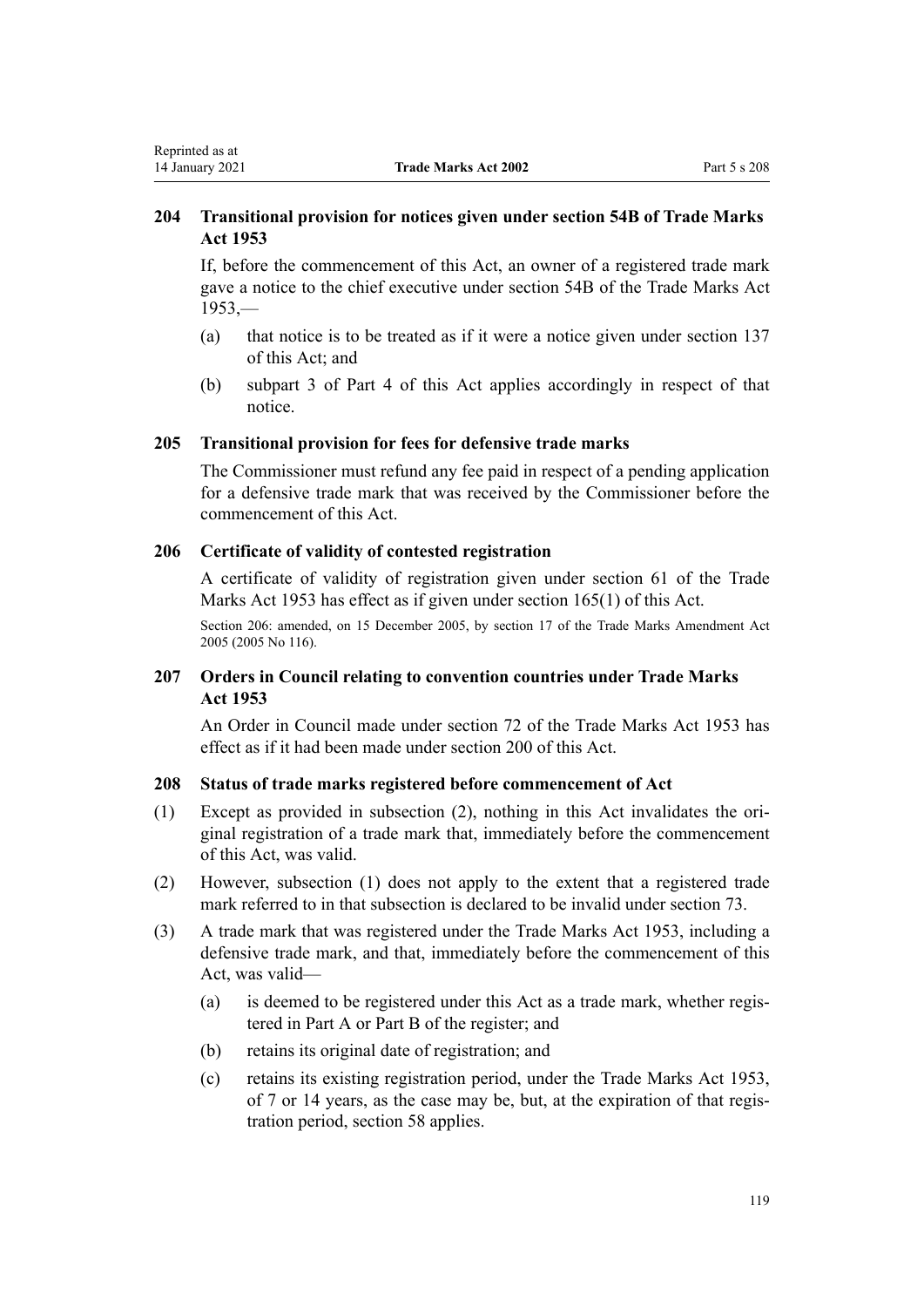### 204 Transitional provision for notices given under section 54B of Trade Marks Act 1953

If, before the commencement of this Act, an owner of a registered trade mark gave a notice to the chief executive under section 54B of the Trade Marks Act 1953,—

(a) that notice is to be treated as if it were a notice given under section 137 of this Act; and

(b) subpart 3 of Part 4 of this Act applies accordingly in respect of that notice.

### 205 Transitional provision for fees for defensive trade marks

The Commissioner must refund any fee paid in respect of a pending application for a defensive trade mark that was received by the Commissioner before the commencement of this Act.

### 206 Certificate of validity of contested registration

A certificate of validity of registration given under section 61 of the Trade Marks Act 1953 has effect as if given under section 165(1) of this Act.

Section 206: amended, on 15 December 2005, by section 17 of the Trade Marks Amendment Act 2005 (2005 No 116).

### 207 Orders in Council relating to convention countries under Trade Marks Act 1953

An Order in Council made under section 72 of the Trade Marks Act 1953 has effect as if it had been made under section 200 of this Act.

### 208 Status of trade marks registered before commencement of Act

(1) Except as provided in subsection (2), nothing in this Act invalidates the original registration of a trade mark that, immediately before the commencement of this Act, was valid.

(2) However, subsection (1) does not apply to the extent that a registered trade mark referred to in that subsection is declared to be invalid under section 73.

(3) A trade mark that was registered under the Trade Marks Act 1953, including a defensive trade mark, and that, immediately before the commencement of this Act, was valid—

(a) is deemed to be registered under this Act as a trade mark, whether registered in Part A or Part B of the register; and

(b) retains its original date of registration; and

(c) retains its existing registration period, under the Trade Marks Act 1953, of 7 or 14 years, as the case may be, but, at the expiration of that registration period, section 58 applies.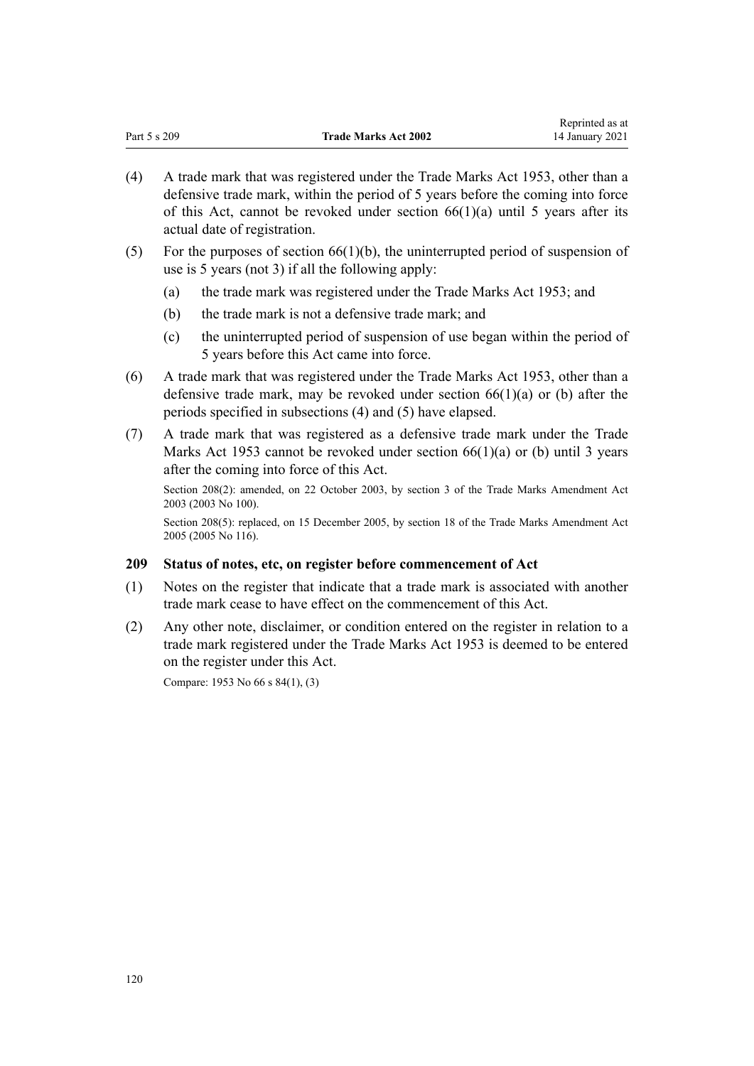(4) A trade mark that was registered under the Trade Marks Act 1953, other than a defensive trade mark, within the period of 5 years before the coming into force of this Act, cannot be revoked under section 66(1)(a) until 5 years after its actual date of registration.

(5) For the purposes of section 66(1)(b), the uninterrupted period of suspension of use is 5 years (not 3) if all the following apply:

(a) the trade mark was registered under the Trade Marks Act 1953; and

(b) the trade mark is not a defensive trade mark; and

(c) the uninterrupted period of suspension of use began within the period of 5 years before this Act came into force.

(6) A trade mark that was registered under the Trade Marks Act 1953, other than a defensive trade mark, may be revoked under section 66(1)(a) or (b) after the periods specified in subsections (4) and (5) have elapsed.

(7) A trade mark that was registered as a defensive trade mark under the Trade Marks Act 1953 cannot be revoked under section 66(1)(a) or (b) until 3 years after the coming into force of this Act.

Section 208(2): amended, on 22 October 2003, by section 3 of the Trade Marks Amendment Act 2003 (2003 No 100).

Section 208(5): replaced, on 15 December 2005, by section 18 of the Trade Marks Amendment Act 2005 (2005 No 116).

### 209 Status of notes, etc, on register before commencement of Act

(1) Notes on the register that indicate that a trade mark is associated with another trade mark cease to have effect on the commencement of this Act.

(2) Any other note, disclaimer, or condition entered on the register in relation to a trade mark registered under the Trade Marks Act 1953 is deemed to be entered on the register under this Act.

Compare: 1953 No 66 s 84(1), (3)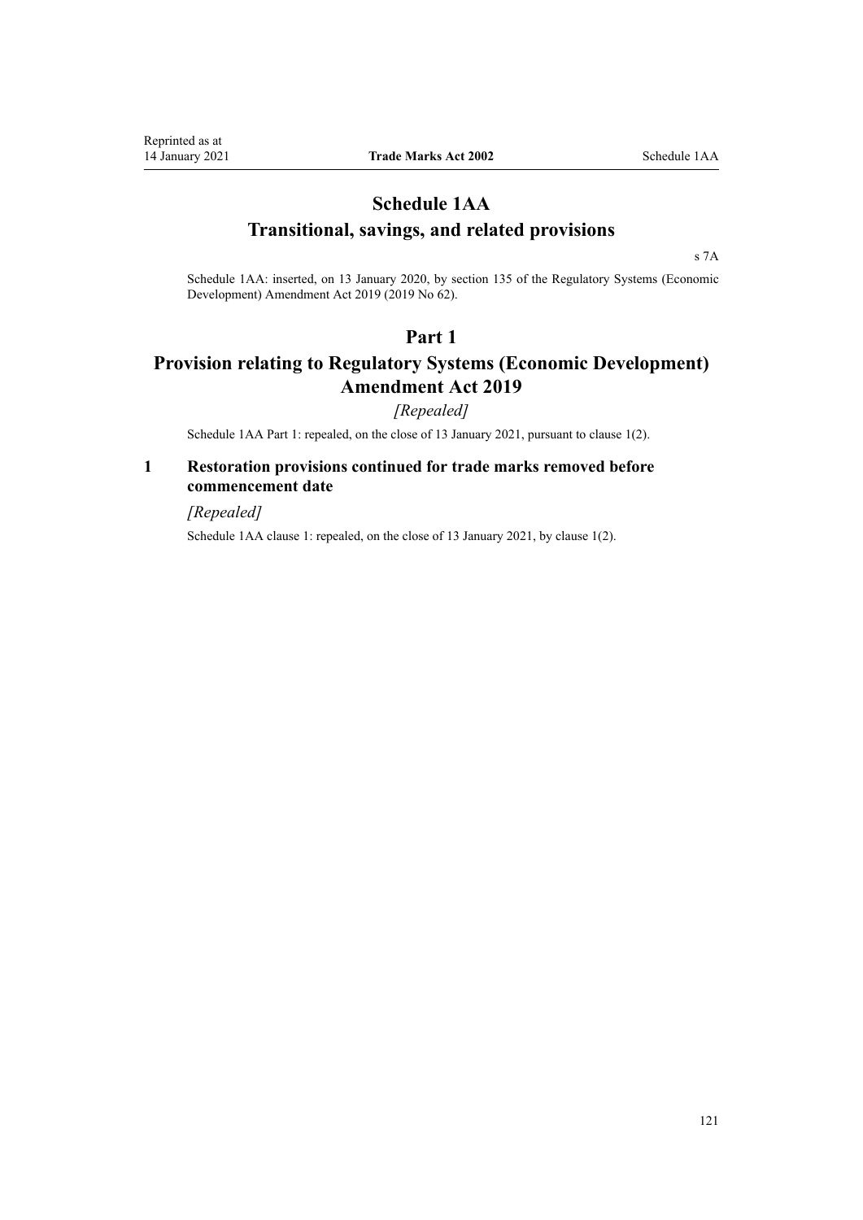# Schedule 1AA
# Transitional, savings, and related provisions

s 7A

Schedule 1AA: inserted, on 13 January 2020, by section 135 of the Regulatory Systems (Economic Development) Amendment Act 2019 (2019 No 62).

## Part 1
## Provision relating to Regulatory Systems (Economic Development) Amendment Act 2019

*[Repealed]*

Schedule 1AA Part 1: repealed, on the close of 13 January 2021, pursuant to clause 1(2).

### 1 Restoration provisions continued for trade marks removed before commencement date

*[Repealed]*

Schedule 1AA clause 1: repealed, on the close of 13 January 2021, by clause 1(2).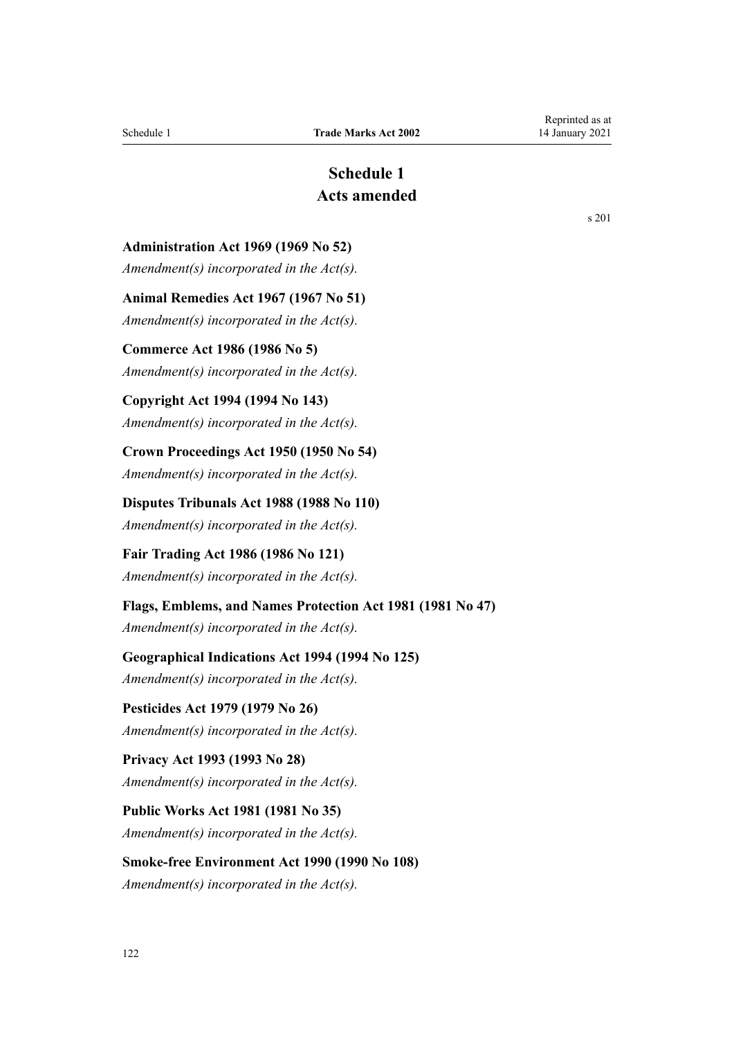# Schedule 1
# Acts amended

s 201

**Administration Act 1969 (1969 No 52)**

*Amendment(s) incorporated in the Act(s).*

**Animal Remedies Act 1967 (1967 No 51)**

*Amendment(s) incorporated in the Act(s).*

**Commerce Act 1986 (1986 No 5)**

*Amendment(s) incorporated in the Act(s).*

**Copyright Act 1994 (1994 No 143)**

*Amendment(s) incorporated in the Act(s).*

**Crown Proceedings Act 1950 (1950 No 54)**

*Amendment(s) incorporated in the Act(s).*

**Disputes Tribunals Act 1988 (1988 No 110)**

*Amendment(s) incorporated in the Act(s).*

**Fair Trading Act 1986 (1986 No 121)**

*Amendment(s) incorporated in the Act(s).*

**Flags, Emblems, and Names Protection Act 1981 (1981 No 47)**

*Amendment(s) incorporated in the Act(s).*

**Geographical Indications Act 1994 (1994 No 125)**

*Amendment(s) incorporated in the Act(s).*

**Pesticides Act 1979 (1979 No 26)**

*Amendment(s) incorporated in the Act(s).*

**Privacy Act 1993 (1993 No 28)**

*Amendment(s) incorporated in the Act(s).*

**Public Works Act 1981 (1981 No 35)**

*Amendment(s) incorporated in the Act(s).*

**Smoke-free Environment Act 1990 (1990 No 108)**

*Amendment(s) incorporated in the Act(s).*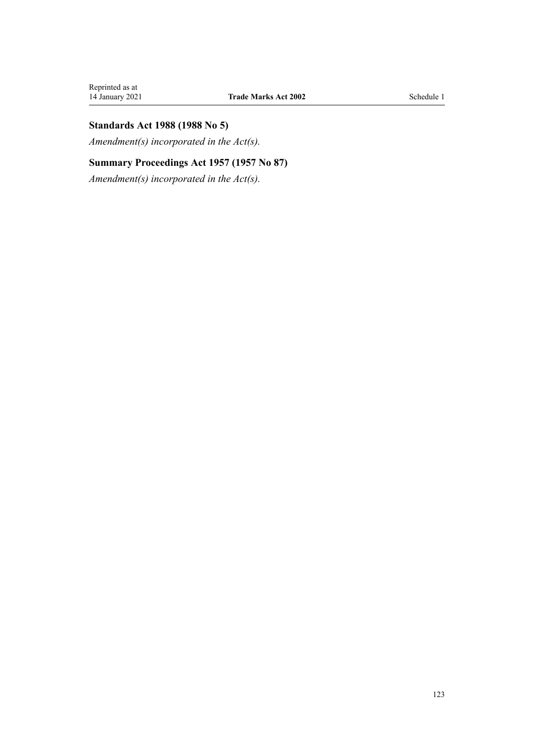### Standards Act 1988 (1988 No 5)

*Amendment(s) incorporated in the Act(s).*

### Summary Proceedings Act 1957 (1957 No 87)

*Amendment(s) incorporated in the Act(s).*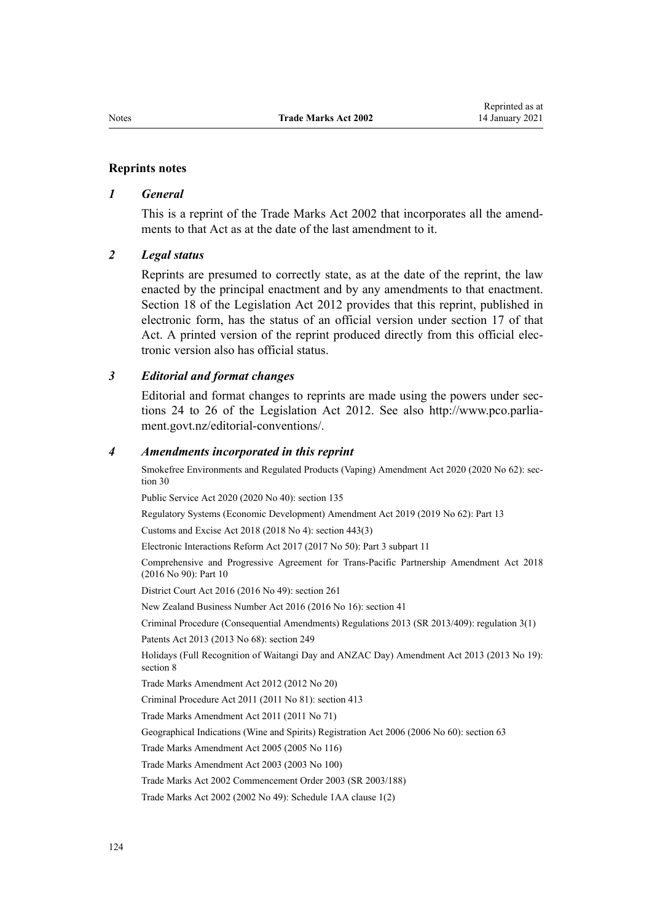## Reprints notes

### *1 General*

This is a reprint of the Trade Marks Act 2002 that incorporates all the amendments to that Act as at the date of the last amendment to it.

### *2 Legal status*

Reprints are presumed to correctly state, as at the date of the reprint, the law enacted by the principal enactment and by any amendments to that enactment. Section 18 of the Legislation Act 2012 provides that this reprint, published in electronic form, has the status of an official version under section 17 of that Act. A printed version of the reprint produced directly from this official electronic version also has official status.

### *3 Editorial and format changes*

Editorial and format changes to reprints are made using the powers under sections 24 to 26 of the Legislation Act 2012. See also http://www.pco.parliament.govt.nz/editorial-conventions/.

### *4 Amendments incorporated in this reprint*

Smokefree Environments and Regulated Products (Vaping) Amendment Act 2020 (2020 No 62): section 30

Public Service Act 2020 (2020 No 40): section 135

Regulatory Systems (Economic Development) Amendment Act 2019 (2019 No 62): Part 13

Customs and Excise Act 2018 (2018 No 4): section 443(3)

Electronic Interactions Reform Act 2017 (2017 No 50): Part 3 subpart 11

Comprehensive and Progressive Agreement for Trans-Pacific Partnership Amendment Act 2018 (2016 No 90): Part 10

District Court Act 2016 (2016 No 49): section 261

New Zealand Business Number Act 2016 (2016 No 16): section 41

Criminal Procedure (Consequential Amendments) Regulations 2013 (SR 2013/409): regulation 3(1)

Patents Act 2013 (2013 No 68): section 249

Holidays (Full Recognition of Waitangi Day and ANZAC Day) Amendment Act 2013 (2013 No 19): section 8

Trade Marks Amendment Act 2012 (2012 No 20)

Criminal Procedure Act 2011 (2011 No 81): section 413

Trade Marks Amendment Act 2011 (2011 No 71)

Geographical Indications (Wine and Spirits) Registration Act 2006 (2006 No 60): section 63

Trade Marks Amendment Act 2005 (2005 No 116)

Trade Marks Amendment Act 2003 (2003 No 100)

Trade Marks Act 2002 Commencement Order 2003 (SR 2003/188)

Trade Marks Act 2002 (2002 No 49): Schedule 1AA clause 1(2)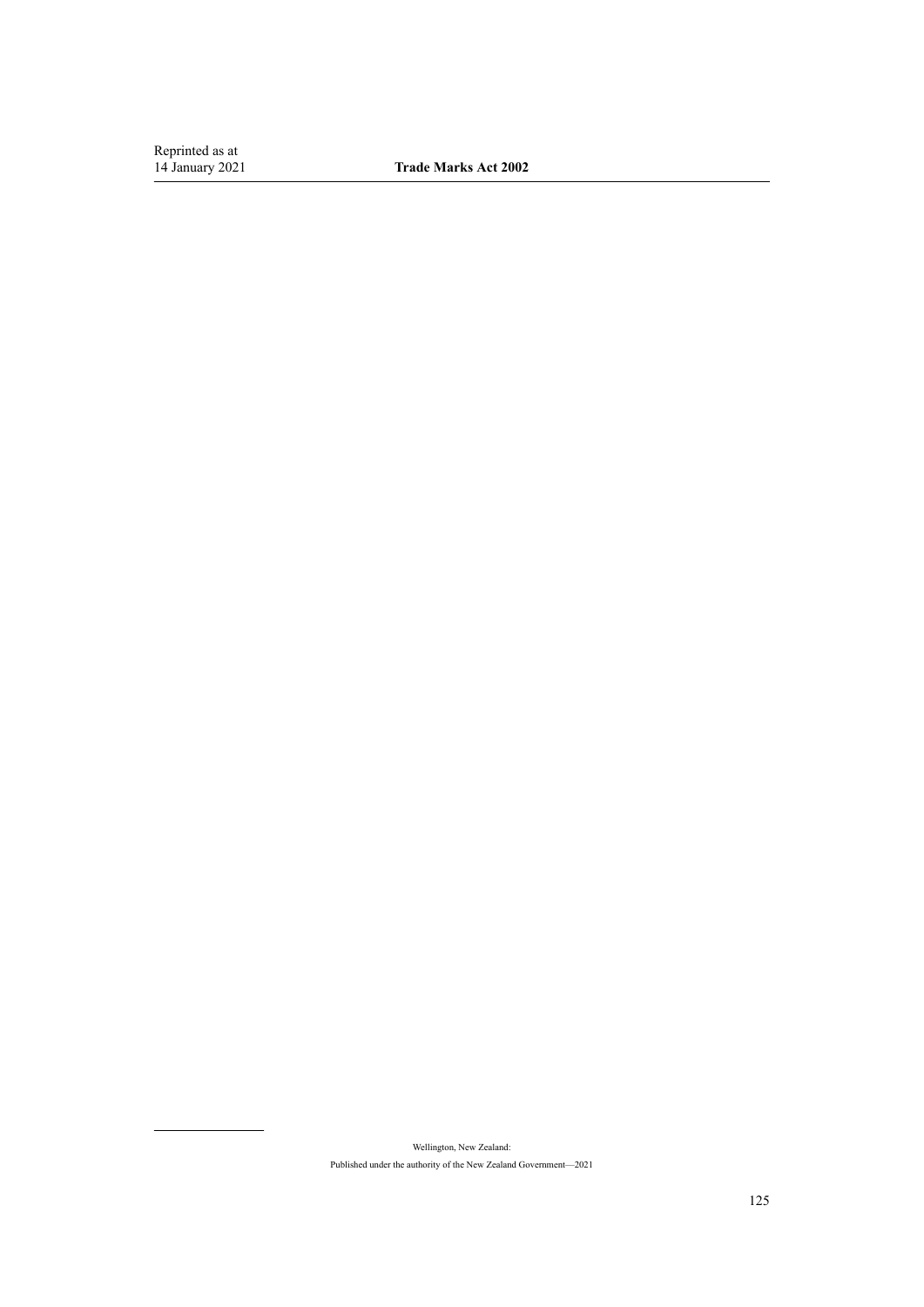Wellington, New Zealand:

Published under the authority of the New Zealand Government—2021